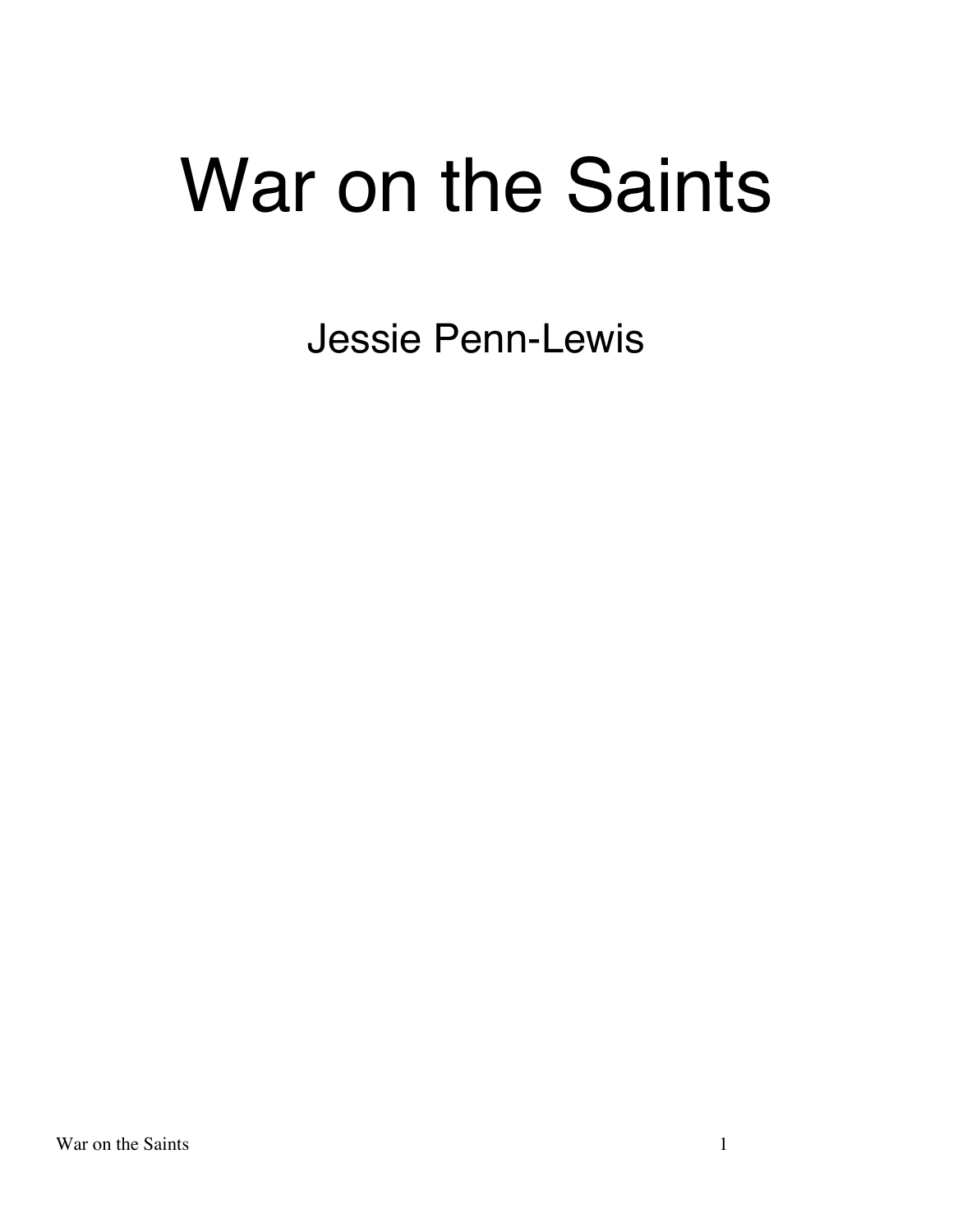# War on the Saints

Jessie Penn-Lewis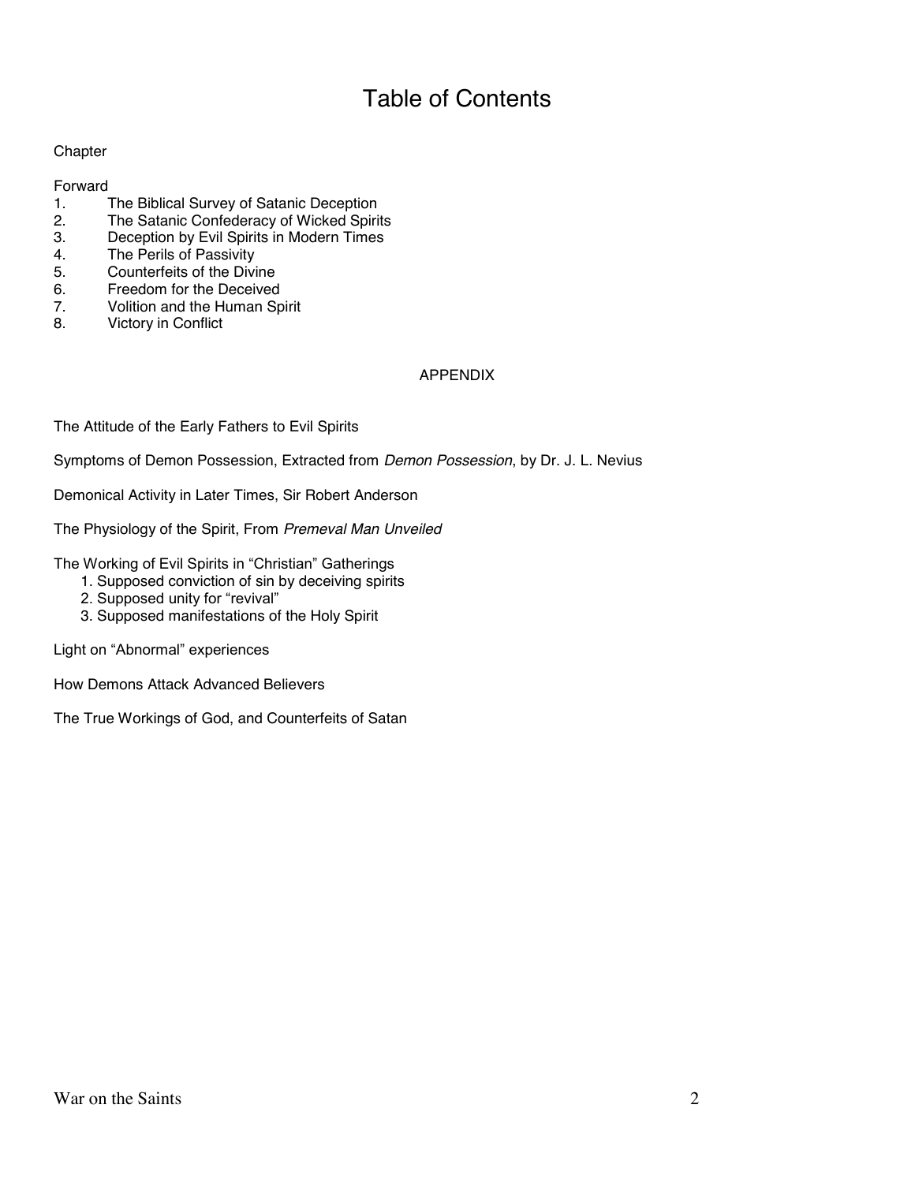# Table of Contents

Chapter

Forward
1. The Biblical Survey of Satanic Deception
2. The Satanic Confederacy of Wicked Spirits
3. Deception by Evil Spirits in Modern Times
4. The Perils of Passivity
5. Counterfeits of the Divine
6. Freedom for the Deceived
7. Volition and the Human Spirit
8. Victory in Conflict

## APPENDIX

The Attitude of the Early Fathers to Evil Spirits

Symptoms of Demon Possession, Extracted from *Demon Possession*, by Dr. J. L. Nevius

Demonical Activity in Later Times, Sir Robert Anderson

The Physiology of the Spirit, From *Premeval Man Unveiled*

The Working of Evil Spirits in "Christian" Gatherings
1. Supposed conviction of sin by deceiving spirits
2. Supposed unity for "revival"
3. Supposed manifestations of the Holy Spirit

Light on "Abnormal" experiences

How Demons Attack Advanced Believers

The True Workings of God, and Counterfeits of Satan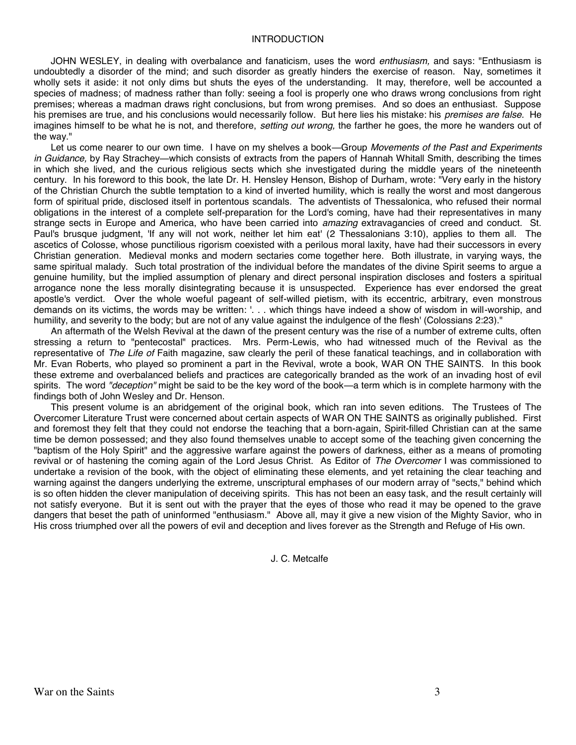# INTRODUCTION

JOHN WESLEY, in dealing with overbalance and fanaticism, uses the word *enthusiasm,* and says: "Enthusiasm is undoubtedly a disorder of the mind; and such disorder as greatly hinders the exercise of reason. Nay, sometimes it wholly sets it aside: it not only dims but shuts the eyes of the understanding. It may, therefore, well be accounted a species of madness; of madness rather than folly: seeing a fool is properly one who draws wrong conclusions from right premises; whereas a madman draws right conclusions, but from wrong premises. And so does an enthusiast. Suppose his premises are true, and his conclusions would necessarily follow. But here lies his mistake: his *premises are false.* He imagines himself to be what he is not, and therefore, *setting out wrong,* the farther he goes, the more he wanders out of the way."

Let us come nearer to our own time. I have on my shelves a book—Group *Movements of the Past and Experiments in Guidance,* by Ray Strachey—which consists of extracts from the papers of Hannah Whitall Smith, describing the times in which she lived, and the curious religious sects which she investigated during the middle years of the nineteenth century. In his foreword to this book, the late Dr. H. Hensley Henson, Bishop of Durham, wrote: "Very early in the history of the Christian Church the subtle temptation to a kind of inverted humility, which is really the worst and most dangerous form of spiritual pride, disclosed itself in portentous scandals. The adventists of Thessalonica, who refused their normal obligations in the interest of a complete self-preparation for the Lord's coming, have had their representatives in many strange sects in Europe and America, who have been carried into *amazing* extravagancies of creed and conduct. St. Paul's brusque judgment, 'If any will not work, neither let him eat' (2 Thessalonians 3:10), applies to them all. The ascetics of Colosse, whose punctilious rigorism coexisted with a perilous moral laxity, have had their successors in every Christian generation. Medieval monks and modern sectaries come together here. Both illustrate, in varying ways, the same spiritual malady. Such total prostration of the individual before the mandates of the divine Spirit seems to argue a genuine humility, but the implied assumption of plenary and direct personal inspiration discloses and fosters a spiritual arrogance none the less morally disintegrating because it is unsuspected. Experience has ever endorsed the great apostle's verdict. Over the whole woeful pageant of self-willed pietism, with its eccentric, arbitrary, even monstrous demands on its victims, the words may be written: '. . . which things have indeed a show of wisdom in will-worship, and humility, and severity to the body; but are not of any value against the indulgence of the flesh' (Colossians 2:23)."

An aftermath of the Welsh Revival at the dawn of the present century was the rise of a number of extreme cults, often stressing a return to "pentecostal" practices. Mrs. Perm-Lewis, who had witnessed much of the Revival as the representative of *The Life of* Faith magazine, saw clearly the peril of these fanatical teachings, and in collaboration with Mr. Evan Roberts, who played so prominent a part in the Revival, wrote a book, WAR ON THE SAINTS. In this book these extreme and overbalanced beliefs and practices are categorically branded as the work of an invading host of evil spirits. The word *"deception"* might be said to be the key word of the book—a term which is in complete harmony with the findings both of John Wesley and Dr. Henson.

This present volume is an abridgement of the original book, which ran into seven editions. The Trustees of The Overcomer Literature Trust were concerned about certain aspects of WAR ON THE SAINTS as originally published. First and foremost they felt that they could not endorse the teaching that a born-again, Spirit-filled Christian can at the same time be demon possessed; and they also found themselves unable to accept some of the teaching given concerning the "baptism of the Holy Spirit" and the aggressive warfare against the powers of darkness, either as a means of promoting revival or of hastening the coming again of the Lord Jesus Christ. As Editor of *The Overcomer* I was commissioned to undertake a revision of the book, with the object of eliminating these elements, and yet retaining the clear teaching and warning against the dangers underlying the extreme, unscriptural emphases of our modern array of "sects," behind which is so often hidden the clever manipulation of deceiving spirits. This has not been an easy task, and the result certainly will not satisfy everyone. But it is sent out with the prayer that the eyes of those who read it may be opened to the grave dangers that beset the path of uninformed "enthusiasm." Above all, may it give a new vision of the Mighty Savior, who in His cross triumphed over all the powers of evil and deception and lives forever as the Strength and Refuge of His own.

J. C. Metcalfe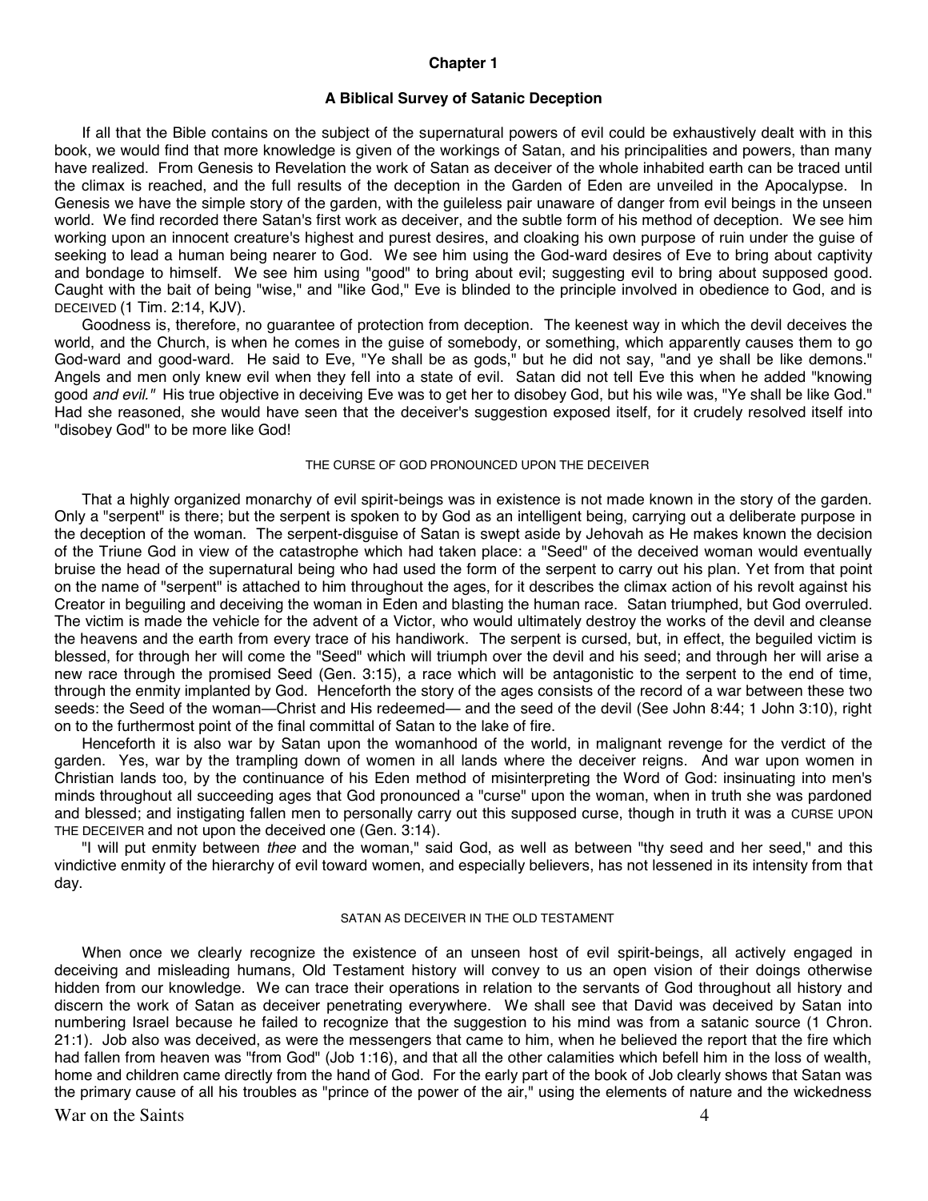## Chapter 1

### A Biblical Survey of Satanic Deception

If all that the Bible contains on the subject of the supernatural powers of evil could be exhaustively dealt with in this book, we would find that more knowledge is given of the workings of Satan, and his principalities and powers, than many have realized. From Genesis to Revelation the work of Satan as deceiver of the whole inhabited earth can be traced until the climax is reached, and the full results of the deception in the Garden of Eden are unveiled in the Apocalypse. In Genesis we have the simple story of the garden, with the guileless pair unaware of danger from evil beings in the unseen world. We find recorded there Satan's first work as deceiver, and the subtle form of his method of deception. We see him working upon an innocent creature's highest and purest desires, and cloaking his own purpose of ruin under the guise of seeking to lead a human being nearer to God. We see him using the God-ward desires of Eve to bring about captivity and bondage to himself. We see him using "good" to bring about evil; suggesting evil to bring about supposed good. Caught with the bait of being "wise," and "like God," Eve is blinded to the principle involved in obedience to God, and is DECEIVED (1 Tim. 2:14, KJV).

Goodness is, therefore, no guarantee of protection from deception. The keenest way in which the devil deceives the world, and the Church, is when he comes in the guise of somebody, or something, which apparently causes them to go God-ward and good-ward. He said to Eve, "Ye shall be as gods," but he did not say, "and ye shall be like demons." Angels and men only knew evil when they fell into a state of evil. Satan did not tell Eve this when he added "knowing good *and evil."* His true objective in deceiving Eve was to get her to disobey God, but his wile was, "Ye shall be like God." Had she reasoned, she would have seen that the deceiver's suggestion exposed itself, for it crudely resolved itself into "disobey God" to be more like God!

#### THE CURSE OF GOD PRONOUNCED UPON THE DECEIVER

That a highly organized monarchy of evil spirit-beings was in existence is not made known in the story of the garden. Only a "serpent" is there; but the serpent is spoken to by God as an intelligent being, carrying out a deliberate purpose in the deception of the woman. The serpent-disguise of Satan is swept aside by Jehovah as He makes known the decision of the Triune God in view of the catastrophe which had taken place: a "Seed" of the deceived woman would eventually bruise the head of the supernatural being who had used the form of the serpent to carry out his plan. Yet from that point on the name of "serpent" is attached to him throughout the ages, for it describes the climax action of his revolt against his Creator in beguiling and deceiving the woman in Eden and blasting the human race. Satan triumphed, but God overruled. The victim is made the vehicle for the advent of a Victor, who would ultimately destroy the works of the devil and cleanse the heavens and the earth from every trace of his handiwork. The serpent is cursed, but, in effect, the beguiled victim is blessed, for through her will come the "Seed" which will triumph over the devil and his seed; and through her will arise a new race through the promised Seed (Gen. 3:15), a race which will be antagonistic to the serpent to the end of time, through the enmity implanted by God. Henceforth the story of the ages consists of the record of a war between these two seeds: the Seed of the woman—Christ and His redeemed— and the seed of the devil (See John 8:44; 1 John 3:10), right on to the furthermost point of the final committal of Satan to the lake of fire.

Henceforth it is also war by Satan upon the womanhood of the world, in malignant revenge for the verdict of the garden. Yes, war by the trampling down of women in all lands where the deceiver reigns. And war upon women in Christian lands too, by the continuance of his Eden method of misinterpreting the Word of God: insinuating into men's minds throughout all succeeding ages that God pronounced a "curse" upon the woman, when in truth she was pardoned and blessed; and instigating fallen men to personally carry out this supposed curse, though in truth it was a CURSE UPON THE DECEIVER and not upon the deceived one (Gen. 3:14).

"I will put enmity between *thee* and the woman," said God, as well as between "thy seed and her seed," and this vindictive enmity of the hierarchy of evil toward women, and especially believers, has not lessened in its intensity from that day.

#### SATAN AS DECEIVER IN THE OLD TESTAMENT

When once we clearly recognize the existence of an unseen host of evil spirit-beings, all actively engaged in deceiving and misleading humans, Old Testament history will convey to us an open vision of their doings otherwise hidden from our knowledge. We can trace their operations in relation to the servants of God throughout all history and discern the work of Satan as deceiver penetrating everywhere. We shall see that David was deceived by Satan into numbering Israel because he failed to recognize that the suggestion to his mind was from a satanic source (1 Chron. 21:1). Job also was deceived, as were the messengers that came to him, when he believed the report that the fire which had fallen from heaven was "from God" (Job 1:16), and that all the other calamities which befell him in the loss of wealth, home and children came directly from the hand of God. For the early part of the book of Job clearly shows that Satan was the primary cause of all his troubles as "prince of the power of the air," using the elements of nature and the wickedness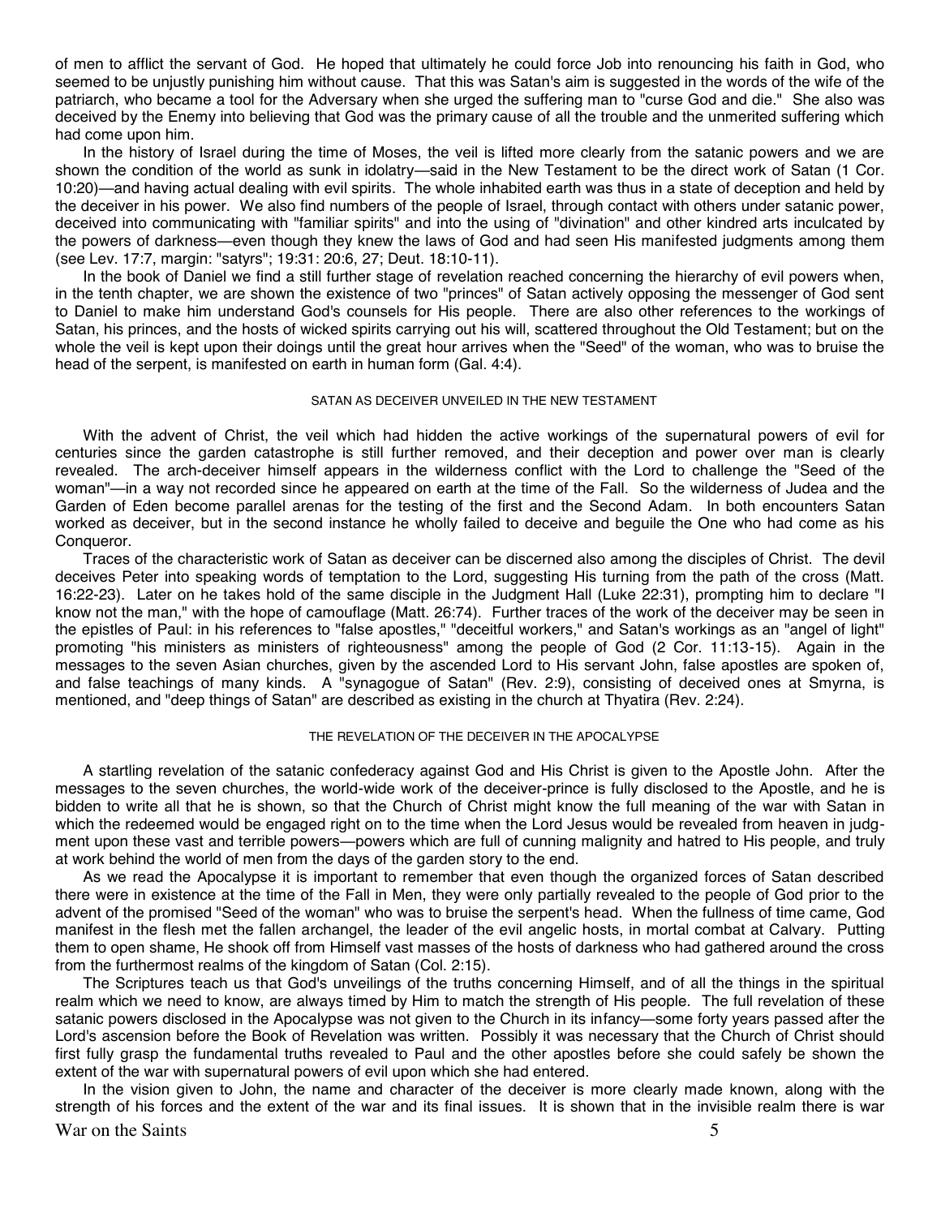of men to afflict the servant of God. He hoped that ultimately he could force Job into renouncing his faith in God, who seemed to be unjustly punishing him without cause. That this was Satan's aim is suggested in the words of the wife of the patriarch, who became a tool for the Adversary when she urged the suffering man to "curse God and die." She also was deceived by the Enemy into believing that God was the primary cause of all the trouble and the unmerited suffering which had come upon him.

In the history of Israel during the time of Moses, the veil is lifted more clearly from the satanic powers and we are shown the condition of the world as sunk in idolatry—said in the New Testament to be the direct work of Satan (1 Cor. 10:20)—and having actual dealing with evil spirits. The whole inhabited earth was thus in a state of deception and held by the deceiver in his power. We also find numbers of the people of Israel, through contact with others under satanic power, deceived into communicating with "familiar spirits" and into the using of "divination" and other kindred arts inculcated by the powers of darkness—even though they knew the laws of God and had seen His manifested judgments among them (see Lev. 17:7, margin: "satyrs"; 19:31: 20:6, 27; Deut. 18:10-11).

In the book of Daniel we find a still further stage of revelation reached concerning the hierarchy of evil powers when, in the tenth chapter, we are shown the existence of two "princes" of Satan actively opposing the messenger of God sent to Daniel to make him understand God's counsels for His people. There are also other references to the workings of Satan, his princes, and the hosts of wicked spirits carrying out his will, scattered throughout the Old Testament; but on the whole the veil is kept upon their doings until the great hour arrives when the "Seed" of the woman, who was to bruise the head of the serpent, is manifested on earth in human form (Gal. 4:4).

### SATAN AS DECEIVER UNVEILED IN THE NEW TESTAMENT

With the advent of Christ, the veil which had hidden the active workings of the supernatural powers of evil for centuries since the garden catastrophe is still further removed, and their deception and power over man is clearly revealed. The arch-deceiver himself appears in the wilderness conflict with the Lord to challenge the "Seed of the woman"—in a way not recorded since he appeared on earth at the time of the Fall. So the wilderness of Judea and the Garden of Eden become parallel arenas for the testing of the first and the Second Adam. In both encounters Satan worked as deceiver, but in the second instance he wholly failed to deceive and beguile the One who had come as his Conqueror.

Traces of the characteristic work of Satan as deceiver can be discerned also among the disciples of Christ. The devil deceives Peter into speaking words of temptation to the Lord, suggesting His turning from the path of the cross (Matt. 16:22-23). Later on he takes hold of the same disciple in the Judgment Hall (Luke 22:31), prompting him to declare "I know not the man," with the hope of camouflage (Matt. 26:74). Further traces of the work of the deceiver may be seen in the epistles of Paul: in his references to "false apostles," "deceitful workers," and Satan's workings as an "angel of light" promoting "his ministers as ministers of righteousness" among the people of God (2 Cor. 11:13-15). Again in the messages to the seven Asian churches, given by the ascended Lord to His servant John, false apostles are spoken of, and false teachings of many kinds. A "synagogue of Satan" (Rev. 2:9), consisting of deceived ones at Smyrna, is mentioned, and "deep things of Satan" are described as existing in the church at Thyatira (Rev. 2:24).

### THE REVELATION OF THE DECEIVER IN THE APOCALYPSE

A startling revelation of the satanic confederacy against God and His Christ is given to the Apostle John. After the messages to the seven churches, the world-wide work of the deceiver-prince is fully disclosed to the Apostle, and he is bidden to write all that he is shown, so that the Church of Christ might know the full meaning of the war with Satan in which the redeemed would be engaged right on to the time when the Lord Jesus would be revealed from heaven in judgment upon these vast and terrible powers—powers which are full of cunning malignity and hatred to His people, and truly at work behind the world of men from the days of the garden story to the end.

As we read the Apocalypse it is important to remember that even though the organized forces of Satan described there were in existence at the time of the Fall in Men, they were only partially revealed to the people of God prior to the advent of the promised "Seed of the woman" who was to bruise the serpent's head. When the fullness of time came, God manifest in the flesh met the fallen archangel, the leader of the evil angelic hosts, in mortal combat at Calvary. Putting them to open shame, He shook off from Himself vast masses of the hosts of darkness who had gathered around the cross from the furthermost realms of the kingdom of Satan (Col. 2:15).

The Scriptures teach us that God's unveilings of the truths concerning Himself, and of all the things in the spiritual realm which we need to know, are always timed by Him to match the strength of His people. The full revelation of these satanic powers disclosed in the Apocalypse was not given to the Church in its infancy—some forty years passed after the Lord's ascension before the Book of Revelation was written. Possibly it was necessary that the Church of Christ should first fully grasp the fundamental truths revealed to Paul and the other apostles before she could safely be shown the extent of the war with supernatural powers of evil upon which she had entered.

In the vision given to John, the name and character of the deceiver is more clearly made known, along with the strength of his forces and the extent of the war and its final issues. It is shown that in the invisible realm there is war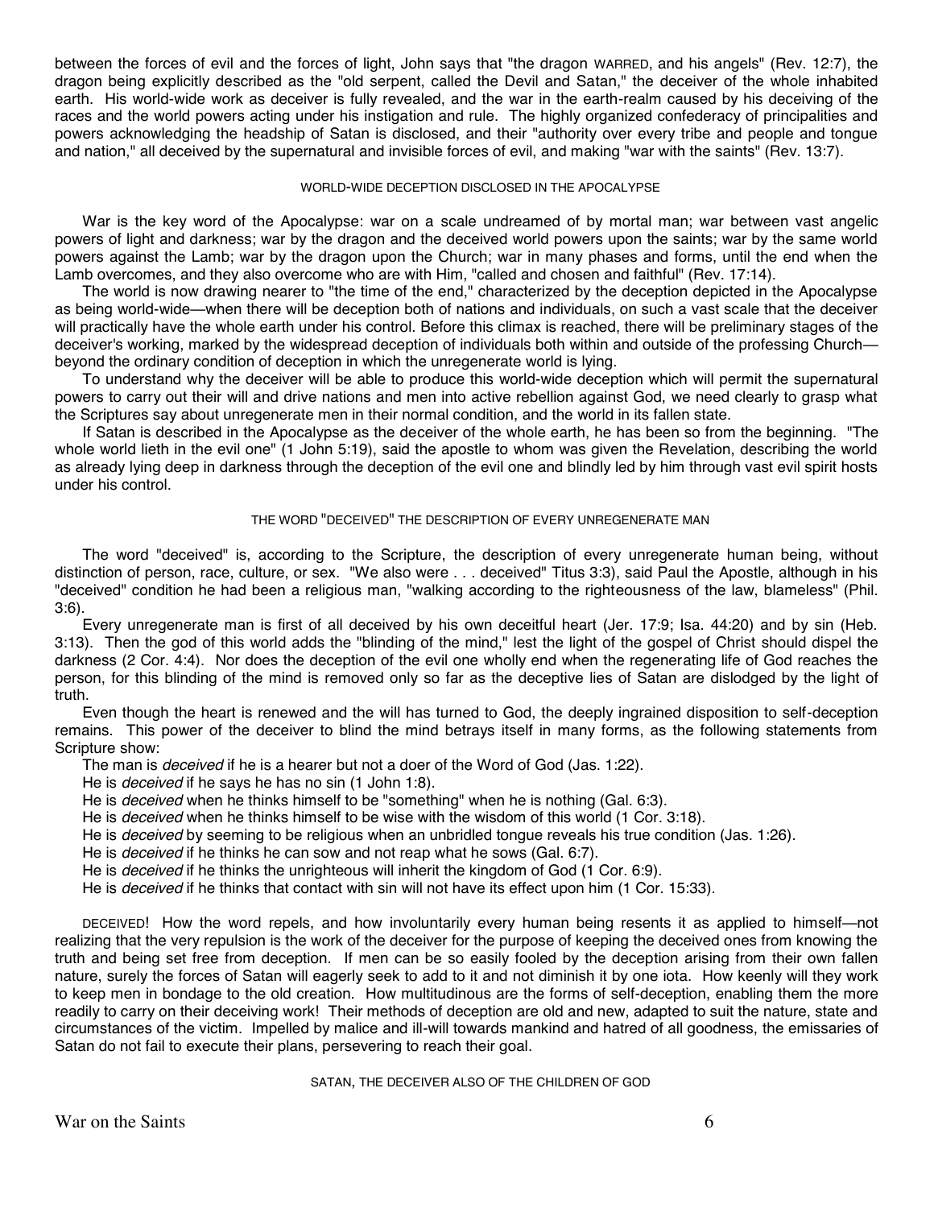between the forces of evil and the forces of light, John says that "the dragon WARRED, and his angels" (Rev. 12:7), the dragon being explicitly described as the "old serpent, called the Devil and Satan," the deceiver of the whole inhabited earth. His world-wide work as deceiver is fully revealed, and the war in the earth-realm caused by his deceiving of the races and the world powers acting under his instigation and rule. The highly organized confederacy of principalities and powers acknowledging the headship of Satan is disclosed, and their "authority over every tribe and people and tongue and nation," all deceived by the supernatural and invisible forces of evil, and making "war with the saints" (Rev. 13:7).

### WORLD-WIDE DECEPTION DISCLOSED IN THE APOCALYPSE

War is the key word of the Apocalypse: war on a scale undreamed of by mortal man; war between vast angelic powers of light and darkness; war by the dragon and the deceived world powers upon the saints; war by the same world powers against the Lamb; war by the dragon upon the Church; war in many phases and forms, until the end when the Lamb overcomes, and they also overcome who are with Him, "called and chosen and faithful" (Rev. 17:14).

The world is now drawing nearer to "the time of the end," characterized by the deception depicted in the Apocalypse as being world-wide—when there will be deception both of nations and individuals, on such a vast scale that the deceiver will practically have the whole earth under his control. Before this climax is reached, there will be preliminary stages of the deceiver's working, marked by the widespread deception of individuals both within and outside of the professing Church—beyond the ordinary condition of deception in which the unregenerate world is lying.

To understand why the deceiver will be able to produce this world-wide deception which will permit the supernatural powers to carry out their will and drive nations and men into active rebellion against God, we need clearly to grasp what the Scriptures say about unregenerate men in their normal condition, and the world in its fallen state.

If Satan is described in the Apocalypse as the deceiver of the whole earth, he has been so from the beginning. "The whole world lieth in the evil one" (1 John 5:19), said the apostle to whom was given the Revelation, describing the world as already lying deep in darkness through the deception of the evil one and blindly led by him through vast evil spirit hosts under his control.

### THE WORD "DECEIVED" THE DESCRIPTION OF EVERY UNREGENERATE MAN

The word "deceived" is, according to the Scripture, the description of every unregenerate human being, without distinction of person, race, culture, or sex. "We also were . . . deceived" Titus 3:3), said Paul the Apostle, although in his "deceived" condition he had been a religious man, "walking according to the righteousness of the law, blameless" (Phil. 3:6).

Every unregenerate man is first of all deceived by his own deceitful heart (Jer. 17:9; Isa. 44:20) and by sin (Heb. 3:13). Then the god of this world adds the "blinding of the mind," lest the light of the gospel of Christ should dispel the darkness (2 Cor. 4:4). Nor does the deception of the evil one wholly end when the regenerating life of God reaches the person, for this blinding of the mind is removed only so far as the deceptive lies of Satan are dislodged by the light of truth.

Even though the heart is renewed and the will has turned to God, the deeply ingrained disposition to self-deception remains. This power of the deceiver to blind the mind betrays itself in many forms, as the following statements from Scripture show:

The man is *deceived* if he is a hearer but not a doer of the Word of God (Jas. 1:22).
He is *deceived* if he says he has no sin (1 John 1:8).
He is *deceived* when he thinks himself to be "something" when he is nothing (Gal. 6:3).
He is *deceived* when he thinks himself to be wise with the wisdom of this world (1 Cor. 3:18).
He is *deceived* by seeming to be religious when an unbridled tongue reveals his true condition (Jas. 1:26).
He is *deceived* if he thinks he can sow and not reap what he sows (Gal. 6:7).
He is *deceived* if he thinks the unrighteous will inherit the kingdom of God (1 Cor. 6:9).
He is *deceived* if he thinks that contact with sin will not have its effect upon him (1 Cor. 15:33).

DECEIVED! How the word repels, and how involuntarily every human being resents it as applied to himself—not realizing that the very repulsion is the work of the deceiver for the purpose of keeping the deceived ones from knowing the truth and being set free from deception. If men can be so easily fooled by the deception arising from their own fallen nature, surely the forces of Satan will eagerly seek to add to it and not diminish it by one iota. How keenly will they work to keep men in bondage to the old creation. How multitudinous are the forms of self-deception, enabling them the more readily to carry on their deceiving work! Their methods of deception are old and new, adapted to suit the nature, state and circumstances of the victim. Impelled by malice and ill-will towards mankind and hatred of all goodness, the emissaries of Satan do not fail to execute their plans, persevering to reach their goal.

### SATAN, THE DECEIVER ALSO OF THE CHILDREN OF GOD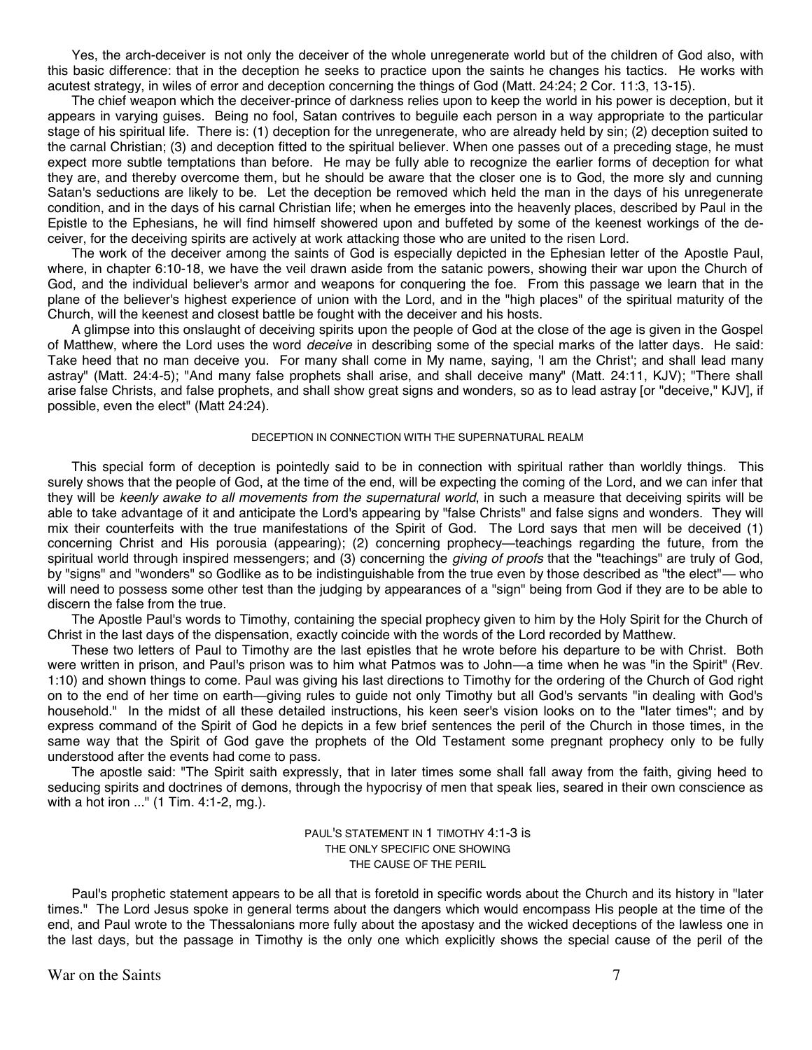Yes, the arch-deceiver is not only the deceiver of the whole unregenerate world but of the children of God also, with this basic difference: that in the deception he seeks to practice upon the saints he changes his tactics. He works with acutest strategy, in wiles of error and deception concerning the things of God (Matt. 24:24; 2 Cor. 11:3, 13-15).

The chief weapon which the deceiver-prince of darkness relies upon to keep the world in his power is deception, but it appears in varying guises. Being no fool, Satan contrives to beguile each person in a way appropriate to the particular stage of his spiritual life. There is: (1) deception for the unregenerate, who are already held by sin; (2) deception suited to the carnal Christian; (3) and deception fitted to the spiritual believer. When one passes out of a preceding stage, he must expect more subtle temptations than before. He may be fully able to recognize the earlier forms of deception for what they are, and thereby overcome them, but he should be aware that the closer one is to God, the more sly and cunning Satan's seductions are likely to be. Let the deception be removed which held the man in the days of his unregenerate condition, and in the days of his carnal Christian life; when he emerges into the heavenly places, described by Paul in the Epistle to the Ephesians, he will find himself showered upon and buffeted by some of the keenest workings of the deceiver, for the deceiving spirits are actively at work attacking those who are united to the risen Lord.

The work of the deceiver among the saints of God is especially depicted in the Ephesian letter of the Apostle Paul, where, in chapter 6:10-18, we have the veil drawn aside from the satanic powers, showing their war upon the Church of God, and the individual believer's armor and weapons for conquering the foe. From this passage we learn that in the plane of the believer's highest experience of union with the Lord, and in the "high places" of the spiritual maturity of the Church, will the keenest and closest battle be fought with the deceiver and his hosts.

A glimpse into this onslaught of deceiving spirits upon the people of God at the close of the age is given in the Gospel of Matthew, where the Lord uses the word *deceive* in describing some of the special marks of the latter days. He said: Take heed that no man deceive you. For many shall come in My name, saying, 'I am the Christ'; and shall lead many astray" (Matt. 24:4-5); "And many false prophets shall arise, and shall deceive many" (Matt. 24:11, KJV); "There shall arise false Christs, and false prophets, and shall show great signs and wonders, so as to lead astray [or "deceive," KJV], if possible, even the elect" (Matt 24:24).

## DECEPTION IN CONNECTION WITH THE SUPERNATURAL REALM

This special form of deception is pointedly said to be in connection with spiritual rather than worldly things. This surely shows that the people of God, at the time of the end, will be expecting the coming of the Lord, and we can infer that they will be *keenly awake to all movements from the supernatural world*, in such a measure that deceiving spirits will be able to take advantage of it and anticipate the Lord's appearing by "false Christs" and false signs and wonders. They will mix their counterfeits with the true manifestations of the Spirit of God. The Lord says that men will be deceived (1) concerning Christ and His porousia (appearing); (2) concerning prophecy—teachings regarding the future, from the spiritual world through inspired messengers; and (3) concerning the *giving of proofs* that the "teachings" are truly of God, by "signs" and "wonders" so Godlike as to be indistinguishable from the true even by those described as "the elect"— who will need to possess some other test than the judging by appearances of a "sign" being from God if they are to be able to discern the false from the true.

The Apostle Paul's words to Timothy, containing the special prophecy given to him by the Holy Spirit for the Church of Christ in the last days of the dispensation, exactly coincide with the words of the Lord recorded by Matthew.

These two letters of Paul to Timothy are the last epistles that he wrote before his departure to be with Christ. Both were written in prison, and Paul's prison was to him what Patmos was to John—a time when he was "in the Spirit" (Rev. 1:10) and shown things to come. Paul was giving his last directions to Timothy for the ordering of the Church of God right on to the end of her time on earth—giving rules to guide not only Timothy but all God's servants "in dealing with God's household." In the midst of all these detailed instructions, his keen seer's vision looks on to the "later times"; and by express command of the Spirit of God he depicts in a few brief sentences the peril of the Church in those times, in the same way that the Spirit of God gave the prophets of the Old Testament some pregnant prophecy only to be fully understood after the events had come to pass.

The apostle said: "The Spirit saith expressly, that in later times some shall fall away from the faith, giving heed to seducing spirits and doctrines of demons, through the hypocrisy of men that speak lies, seared in their own conscience as with a hot iron ..." (1 Tim. 4:1-2, mg.).

## PAUL'S STATEMENT IN 1 TIMOTHY 4:1-3 IS THE ONLY SPECIFIC ONE SHOWING THE CAUSE OF THE PERIL

Paul's prophetic statement appears to be all that is foretold in specific words about the Church and its history in "later times." The Lord Jesus spoke in general terms about the dangers which would encompass His people at the time of the end, and Paul wrote to the Thessalonians more fully about the apostasy and the wicked deceptions of the lawless one in the last days, but the passage in Timothy is the only one which explicitly shows the special cause of the peril of the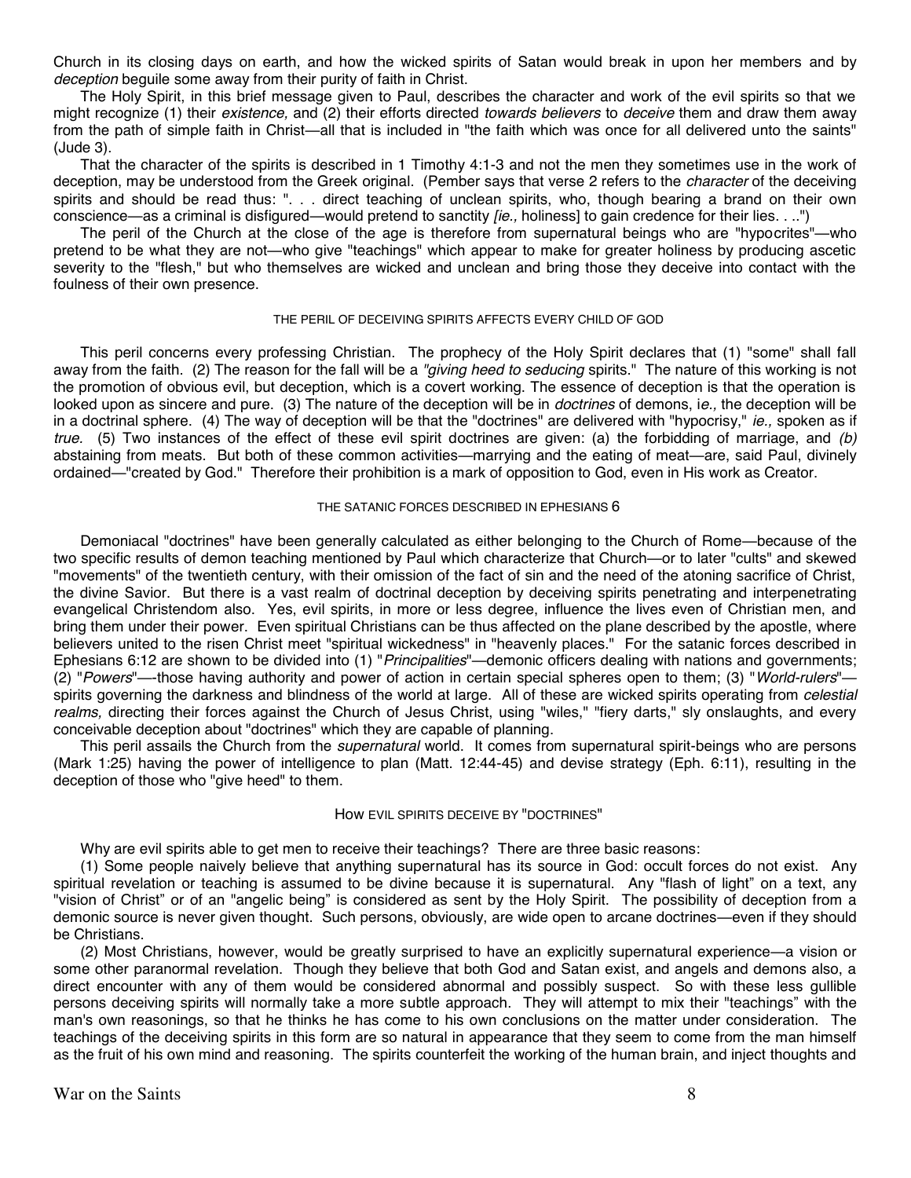Church in its closing days on earth, and how the wicked spirits of Satan would break in upon her members and by *deception* beguile some away from their purity of faith in Christ.

The Holy Spirit, in this brief message given to Paul, describes the character and work of the evil spirits so that we might recognize (1) their *existence,* and (2) their efforts directed *towards believers* to *deceive* them and draw them away from the path of simple faith in Christ—all that is included in "the faith which was once for all delivered unto the saints" (Jude 3).

That the character of the spirits is described in 1 Timothy 4:1-3 and not the men they sometimes use in the work of deception, may be understood from the Greek original. (Pember says that verse 2 refers to the *character* of the deceiving spirits and should be read thus: ". . . direct teaching of unclean spirits, who, though bearing a brand on their own conscience—as a criminal is disfigured—would pretend to sanctity *[ie.,* holiness] to gain credence for their lies. . ..")

The peril of the Church at the close of the age is therefore from supernatural beings who are "hypocrites"—who pretend to be what they are not—who give "teachings" which appear to make for greater holiness by producing ascetic severity to the "flesh," but who themselves are wicked and unclean and bring those they deceive into contact with the foulness of their own presence.

### THE PERIL OF DECEIVING SPIRITS AFFECTS EVERY CHILD OF GOD

This peril concerns every professing Christian. The prophecy of the Holy Spirit declares that (1) "some" shall fall away from the faith. (2) The reason for the fall will be a *"giving heed to seducing* spirits." The nature of this working is not the promotion of obvious evil, but deception, which is a covert working. The essence of deception is that the operation is looked upon as sincere and pure. (3) The nature of the deception will be in *doctrines* of demons, i*e.,* the deception will be in a doctrinal sphere. (4) The way of deception will be that the "doctrines" are delivered with "hypocrisy," *ie.,* spoken as if *true.* (5) Two instances of the effect of these evil spirit doctrines are given: (a) the forbidding of marriage, and *(b)* abstaining from meats. But both of these common activities—marrying and the eating of meat—are, said Paul, divinely ordained—"created by God." Therefore their prohibition is a mark of opposition to God, even in His work as Creator.

### THE SATANIC FORCES DESCRIBED IN EPHESIANS 6

Demoniacal "doctrines" have been generally calculated as either belonging to the Church of Rome—because of the two specific results of demon teaching mentioned by Paul which characterize that Church—or to later "cults" and skewed "movements" of the twentieth century, with their omission of the fact of sin and the need of the atoning sacrifice of Christ, the divine Savior. But there is a vast realm of doctrinal deception by deceiving spirits penetrating and interpenetrating evangelical Christendom also. Yes, evil spirits, in more or less degree, influence the lives even of Christian men, and bring them under their power. Even spiritual Christians can be thus affected on the plane described by the apostle, where believers united to the risen Christ meet "spiritual wickedness" in "heavenly places." For the satanic forces described in Ephesians 6:12 are shown to be divided into (1) "*Principalities*"—demonic officers dealing with nations and governments; (2) "*Powers*"—-those having authority and power of action in certain special spheres open to them; (3) "*World-rulers*"—spirits governing the darkness and blindness of the world at large. All of these are wicked spirits operating from *celestial realms,* directing their forces against the Church of Jesus Christ, using "wiles," "fiery darts," sly onslaughts, and every conceivable deception about "doctrines" which they are capable of planning.

This peril assails the Church from the *supernatural* world. It comes from supernatural spirit-beings who are persons (Mark 1:25) having the power of intelligence to plan (Matt. 12:44-45) and devise strategy (Eph. 6:11), resulting in the deception of those who "give heed" to them.

### HOW EVIL SPIRITS DECEIVE BY "DOCTRINES"

Why are evil spirits able to get men to receive their teachings? There are three basic reasons:

(1) Some people naively believe that anything supernatural has its source in God: occult forces do not exist. Any spiritual revelation or teaching is assumed to be divine because it is supernatural. Any "flash of light" on a text, any "vision of Christ" or of an "angelic being" is considered as sent by the Holy Spirit. The possibility of deception from a demonic source is never given thought. Such persons, obviously, are wide open to arcane doctrines—even if they should be Christians.

(2) Most Christians, however, would be greatly surprised to have an explicitly supernatural experience—a vision or some other paranormal revelation. Though they believe that both God and Satan exist, and angels and demons also, a direct encounter with any of them would be considered abnormal and possibly suspect. So with these less gullible persons deceiving spirits will normally take a more subtle approach. They will attempt to mix their "teachings" with the man's own reasonings, so that he thinks he has come to his own conclusions on the matter under consideration. The teachings of the deceiving spirits in this form are so natural in appearance that they seem to come from the man himself as the fruit of his own mind and reasoning. The spirits counterfeit the working of the human brain, and inject thoughts and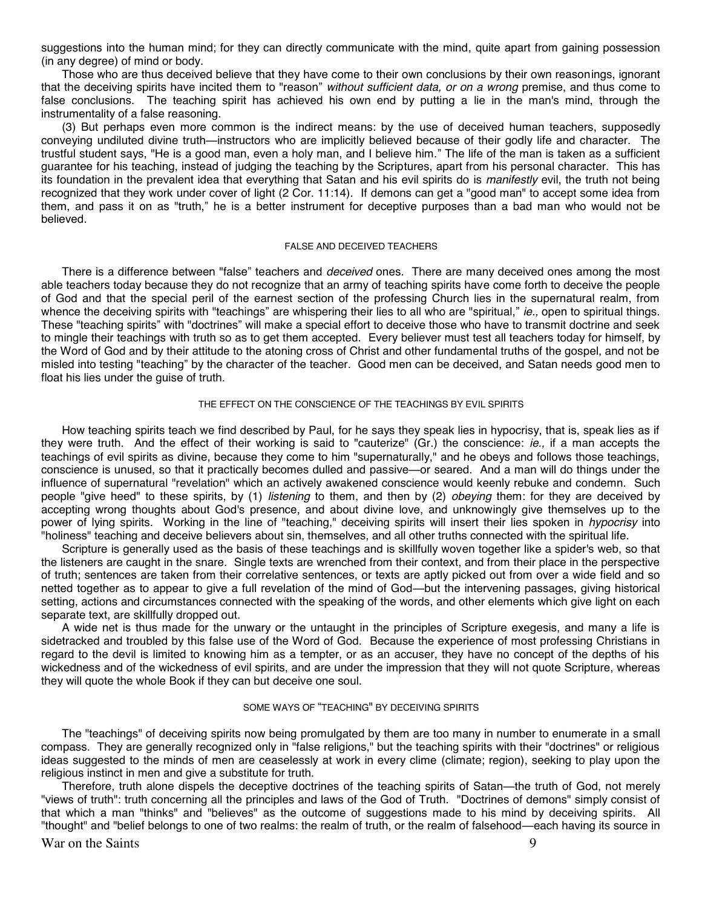suggestions into the human mind; for they can directly communicate with the mind, quite apart from gaining possession (in any degree) of mind or body.

Those who are thus deceived believe that they have come to their own conclusions by their own reasonings, ignorant that the deceiving spirits have incited them to "reason" *without sufficient data, or on a wrong* premise, and thus come to false conclusions. The teaching spirit has achieved his own end by putting a lie in the man's mind, through the instrumentality of a false reasoning.

(3) But perhaps even more common is the indirect means: by the use of deceived human teachers, supposedly conveying undiluted divine truth—instructors who are implicitly believed because of their godly life and character. The trustful student says, "He is a good man, even a holy man, and I believe him." The life of the man is taken as a sufficient guarantee for his teaching, instead of judging the teaching by the Scriptures, apart from his personal character. This has its foundation in the prevalent idea that everything that Satan and his evil spirits do is *manifestly* evil, the truth not being recognized that they work under cover of light (2 Cor. 11:14). If demons can get a "good man" to accept some idea from them, and pass it on as "truth," he is a better instrument for deceptive purposes than a bad man who would not be believed.

### FALSE AND DECEIVED TEACHERS

There is a difference between "false" teachers and *deceived* ones. There are many deceived ones among the most able teachers today because they do not recognize that an army of teaching spirits have come forth to deceive the people of God and that the special peril of the earnest section of the professing Church lies in the supernatural realm, from whence the deceiving spirits with "teachings" are whispering their lies to all who are "spiritual," *ie.,* open to spiritual things. These "teaching spirits" with "doctrines" will make a special effort to deceive those who have to transmit doctrine and seek to mingle their teachings with truth so as to get them accepted. Every believer must test all teachers today for himself, by the Word of God and by their attitude to the atoning cross of Christ and other fundamental truths of the gospel, and not be misled into testing "teaching" by the character of the teacher. Good men can be deceived, and Satan needs good men to float his lies under the guise of truth.

### THE EFFECT ON THE CONSCIENCE OF THE TEACHINGS BY EVIL SPIRITS

How teaching spirits teach we find described by Paul, for he says they speak lies in hypocrisy, that is, speak lies as if they were truth. And the effect of their working is said to "cauterize" (Gr.) the conscience: *ie.,* if a man accepts the teachings of evil spirits as divine, because they come to him "supernaturally," and he obeys and follows those teachings, conscience is unused, so that it practically becomes dulled and passive—or seared. And a man will do things under the influence of supernatural "revelation" which an actively awakened conscience would keenly rebuke and condemn. Such people "give heed" to these spirits, by (1) *listening* to them, and then by (2) *obeying* them: for they are deceived by accepting wrong thoughts about God's presence, and about divine love, and unknowingly give themselves up to the power of lying spirits. Working in the line of "teaching," deceiving spirits will insert their lies spoken in *hypocrisy* into "holiness" teaching and deceive believers about sin, themselves, and all other truths connected with the spiritual life.

Scripture is generally used as the basis of these teachings and is skillfully woven together like a spider's web, so that the listeners are caught in the snare. Single texts are wrenched from their context, and from their place in the perspective of truth; sentences are taken from their correlative sentences, or texts are aptly picked out from over a wide field and so netted together as to appear to give a full revelation of the mind of God—but the intervening passages, giving historical setting, actions and circumstances connected with the speaking of the words, and other elements which give light on each separate text, are skillfully dropped out.

A wide net is thus made for the unwary or the untaught in the principles of Scripture exegesis, and many a life is sidetracked and troubled by this false use of the Word of God. Because the experience of most professing Christians in regard to the devil is limited to knowing him as a tempter, or as an accuser, they have no concept of the depths of his wickedness and of the wickedness of evil spirits, and are under the impression that they will not quote Scripture, whereas they will quote the whole Book if they can but deceive one soul.

### SOME WAYS OF "TEACHING" BY DECEIVING SPIRITS

The "teachings" of deceiving spirits now being promulgated by them are too many in number to enumerate in a small compass. They are generally recognized only in "false religions," but the teaching spirits with their "doctrines" or religious ideas suggested to the minds of men are ceaselessly at work in every clime (climate; region), seeking to play upon the religious instinct in men and give a substitute for truth.

Therefore, truth alone dispels the deceptive doctrines of the teaching spirits of Satan—the truth of God, not merely "views of truth": truth concerning all the principles and laws of the God of Truth. "Doctrines of demons" simply consist of that which a man "thinks" and "believes" as the outcome of suggestions made to his mind by deceiving spirits. All "thought" and "belief belongs to one of two realms: the realm of truth, or the realm of falsehood—each having its source in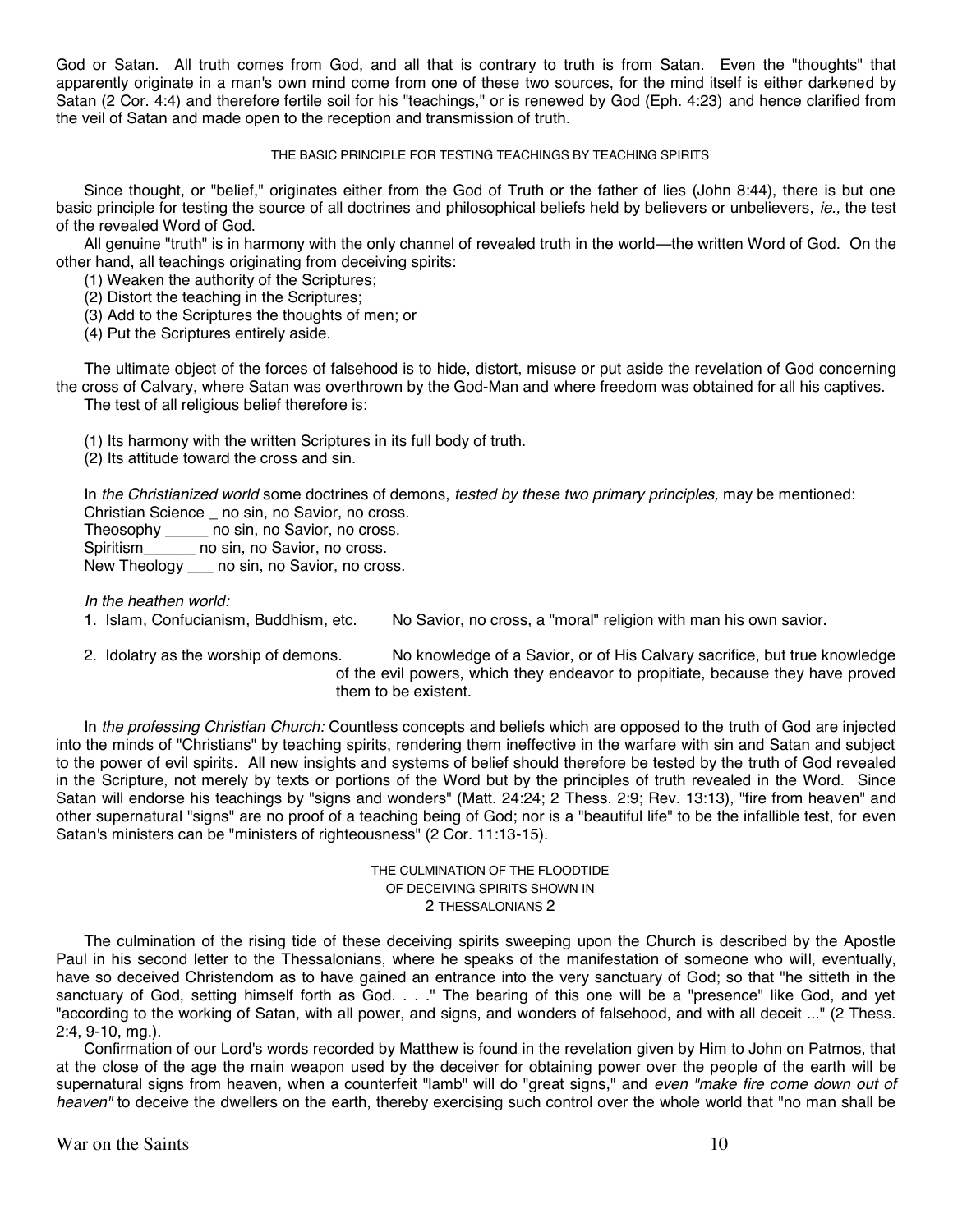God or Satan. All truth comes from God, and all that is contrary to truth is from Satan. Even the "thoughts" that apparently originate in a man's own mind come from one of these two sources, for the mind itself is either darkened by Satan (2 Cor. 4:4) and therefore fertile soil for his "teachings," or is renewed by God (Eph. 4:23) and hence clarified from the veil of Satan and made open to the reception and transmission of truth.

### THE BASIC PRINCIPLE FOR TESTING TEACHINGS BY TEACHING SPIRITS

Since thought, or "belief," originates either from the God of Truth or the father of lies (John 8:44), there is but one basic principle for testing the source of all doctrines and philosophical beliefs held by believers or unbelievers, *ie.,* the test of the revealed Word of God.

All genuine "truth" is in harmony with the only channel of revealed truth in the world—the written Word of God. On the other hand, all teachings originating from deceiving spirits:

(1) Weaken the authority of the Scriptures;
(2) Distort the teaching in the Scriptures;
(3) Add to the Scriptures the thoughts of men; or
(4) Put the Scriptures entirely aside.

The ultimate object of the forces of falsehood is to hide, distort, misuse or put aside the revelation of God concerning the cross of Calvary, where Satan was overthrown by the God-Man and where freedom was obtained for all his captives.

The test of all religious belief therefore is:

(1) Its harmony with the written Scriptures in its full body of truth.
(2) Its attitude toward the cross and sin.

In *the Christianized world* some doctrines of demons, *tested by these two primary principles,* may be mentioned:
Christian Science _ no sin, no Savior, no cross.
Theosophy _____ no sin, no Savior, no cross.
Spiritism______ no sin, no Savior, no cross.
New Theology ___ no sin, no Savior, no cross.

*In the heathen world:*

1. Islam, Confucianism, Buddhism, etc. — No Savior, no cross, a "moral" religion with man his own savior.
2. Idolatry as the worship of demons. — No knowledge of a Savior, or of His Calvary sacrifice, but true knowledge of the evil powers, which they endeavor to propitiate, because they have proved them to be existent.

In *the professing Christian Church:* Countless concepts and beliefs which are opposed to the truth of God are injected into the minds of "Christians" by teaching spirits, rendering them ineffective in the warfare with sin and Satan and subject to the power of evil spirits. All new insights and systems of belief should therefore be tested by the truth of God revealed in the Scripture, not merely by texts or portions of the Word but by the principles of truth revealed in the Word. Since Satan will endorse his teachings by "signs and wonders" (Matt. 24:24; 2 Thess. 2:9; Rev. 13:13), "fire from heaven" and other supernatural "signs" are no proof of a teaching being of God; nor is a "beautiful life" to be the infallible test, for even Satan's ministers can be "ministers of righteousness" (2 Cor. 11:13-15).

### THE CULMINATION OF THE FLOODTIDE OF DECEIVING SPIRITS SHOWN IN 2 THESSALONIANS 2

The culmination of the rising tide of these deceiving spirits sweeping upon the Church is described by the Apostle Paul in his second letter to the Thessalonians, where he speaks of the manifestation of someone who will, eventually, have so deceived Christendom as to have gained an entrance into the very sanctuary of God; so that "he sitteth in the sanctuary of God, setting himself forth as God. . . ." The bearing of this one will be a "presence" like God, and yet "according to the working of Satan, with all power, and signs, and wonders of falsehood, and with all deceit ..." (2 Thess. 2:4, 9-10, mg.).

Confirmation of our Lord's words recorded by Matthew is found in the revelation given by Him to John on Patmos, that at the close of the age the main weapon used by the deceiver for obtaining power over the people of the earth will be supernatural signs from heaven, when a counterfeit "lamb" will do "great signs," and *even "make fire come down out of heaven"* to deceive the dwellers on the earth, thereby exercising such control over the whole world that "no man shall be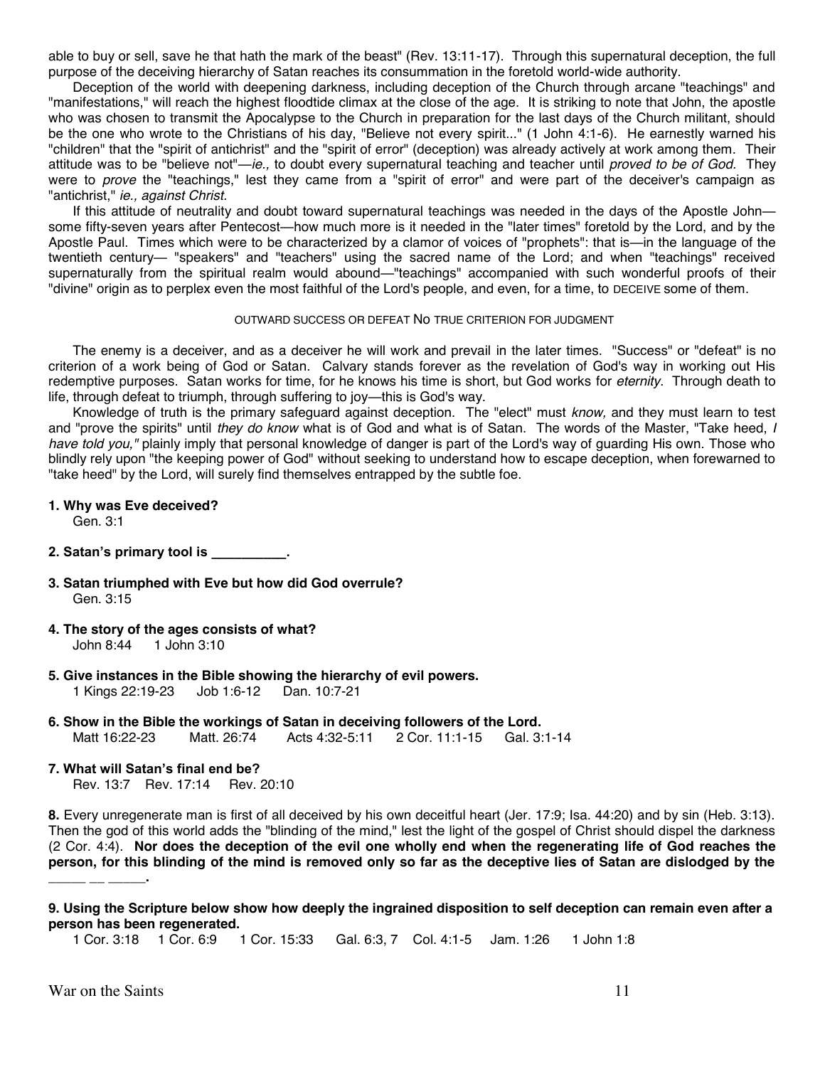able to buy or sell, save he that hath the mark of the beast" (Rev. 13:11-17). Through this supernatural deception, the full purpose of the deceiving hierarchy of Satan reaches its consummation in the foretold world-wide authority.

Deception of the world with deepening darkness, including deception of the Church through arcane "teachings" and "manifestations," will reach the highest floodtide climax at the close of the age. It is striking to note that John, the apostle who was chosen to transmit the Apocalypse to the Church in preparation for the last days of the Church militant, should be the one who wrote to the Christians of his day, "Believe not every spirit..." (1 John 4:1-6). He earnestly warned his "children" that the "spirit of antichrist" and the "spirit of error" (deception) was already actively at work among them. Their attitude was to be "believe not"—*ie.,* to doubt every supernatural teaching and teacher until *proved to be of God.* They were to *prove* the "teachings," lest they came from a "spirit of error" and were part of the deceiver's campaign as "antichrist," *ie., against Christ.*

If this attitude of neutrality and doubt toward supernatural teachings was needed in the days of the Apostle John—some fifty-seven years after Pentecost—how much more is it needed in the "later times" foretold by the Lord, and by the Apostle Paul. Times which were to be characterized by a clamor of voices of "prophets": that is—in the language of the twentieth century— "speakers" and "teachers" using the sacred name of the Lord; and when "teachings" received supernaturally from the spiritual realm would abound—"teachings" accompanied with such wonderful proofs of their "divine" origin as to perplex even the most faithful of the Lord's people, and even, for a time, to DECEIVE some of them.

### OUTWARD SUCCESS OR DEFEAT NO TRUE CRITERION FOR JUDGMENT

The enemy is a deceiver, and as a deceiver he will work and prevail in the later times. "Success" or "defeat" is no criterion of a work being of God or Satan. Calvary stands forever as the revelation of God's way in working out His redemptive purposes. Satan works for time, for he knows his time is short, but God works for *eternity.* Through death to life, through defeat to triumph, through suffering to joy—this is God's way.

Knowledge of truth is the primary safeguard against deception. The "elect" must *know,* and they must learn to test and "prove the spirits" until *they do know* what is of God and what is of Satan. The words of the Master, "Take heed, *I have told you,"* plainly imply that personal knowledge of danger is part of the Lord's way of guarding His own. Those who blindly rely upon "the keeping power of God" without seeking to understand how to escape deception, when forewarned to "take heed" by the Lord, will surely find themselves entrapped by the subtle foe.

**1. Why was Eve deceived?**
Gen. 3:1

**2. Satan's primary tool is __________.**

**3. Satan triumphed with Eve but how did God overrule?**
Gen. 3:15

**4. The story of the ages consists of what?**
John 8:44 1 John 3:10

**5. Give instances in the Bible showing the hierarchy of evil powers.**
1 Kings 22:19-23 Job 1:6-12 Dan. 10:7-21

**6. Show in the Bible the workings of Satan in deceiving followers of the Lord.**
Matt 16:22-23 Matt. 26:74 Acts 4:32-5:11 2 Cor. 11:1-15 Gal. 3:1-14

**7. What will Satan's final end be?**
Rev. 13:7 Rev. 17:14 Rev. 20:10

**8.** Every unregenerate man is first of all deceived by his own deceitful heart (Jer. 17:9; Isa. 44:20) and by sin (Heb. 3:13). Then the god of this world adds the "blinding of the mind," lest the light of the gospel of Christ should dispel the darkness (2 Cor. 4:4). **Nor does the deception of the evil one wholly end when the regenerating life of God reaches the person, for this blinding of the mind is removed only so far as the deceptive lies of Satan are dislodged by the _____ __ _____.**

**9. Using the Scripture below show how deeply the ingrained disposition to self deception can remain even after a person has been regenerated.**
1 Cor. 3:18 1 Cor. 6:9 1 Cor. 15:33 Gal. 6:3, 7 Col. 4:1-5 Jam. 1:26 1 John 1:8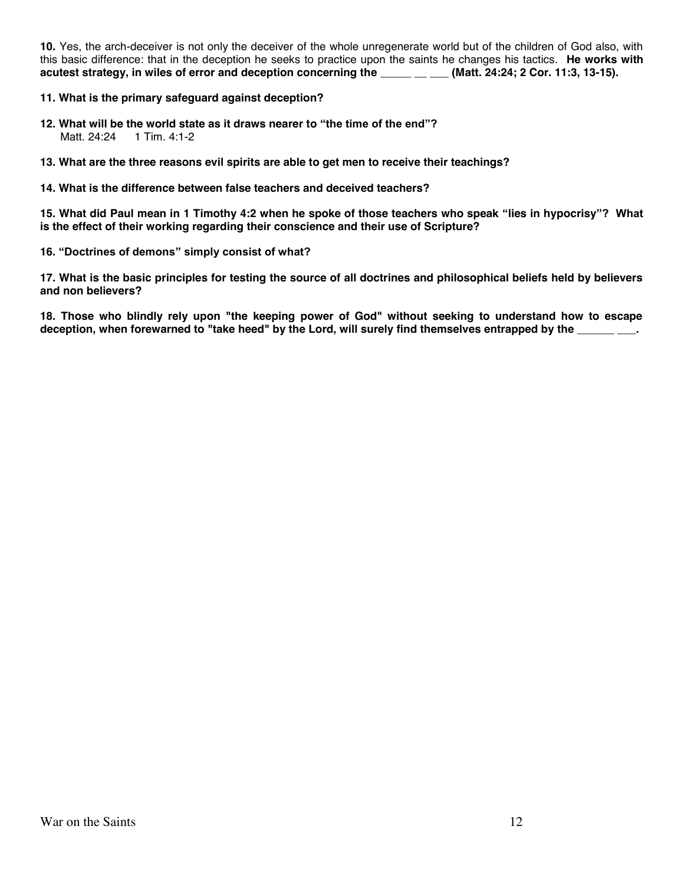**10.** Yes, the arch-deceiver is not only the deceiver of the whole unregenerate world but of the children of God also, with this basic difference: that in the deception he seeks to practice upon the saints he changes his tactics. **He works with acutest strategy, in wiles of error and deception concerning the _____ __ ___ (Matt. 24:24; 2 Cor. 11:3, 13-15).**

**11. What is the primary safeguard against deception?**

**12. What will be the world state as it draws nearer to "the time of the end"?**
Matt. 24:24 1 Tim. 4:1-2

**13. What are the three reasons evil spirits are able to get men to receive their teachings?**

**14. What is the difference between false teachers and deceived teachers?**

**15. What did Paul mean in 1 Timothy 4:2 when he spoke of those teachers who speak "lies in hypocrisy"? What is the effect of their working regarding their conscience and their use of Scripture?**

**16. "Doctrines of demons" simply consist of what?**

**17. What is the basic principles for testing the source of all doctrines and philosophical beliefs held by believers and non believers?**

**18. Those who blindly rely upon "the keeping power of God" without seeking to understand how to escape deception, when forewarned to "take heed" by the Lord, will surely find themselves entrapped by the ______ ___.**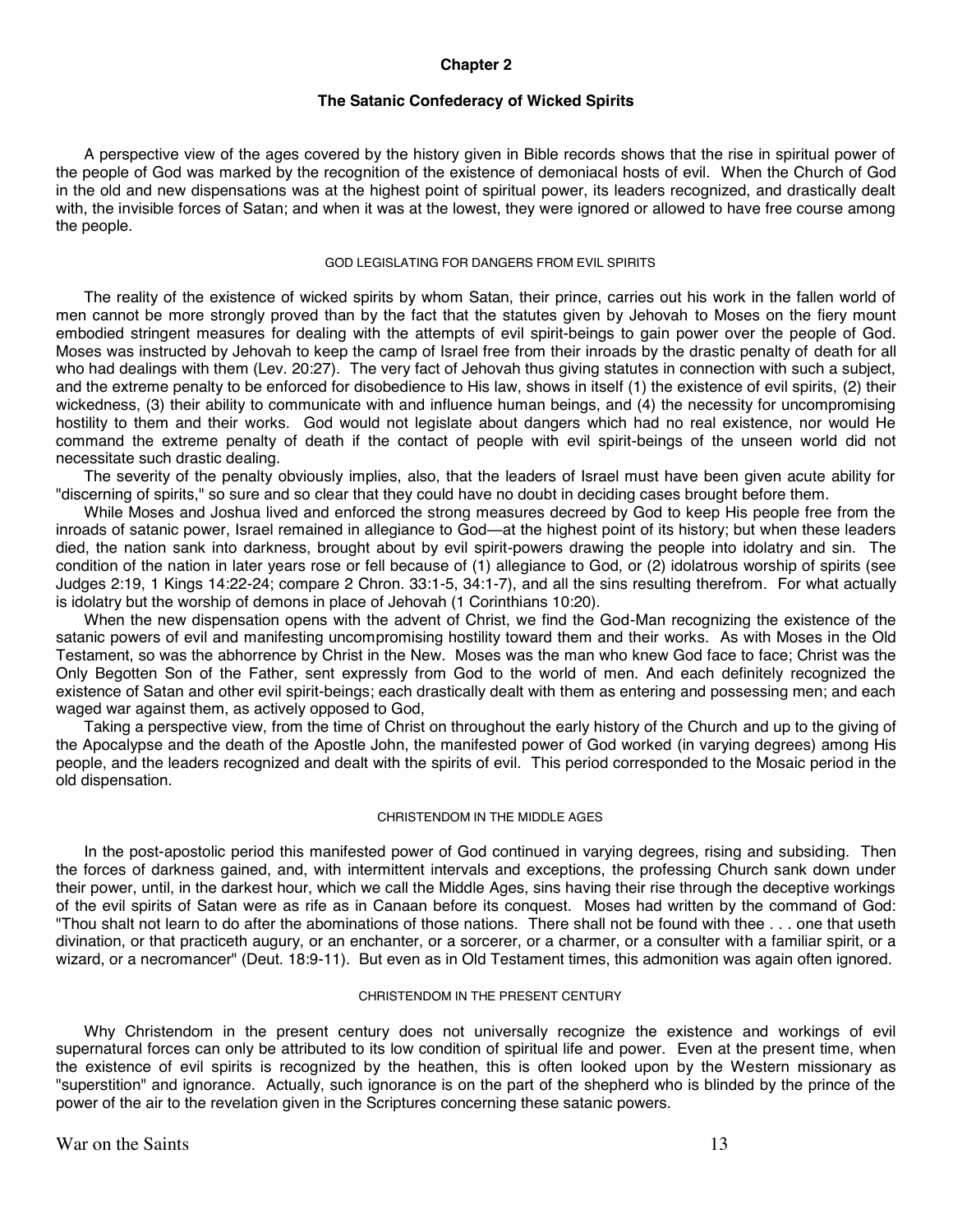# Chapter 2

## The Satanic Confederacy of Wicked Spirits

A perspective view of the ages covered by the history given in Bible records shows that the rise in spiritual power of the people of God was marked by the recognition of the existence of demoniacal hosts of evil. When the Church of God in the old and new dispensations was at the highest point of spiritual power, its leaders recognized, and drastically dealt with, the invisible forces of Satan; and when it was at the lowest, they were ignored or allowed to have free course among the people.

### GOD LEGISLATING FOR DANGERS FROM EVIL SPIRITS

The reality of the existence of wicked spirits by whom Satan, their prince, carries out his work in the fallen world of men cannot be more strongly proved than by the fact that the statutes given by Jehovah to Moses on the fiery mount embodied stringent measures for dealing with the attempts of evil spirit-beings to gain power over the people of God. Moses was instructed by Jehovah to keep the camp of Israel free from their inroads by the drastic penalty of death for all who had dealings with them (Lev. 20:27). The very fact of Jehovah thus giving statutes in connection with such a subject, and the extreme penalty to be enforced for disobedience to His law, shows in itself (1) the existence of evil spirits, (2) their wickedness, (3) their ability to communicate with and influence human beings, and (4) the necessity for uncompromising hostility to them and their works. God would not legislate about dangers which had no real existence, nor would He command the extreme penalty of death if the contact of people with evil spirit-beings of the unseen world did not necessitate such drastic dealing.

The severity of the penalty obviously implies, also, that the leaders of Israel must have been given acute ability for "discerning of spirits," so sure and so clear that they could have no doubt in deciding cases brought before them.

While Moses and Joshua lived and enforced the strong measures decreed by God to keep His people free from the inroads of satanic power, Israel remained in allegiance to God—at the highest point of its history; but when these leaders died, the nation sank into darkness, brought about by evil spirit-powers drawing the people into idolatry and sin. The condition of the nation in later years rose or fell because of (1) allegiance to God, or (2) idolatrous worship of spirits (see Judges 2:19, 1 Kings 14:22-24; compare 2 Chron. 33:1-5, 34:1-7), and all the sins resulting therefrom. For what actually is idolatry but the worship of demons in place of Jehovah (1 Corinthians 10:20).

When the new dispensation opens with the advent of Christ, we find the God-Man recognizing the existence of the satanic powers of evil and manifesting uncompromising hostility toward them and their works. As with Moses in the Old Testament, so was the abhorrence by Christ in the New. Moses was the man who knew God face to face; Christ was the Only Begotten Son of the Father, sent expressly from God to the world of men. And each definitely recognized the existence of Satan and other evil spirit-beings; each drastically dealt with them as entering and possessing men; and each waged war against them, as actively opposed to God,

Taking a perspective view, from the time of Christ on throughout the early history of the Church and up to the giving of the Apocalypse and the death of the Apostle John, the manifested power of God worked (in varying degrees) among His people, and the leaders recognized and dealt with the spirits of evil. This period corresponded to the Mosaic period in the old dispensation.

### CHRISTENDOM IN THE MIDDLE AGES

In the post-apostolic period this manifested power of God continued in varying degrees, rising and subsiding. Then the forces of darkness gained, and, with intermittent intervals and exceptions, the professing Church sank down under their power, until, in the darkest hour, which we call the Middle Ages, sins having their rise through the deceptive workings of the evil spirits of Satan were as rife as in Canaan before its conquest. Moses had written by the command of God: "Thou shalt not learn to do after the abominations of those nations. There shall not be found with thee . . . one that useth divination, or that practiceth augury, or an enchanter, or a sorcerer, or a charmer, or a consulter with a familiar spirit, or a wizard, or a necromancer" (Deut. 18:9-11). But even as in Old Testament times, this admonition was again often ignored.

### CHRISTENDOM IN THE PRESENT CENTURY

Why Christendom in the present century does not universally recognize the existence and workings of evil supernatural forces can only be attributed to its low condition of spiritual life and power. Even at the present time, when the existence of evil spirits is recognized by the heathen, this is often looked upon by the Western missionary as "superstition" and ignorance. Actually, such ignorance is on the part of the shepherd who is blinded by the prince of the power of the air to the revelation given in the Scriptures concerning these satanic powers.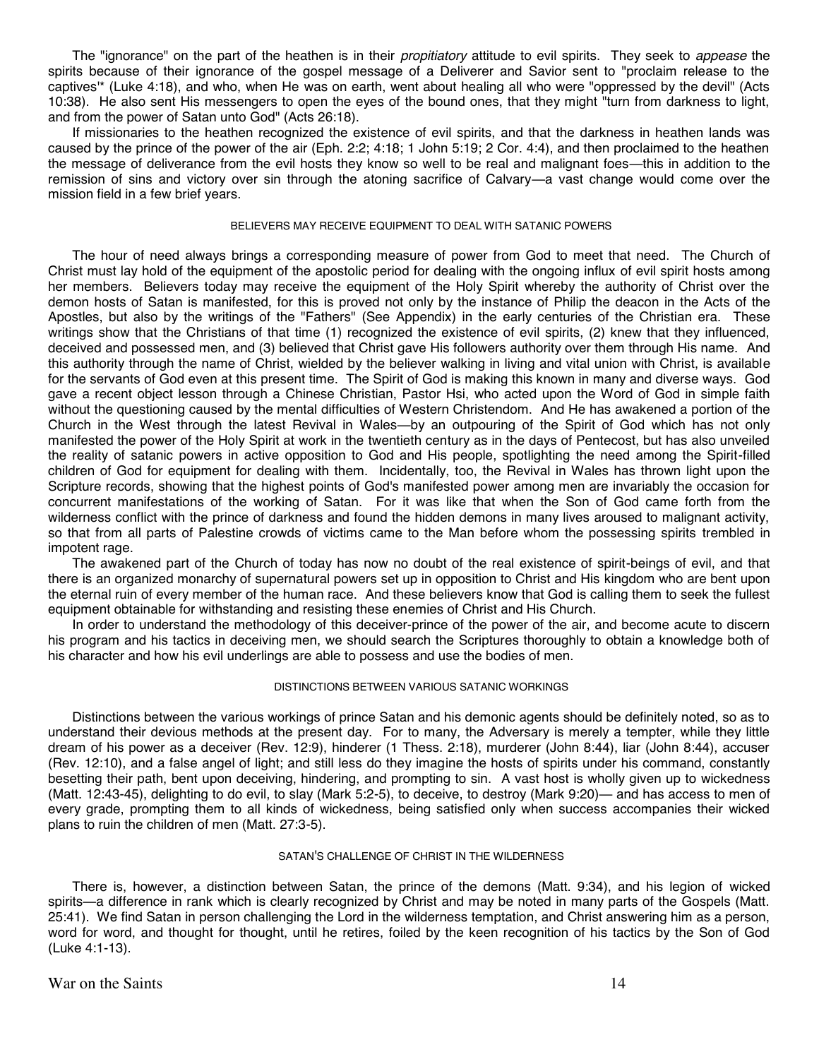The "ignorance" on the part of the heathen is in their *propitiatory* attitude to evil spirits. They seek to *appease* the spirits because of their ignorance of the gospel message of a Deliverer and Savior sent to "proclaim release to the captives'* (Luke 4:18), and who, when He was on earth, went about healing all who were "oppressed by the devil" (Acts 10:38). He also sent His messengers to open the eyes of the bound ones, that they might "turn from darkness to light, and from the power of Satan unto God" (Acts 26:18).

If missionaries to the heathen recognized the existence of evil spirits, and that the darkness in heathen lands was caused by the prince of the power of the air (Eph. 2:2; 4:18; 1 John 5:19; 2 Cor. 4:4), and then proclaimed to the heathen the message of deliverance from the evil hosts they know so well to be real and malignant foes—this in addition to the remission of sins and victory over sin through the atoning sacrifice of Calvary—a vast change would come over the mission field in a few brief years.

### BELIEVERS MAY RECEIVE EQUIPMENT TO DEAL WITH SATANIC POWERS

The hour of need always brings a corresponding measure of power from God to meet that need. The Church of Christ must lay hold of the equipment of the apostolic period for dealing with the ongoing influx of evil spirit hosts among her members. Believers today may receive the equipment of the Holy Spirit whereby the authority of Christ over the demon hosts of Satan is manifested, for this is proved not only by the instance of Philip the deacon in the Acts of the Apostles, but also by the writings of the "Fathers" (See Appendix) in the early centuries of the Christian era. These writings show that the Christians of that time (1) recognized the existence of evil spirits, (2) knew that they influenced, deceived and possessed men, and (3) believed that Christ gave His followers authority over them through His name. And this authority through the name of Christ, wielded by the believer walking in living and vital union with Christ, is available for the servants of God even at this present time. The Spirit of God is making this known in many and diverse ways. God gave a recent object lesson through a Chinese Christian, Pastor Hsi, who acted upon the Word of God in simple faith without the questioning caused by the mental difficulties of Western Christendom. And He has awakened a portion of the Church in the West through the latest Revival in Wales—by an outpouring of the Spirit of God which has not only manifested the power of the Holy Spirit at work in the twentieth century as in the days of Pentecost, but has also unveiled the reality of satanic powers in active opposition to God and His people, spotlighting the need among the Spirit-filled children of God for equipment for dealing with them. Incidentally, too, the Revival in Wales has thrown light upon the Scripture records, showing that the highest points of God's manifested power among men are invariably the occasion for concurrent manifestations of the working of Satan. For it was like that when the Son of God came forth from the wilderness conflict with the prince of darkness and found the hidden demons in many lives aroused to malignant activity, so that from all parts of Palestine crowds of victims came to the Man before whom the possessing spirits trembled in impotent rage.

The awakened part of the Church of today has now no doubt of the real existence of spirit-beings of evil, and that there is an organized monarchy of supernatural powers set up in opposition to Christ and His kingdom who are bent upon the eternal ruin of every member of the human race. And these believers know that God is calling them to seek the fullest equipment obtainable for withstanding and resisting these enemies of Christ and His Church.

In order to understand the methodology of this deceiver-prince of the power of the air, and become acute to discern his program and his tactics in deceiving men, we should search the Scriptures thoroughly to obtain a knowledge both of his character and how his evil underlings are able to possess and use the bodies of men.

### DISTINCTIONS BETWEEN VARIOUS SATANIC WORKINGS

Distinctions between the various workings of prince Satan and his demonic agents should be definitely noted, so as to understand their devious methods at the present day. For to many, the Adversary is merely a tempter, while they little dream of his power as a deceiver (Rev. 12:9), hinderer (1 Thess. 2:18), murderer (John 8:44), liar (John 8:44), accuser (Rev. 12:10), and a false angel of light; and still less do they imagine the hosts of spirits under his command, constantly besetting their path, bent upon deceiving, hindering, and prompting to sin. A vast host is wholly given up to wickedness (Matt. 12:43-45), delighting to do evil, to slay (Mark 5:2-5), to deceive, to destroy (Mark 9:20)— and has access to men of every grade, prompting them to all kinds of wickedness, being satisfied only when success accompanies their wicked plans to ruin the children of men (Matt. 27:3-5).

### SATAN'S CHALLENGE OF CHRIST IN THE WILDERNESS

There is, however, a distinction between Satan, the prince of the demons (Matt. 9:34), and his legion of wicked spirits—a difference in rank which is clearly recognized by Christ and may be noted in many parts of the Gospels (Matt. 25:41). We find Satan in person challenging the Lord in the wilderness temptation, and Christ answering him as a person, word for word, and thought for thought, until he retires, foiled by the keen recognition of his tactics by the Son of God (Luke 4:1-13).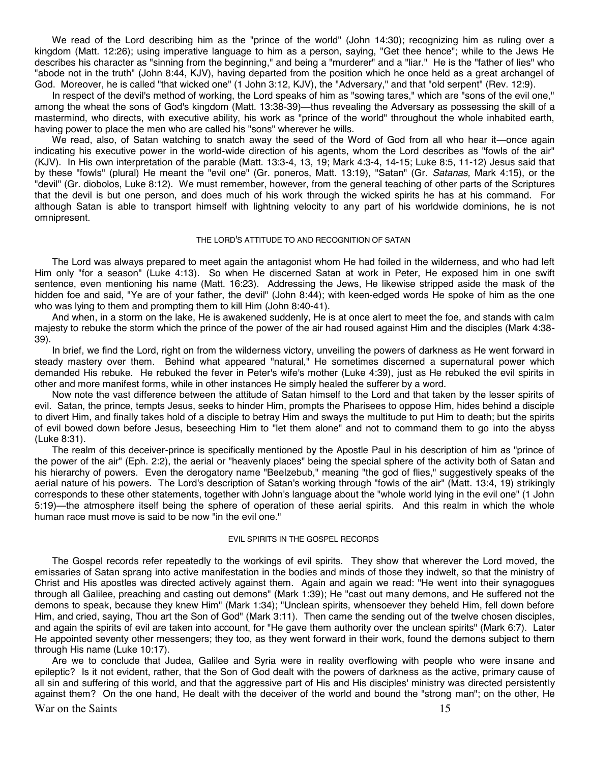We read of the Lord describing him as the "prince of the world" (John 14:30); recognizing him as ruling over a kingdom (Matt. 12:26); using imperative language to him as a person, saying, "Get thee hence"; while to the Jews He describes his character as "sinning from the beginning," and being a "murderer" and a "liar." He is the "father of lies" who "abode not in the truth" (John 8:44, KJV), having departed from the position which he once held as a great archangel of God. Moreover, he is called "that wicked one" (1 John 3:12, KJV), the "Adversary," and that "old serpent" (Rev. 12:9).

In respect of the devil's method of working, the Lord speaks of him as "sowing tares," which are "sons of the evil one," among the wheat the sons of God's kingdom (Matt. 13:38-39)—thus revealing the Adversary as possessing the skill of a mastermind, who directs, with executive ability, his work as "prince of the world" throughout the whole inhabited earth, having power to place the men who are called his "sons" wherever he wills.

We read, also, of Satan watching to snatch away the seed of the Word of God from all who hear it—once again indicating his executive power in the world-wide direction of his agents, whom the Lord describes as "fowls of the air" (KJV). In His own interpretation of the parable (Matt. 13:3-4, 13, 19; Mark 4:3-4, 14-15; Luke 8:5, 11-12) Jesus said that by these "fowls" (plural) He meant the "evil one" (Gr. poneros, Matt. 13:19), "Satan" (Gr. *Satanas,* Mark 4:15), or the "devil" (Gr. diobolos, Luke 8:12). We must remember, however, from the general teaching of other parts of the Scriptures that the devil is but one person, and does much of his work through the wicked spirits he has at his command. For although Satan is able to transport himself with lightning velocity to any part of his worldwide dominions, he is not omnipresent.

### THE LORD'S ATTITUDE TO AND RECOGNITION OF SATAN

The Lord was always prepared to meet again the antagonist whom He had foiled in the wilderness, and who had left Him only "for a season" (Luke 4:13). So when He discerned Satan at work in Peter, He exposed him in one swift sentence, even mentioning his name (Matt. 16:23). Addressing the Jews, He likewise stripped aside the mask of the hidden foe and said, "Ye are of your father, the devil" (John 8:44); with keen-edged words He spoke of him as the one who was lying to them and prompting them to kill Him (John 8:40-41).

And when, in a storm on the lake, He is awakened suddenly, He is at once alert to meet the foe, and stands with calm majesty to rebuke the storm which the prince of the power of the air had roused against Him and the disciples (Mark 4:38-39).

In brief, we find the Lord, right on from the wilderness victory, unveiling the powers of darkness as He went forward in steady mastery over them. Behind what appeared "natural," He sometimes discerned a supernatural power which demanded His rebuke. He rebuked the fever in Peter's wife's mother (Luke 4:39), just as He rebuked the evil spirits in other and more manifest forms, while in other instances He simply healed the sufferer by a word.

Now note the vast difference between the attitude of Satan himself to the Lord and that taken by the lesser spirits of evil. Satan, the prince, tempts Jesus, seeks to hinder Him, prompts the Pharisees to oppose Him, hides behind a disciple to divert Him, and finally takes hold of a disciple to betray Him and sways the multitude to put Him to death; but the spirits of evil bowed down before Jesus, beseeching Him to "let them alone" and not to command them to go into the abyss (Luke 8:31).

The realm of this deceiver-prince is specifically mentioned by the Apostle Paul in his description of him as "prince of the power of the air" (Eph. 2:2), the aerial or "heavenly places" being the special sphere of the activity both of Satan and his hierarchy of powers. Even the derogatory name "Beelzebub," meaning "the god of flies," suggestively speaks of the aerial nature of his powers. The Lord's description of Satan's working through "fowls of the air" (Matt. 13:4, 19) strikingly corresponds to these other statements, together with John's language about the "whole world lying in the evil one" (1 John 5:19)—the atmosphere itself being the sphere of operation of these aerial spirits. And this realm in which the whole human race must move is said to be now "in the evil one."

### EVIL SPIRITS IN THE GOSPEL RECORDS

The Gospel records refer repeatedly to the workings of evil spirits. They show that wherever the Lord moved, the emissaries of Satan sprang into active manifestation in the bodies and minds of those they indwelt, so that the ministry of Christ and His apostles was directed actively against them. Again and again we read: "He went into their synagogues through all Galilee, preaching and casting out demons" (Mark 1:39); He "cast out many demons, and He suffered not the demons to speak, because they knew Him" (Mark 1:34); "Unclean spirits, whensoever they beheld Him, fell down before Him, and cried, saying, Thou art the Son of God" (Mark 3:11). Then came the sending out of the twelve chosen disciples, and again the spirits of evil are taken into account, for "He gave them authority over the unclean spirits" (Mark 6:7). Later He appointed seventy other messengers; they too, as they went forward in their work, found the demons subject to them through His name (Luke 10:17).

Are we to conclude that Judea, Galilee and Syria were in reality overflowing with people who were insane and epileptic? Is it not evident, rather, that the Son of God dealt with the powers of darkness as the active, primary cause of all sin and suffering of this world, and that the aggressive part of His and His disciples' ministry was directed persistently against them? On the one hand, He dealt with the deceiver of the world and bound the "strong man"; on the other, He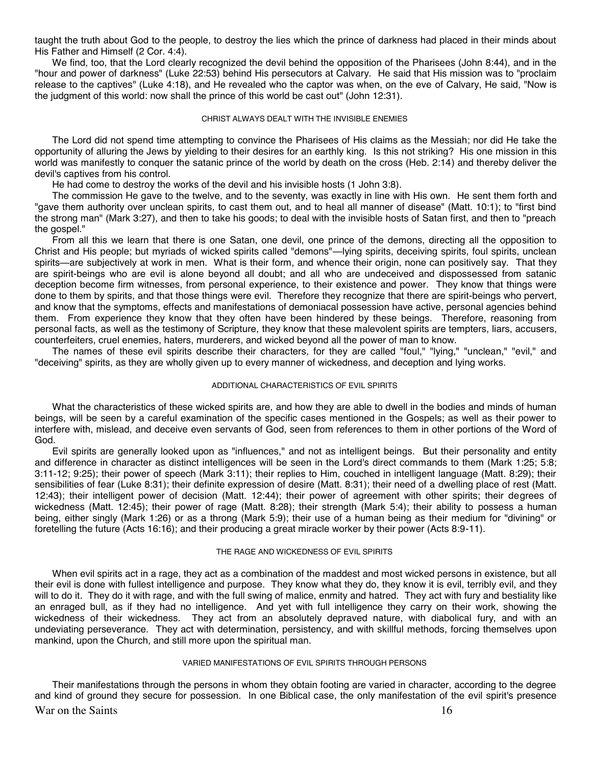taught the truth about God to the people, to destroy the lies which the prince of darkness had placed in their minds about His Father and Himself (2 Cor. 4:4).

We find, too, that the Lord clearly recognized the devil behind the opposition of the Pharisees (John 8:44), and in the "hour and power of darkness" (Luke 22:53) behind His persecutors at Calvary. He said that His mission was to "proclaim release to the captives" (Luke 4:18), and He revealed who the captor was when, on the eve of Calvary, He said, "Now is the judgment of this world: now shall the prince of this world be cast out" (John 12:31).

###### CHRIST ALWAYS DEALT WITH THE INVISIBLE ENEMIES

The Lord did not spend time attempting to convince the Pharisees of His claims as the Messiah; nor did He take the opportunity of alluring the Jews by yielding to their desires for an earthly king. Is this not striking? His one mission in this world was manifestly to conquer the satanic prince of the world by death on the cross (Heb. 2:14) and thereby deliver the devil's captives from his control.

He had come to destroy the works of the devil and his invisible hosts (1 John 3:8).

The commission He gave to the twelve, and to the seventy, was exactly in line with His own. He sent them forth and "gave them authority over unclean spirits, to cast them out, and to heal all manner of disease" (Matt. 10:1); to "first bind the strong man" (Mark 3:27), and then to take his goods; to deal with the invisible hosts of Satan first, and then to "preach the gospel."

From all this we learn that there is one Satan, one devil, one prince of the demons, directing all the opposition to Christ and His people; but myriads of wicked spirits called "demons"—lying spirits, deceiving spirits, foul spirits, unclean spirits—are subjectively at work in men. What is their form, and whence their origin, none can positively say. That they are spirit-beings who are evil is alone beyond all doubt; and all who are undeceived and dispossessed from satanic deception become firm witnesses, from personal experience, to their existence and power. They know that things were done to them by spirits, and that those things were evil. Therefore they recognize that there are spirit-beings who pervert, and know that the symptoms, effects and manifestations of demoniacal possession have active, personal agencies behind them. From experience they know that they often have been hindered by these beings. Therefore, reasoning from personal facts, as well as the testimony of Scripture, they know that these malevolent spirits are tempters, liars, accusers, counterfeiters, cruel enemies, haters, murderers, and wicked beyond all the power of man to know.

The names of these evil spirits describe their characters, for they are called "foul," "lying," "unclean," "evil," and "deceiving" spirits, as they are wholly given up to every manner of wickedness, and deception and lying works.

###### ADDITIONAL CHARACTERISTICS OF EVIL SPIRITS

What the characteristics of these wicked spirits are, and how they are able to dwell in the bodies and minds of human beings, will be seen by a careful examination of the specific cases mentioned in the Gospels; as well as their power to interfere with, mislead, and deceive even servants of God, seen from references to them in other portions of the Word of God.

Evil spirits are generally looked upon as "influences," and not as intelligent beings. But their personality and entity and difference in character as distinct intelligences will be seen in the Lord's direct commands to them (Mark 1:25; 5:8; 3:11-12; 9:25); their power of speech (Mark 3:11); their replies to Him, couched in intelligent language (Matt. 8:29); their sensibilities of fear (Luke 8:31); their definite expression of desire (Matt. 8:31); their need of a dwelling place of rest (Matt. 12:43); their intelligent power of decision (Matt. 12:44); their power of agreement with other spirits; their degrees of wickedness (Matt. 12:45); their power of rage (Matt. 8:28); their strength (Mark 5:4); their ability to possess a human being, either singly (Mark 1:26) or as a throng (Mark 5:9); their use of a human being as their medium for "divining" or foretelling the future (Acts 16:16); and their producing a great miracle worker by their power (Acts 8:9-11).

###### THE RAGE AND WICKEDNESS OF EVIL SPIRITS

When evil spirits act in a rage, they act as a combination of the maddest and most wicked persons in existence, but all their evil is done with fullest intelligence and purpose. They know what they do, they know it is evil, terribly evil, and they will to do it. They do it with rage, and with the full swing of malice, enmity and hatred. They act with fury and bestiality like an enraged bull, as if they had no intelligence. And yet with full intelligence they carry on their work, showing the wickedness of their wickedness. They act from an absolutely depraved nature, with diabolical fury, and with an undeviating perseverance. They act with determination, persistency, and with skillful methods, forcing themselves upon mankind, upon the Church, and still more upon the spiritual man.

###### VARIED MANIFESTATIONS OF EVIL SPIRITS THROUGH PERSONS

Their manifestations through the persons in whom they obtain footing are varied in character, according to the degree and kind of ground they secure for possession. In one Biblical case, the only manifestation of the evil spirit's presence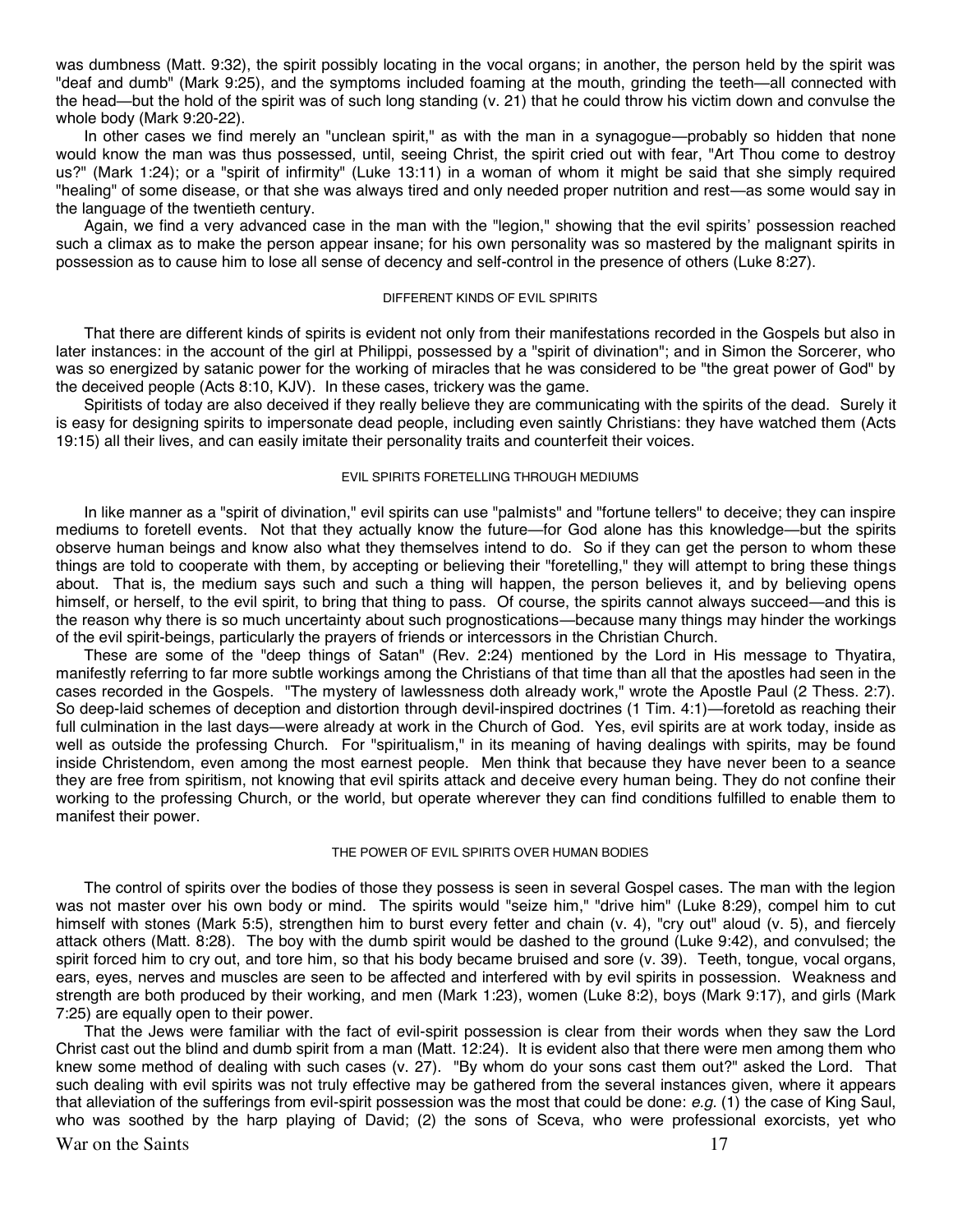was dumbness (Matt. 9:32), the spirit possibly locating in the vocal organs; in another, the person held by the spirit was "deaf and dumb" (Mark 9:25), and the symptoms included foaming at the mouth, grinding the teeth—all connected with the head—but the hold of the spirit was of such long standing (v. 21) that he could throw his victim down and convulse the whole body (Mark 9:20-22).

In other cases we find merely an "unclean spirit," as with the man in a synagogue—probably so hidden that none would know the man was thus possessed, until, seeing Christ, the spirit cried out with fear, "Art Thou come to destroy us?" (Mark 1:24); or a "spirit of infirmity" (Luke 13:11) in a woman of whom it might be said that she simply required "healing" of some disease, or that she was always tired and only needed proper nutrition and rest—as some would say in the language of the twentieth century.

Again, we find a very advanced case in the man with the "legion," showing that the evil spirits' possession reached such a climax as to make the person appear insane; for his own personality was so mastered by the malignant spirits in possession as to cause him to lose all sense of decency and self-control in the presence of others (Luke 8:27).

### DIFFERENT KINDS OF EVIL SPIRITS

That there are different kinds of spirits is evident not only from their manifestations recorded in the Gospels but also in later instances: in the account of the girl at Philippi, possessed by a "spirit of divination"; and in Simon the Sorcerer, who was so energized by satanic power for the working of miracles that he was considered to be "the great power of God" by the deceived people (Acts 8:10, KJV). In these cases, trickery was the game.

Spiritists of today are also deceived if they really believe they are communicating with the spirits of the dead. Surely it is easy for designing spirits to impersonate dead people, including even saintly Christians: they have watched them (Acts 19:15) all their lives, and can easily imitate their personality traits and counterfeit their voices.

### EVIL SPIRITS FORETELLING THROUGH MEDIUMS

In like manner as a "spirit of divination," evil spirits can use "palmists" and "fortune tellers" to deceive; they can inspire mediums to foretell events. Not that they actually know the future—for God alone has this knowledge—but the spirits observe human beings and know also what they themselves intend to do. So if they can get the person to whom these things are told to cooperate with them, by accepting or believing their "foretelling," they will attempt to bring these things about. That is, the medium says such and such a thing will happen, the person believes it, and by believing opens himself, or herself, to the evil spirit, to bring that thing to pass. Of course, the spirits cannot always succeed—and this is the reason why there is so much uncertainty about such prognostications—because many things may hinder the workings of the evil spirit-beings, particularly the prayers of friends or intercessors in the Christian Church.

These are some of the "deep things of Satan" (Rev. 2:24) mentioned by the Lord in His message to Thyatira, manifestly referring to far more subtle workings among the Christians of that time than all that the apostles had seen in the cases recorded in the Gospels. "The mystery of lawlessness doth already work," wrote the Apostle Paul (2 Thess. 2:7). So deep-laid schemes of deception and distortion through devil-inspired doctrines (1 Tim. 4:1)—foretold as reaching their full culmination in the last days—were already at work in the Church of God. Yes, evil spirits are at work today, inside as well as outside the professing Church. For "spiritualism," in its meaning of having dealings with spirits, may be found inside Christendom, even among the most earnest people. Men think that because they have never been to a seance they are free from spiritism, not knowing that evil spirits attack and deceive every human being. They do not confine their working to the professing Church, or the world, but operate wherever they can find conditions fulfilled to enable them to manifest their power.

### THE POWER OF EVIL SPIRITS OVER HUMAN BODIES

The control of spirits over the bodies of those they possess is seen in several Gospel cases. The man with the legion was not master over his own body or mind. The spirits would "seize him," "drive him" (Luke 8:29), compel him to cut himself with stones (Mark 5:5), strengthen him to burst every fetter and chain (v. 4), "cry out" aloud (v. 5), and fiercely attack others (Matt. 8:28). The boy with the dumb spirit would be dashed to the ground (Luke 9:42), and convulsed; the spirit forced him to cry out, and tore him, so that his body became bruised and sore (v. 39). Teeth, tongue, vocal organs, ears, eyes, nerves and muscles are seen to be affected and interfered with by evil spirits in possession. Weakness and strength are both produced by their working, and men (Mark 1:23), women (Luke 8:2), boys (Mark 9:17), and girls (Mark 7:25) are equally open to their power.

That the Jews were familiar with the fact of evil-spirit possession is clear from their words when they saw the Lord Christ cast out the blind and dumb spirit from a man (Matt. 12:24). It is evident also that there were men among them who knew some method of dealing with such cases (v. 27). "By whom do your sons cast them out?" asked the Lord. That such dealing with evil spirits was not truly effective may be gathered from the several instances given, where it appears that alleviation of the sufferings from evil-spirit possession was the most that could be done: *e.g.* (1) the case of King Saul, who was soothed by the harp playing of David; (2) the sons of Sceva, who were professional exorcists, yet who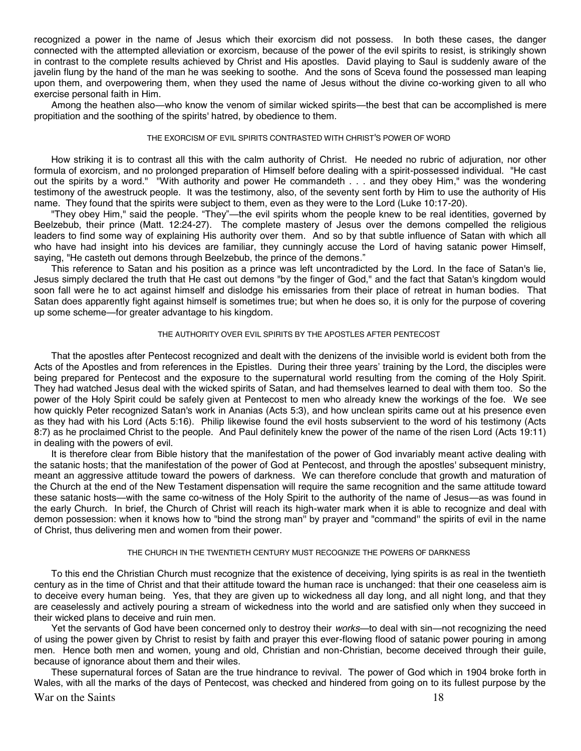recognized a power in the name of Jesus which their exorcism did not possess. In both these cases, the danger connected with the attempted alleviation or exorcism, because of the power of the evil spirits to resist, is strikingly shown in contrast to the complete results achieved by Christ and His apostles. David playing to Saul is suddenly aware of the javelin flung by the hand of the man he was seeking to soothe. And the sons of Sceva found the possessed man leaping upon them, and overpowering them, when they used the name of Jesus without the divine co-working given to all who exercise personal faith in Him.

Among the heathen also—who know the venom of similar wicked spirits—the best that can be accomplished is mere propitiation and the soothing of the spirits' hatred, by obedience to them.

### THE EXORCISM OF EVIL SPIRITS CONTRASTED WITH CHRIST'S POWER OF WORD

How striking it is to contrast all this with the calm authority of Christ. He needed no rubric of adjuration, nor other formula of exorcism, and no prolonged preparation of Himself before dealing with a spirit-possessed individual. "He cast out the spirits by a word." "With authority and power He commandeth . . . and they obey Him," was the wondering testimony of the awestruck people. It was the testimony, also, of the seventy sent forth by Him to use the authority of His name. They found that the spirits were subject to them, even as they were to the Lord (Luke 10:17-20).

"They obey Him," said the people. "They"—the evil spirits whom the people knew to be real identities, governed by Beelzebub, their prince (Matt. 12:24-27). The complete mastery of Jesus over the demons compelled the religious leaders to find some way of explaining His authority over them. And so by that subtle influence of Satan with which all who have had insight into his devices are familiar, they cunningly accuse the Lord of having satanic power Himself, saying, "He casteth out demons through Beelzebub, the prince of the demons."

This reference to Satan and his position as a prince was left uncontradicted by the Lord. In the face of Satan's lie, Jesus simply declared the truth that He cast out demons "by the finger of God," and the fact that Satan's kingdom would soon fall were he to act against himself and dislodge his emissaries from their place of retreat in human bodies. That Satan does apparently fight against himself is sometimes true; but when he does so, it is only for the purpose of covering up some scheme—for greater advantage to his kingdom.

### THE AUTHORITY OVER EVIL SPIRITS BY THE APOSTLES AFTER PENTECOST

That the apostles after Pentecost recognized and dealt with the denizens of the invisible world is evident both from the Acts of the Apostles and from references in the Epistles. During their three years' training by the Lord, the disciples were being prepared for Pentecost and the exposure to the supernatural world resulting from the coming of the Holy Spirit. They had watched Jesus deal with the wicked spirits of Satan, and had themselves learned to deal with them too. So the power of the Holy Spirit could be safely given at Pentecost to men who already knew the workings of the foe. We see how quickly Peter recognized Satan's work in Ananias (Acts 5:3), and how unclean spirits came out at his presence even as they had with his Lord (Acts 5:16). Philip likewise found the evil hosts subservient to the word of his testimony (Acts 8:7) as he proclaimed Christ to the people. And Paul definitely knew the power of the name of the risen Lord (Acts 19:11) in dealing with the powers of evil.

It is therefore clear from Bible history that the manifestation of the power of God invariably meant active dealing with the satanic hosts; that the manifestation of the power of God at Pentecost, and through the apostles' subsequent ministry, meant an aggressive attitude toward the powers of darkness. We can therefore conclude that growth and maturation of the Church at the end of the New Testament dispensation will require the same recognition and the same attitude toward these satanic hosts—with the same co-witness of the Holy Spirit to the authority of the name of Jesus—as was found in the early Church. In brief, the Church of Christ will reach its high-water mark when it is able to recognize and deal with demon possession: when it knows how to "bind the strong man" by prayer and "command" the spirits of evil in the name of Christ, thus delivering men and women from their power.

### THE CHURCH IN THE TWENTIETH CENTURY MUST RECOGNIZE THE POWERS OF DARKNESS

To this end the Christian Church must recognize that the existence of deceiving, lying spirits is as real in the twentieth century as in the time of Christ and that their attitude toward the human race is unchanged: that their one ceaseless aim is to deceive every human being. Yes, that they are given up to wickedness all day long, and all night long, and that they are ceaselessly and actively pouring a stream of wickedness into the world and are satisfied only when they succeed in their wicked plans to deceive and ruin men.

Yet the servants of God have been concerned only to destroy their *works*—to deal with sin—not recognizing the need of using the power given by Christ to resist by faith and prayer this ever-flowing flood of satanic power pouring in among men. Hence both men and women, young and old, Christian and non-Christian, become deceived through their guile, because of ignorance about them and their wiles.

These supernatural forces of Satan are the true hindrance to revival. The power of God which in 1904 broke forth in Wales, with all the marks of the days of Pentecost, was checked and hindered from going on to its fullest purpose by the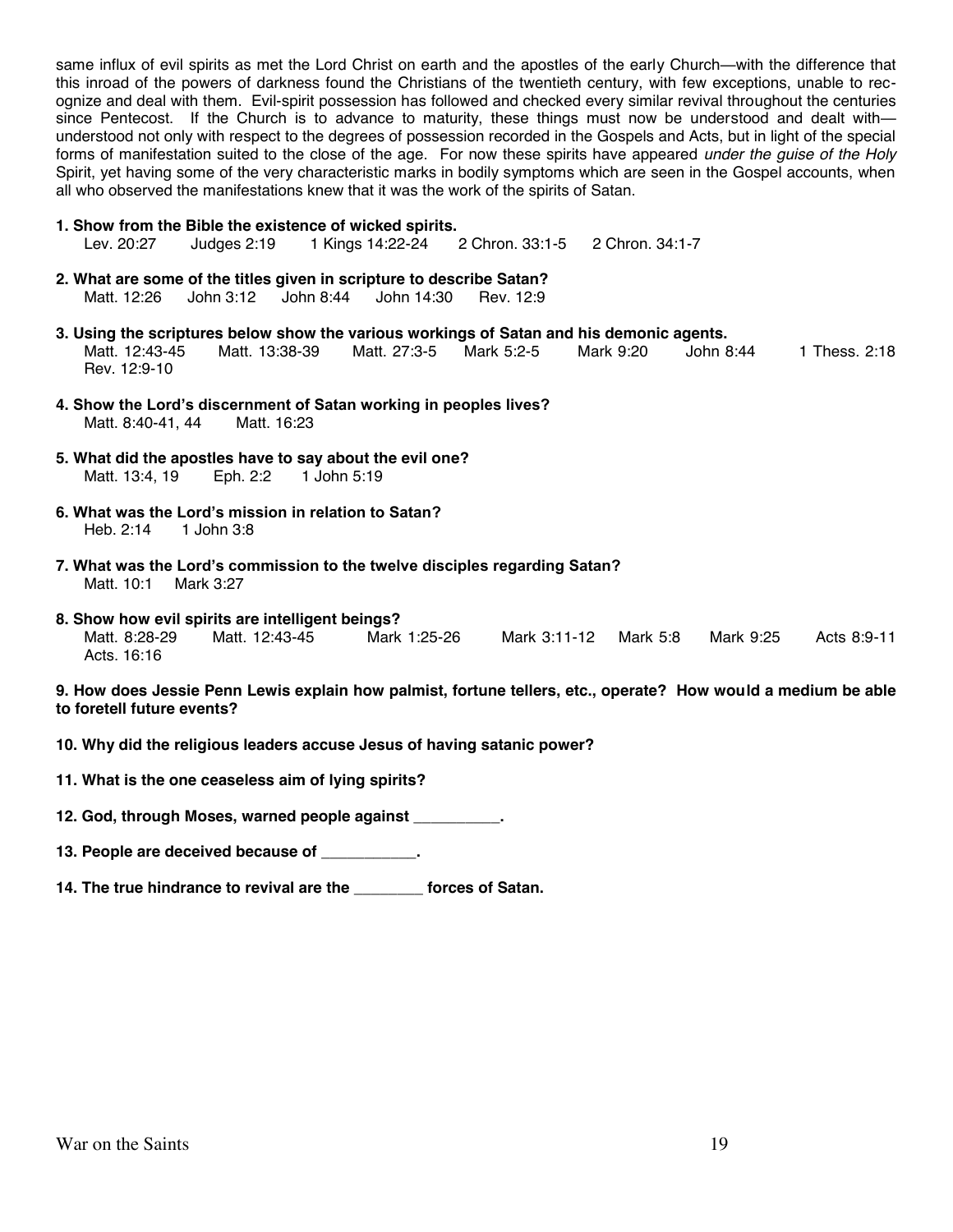same influx of evil spirits as met the Lord Christ on earth and the apostles of the early Church—with the difference that this inroad of the powers of darkness found the Christians of the twentieth century, with few exceptions, unable to recognize and deal with them. Evil-spirit possession has followed and checked every similar revival throughout the centuries since Pentecost. If the Church is to advance to maturity, these things must now be understood and dealt with—understood not only with respect to the degrees of possession recorded in the Gospels and Acts, but in light of the special forms of manifestation suited to the close of the age. For now these spirits have appeared *under the guise of the Holy* Spirit, yet having some of the very characteristic marks in bodily symptoms which are seen in the Gospel accounts, when all who observed the manifestations knew that it was the work of the spirits of Satan.

**1. Show from the Bible the existence of wicked spirits.**
Lev. 20:27 Judges 2:19 1 Kings 14:22-24 2 Chron. 33:1-5 2 Chron. 34:1-7

**2. What are some of the titles given in scripture to describe Satan?**
Matt. 12:26 John 3:12 John 8:44 John 14:30 Rev. 12:9

**3. Using the scriptures below show the various workings of Satan and his demonic agents.**
Matt. 12:43-45 Matt. 13:38-39 Matt. 27:3-5 Mark 5:2-5 Mark 9:20 John 8:44 1 Thess. 2:18 Rev. 12:9-10

**4. Show the Lord's discernment of Satan working in peoples lives?**
Matt. 8:40-41, 44 Matt. 16:23

**5. What did the apostles have to say about the evil one?**
Matt. 13:4, 19 Eph. 2:2 1 John 5:19

**6. What was the Lord's mission in relation to Satan?**
Heb. 2:14 1 John 3:8

**7. What was the Lord's commission to the twelve disciples regarding Satan?**
Matt. 10:1 Mark 3:27

**8. Show how evil spirits are intelligent beings?**
Matt. 8:28-29 Matt. 12:43-45 Mark 1:25-26 Mark 3:11-12 Mark 5:8 Mark 9:25 Acts 8:9-11 Acts. 16:16

**9. How does Jessie Penn Lewis explain how palmist, fortune tellers, etc., operate? How would a medium be able to foretell future events?**

**10. Why did the religious leaders accuse Jesus of having satanic power?**

**11. What is the one ceaseless aim of lying spirits?**

**12. God, through Moses, warned people against __________.**

**13. People are deceived because of ___________.**

**14. The true hindrance to revival are the ________ forces of Satan.**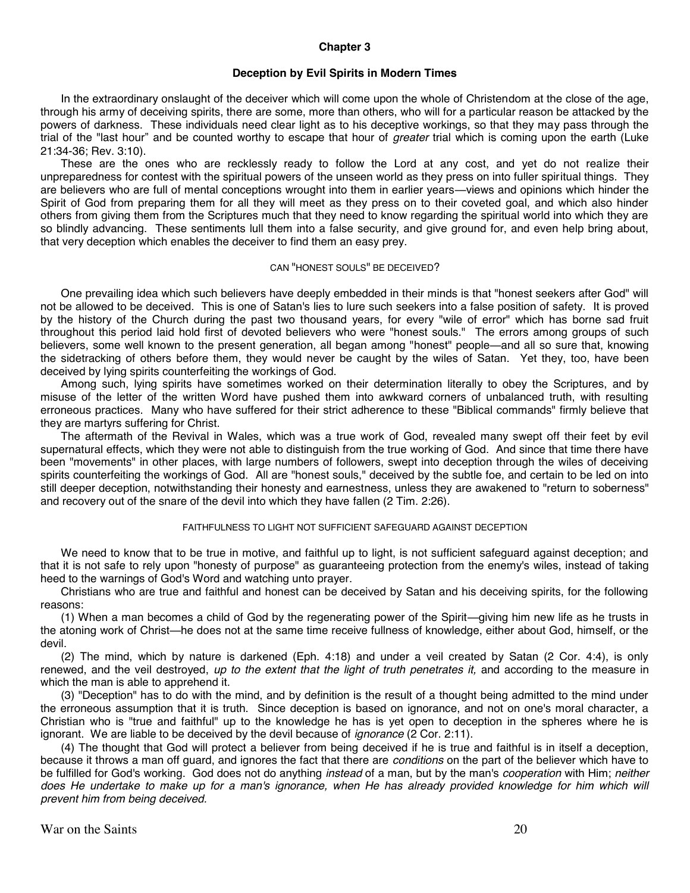## Chapter 3

### Deception by Evil Spirits in Modern Times

In the extraordinary onslaught of the deceiver which will come upon the whole of Christendom at the close of the age, through his army of deceiving spirits, there are some, more than others, who will for a particular reason be attacked by the powers of darkness. These individuals need clear light as to his deceptive workings, so that they may pass through the trial of the "last hour" and be counted worthy to escape that hour of *greater* trial which is coming upon the earth (Luke 21:34-36; Rev. 3:10).

These are the ones who are recklessly ready to follow the Lord at any cost, and yet do not realize their unpreparedness for contest with the spiritual powers of the unseen world as they press on into fuller spiritual things. They are believers who are full of mental conceptions wrought into them in earlier years—views and opinions which hinder the Spirit of God from preparing them for all they will meet as they press on to their coveted goal, and which also hinder others from giving them from the Scriptures much that they need to know regarding the spiritual world into which they are so blindly advancing. These sentiments lull them into a false security, and give ground for, and even help bring about, that very deception which enables the deceiver to find them an easy prey.

#### CAN "HONEST SOULS" BE DECEIVED?

One prevailing idea which such believers have deeply embedded in their minds is that "honest seekers after God" will not be allowed to be deceived. This is one of Satan's lies to lure such seekers into a false position of safety. It is proved by the history of the Church during the past two thousand years, for every "wile of error" which has borne sad fruit throughout this period laid hold first of devoted believers who were "honest souls." The errors among groups of such believers, some well known to the present generation, all began among "honest" people—and all so sure that, knowing the sidetracking of others before them, they would never be caught by the wiles of Satan. Yet they, too, have been deceived by lying spirits counterfeiting the workings of God.

Among such, lying spirits have sometimes worked on their determination literally to obey the Scriptures, and by misuse of the letter of the written Word have pushed them into awkward corners of unbalanced truth, with resulting erroneous practices. Many who have suffered for their strict adherence to these "Biblical commands" firmly believe that they are martyrs suffering for Christ.

The aftermath of the Revival in Wales, which was a true work of God, revealed many swept off their feet by evil supernatural effects, which they were not able to distinguish from the true working of God. And since that time there have been "movements" in other places, with large numbers of followers, swept into deception through the wiles of deceiving spirits counterfeiting the workings of God. All are "honest souls," deceived by the subtle foe, and certain to be led on into still deeper deception, notwithstanding their honesty and earnestness, unless they are awakened to "return to soberness" and recovery out of the snare of the devil into which they have fallen (2 Tim. 2:26).

#### FAITHFULNESS TO LIGHT NOT SUFFICIENT SAFEGUARD AGAINST DECEPTION

We need to know that to be true in motive, and faithful up to light, is not sufficient safeguard against deception; and that it is not safe to rely upon "honesty of purpose" as guaranteeing protection from the enemy's wiles, instead of taking heed to the warnings of God's Word and watching unto prayer.

Christians who are true and faithful and honest can be deceived by Satan and his deceiving spirits, for the following reasons:

(1) When a man becomes a child of God by the regenerating power of the Spirit—giving him new life as he trusts in the atoning work of Christ—he does not at the same time receive fullness of knowledge, either about God, himself, or the devil.

(2) The mind, which by nature is darkened (Eph. 4:18) and under a veil created by Satan (2 Cor. 4:4), is only renewed, and the veil destroyed, *up to the extent that the light of truth penetrates it,* and according to the measure in which the man is able to apprehend it.

(3) "Deception" has to do with the mind, and by definition is the result of a thought being admitted to the mind under the erroneous assumption that it is truth. Since deception is based on ignorance, and not on one's moral character, a Christian who is "true and faithful" up to the knowledge he has is yet open to deception in the spheres where he is ignorant. We are liable to be deceived by the devil because of *ignorance* (2 Cor. 2:11).

(4) The thought that God will protect a believer from being deceived if he is true and faithful is in itself a deception, because it throws a man off guard, and ignores the fact that there are *conditions* on the part of the believer which have to be fulfilled for God's working. God does not do anything *instead* of a man, but by the man's *cooperation* with Him; *neither does He undertake to make up for a man's ignorance, when He has already provided knowledge for him which will prevent him from being deceived.*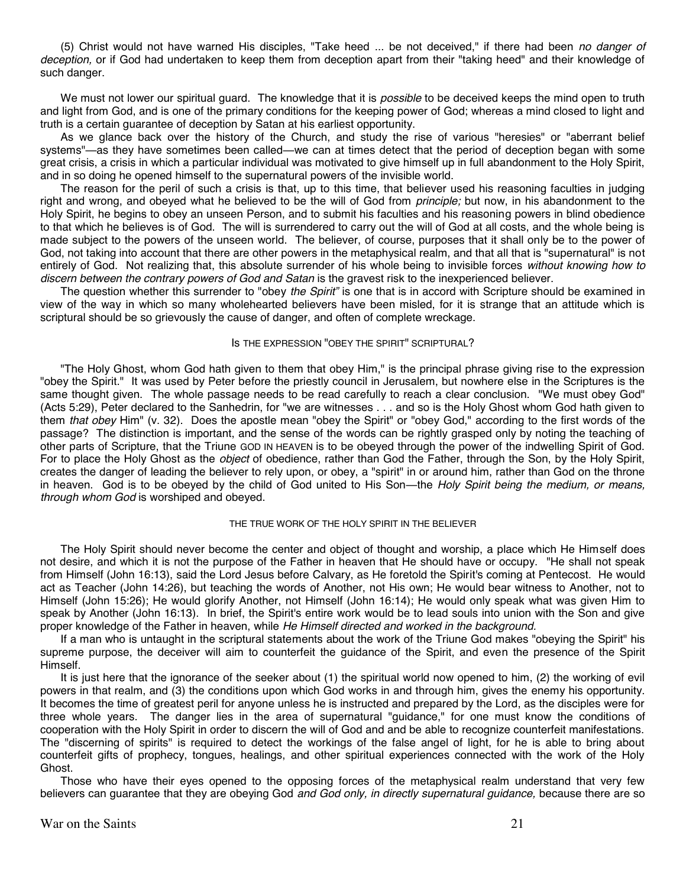(5) Christ would not have warned His disciples, "Take heed ... be not deceived," if there had been *no danger of deception,* or if God had undertaken to keep them from deception apart from their "taking heed" and their knowledge of such danger.

We must not lower our spiritual guard. The knowledge that it is *possible* to be deceived keeps the mind open to truth and light from God, and is one of the primary conditions for the keeping power of God; whereas a mind closed to light and truth is a certain guarantee of deception by Satan at his earliest opportunity.

As we glance back over the history of the Church, and study the rise of various "heresies" or "aberrant belief systems"—as they have sometimes been called—we can at times detect that the period of deception began with some great crisis, a crisis in which a particular individual was motivated to give himself up in full abandonment to the Holy Spirit, and in so doing he opened himself to the supernatural powers of the invisible world.

The reason for the peril of such a crisis is that, up to this time, that believer used his reasoning faculties in judging right and wrong, and obeyed what he believed to be the will of God from *principle;* but now, in his abandonment to the Holy Spirit, he begins to obey an unseen Person, and to submit his faculties and his reasoning powers in blind obedience to that which he believes is of God. The will is surrendered to carry out the will of God at all costs, and the whole being is made subject to the powers of the unseen world. The believer, of course, purposes that it shall only be to the power of God, not taking into account that there are other powers in the metaphysical realm, and that all that is "supernatural" is not entirely of God. Not realizing that, this absolute surrender of his whole being to invisible forces *without knowing how to discern between the contrary powers of God and Satan* is the gravest risk to the inexperienced believer.

The question whether this surrender to "obey *the Spirit"* is one that is in accord with Scripture should be examined in view of the way in which so many wholehearted believers have been misled, for it is strange that an attitude which is scriptural should be so grievously the cause of danger, and often of complete wreckage.

### IS THE EXPRESSION "OBEY THE SPIRIT" SCRIPTURAL?

"The Holy Ghost, whom God hath given to them that obey Him," is the principal phrase giving rise to the expression "obey the Spirit." It was used by Peter before the priestly council in Jerusalem, but nowhere else in the Scriptures is the same thought given. The whole passage needs to be read carefully to reach a clear conclusion. "We must obey God" (Acts 5:29), Peter declared to the Sanhedrin, for "we are witnesses . . . and so is the Holy Ghost whom God hath given to them *that obey* Him" (v. 32). Does the apostle mean "obey the Spirit" or "obey God," according to the first words of the passage? The distinction is important, and the sense of the words can be rightly grasped only by noting the teaching of other parts of Scripture, that the Triune GOD IN HEAVEN is to be obeyed through the power of the indwelling Spirit of God. For to place the Holy Ghost as the *object* of obedience, rather than God the Father, through the Son, by the Holy Spirit, creates the danger of leading the believer to rely upon, or obey, a "spirit" in or around him, rather than God on the throne in heaven. God is to be obeyed by the child of God united to His Son—the *Holy Spirit being the medium, or means, through whom God* is worshiped and obeyed.

### THE TRUE WORK OF THE HOLY SPIRIT IN THE BELIEVER

The Holy Spirit should never become the center and object of thought and worship, a place which He Himself does not desire, and which it is not the purpose of the Father in heaven that He should have or occupy. "He shall not speak from Himself (John 16:13), said the Lord Jesus before Calvary, as He foretold the Spirit's coming at Pentecost. He would act as Teacher (John 14:26), but teaching the words of Another, not His own; He would bear witness to Another, not to Himself (John 15:26); He would glorify Another, not Himself (John 16:14); He would only speak what was given Him to speak by Another (John 16:13). In brief, the Spirit's entire work would be to lead souls into union with the Son and give proper knowledge of the Father in heaven, while *He Himself directed and worked in the background.*

If a man who is untaught in the scriptural statements about the work of the Triune God makes "obeying the Spirit" his supreme purpose, the deceiver will aim to counterfeit the guidance of the Spirit, and even the presence of the Spirit Himself.

It is just here that the ignorance of the seeker about (1) the spiritual world now opened to him, (2) the working of evil powers in that realm, and (3) the conditions upon which God works in and through him, gives the enemy his opportunity. It becomes the time of greatest peril for anyone unless he is instructed and prepared by the Lord, as the disciples were for three whole years. The danger lies in the area of supernatural "guidance," for one must know the conditions of cooperation with the Holy Spirit in order to discern the will of God and and be able to recognize counterfeit manifestations. The "discerning of spirits" is required to detect the workings of the false angel of light, for he is able to bring about counterfeit gifts of prophecy, tongues, healings, and other spiritual experiences connected with the work of the Holy Ghost.

Those who have their eyes opened to the opposing forces of the metaphysical realm understand that very few believers can guarantee that they are obeying God *and God only, in directly supernatural guidance,* because there are so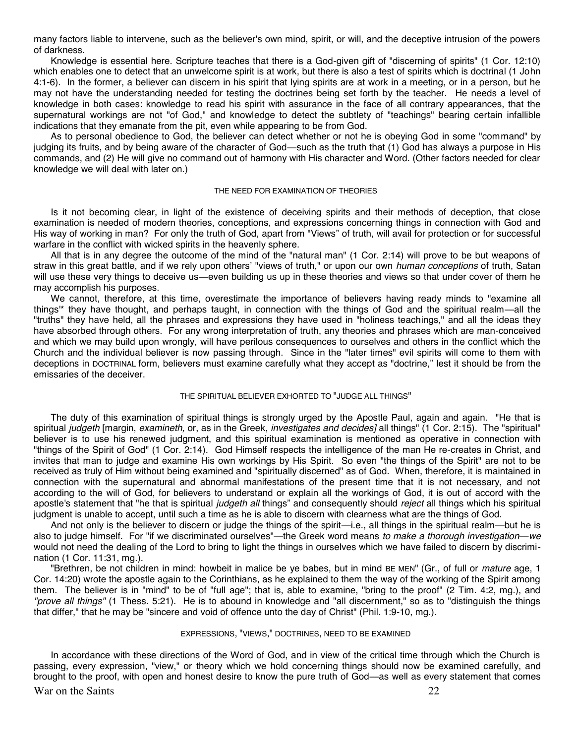many factors liable to intervene, such as the believer's own mind, spirit, or will, and the deceptive intrusion of the powers of darkness.

Knowledge is essential here. Scripture teaches that there is a God-given gift of "discerning of spirits" (1 Cor. 12:10) which enables one to detect that an unwelcome spirit is at work, but there is also a test of spirits which is doctrinal (1 John 4:1-6). In the former, a believer can discern in his spirit that lying spirits are at work in a meeting, or in a person, but he may not have the understanding needed for testing the doctrines being set forth by the teacher. He needs a level of knowledge in both cases: knowledge to read his spirit with assurance in the face of all contrary appearances, that the supernatural workings are not "of God," and knowledge to detect the subtlety of "teachings" bearing certain infallible indications that they emanate from the pit, even while appearing to be from God.

As to personal obedience to God, the believer can detect whether or not he is obeying God in some "command" by judging its fruits, and by being aware of the character of God—such as the truth that (1) God has always a purpose in His commands, and (2) He will give no command out of harmony with His character and Word. (Other factors needed for clear knowledge we will deal with later on.)

###### THE NEED FOR EXAMINATION OF THEORIES

Is it not becoming clear, in light of the existence of deceiving spirits and their methods of deception, that close examination is needed of modern theories, conceptions, and expressions concerning things in connection with God and His way of working in man? For only the truth of God, apart from "Views" of truth, will avail for protection or for successful warfare in the conflict with wicked spirits in the heavenly sphere.

All that is in any degree the outcome of the mind of the "natural man" (1 Cor. 2:14) will prove to be but weapons of straw in this great battle, and if we rely upon others' "views of truth," or upon our own *human conceptions* of truth, Satan will use these very things to deceive us—even building us up in these theories and views so that under cover of them he may accomplish his purposes.

We cannot, therefore, at this time, overestimate the importance of believers having ready minds to "examine all things'* they have thought, and perhaps taught, in connection with the things of God and the spiritual realm—all the "truths" they have held, all the phrases and expressions they have used in "holiness teachings," and all the ideas they have absorbed through others. For any wrong interpretation of truth, any theories and phrases which are man-conceived and which we may build upon wrongly, will have perilous consequences to ourselves and others in the conflict which the Church and the individual believer is now passing through. Since in the "later times" evil spirits will come to them with deceptions in DOCTRINAL form, believers must examine carefully what they accept as "doctrine," lest it should be from the emissaries of the deceiver.

###### THE SPIRITUAL BELIEVER EXHORTED TO "JUDGE ALL THINGS"

The duty of this examination of spiritual things is strongly urged by the Apostle Paul, again and again. "He that is spiritual *judgeth* [margin, *examineth,* or, as in the Greek, *investigates and decides]* all things" (1 Cor. 2:15). The "spiritual" believer is to use his renewed judgment, and this spiritual examination is mentioned as operative in connection with "things of the Spirit of God" (1 Cor. 2:14). God Himself respects the intelligence of the man He re-creates in Christ, and invites that man to judge and examine His own workings by His Spirit. So even "the things of the Spirit" are not to be received as truly of Him without being examined and "spiritually discerned" as of God. When, therefore, it is maintained in connection with the supernatural and abnormal manifestations of the present time that it is not necessary, and not according to the will of God, for believers to understand or explain all the workings of God, it is out of accord with the apostle's statement that "he that is spiritual *judgeth all* things" and consequently should *reject* all things which his spiritual judgment is unable to accept, until such a time as he is able to discern with clearness what are the things of God.

And not only is the believer to discern or judge the things of the spirit—i.e., all things in the spiritual realm—but he is also to judge himself. For "if we discriminated ourselves"—the Greek word means *to make a thorough investigation*—*we* would not need the dealing of the Lord to bring to light the things in ourselves which we have failed to discern by discrimination (1 Cor. 11:31, mg.).

"Brethren, be not children in mind: howbeit in malice be ye babes, but in mind BE MEN" (Gr., of full or *mature* age, 1 Cor. 14:20) wrote the apostle again to the Corinthians, as he explained to them the way of the working of the Spirit among them. The believer is in "mind" to be of "full age"; that is, able to examine, "bring to the proof" (2 Tim. 4:2, mg.), and *"prove all things"* (1 Thess. 5:21). He is to abound in knowledge and "all discernment," so as to "distinguish the things that differ," that he may be "sincere and void of offence unto the day of Christ" (Phil. 1:9-10, mg.).

###### EXPRESSIONS, "VIEWS," DOCTRINES, NEED TO BE EXAMINED

In accordance with these directions of the Word of God, and in view of the critical time through which the Church is passing, every expression, "view," or theory which we hold concerning things should now be examined carefully, and brought to the proof, with open and honest desire to know the pure truth of God—as well as every statement that comes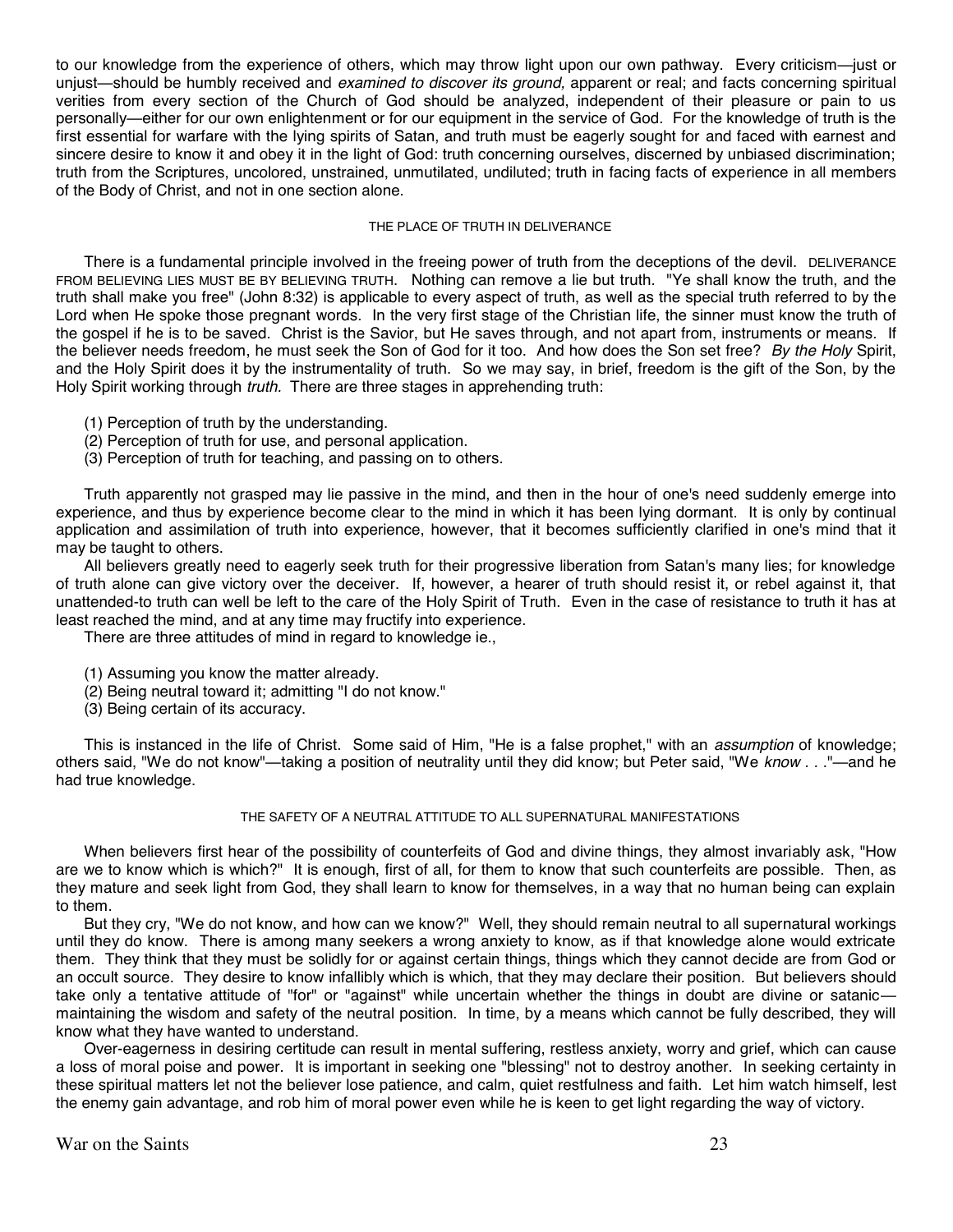to our knowledge from the experience of others, which may throw light upon our own pathway. Every criticism—just or unjust—should be humbly received and *examined to discover its ground,* apparent or real; and facts concerning spiritual verities from every section of the Church of God should be analyzed, independent of their pleasure or pain to us personally—either for our own enlightenment or for our equipment in the service of God. For the knowledge of truth is the first essential for warfare with the lying spirits of Satan, and truth must be eagerly sought for and faced with earnest and sincere desire to know it and obey it in the light of God: truth concerning ourselves, discerned by unbiased discrimination; truth from the Scriptures, uncolored, unstrained, unmutilated, undiluted; truth in facing facts of experience in all members of the Body of Christ, and not in one section alone.

### THE PLACE OF TRUTH IN DELIVERANCE

There is a fundamental principle involved in the freeing power of truth from the deceptions of the devil. DELIVERANCE FROM BELIEVING LIES MUST BE BY BELIEVING TRUTH. Nothing can remove a lie but truth. "Ye shall know the truth, and the truth shall make you free" (John 8:32) is applicable to every aspect of truth, as well as the special truth referred to by the Lord when He spoke those pregnant words. In the very first stage of the Christian life, the sinner must know the truth of the gospel if he is to be saved. Christ is the Savior, but He saves through, and not apart from, instruments or means. If the believer needs freedom, he must seek the Son of God for it too. And how does the Son set free? *By the Holy* Spirit, and the Holy Spirit does it by the instrumentality of truth. So we may say, in brief, freedom is the gift of the Son, by the Holy Spirit working through *truth.* There are three stages in apprehending truth:

(1) Perception of truth by the understanding.
(2) Perception of truth for use, and personal application.
(3) Perception of truth for teaching, and passing on to others.

Truth apparently not grasped may lie passive in the mind, and then in the hour of one's need suddenly emerge into experience, and thus by experience become clear to the mind in which it has been lying dormant. It is only by continual application and assimilation of truth into experience, however, that it becomes sufficiently clarified in one's mind that it may be taught to others.

All believers greatly need to eagerly seek truth for their progressive liberation from Satan's many lies; for knowledge of truth alone can give victory over the deceiver. If, however, a hearer of truth should resist it, or rebel against it, that unattended-to truth can well be left to the care of the Holy Spirit of Truth. Even in the case of resistance to truth it has at least reached the mind, and at any time may fructify into experience.

There are three attitudes of mind in regard to knowledge ie.,

(1) Assuming you know the matter already.
(2) Being neutral toward it; admitting "I do not know."
(3) Being certain of its accuracy.

This is instanced in the life of Christ. Some said of Him, "He is a false prophet," with an *assumption* of knowledge; others said, "We do not know"—taking a position of neutrality until they did know; but Peter said, "We *know . . .*"—and he had true knowledge.

### THE SAFETY OF A NEUTRAL ATTITUDE TO ALL SUPERNATURAL MANIFESTATIONS

When believers first hear of the possibility of counterfeits of God and divine things, they almost invariably ask, "How are we to know which is which?" It is enough, first of all, for them to know that such counterfeits are possible. Then, as they mature and seek light from God, they shall learn to know for themselves, in a way that no human being can explain to them.

But they cry, "We do not know, and how can we know?" Well, they should remain neutral to all supernatural workings until they do know. There is among many seekers a wrong anxiety to know, as if that knowledge alone would extricate them. They think that they must be solidly for or against certain things, things which they cannot decide are from God or an occult source. They desire to know infallibly which is which, that they may declare their position. But believers should take only a tentative attitude of "for" or "against" while uncertain whether the things in doubt are divine or satanic—maintaining the wisdom and safety of the neutral position. In time, by a means which cannot be fully described, they will know what they have wanted to understand.

Over-eagerness in desiring certitude can result in mental suffering, restless anxiety, worry and grief, which can cause a loss of moral poise and power. It is important in seeking one "blessing" not to destroy another. In seeking certainty in these spiritual matters let not the believer lose patience, and calm, quiet restfulness and faith. Let him watch himself, lest the enemy gain advantage, and rob him of moral power even while he is keen to get light regarding the way of victory.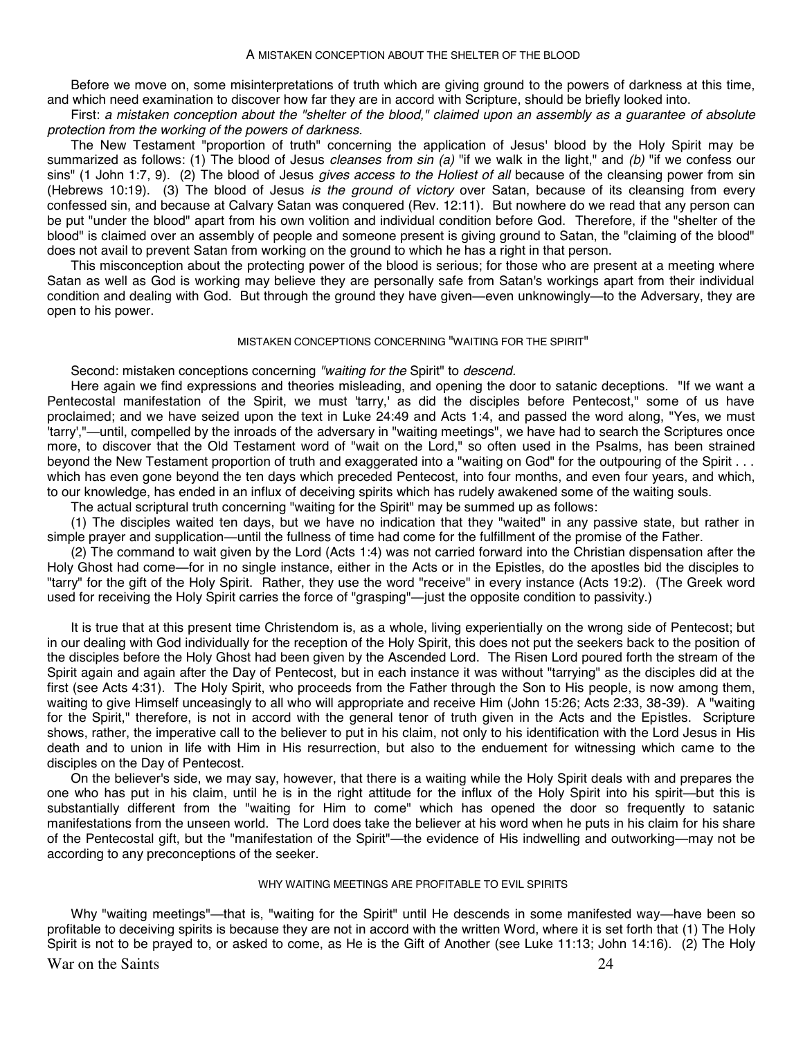### A MISTAKEN CONCEPTION ABOUT THE SHELTER OF THE BLOOD

Before we move on, some misinterpretations of truth which are giving ground to the powers of darkness at this time, and which need examination to discover how far they are in accord with Scripture, should be briefly looked into.

First: *a mistaken conception about the "shelter of the blood," claimed upon an assembly as a guarantee of absolute protection from the working of the powers of darkness.*

The New Testament "proportion of truth" concerning the application of Jesus' blood by the Holy Spirit may be summarized as follows: (1) The blood of Jesus *cleanses from sin (a)* "if we walk in the light," and *(b)* "if we confess our sins" (1 John 1:7, 9). (2) The blood of Jesus *gives access to the Holiest of all* because of the cleansing power from sin (Hebrews 10:19). (3) The blood of Jesus *is the ground of victory* over Satan, because of its cleansing from every confessed sin, and because at Calvary Satan was conquered (Rev. 12:11). But nowhere do we read that any person can be put "under the blood" apart from his own volition and individual condition before God. Therefore, if the "shelter of the blood" is claimed over an assembly of people and someone present is giving ground to Satan, the "claiming of the blood" does not avail to prevent Satan from working on the ground to which he has a right in that person.

This misconception about the protecting power of the blood is serious; for those who are present at a meeting where Satan as well as God is working may believe they are personally safe from Satan's workings apart from their individual condition and dealing with God. But through the ground they have given—even unknowingly—to the Adversary, they are open to his power.

### MISTAKEN CONCEPTIONS CONCERNING "WAITING FOR THE SPIRIT"

Second: mistaken conceptions concerning *"waiting for the* Spirit" to *descend.*

Here again we find expressions and theories misleading, and opening the door to satanic deceptions. "If we want a Pentecostal manifestation of the Spirit, we must 'tarry,' as did the disciples before Pentecost," some of us have proclaimed; and we have seized upon the text in Luke 24:49 and Acts 1:4, and passed the word along, "Yes, we must 'tarry',"—until, compelled by the inroads of the adversary in "waiting meetings", we have had to search the Scriptures once more, to discover that the Old Testament word of "wait on the Lord," so often used in the Psalms, has been strained beyond the New Testament proportion of truth and exaggerated into a "waiting on God" for the outpouring of the Spirit . . . which has even gone beyond the ten days which preceded Pentecost, into four months, and even four years, and which, to our knowledge, has ended in an influx of deceiving spirits which has rudely awakened some of the waiting souls.

The actual scriptural truth concerning "waiting for the Spirit" may be summed up as follows:

(1) The disciples waited ten days, but we have no indication that they "waited" in any passive state, but rather in simple prayer and supplication—until the fullness of time had come for the fulfillment of the promise of the Father.

(2) The command to wait given by the Lord (Acts 1:4) was not carried forward into the Christian dispensation after the Holy Ghost had come—for in no single instance, either in the Acts or in the Epistles, do the apostles bid the disciples to "tarry" for the gift of the Holy Spirit. Rather, they use the word "receive" in every instance (Acts 19:2). (The Greek word used for receiving the Holy Spirit carries the force of "grasping"—just the opposite condition to passivity.)

It is true that at this present time Christendom is, as a whole, living experientially on the wrong side of Pentecost; but in our dealing with God individually for the reception of the Holy Spirit, this does not put the seekers back to the position of the disciples before the Holy Ghost had been given by the Ascended Lord. The Risen Lord poured forth the stream of the Spirit again and again after the Day of Pentecost, but in each instance it was without "tarrying" as the disciples did at the first (see Acts 4:31). The Holy Spirit, who proceeds from the Father through the Son to His people, is now among them, waiting to give Himself unceasingly to all who will appropriate and receive Him (John 15:26; Acts 2:33, 38-39). A "waiting for the Spirit," therefore, is not in accord with the general tenor of truth given in the Acts and the Epistles. Scripture shows, rather, the imperative call to the believer to put in his claim, not only to his identification with the Lord Jesus in His death and to union in life with Him in His resurrection, but also to the enduement for witnessing which came to the disciples on the Day of Pentecost.

On the believer's side, we may say, however, that there is a waiting while the Holy Spirit deals with and prepares the one who has put in his claim, until he is in the right attitude for the influx of the Holy Spirit into his spirit—but this is substantially different from the "waiting for Him to come" which has opened the door so frequently to satanic manifestations from the unseen world. The Lord does take the believer at his word when he puts in his claim for his share of the Pentecostal gift, but the "manifestation of the Spirit"—the evidence of His indwelling and outworking—may not be according to any preconceptions of the seeker.

### WHY WAITING MEETINGS ARE PROFITABLE TO EVIL SPIRITS

Why "waiting meetings"—that is, "waiting for the Spirit" until He descends in some manifested way—have been so profitable to deceiving spirits is because they are not in accord with the written Word, where it is set forth that (1) The Holy Spirit is not to be prayed to, or asked to come, as He is the Gift of Another (see Luke 11:13; John 14:16). (2) The Holy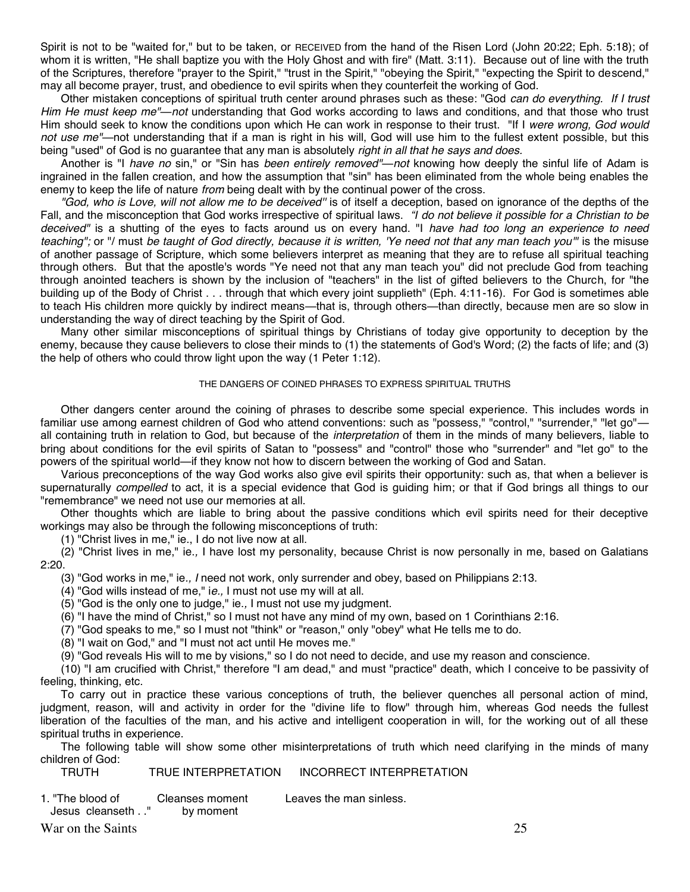Spirit is not to be "waited for," but to be taken, or RECEIVED from the hand of the Risen Lord (John 20:22; Eph. 5:18); of whom it is written, "He shall baptize you with the Holy Ghost and with fire" (Matt. 3:11). Because out of line with the truth of the Scriptures, therefore "prayer to the Spirit," "trust in the Spirit," "obeying the Spirit," "expecting the Spirit to descend," may all become prayer, trust, and obedience to evil spirits when they counterfeit the working of God.

Other mistaken conceptions of spiritual truth center around phrases such as these: "God *can do everything. If I trust Him He must keep me"—not* understanding that God works according to laws and conditions, and that those who trust Him should seek to know the conditions upon which He can work in response to their trust. "If I *were wrong, God would not use me"*—not understanding that if a man is right in his will, God will use him to the fullest extent possible, but this being "used" of God is no guarantee that any man is absolutely *right in all that he says and does*.

Another is "I *have no* sin," or "Sin has *been entirely removed"—not* knowing how deeply the sinful life of Adam is ingrained in the fallen creation, and how the assumption that "sin" has been eliminated from the whole being enables the enemy to keep the life of nature *from* being dealt with by the continual power of the cross.

*"God, who is Love, will not allow me to be deceived"* is of itself a deception, based on ignorance of the depths of the Fall, and the misconception that God works irrespective of spiritual laws. *"I do not believe it possible for a Christian to be deceived"* is a shutting of the eyes to facts around us on every hand. "I *have had too long an experience to need teaching";* or "/ must *be taught of God directly, because it is written, 'Ye need not that any man teach you'"* is the misuse of another passage of Scripture, which some believers interpret as meaning that they are to refuse all spiritual teaching through others. But that the apostle's words "Ye need not that any man teach you" did not preclude God from teaching through anointed teachers is shown by the inclusion of "teachers" in the list of gifted believers to the Church, for "the building up of the Body of Christ . . . through that which every joint supplieth" (Eph. 4:11-16). For God is sometimes able to teach His children more quickly by indirect means—that is, through others—than directly, because men are so slow in understanding the way of direct teaching by the Spirit of God.

Many other similar misconceptions of spiritual things by Christians of today give opportunity to deception by the enemy, because they cause believers to close their minds to (1) the statements of God's Word; (2) the facts of life; and (3) the help of others who could throw light upon the way (1 Peter 1:12).

## THE DANGERS OF COINED PHRASES TO EXPRESS SPIRITUAL TRUTHS

Other dangers center around the coining of phrases to describe some special experience. This includes words in familiar use among earnest children of God who attend conventions: such as "possess," "control," "surrender," "let go"—all containing truth in relation to God, but because of the *interpretation* of them in the minds of many believers, liable to bring about conditions for the evil spirits of Satan to "possess" and "control" those who "surrender" and "let go" to the powers of the spiritual world—if they know not how to discern between the working of God and Satan.

Various preconceptions of the way God works also give evil spirits their opportunity: such as, that when a believer is supernaturally *compelled* to act, it is a special evidence that God is guiding him; or that if God brings all things to our "remembrance" we need not use our memories at all.

Other thoughts which are liable to bring about the passive conditions which evil spirits need for their deceptive workings may also be through the following misconceptions of truth:

(1) "Christ lives in me," ie., I do not live now at all.

(2) "Christ lives in me," ie*.,* I have lost my personality, because Christ is now personally in me, based on Galatians 2:20.

(3) "God works in me," ie*., I* need not work, only surrender and obey, based on Philippians 2:13.

(4) "God wills instead of me," i*e.,* I must not use my will at all.

(5) "God is the only one to judge," ie*.,* I must not use my judgment.

(6) "I have the mind of Christ," so I must not have any mind of my own, based on 1 Corinthians 2:16.

(7) "God speaks to me," so I must not "think" or "reason," only "obey" what He tells me to do.

(8) "I wait on God," and "I must not act until He moves me."

(9) "God reveals His will to me by visions," so I do not need to decide, and use my reason and conscience.

(10) "I am crucified with Christ," therefore "I am dead," and must "practice" death, which I conceive to be passivity of feeling, thinking, etc.

To carry out in practice these various conceptions of truth, the believer quenches all personal action of mind, judgment, reason, will and activity in order for the "divine life to flow" through him, whereas God needs the fullest liberation of the faculties of the man, and his active and intelligent cooperation in will, for the working out of all these spiritual truths in experience.

The following table will show some other misinterpretations of truth which need clarifying in the minds of many children of God:

| TRUTH | TRUE INTERPRETATION | INCORRECT INTERPRETATION |
|---|---|---|
| 1. "The blood of Jesus cleanseth . ." | Cleanses moment by moment | Leaves the man sinless. |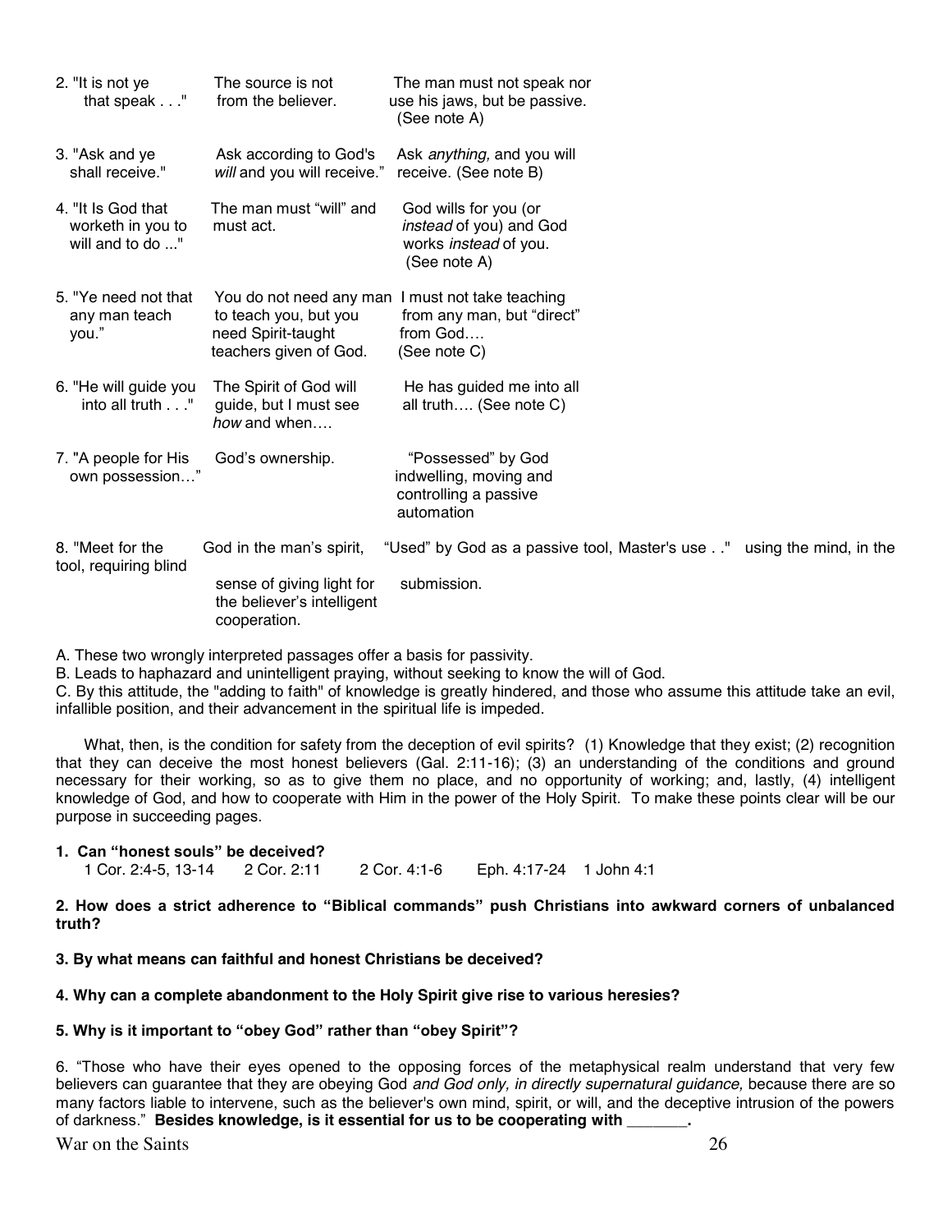| | | |
|---|---|---|
| 2. "It is not ye that speak . . ." | The source is not from the believer. | The man must not speak nor use his jaws, but be passive. (See note A) |
| 3. "Ask and ye shall receive." | Ask according to God's *will* and you will receive." | Ask *anything,* and you will receive. (See note B) |
| 4. "It Is God that worketh in you to will and to do ..." | The man must "will" and must act. | God wills for you (or *instead* of you) and God works *instead* of you. (See note A) |
| 5. "Ye need not that any man teach you." | You do not need any man to teach you, but you need Spirit-taught teachers given of God. | I must not take teaching from any man, but "direct" from God…. (See note C) |
| 6. "He will guide you into all truth . . ." | The Spirit of God will guide, but I must see *how* and when…. | He has guided me into all all truth…. (See note C) |
| 7. "A people for His own possession…" | God's ownership. | "Possessed" by God indwelling, moving and controlling a passive automation |
| 8. "Meet for the Master's use . ." | God in the man's spirit, using the mind, in the sense of giving light for the believer's intelligent cooperation. | "Used" by God as a passive tool, tool, requiring blind submission. |

A. These two wrongly interpreted passages offer a basis for passivity.
B. Leads to haphazard and unintelligent praying, without seeking to know the will of God.
C. By this attitude, the "adding to faith" of knowledge is greatly hindered, and those who assume this attitude take an evil, infallible position, and their advancement in the spiritual life is impeded.

What, then, is the condition for safety from the deception of evil spirits? (1) Knowledge that they exist; (2) recognition that they can deceive the most honest believers (Gal. 2:11-16); (3) an understanding of the conditions and ground necessary for their working, so as to give them no place, and no opportunity of working; and, lastly, (4) intelligent knowledge of God, and how to cooperate with Him in the power of the Holy Spirit. To make these points clear will be our purpose in succeeding pages.

**1. Can "honest souls" be deceived?**
1 Cor. 2:4-5, 13-14 2 Cor. 2:11 2 Cor. 4:1-6 Eph. 4:17-24 1 John 4:1

**2. How does a strict adherence to "Biblical commands" push Christians into awkward corners of unbalanced truth?**

**3. By what means can faithful and honest Christians be deceived?**

**4. Why can a complete abandonment to the Holy Spirit give rise to various heresies?**

**5. Why is it important to "obey God" rather than "obey Spirit"?**

6. "Those who have their eyes opened to the opposing forces of the metaphysical realm understand that very few believers can guarantee that they are obeying God *and God only, in directly supernatural guidance,* because there are so many factors liable to intervene, such as the believer's own mind, spirit, or will, and the deceptive intrusion of the powers of darkness." **Besides knowledge, is it essential for us to be cooperating with _______.**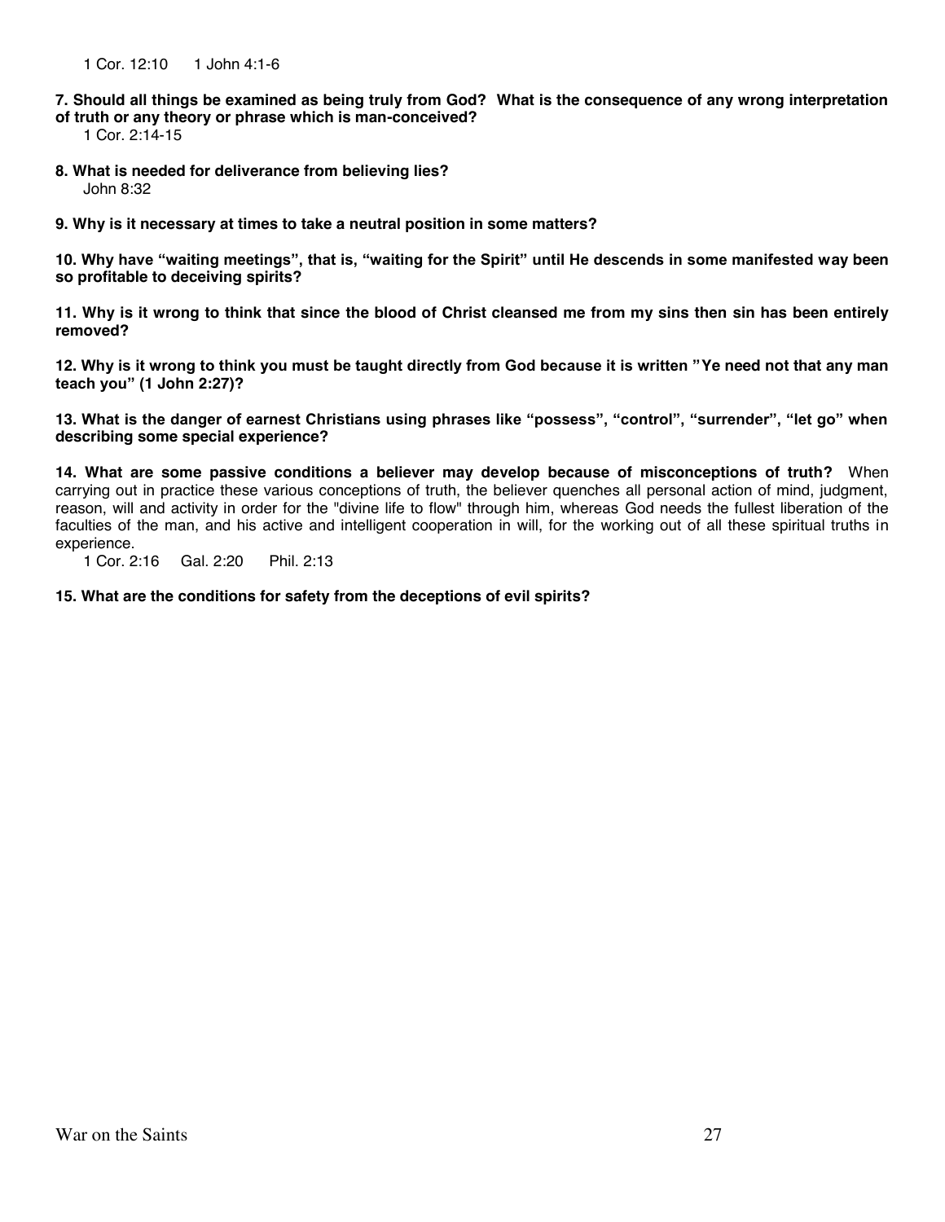1 Cor. 12:10    1 John 4:1-6

**7. Should all things be examined as being truly from God? What is the consequence of any wrong interpretation of truth or any theory or phrase which is man-conceived?**

1 Cor. 2:14-15

**8. What is needed for deliverance from believing lies?**

John 8:32

**9. Why is it necessary at times to take a neutral position in some matters?**

**10. Why have "waiting meetings", that is, "waiting for the Spirit" until He descends in some manifested way been so profitable to deceiving spirits?**

**11. Why is it wrong to think that since the blood of Christ cleansed me from my sins then sin has been entirely removed?**

**12. Why is it wrong to think you must be taught directly from God because it is written "Ye need not that any man teach you" (1 John 2:27)?**

**13. What is the danger of earnest Christians using phrases like "possess", "control", "surrender", "let go" when describing some special experience?**

**14. What are some passive conditions a believer may develop because of misconceptions of truth?** When carrying out in practice these various conceptions of truth, the believer quenches all personal action of mind, judgment, reason, will and activity in order for the "divine life to flow" through him, whereas God needs the fullest liberation of the faculties of the man, and his active and intelligent cooperation in will, for the working out of all these spiritual truths in experience.

1 Cor. 2:16    Gal. 2:20    Phil. 2:13

**15. What are the conditions for safety from the deceptions of evil spirits?**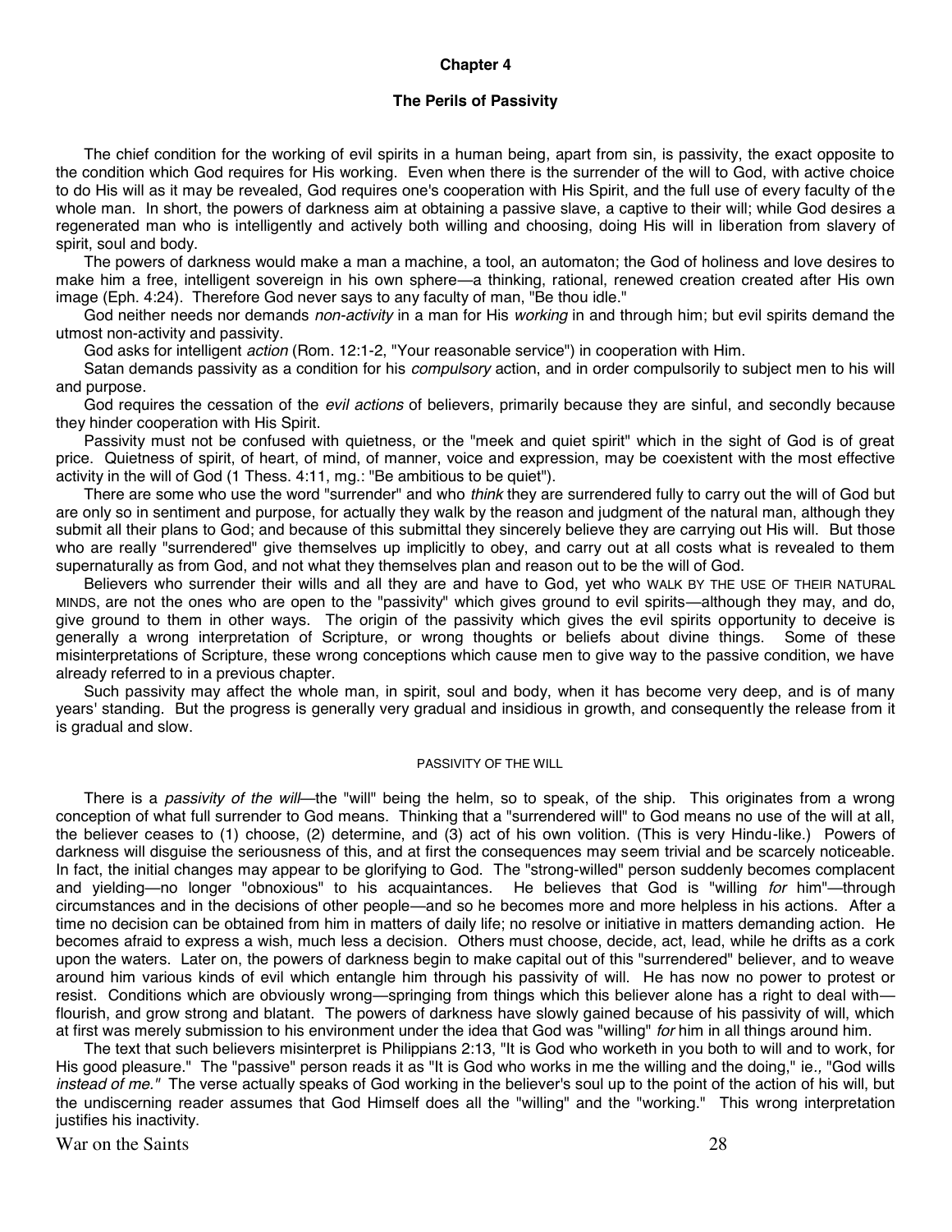## Chapter 4

### The Perils of Passivity

The chief condition for the working of evil spirits in a human being, apart from sin, is passivity, the exact opposite to the condition which God requires for His working. Even when there is the surrender of the will to God, with active choice to do His will as it may be revealed, God requires one's cooperation with His Spirit, and the full use of every faculty of the whole man. In short, the powers of darkness aim at obtaining a passive slave, a captive to their will; while God desires a regenerated man who is intelligently and actively both willing and choosing, doing His will in liberation from slavery of spirit, soul and body.

The powers of darkness would make a man a machine, a tool, an automaton; the God of holiness and love desires to make him a free, intelligent sovereign in his own sphere—a thinking, rational, renewed creation created after His own image (Eph. 4:24). Therefore God never says to any faculty of man, "Be thou idle."

God neither needs nor demands *non-activity* in a man for His *working* in and through him; but evil spirits demand the utmost non-activity and passivity.

God asks for intelligent *action* (Rom. 12:1-2, "Your reasonable service") in cooperation with Him.

Satan demands passivity as a condition for his *compulsory* action, and in order compulsorily to subject men to his will and purpose.

God requires the cessation of the *evil actions* of believers, primarily because they are sinful, and secondly because they hinder cooperation with His Spirit.

Passivity must not be confused with quietness, or the "meek and quiet spirit" which in the sight of God is of great price. Quietness of spirit, of heart, of mind, of manner, voice and expression, may be coexistent with the most effective activity in the will of God (1 Thess. 4:11, mg.: "Be ambitious to be quiet").

There are some who use the word "surrender" and who *think* they are surrendered fully to carry out the will of God but are only so in sentiment and purpose, for actually they walk by the reason and judgment of the natural man, although they submit all their plans to God; and because of this submittal they sincerely believe they are carrying out His will. But those who are really "surrendered" give themselves up implicitly to obey, and carry out at all costs what is revealed to them supernaturally as from God, and not what they themselves plan and reason out to be the will of God.

Believers who surrender their wills and all they are and have to God, yet who WALK BY THE USE OF THEIR NATURAL MINDS, are not the ones who are open to the "passivity" which gives ground to evil spirits—although they may, and do, give ground to them in other ways. The origin of the passivity which gives the evil spirits opportunity to deceive is generally a wrong interpretation of Scripture, or wrong thoughts or beliefs about divine things. Some of these misinterpretations of Scripture, these wrong conceptions which cause men to give way to the passive condition, we have already referred to in a previous chapter.

Such passivity may affect the whole man, in spirit, soul and body, when it has become very deep, and is of many years' standing. But the progress is generally very gradual and insidious in growth, and consequently the release from it is gradual and slow.

#### PASSIVITY OF THE WILL

There is a *passivity of the will*—the "will" being the helm, so to speak, of the ship. This originates from a wrong conception of what full surrender to God means. Thinking that a "surrendered will" to God means no use of the will at all, the believer ceases to (1) choose, (2) determine, and (3) act of his own volition. (This is very Hindu-like.) Powers of darkness will disguise the seriousness of this, and at first the consequences may seem trivial and be scarcely noticeable. In fact, the initial changes may appear to be glorifying to God. The "strong-willed" person suddenly becomes complacent and yielding—no longer "obnoxious" to his acquaintances. He believes that God is "willing *for* him"—through circumstances and in the decisions of other people—and so he becomes more and more helpless in his actions. After a time no decision can be obtained from him in matters of daily life; no resolve or initiative in matters demanding action. He becomes afraid to express a wish, much less a decision. Others must choose, decide, act, lead, while he drifts as a cork upon the waters. Later on, the powers of darkness begin to make capital out of this "surrendered" believer, and to weave around him various kinds of evil which entangle him through his passivity of will. He has now no power to protest or resist. Conditions which are obviously wrong—springing from things which this believer alone has a right to deal with—flourish, and grow strong and blatant. The powers of darkness have slowly gained because of his passivity of will, which at first was merely submission to his environment under the idea that God was "willing" *for* him in all things around him.

The text that such believers misinterpret is Philippians 2:13, "It is God who worketh in you both to will and to work, for His good pleasure." The "passive" person reads it as "It is God who works in me the willing and the doing," ie., "God wills *instead of me."* The verse actually speaks of God working in the believer's soul up to the point of the action of his will, but the undiscerning reader assumes that God Himself does all the "willing" and the "working." This wrong interpretation justifies his inactivity.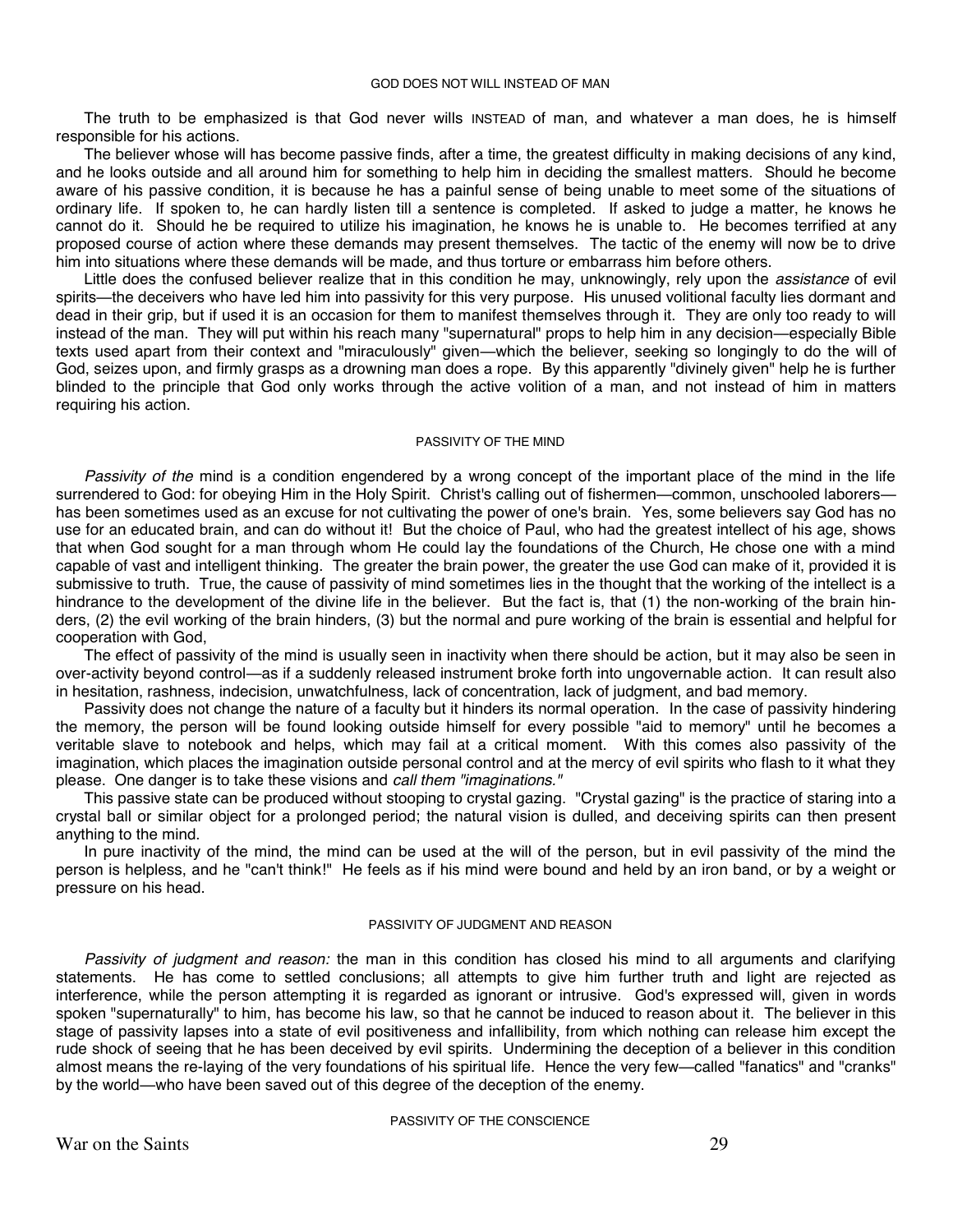## GOD DOES NOT WILL INSTEAD OF MAN

The truth to be emphasized is that God never wills INSTEAD of man, and whatever a man does, he is himself responsible for his actions.

The believer whose will has become passive finds, after a time, the greatest difficulty in making decisions of any kind, and he looks outside and all around him for something to help him in deciding the smallest matters. Should he become aware of his passive condition, it is because he has a painful sense of being unable to meet some of the situations of ordinary life. If spoken to, he can hardly listen till a sentence is completed. If asked to judge a matter, he knows he cannot do it. Should he be required to utilize his imagination, he knows he is unable to. He becomes terrified at any proposed course of action where these demands may present themselves. The tactic of the enemy will now be to drive him into situations where these demands will be made, and thus torture or embarrass him before others.

Little does the confused believer realize that in this condition he may, unknowingly, rely upon the *assistance* of evil spirits—the deceivers who have led him into passivity for this very purpose. His unused volitional faculty lies dormant and dead in their grip, but if used it is an occasion for them to manifest themselves through it. They are only too ready to will instead of the man. They will put within his reach many "supernatural" props to help him in any decision—especially Bible texts used apart from their context and "miraculously" given—which the believer, seeking so longingly to do the will of God, seizes upon, and firmly grasps as a drowning man does a rope. By this apparently "divinely given" help he is further blinded to the principle that God only works through the active volition of a man, and not instead of him in matters requiring his action.

## PASSIVITY OF THE MIND

*Passivity of the* mind is a condition engendered by a wrong concept of the important place of the mind in the life surrendered to God: for obeying Him in the Holy Spirit. Christ's calling out of fishermen—common, unschooled laborers—has been sometimes used as an excuse for not cultivating the power of one's brain. Yes, some believers say God has no use for an educated brain, and can do without it! But the choice of Paul, who had the greatest intellect of his age, shows that when God sought for a man through whom He could lay the foundations of the Church, He chose one with a mind capable of vast and intelligent thinking. The greater the brain power, the greater the use God can make of it, provided it is submissive to truth. True, the cause of passivity of mind sometimes lies in the thought that the working of the intellect is a hindrance to the development of the divine life in the believer. But the fact is, that (1) the non-working of the brain hinders, (2) the evil working of the brain hinders, (3) but the normal and pure working of the brain is essential and helpful for cooperation with God,

The effect of passivity of the mind is usually seen in inactivity when there should be action, but it may also be seen in over-activity beyond control—as if a suddenly released instrument broke forth into ungovernable action. It can result also in hesitation, rashness, indecision, unwatchfulness, lack of concentration, lack of judgment, and bad memory.

Passivity does not change the nature of a faculty but it hinders its normal operation. In the case of passivity hindering the memory, the person will be found looking outside himself for every possible "aid to memory" until he becomes a veritable slave to notebook and helps, which may fail at a critical moment. With this comes also passivity of the imagination, which places the imagination outside personal control and at the mercy of evil spirits who flash to it what they please. One danger is to take these visions and *call them "imaginations."*

This passive state can be produced without stooping to crystal gazing. "Crystal gazing" is the practice of staring into a crystal ball or similar object for a prolonged period; the natural vision is dulled, and deceiving spirits can then present anything to the mind.

In pure inactivity of the mind, the mind can be used at the will of the person, but in evil passivity of the mind the person is helpless, and he "can't think!" He feels as if his mind were bound and held by an iron band, or by a weight or pressure on his head.

## PASSIVITY OF JUDGMENT AND REASON

*Passivity of judgment and reason:* the man in this condition has closed his mind to all arguments and clarifying statements. He has come to settled conclusions; all attempts to give him further truth and light are rejected as interference, while the person attempting it is regarded as ignorant or intrusive. God's expressed will, given in words spoken "supernaturally" to him, has become his law, so that he cannot be induced to reason about it. The believer in this stage of passivity lapses into a state of evil positiveness and infallibility, from which nothing can release him except the rude shock of seeing that he has been deceived by evil spirits. Undermining the deception of a believer in this condition almost means the re-laying of the very foundations of his spiritual life. Hence the very few—called "fanatics" and "cranks" by the world—who have been saved out of this degree of the deception of the enemy.

## PASSIVITY OF THE CONSCIENCE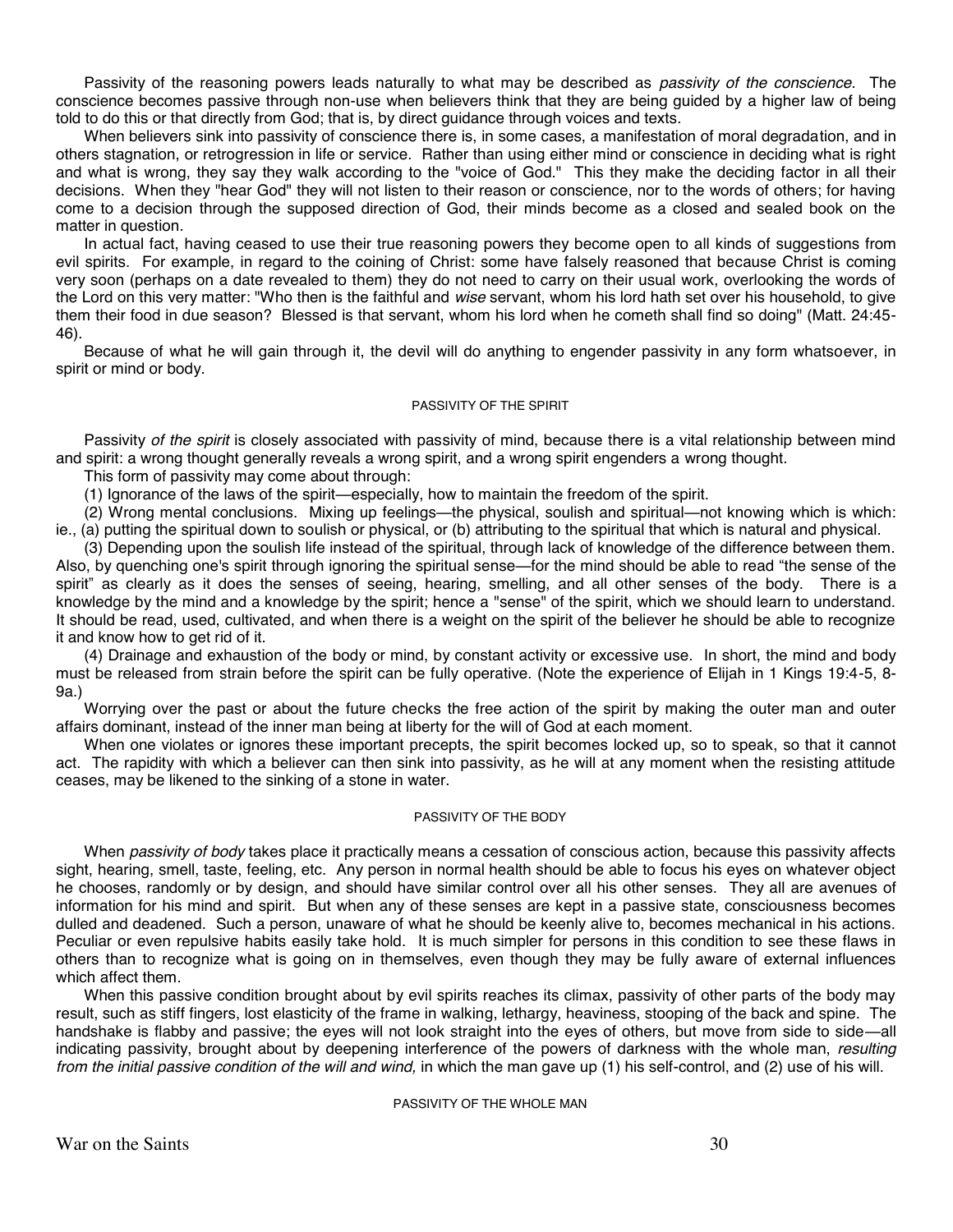Passivity of the reasoning powers leads naturally to what may be described as *passivity of the conscience.* The conscience becomes passive through non-use when believers think that they are being guided by a higher law of being told to do this or that directly from God; that is, by direct guidance through voices and texts.

When believers sink into passivity of conscience there is, in some cases, a manifestation of moral degradation, and in others stagnation, or retrogression in life or service. Rather than using either mind or conscience in deciding what is right and what is wrong, they say they walk according to the "voice of God." This they make the deciding factor in all their decisions. When they "hear God" they will not listen to their reason or conscience, nor to the words of others; for having come to a decision through the supposed direction of God, their minds become as a closed and sealed book on the matter in question.

In actual fact, having ceased to use their true reasoning powers they become open to all kinds of suggestions from evil spirits. For example, in regard to the coining of Christ: some have falsely reasoned that because Christ is coming very soon (perhaps on a date revealed to them) they do not need to carry on their usual work, overlooking the words of the Lord on this very matter: "Who then is the faithful and *wise* servant, whom his lord hath set over his household, to give them their food in due season? Blessed is that servant, whom his lord when he cometh shall find so doing" (Matt. 24:45-46).

Because of what he will gain through it, the devil will do anything to engender passivity in any form whatsoever, in spirit or mind or body.

## PASSIVITY OF THE SPIRIT

Passivity *of the spirit* is closely associated with passivity of mind, because there is a vital relationship between mind and spirit: a wrong thought generally reveals a wrong spirit, and a wrong spirit engenders a wrong thought.

This form of passivity may come about through:

(1) Ignorance of the laws of the spirit—especially, how to maintain the freedom of the spirit.

(2) Wrong mental conclusions. Mixing up feelings—the physical, soulish and spiritual—not knowing which is which: ie., (a) putting the spiritual down to soulish or physical, or (b) attributing to the spiritual that which is natural and physical.

(3) Depending upon the soulish life instead of the spiritual, through lack of knowledge of the difference between them. Also, by quenching one's spirit through ignoring the spiritual sense—for the mind should be able to read "the sense of the spirit" as clearly as it does the senses of seeing, hearing, smelling, and all other senses of the body. There is a knowledge by the mind and a knowledge by the spirit; hence a "sense" of the spirit, which we should learn to understand. It should be read, used, cultivated, and when there is a weight on the spirit of the believer he should be able to recognize it and know how to get rid of it.

(4) Drainage and exhaustion of the body or mind, by constant activity or excessive use. In short, the mind and body must be released from strain before the spirit can be fully operative. (Note the experience of Elijah in 1 Kings 19:4-5, 8-9a.)

Worrying over the past or about the future checks the free action of the spirit by making the outer man and outer affairs dominant, instead of the inner man being at liberty for the will of God at each moment.

When one violates or ignores these important precepts, the spirit becomes locked up, so to speak, so that it cannot act. The rapidity with which a believer can then sink into passivity, as he will at any moment when the resisting attitude ceases, may be likened to the sinking of a stone in water.

## PASSIVITY OF THE BODY

When *passivity of body* takes place it practically means a cessation of conscious action, because this passivity affects sight, hearing, smell, taste, feeling, etc. Any person in normal health should be able to focus his eyes on whatever object he chooses, randomly or by design, and should have similar control over all his other senses. They all are avenues of information for his mind and spirit. But when any of these senses are kept in a passive state, consciousness becomes dulled and deadened. Such a person, unaware of what he should be keenly alive to, becomes mechanical in his actions. Peculiar or even repulsive habits easily take hold. It is much simpler for persons in this condition to see these flaws in others than to recognize what is going on in themselves, even though they may be fully aware of external influences which affect them.

When this passive condition brought about by evil spirits reaches its climax, passivity of other parts of the body may result, such as stiff fingers, lost elasticity of the frame in walking, lethargy, heaviness, stooping of the back and spine. The handshake is flabby and passive; the eyes will not look straight into the eyes of others, but move from side to side—all indicating passivity, brought about by deepening interference of the powers of darkness with the whole man, *resulting from the initial passive condition of the will and wind,* in which the man gave up (1) his self-control, and (2) use of his will.

## PASSIVITY OF THE WHOLE MAN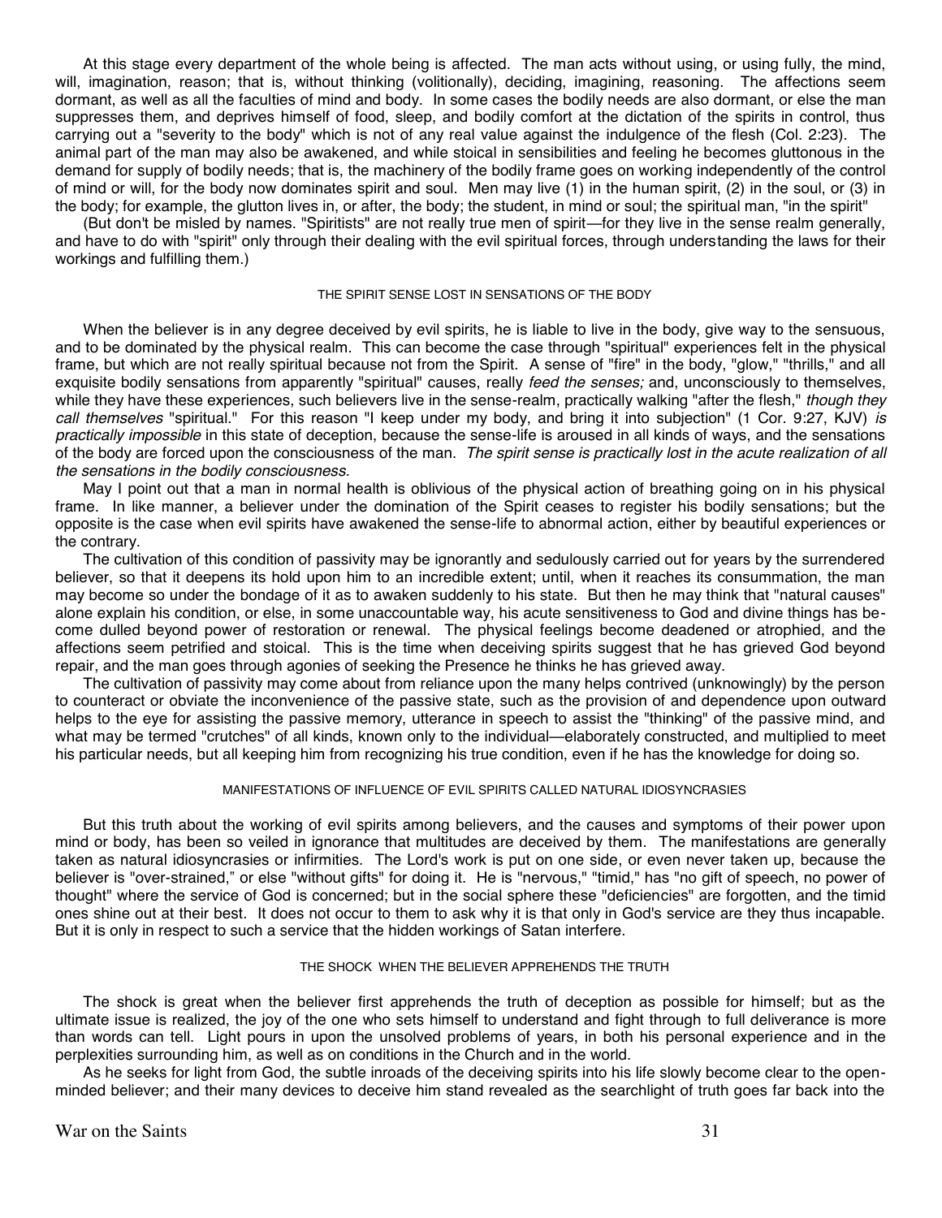At this stage every department of the whole being is affected. The man acts without using, or using fully, the mind, will, imagination, reason; that is, without thinking (volitionally), deciding, imagining, reasoning. The affections seem dormant, as well as all the faculties of mind and body. In some cases the bodily needs are also dormant, or else the man suppresses them, and deprives himself of food, sleep, and bodily comfort at the dictation of the spirits in control, thus carrying out a "severity to the body" which is not of any real value against the indulgence of the flesh (Col. 2:23). The animal part of the man may also be awakened, and while stoical in sensibilities and feeling he becomes gluttonous in the demand for supply of bodily needs; that is, the machinery of the bodily frame goes on working independently of the control of mind or will, for the body now dominates spirit and soul. Men may live (1) in the human spirit, (2) in the soul, or (3) in the body; for example, the glutton lives in, or after, the body; the student, in mind or soul; the spiritual man, "in the spirit"

(But don't be misled by names. "Spiritists" are not really true men of spirit—for they live in the sense realm generally, and have to do with "spirit" only through their dealing with the evil spiritual forces, through understanding the laws for their workings and fulfilling them.)

###### THE SPIRIT SENSE LOST IN SENSATIONS OF THE BODY

When the believer is in any degree deceived by evil spirits, he is liable to live in the body, give way to the sensuous, and to be dominated by the physical realm. This can become the case through "spiritual" experiences felt in the physical frame, but which are not really spiritual because not from the Spirit. A sense of "fire" in the body, "glow," "thrills," and all exquisite bodily sensations from apparently "spiritual" causes, really *feed the senses;* and, unconsciously to themselves, while they have these experiences, such believers live in the sense-realm, practically walking "after the flesh," *though they call themselves* "spiritual." For this reason "I keep under my body, and bring it into subjection" (1 Cor. 9:27, KJV) *is practically impossible* in this state of deception, because the sense-life is aroused in all kinds of ways, and the sensations of the body are forced upon the consciousness of the man. *The spirit sense is practically lost in the acute realization of all the sensations in the bodily consciousness.*

May I point out that a man in normal health is oblivious of the physical action of breathing going on in his physical frame. In like manner, a believer under the domination of the Spirit ceases to register his bodily sensations; but the opposite is the case when evil spirits have awakened the sense-life to abnormal action, either by beautiful experiences or the contrary.

The cultivation of this condition of passivity may be ignorantly and sedulously carried out for years by the surrendered believer, so that it deepens its hold upon him to an incredible extent; until, when it reaches its consummation, the man may become so under the bondage of it as to awaken suddenly to his state. But then he may think that "natural causes" alone explain his condition, or else, in some unaccountable way, his acute sensitiveness to God and divine things has become dulled beyond power of restoration or renewal. The physical feelings become deadened or atrophied, and the affections seem petrified and stoical. This is the time when deceiving spirits suggest that he has grieved God beyond repair, and the man goes through agonies of seeking the Presence he thinks he has grieved away.

The cultivation of passivity may come about from reliance upon the many helps contrived (unknowingly) by the person to counteract or obviate the inconvenience of the passive state, such as the provision of and dependence upon outward helps to the eye for assisting the passive memory, utterance in speech to assist the "thinking" of the passive mind, and what may be termed "crutches" of all kinds, known only to the individual—elaborately constructed, and multiplied to meet his particular needs, but all keeping him from recognizing his true condition, even if he has the knowledge for doing so.

###### MANIFESTATIONS OF INFLUENCE OF EVIL SPIRITS CALLED NATURAL IDIOSYNCRASIES

But this truth about the working of evil spirits among believers, and the causes and symptoms of their power upon mind or body, has been so veiled in ignorance that multitudes are deceived by them. The manifestations are generally taken as natural idiosyncrasies or infirmities. The Lord's work is put on one side, or even never taken up, because the believer is "over-strained," or else "without gifts" for doing it. He is "nervous," "timid," has "no gift of speech, no power of thought" where the service of God is concerned; but in the social sphere these "deficiencies" are forgotten, and the timid ones shine out at their best. It does not occur to them to ask why it is that only in God's service are they thus incapable. But it is only in respect to such a service that the hidden workings of Satan interfere.

###### THE SHOCK WHEN THE BELIEVER APPREHENDS THE TRUTH

The shock is great when the believer first apprehends the truth of deception as possible for himself; but as the ultimate issue is realized, the joy of the one who sets himself to understand and fight through to full deliverance is more than words can tell. Light pours in upon the unsolved problems of years, in both his personal experience and in the perplexities surrounding him, as well as on conditions in the Church and in the world.

As he seeks for light from God, the subtle inroads of the deceiving spirits into his life slowly become clear to the open-minded believer; and their many devices to deceive him stand revealed as the searchlight of truth goes far back into the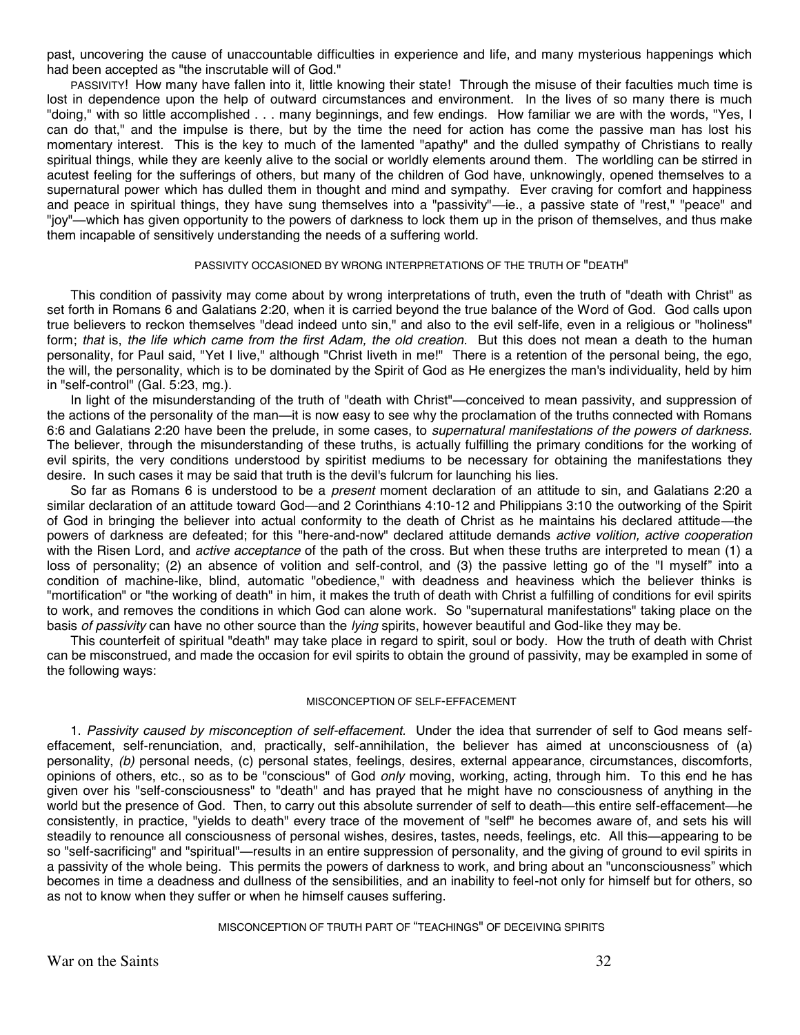past, uncovering the cause of unaccountable difficulties in experience and life, and many mysterious happenings which had been accepted as "the inscrutable will of God."

PASSIVITY! How many have fallen into it, little knowing their state! Through the misuse of their faculties much time is lost in dependence upon the help of outward circumstances and environment. In the lives of so many there is much "doing," with so little accomplished . . . many beginnings, and few endings. How familiar we are with the words, "Yes, I can do that," and the impulse is there, but by the time the need for action has come the passive man has lost his momentary interest. This is the key to much of the lamented "apathy" and the dulled sympathy of Christians to really spiritual things, while they are keenly alive to the social or worldly elements around them. The worldling can be stirred in acutest feeling for the sufferings of others, but many of the children of God have, unknowingly, opened themselves to a supernatural power which has dulled them in thought and mind and sympathy. Ever craving for comfort and happiness and peace in spiritual things, they have sung themselves into a "passivity"—ie., a passive state of "rest," "peace" and "joy"—which has given opportunity to the powers of darkness to lock them up in the prison of themselves, and thus make them incapable of sensitively understanding the needs of a suffering world.

### PASSIVITY OCCASIONED BY WRONG INTERPRETATIONS OF THE TRUTH OF "DEATH"

This condition of passivity may come about by wrong interpretations of truth, even the truth of "death with Christ" as set forth in Romans 6 and Galatians 2:20, when it is carried beyond the true balance of the Word of God. God calls upon true believers to reckon themselves "dead indeed unto sin," and also to the evil self-life, even in a religious or "holiness" form; *that* is, *the life which came from the first Adam, the old creation*. But this does not mean a death to the human personality, for Paul said, "Yet I live," although "Christ liveth in me!" There is a retention of the personal being, the ego, the will, the personality, which is to be dominated by the Spirit of God as He energizes the man's individuality, held by him in "self-control" (Gal. 5:23, mg.).

In light of the misunderstanding of the truth of "death with Christ"—conceived to mean passivity, and suppression of the actions of the personality of the man—it is now easy to see why the proclamation of the truths connected with Romans 6:6 and Galatians 2:20 have been the prelude, in some cases, to *supernatural manifestations of the powers of darkness.* The believer, through the misunderstanding of these truths, is actually fulfilling the primary conditions for the working of evil spirits, the very conditions understood by spiritist mediums to be necessary for obtaining the manifestations they desire. In such cases it may be said that truth is the devil's fulcrum for launching his lies.

So far as Romans 6 is understood to be a *present* moment declaration of an attitude to sin, and Galatians 2:20 a similar declaration of an attitude toward God—and 2 Corinthians 4:10-12 and Philippians 3:10 the outworking of the Spirit of God in bringing the believer into actual conformity to the death of Christ as he maintains his declared attitude—the powers of darkness are defeated; for this "here-and-now" declared attitude demands *active volition, active cooperation* with the Risen Lord, and *active acceptance* of the path of the cross. But when these truths are interpreted to mean (1) a loss of personality; (2) an absence of volition and self-control, and (3) the passive letting go of the "I myself" into a condition of machine-like, blind, automatic "obedience," with deadness and heaviness which the believer thinks is "mortification" or "the working of death" in him, it makes the truth of death with Christ a fulfilling of conditions for evil spirits to work, and removes the conditions in which God can alone work. So "supernatural manifestations" taking place on the basis *of passivity* can have no other source than the *lying* spirits, however beautiful and God-like they may be.

This counterfeit of spiritual "death" may take place in regard to spirit, soul or body. How the truth of death with Christ can be misconstrued, and made the occasion for evil spirits to obtain the ground of passivity, may be exampled in some of the following ways:

### MISCONCEPTION OF SELF-EFFACEMENT

1. *Passivity caused by misconception of self-effacement.* Under the idea that surrender of self to God means self-effacement, self-renunciation, and, practically, self-annihilation, the believer has aimed at unconsciousness of (a) personality, *(b)* personal needs, (c) personal states, feelings, desires, external appearance, circumstances, discomforts, opinions of others, etc., so as to be "conscious" of God *only* moving, working, acting, through him. To this end he has given over his "self-consciousness" to "death" and has prayed that he might have no consciousness of anything in the world but the presence of God. Then, to carry out this absolute surrender of self to death—this entire self-effacement—he consistently, in practice, "yields to death" every trace of the movement of "self" he becomes aware of, and sets his will steadily to renounce all consciousness of personal wishes, desires, tastes, needs, feelings, etc. All this—appearing to be so "self-sacrificing" and "spiritual"—results in an entire suppression of personality, and the giving of ground to evil spirits in a passivity of the whole being. This permits the powers of darkness to work, and bring about an "unconsciousness" which becomes in time a deadness and dullness of the sensibilities, and an inability to feel-not only for himself but for others, so as not to know when they suffer or when he himself causes suffering.

### MISCONCEPTION OF TRUTH PART OF "TEACHINGS" OF DECEIVING SPIRITS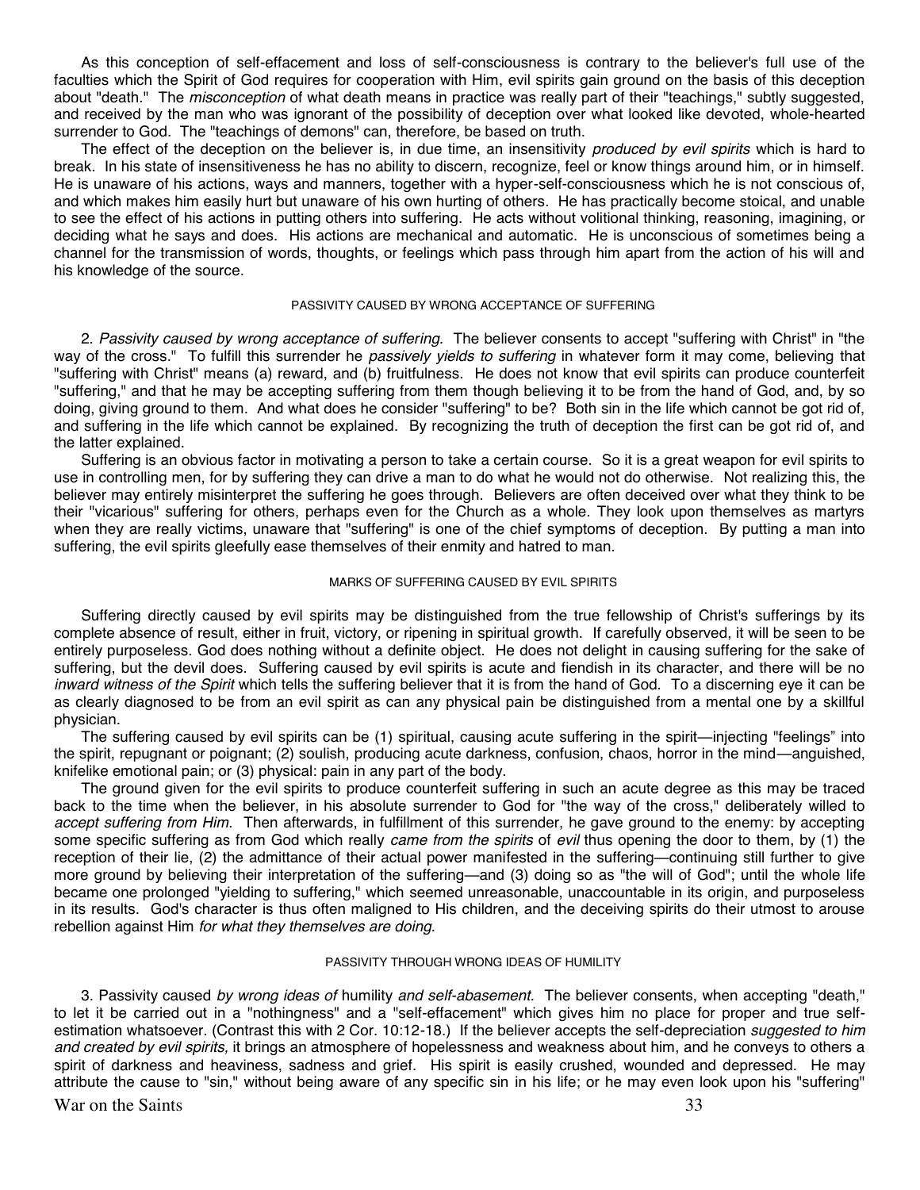As this conception of self-effacement and loss of self-consciousness is contrary to the believer's full use of the faculties which the Spirit of God requires for cooperation with Him, evil spirits gain ground on the basis of this deception about "death." The *misconception* of what death means in practice was really part of their "teachings," subtly suggested, and received by the man who was ignorant of the possibility of deception over what looked like devoted, whole-hearted surrender to God. The "teachings of demons" can, therefore, be based on truth.

The effect of the deception on the believer is, in due time, an insensitivity *produced by evil spirits* which is hard to break. In his state of insensitiveness he has no ability to discern, recognize, feel or know things around him, or in himself. He is unaware of his actions, ways and manners, together with a hyper-self-consciousness which he is not conscious of, and which makes him easily hurt but unaware of his own hurting of others. He has practically become stoical, and unable to see the effect of his actions in putting others into suffering. He acts without volitional thinking, reasoning, imagining, or deciding what he says and does. His actions are mechanical and automatic. He is unconscious of sometimes being a channel for the transmission of words, thoughts, or feelings which pass through him apart from the action of his will and his knowledge of the source.

###### PASSIVITY CAUSED BY WRONG ACCEPTANCE OF SUFFERING

2. *Passivity caused by wrong acceptance of suffering.* The believer consents to accept "suffering with Christ" in "the way of the cross." To fulfill this surrender he *passively yields to suffering* in whatever form it may come, believing that "suffering with Christ" means (a) reward, and (b) fruitfulness. He does not know that evil spirits can produce counterfeit "suffering," and that he may be accepting suffering from them though believing it to be from the hand of God, and, by so doing, giving ground to them. And what does he consider "suffering" to be? Both sin in the life which cannot be got rid of, and suffering in the life which cannot be explained. By recognizing the truth of deception the first can be got rid of, and the latter explained.

Suffering is an obvious factor in motivating a person to take a certain course. So it is a great weapon for evil spirits to use in controlling men, for by suffering they can drive a man to do what he would not do otherwise. Not realizing this, the believer may entirely misinterpret the suffering he goes through. Believers are often deceived over what they think to be their "vicarious" suffering for others, perhaps even for the Church as a whole. They look upon themselves as martyrs when they are really victims, unaware that "suffering" is one of the chief symptoms of deception. By putting a man into suffering, the evil spirits gleefully ease themselves of their enmity and hatred to man.

###### MARKS OF SUFFERING CAUSED BY EVIL SPIRITS

Suffering directly caused by evil spirits may be distinguished from the true fellowship of Christ's sufferings by its complete absence of result, either in fruit, victory, or ripening in spiritual growth. If carefully observed, it will be seen to be entirely purposeless. God does nothing without a definite object. He does not delight in causing suffering for the sake of suffering, but the devil does. Suffering caused by evil spirits is acute and fiendish in its character, and there will be no *inward witness of the Spirit* which tells the suffering believer that it is from the hand of God. To a discerning eye it can be as clearly diagnosed to be from an evil spirit as can any physical pain be distinguished from a mental one by a skillful physician.

The suffering caused by evil spirits can be (1) spiritual, causing acute suffering in the spirit—injecting "feelings" into the spirit, repugnant or poignant; (2) soulish, producing acute darkness, confusion, chaos, horror in the mind—anguished, knifelike emotional pain; or (3) physical: pain in any part of the body.

The ground given for the evil spirits to produce counterfeit suffering in such an acute degree as this may be traced back to the time when the believer, in his absolute surrender to God for "the way of the cross," deliberately willed to *accept suffering from Him.* Then afterwards, in fulfillment of this surrender, he gave ground to the enemy: by accepting some specific suffering as from God which really *came from the spirits* of *evil* thus opening the door to them, by (1) the reception of their lie, (2) the admittance of their actual power manifested in the suffering—continuing still further to give more ground by believing their interpretation of the suffering—and (3) doing so as "the will of God"; until the whole life became one prolonged "yielding to suffering," which seemed unreasonable, unaccountable in its origin, and purposeless in its results. God's character is thus often maligned to His children, and the deceiving spirits do their utmost to arouse rebellion against Him *for what they themselves are doing*.

###### PASSIVITY THROUGH WRONG IDEAS OF HUMILITY

3. Passivity caused *by wrong ideas of* humility *and self-abasement.* The believer consents, when accepting "death," to let it be carried out in a "nothingness" and a "self-effacement" which gives him no place for proper and true self-estimation whatsoever. (Contrast this with 2 Cor. 10:12-18.) If the believer accepts the self-depreciation *suggested to him and created by evil spirits,* it brings an atmosphere of hopelessness and weakness about him, and he conveys to others a spirit of darkness and heaviness, sadness and grief. His spirit is easily crushed, wounded and depressed. He may attribute the cause to "sin," without being aware of any specific sin in his life; or he may even look upon his "suffering"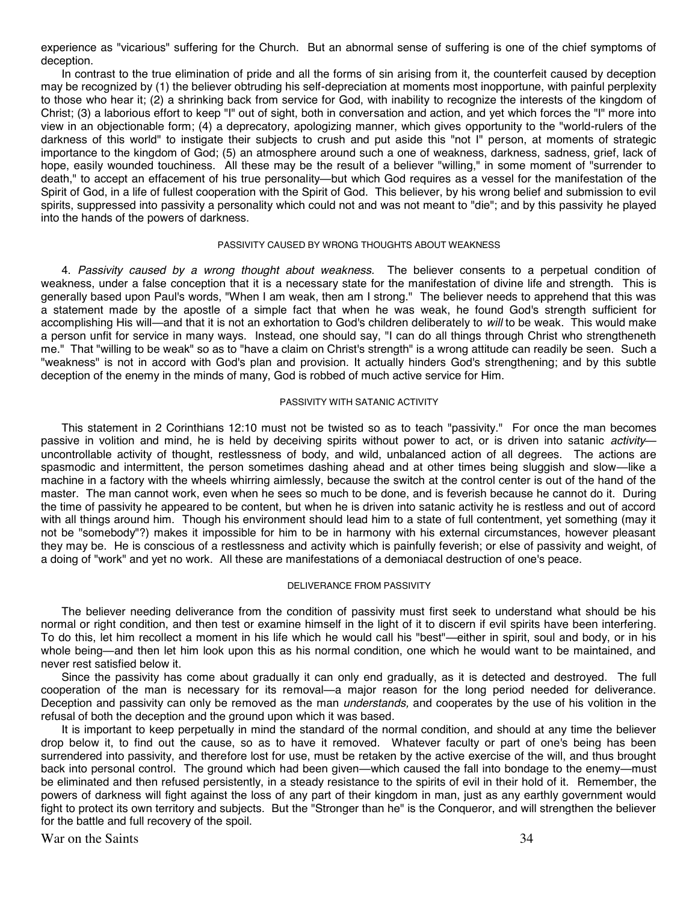experience as "vicarious" suffering for the Church. But an abnormal sense of suffering is one of the chief symptoms of deception.

In contrast to the true elimination of pride and all the forms of sin arising from it, the counterfeit caused by deception may be recognized by (1) the believer obtruding his self-depreciation at moments most inopportune, with painful perplexity to those who hear it; (2) a shrinking back from service for God, with inability to recognize the interests of the kingdom of Christ; (3) a laborious effort to keep "I" out of sight, both in conversation and action, and yet which forces the "I" more into view in an objectionable form; (4) a deprecatory, apologizing manner, which gives opportunity to the "world-rulers of the darkness of this world" to instigate their subjects to crush and put aside this "not I" person, at moments of strategic importance to the kingdom of God; (5) an atmosphere around such a one of weakness, darkness, sadness, grief, lack of hope, easily wounded touchiness. All these may be the result of a believer "willing," in some moment of "surrender to death," to accept an effacement of his true personality—but which God requires as a vessel for the manifestation of the Spirit of God, in a life of fullest cooperation with the Spirit of God. This believer, by his wrong belief and submission to evil spirits, suppressed into passivity a personality which could not and was not meant to "die"; and by this passivity he played into the hands of the powers of darkness.

###### PASSIVITY CAUSED BY WRONG THOUGHTS ABOUT WEAKNESS

4. *Passivity caused by a wrong thought about weakness.* The believer consents to a perpetual condition of weakness, under a false conception that it is a necessary state for the manifestation of divine life and strength. This is generally based upon Paul's words, "When I am weak, then am I strong." The believer needs to apprehend that this was a statement made by the apostle of a simple fact that when he was weak, he found God's strength sufficient for accomplishing His will—and that it is not an exhortation to God's children deliberately to *will* to be weak. This would make a person unfit for service in many ways. Instead, one should say, "I can do all things through Christ who strengtheneth me." That "willing to be weak" so as to "have a claim on Christ's strength" is a wrong attitude can readily be seen. Such a "weakness" is not in accord with God's plan and provision. It actually hinders God's strengthening; and by this subtle deception of the enemy in the minds of many, God is robbed of much active service for Him.

###### PASSIVITY WITH SATANIC ACTIVITY

This statement in 2 Corinthians 12:10 must not be twisted so as to teach "passivity." For once the man becomes passive in volition and mind, he is held by deceiving spirits without power to act, or is driven into satanic *activity*—uncontrollable activity of thought, restlessness of body, and wild, unbalanced action of all degrees. The actions are spasmodic and intermittent, the person sometimes dashing ahead and at other times being sluggish and slow—like a machine in a factory with the wheels whirring aimlessly, because the switch at the control center is out of the hand of the master. The man cannot work, even when he sees so much to be done, and is feverish because he cannot do it. During the time of passivity he appeared to be content, but when he is driven into satanic activity he is restless and out of accord with all things around him. Though his environment should lead him to a state of full contentment, yet something (may it not be "somebody"?) makes it impossible for him to be in harmony with his external circumstances, however pleasant they may be. He is conscious of a restlessness and activity which is painfully feverish; or else of passivity and weight, of a doing of "work" and yet no work. All these are manifestations of a demoniacal destruction of one's peace.

###### DELIVERANCE FROM PASSIVITY

The believer needing deliverance from the condition of passivity must first seek to understand what should be his normal or right condition, and then test or examine himself in the light of it to discern if evil spirits have been interfering. To do this, let him recollect a moment in his life which he would call his "best"—either in spirit, soul and body, or in his whole being—and then let him look upon this as his normal condition, one which he would want to be maintained, and never rest satisfied below it.

Since the passivity has come about gradually it can only end gradually, as it is detected and destroyed. The full cooperation of the man is necessary for its removal—a major reason for the long period needed for deliverance. Deception and passivity can only be removed as the man *understands,* and cooperates by the use of his volition in the refusal of both the deception and the ground upon which it was based.

It is important to keep perpetually in mind the standard of the normal condition, and should at any time the believer drop below it, to find out the cause, so as to have it removed. Whatever faculty or part of one's being has been surrendered into passivity, and therefore lost for use, must be retaken by the active exercise of the will, and thus brought back into personal control. The ground which had been given—which caused the fall into bondage to the enemy—must be eliminated and then refused persistently, in a steady resistance to the spirits of evil in their hold of it. Remember, the powers of darkness will fight against the loss of any part of their kingdom in man, just as any earthly government would fight to protect its own territory and subjects. But the "Stronger than he" is the Conqueror, and will strengthen the believer for the battle and full recovery of the spoil.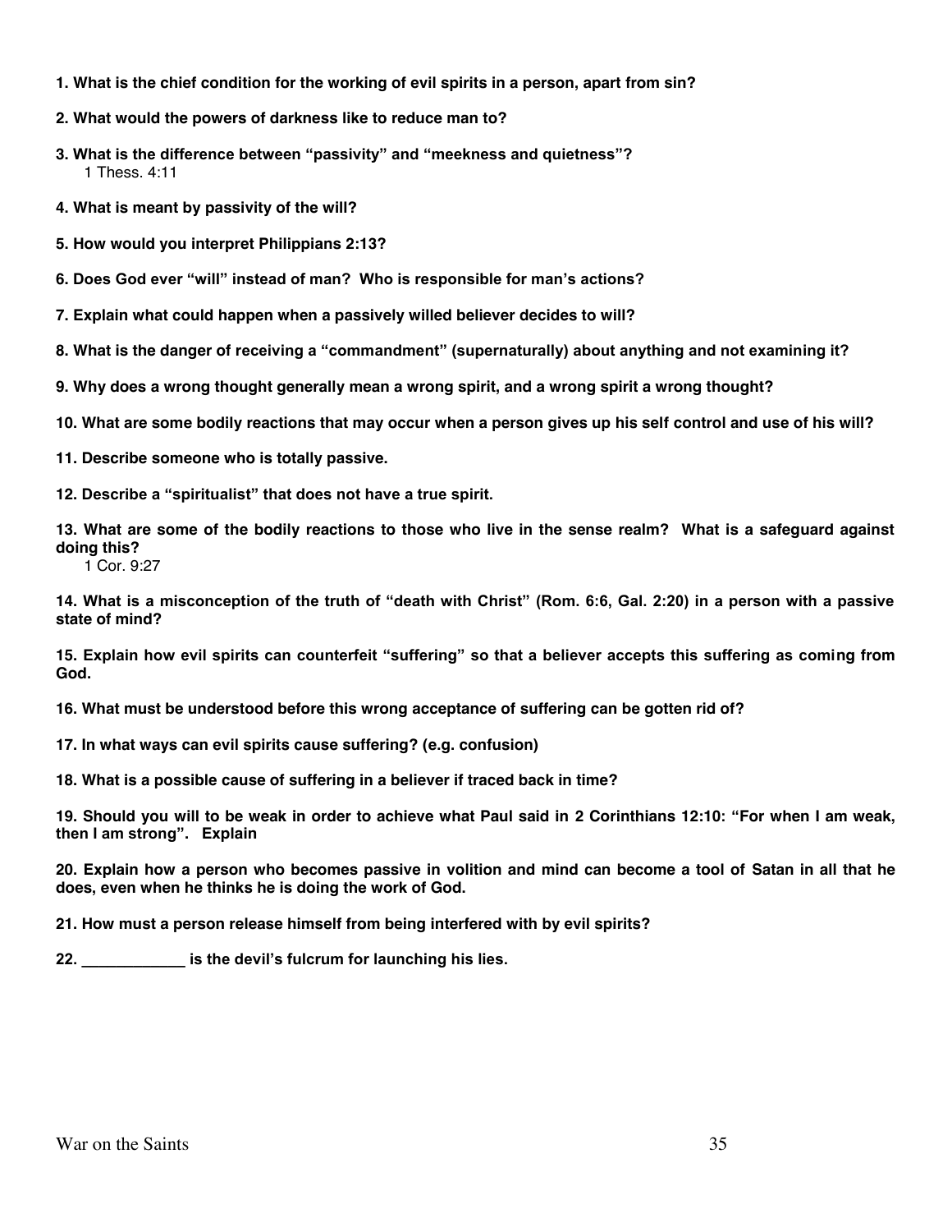**1. What is the chief condition for the working of evil spirits in a person, apart from sin?**

**2. What would the powers of darkness like to reduce man to?**

**3. What is the difference between "passivity" and "meekness and quietness"?**
1 Thess. 4:11

**4. What is meant by passivity of the will?**

**5. How would you interpret Philippians 2:13?**

**6. Does God ever "will" instead of man? Who is responsible for man's actions?**

**7. Explain what could happen when a passively willed believer decides to will?**

**8. What is the danger of receiving a "commandment" (supernaturally) about anything and not examining it?**

**9. Why does a wrong thought generally mean a wrong spirit, and a wrong spirit a wrong thought?**

**10. What are some bodily reactions that may occur when a person gives up his self control and use of his will?**

**11. Describe someone who is totally passive.**

**12. Describe a "spiritualist" that does not have a true spirit.**

**13. What are some of the bodily reactions to those who live in the sense realm? What is a safeguard against doing this?**
1 Cor. 9:27

**14. What is a misconception of the truth of "death with Christ" (Rom. 6:6, Gal. 2:20) in a person with a passive state of mind?**

**15. Explain how evil spirits can counterfeit "suffering" so that a believer accepts this suffering as coming from God.**

**16. What must be understood before this wrong acceptance of suffering can be gotten rid of?**

**17. In what ways can evil spirits cause suffering? (e.g. confusion)**

**18. What is a possible cause of suffering in a believer if traced back in time?**

**19. Should you will to be weak in order to achieve what Paul said in 2 Corinthians 12:10: "For when I am weak, then I am strong". Explain**

**20. Explain how a person who becomes passive in volition and mind can become a tool of Satan in all that he does, even when he thinks he is doing the work of God.**

**21. How must a person release himself from being interfered with by evil spirits?**

**22. ____________ is the devil's fulcrum for launching his lies.**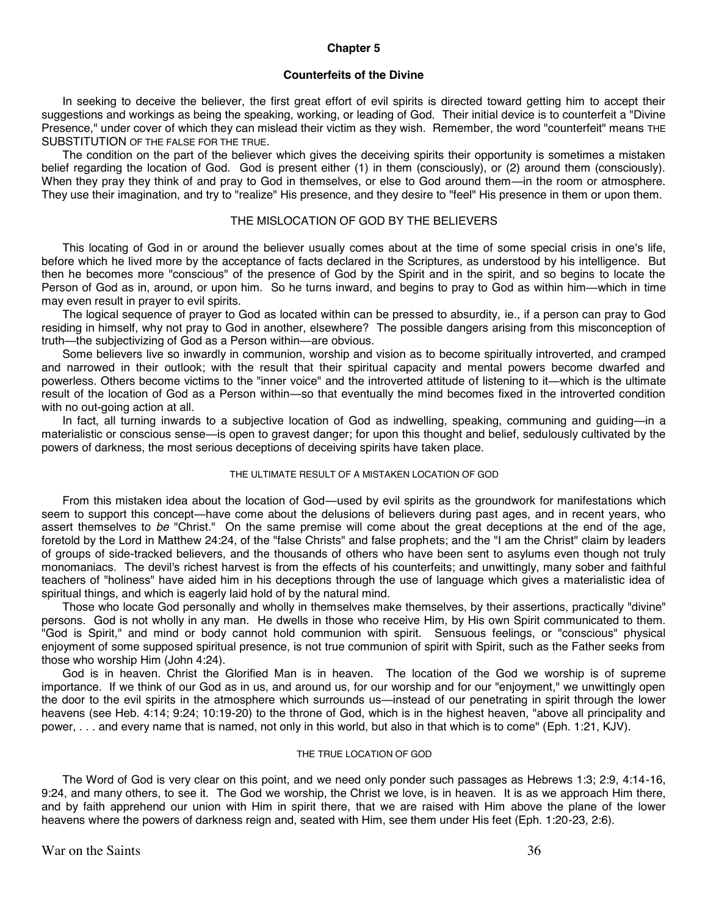## Chapter 5

### Counterfeits of the Divine

In seeking to deceive the believer, the first great effort of evil spirits is directed toward getting him to accept their suggestions and workings as being the speaking, working, or leading of God. Their initial device is to counterfeit a "Divine Presence," under cover of which they can mislead their victim as they wish. Remember, the word "counterfeit" means THE SUBSTITUTION OF THE FALSE FOR THE TRUE.

The condition on the part of the believer which gives the deceiving spirits their opportunity is sometimes a mistaken belief regarding the location of God. God is present either (1) in them (consciously), or (2) around them (consciously). When they pray they think of and pray to God in themselves, or else to God around them—in the room or atmosphere. They use their imagination, and try to "realize" His presence, and they desire to "feel" His presence in them or upon them.

#### THE MISLOCATION OF GOD BY THE BELIEVERS

This locating of God in or around the believer usually comes about at the time of some special crisis in one's life, before which he lived more by the acceptance of facts declared in the Scriptures, as understood by his intelligence. But then he becomes more "conscious" of the presence of God by the Spirit and in the spirit, and so begins to locate the Person of God as in, around, or upon him. So he turns inward, and begins to pray to God as within him—which in time may even result in prayer to evil spirits.

The logical sequence of prayer to God as located within can be pressed to absurdity, ie*.,* if a person can pray to God residing in himself, why not pray to God in another, elsewhere? The possible dangers arising from this misconception of truth—the subjectivizing of God as a Person within—are obvious.

Some believers live so inwardly in communion, worship and vision as to become spiritually introverted, and cramped and narrowed in their outlook; with the result that their spiritual capacity and mental powers become dwarfed and powerless. Others become victims to the "inner voice" and the introverted attitude of listening to it—which is the ultimate result of the location of God as a Person within—so that eventually the mind becomes fixed in the introverted condition with no out-going action at all.

In fact, all turning inwards to a subjective location of God as indwelling, speaking, communing and guiding—in a materialistic or conscious sense—is open to gravest danger; for upon this thought and belief, sedulously cultivated by the powers of darkness, the most serious deceptions of deceiving spirits have taken place.

##### THE ULTIMATE RESULT OF A MISTAKEN LOCATION OF GOD

From this mistaken idea about the location of God—used by evil spirits as the groundwork for manifestations which seem to support this concept—have come about the delusions of believers during past ages, and in recent years, who assert themselves to *be* "Christ." On the same premise will come about the great deceptions at the end of the age, foretold by the Lord in Matthew 24:24, of the "false Christs" and false prophets; and the "I am the Christ" claim by leaders of groups of side-tracked believers, and the thousands of others who have been sent to asylums even though not truly monomaniacs. The devil's richest harvest is from the effects of his counterfeits; and unwittingly, many sober and faithful teachers of "holiness" have aided him in his deceptions through the use of language which gives a materialistic idea of spiritual things, and which is eagerly laid hold of by the natural mind.

Those who locate God personally and wholly in themselves make themselves, by their assertions, practically "divine" persons. God is not wholly in any man. He dwells in those who receive Him, by His own Spirit communicated to them. "God is Spirit," and mind or body cannot hold communion with spirit. Sensuous feelings, or "conscious" physical enjoyment of some supposed spiritual presence, is not true communion of spirit with Spirit, such as the Father seeks from those who worship Him (John 4:24).

God is in heaven. Christ the Glorified Man is in heaven. The location of the God we worship is of supreme importance. If we think of our God as in us, and around us, for our worship and for our "enjoyment," we unwittingly open the door to the evil spirits in the atmosphere which surrounds us—instead of our penetrating in spirit through the lower heavens (see Heb. 4:14; 9:24; 10:19-20) to the throne of God, which is in the highest heaven, "above all principality and power, . . . and every name that is named, not only in this world, but also in that which is to come" (Eph. 1:21, KJV).

##### THE TRUE LOCATION OF GOD

The Word of God is very clear on this point, and we need only ponder such passages as Hebrews 1:3; 2:9, 4:14-16, 9:24, and many others, to see it. The God we worship, the Christ we love, is in heaven. It is as we approach Him there, and by faith apprehend our union with Him in spirit there, that we are raised with Him above the plane of the lower heavens where the powers of darkness reign and, seated with Him, see them under His feet (Eph. 1:20-23, 2:6).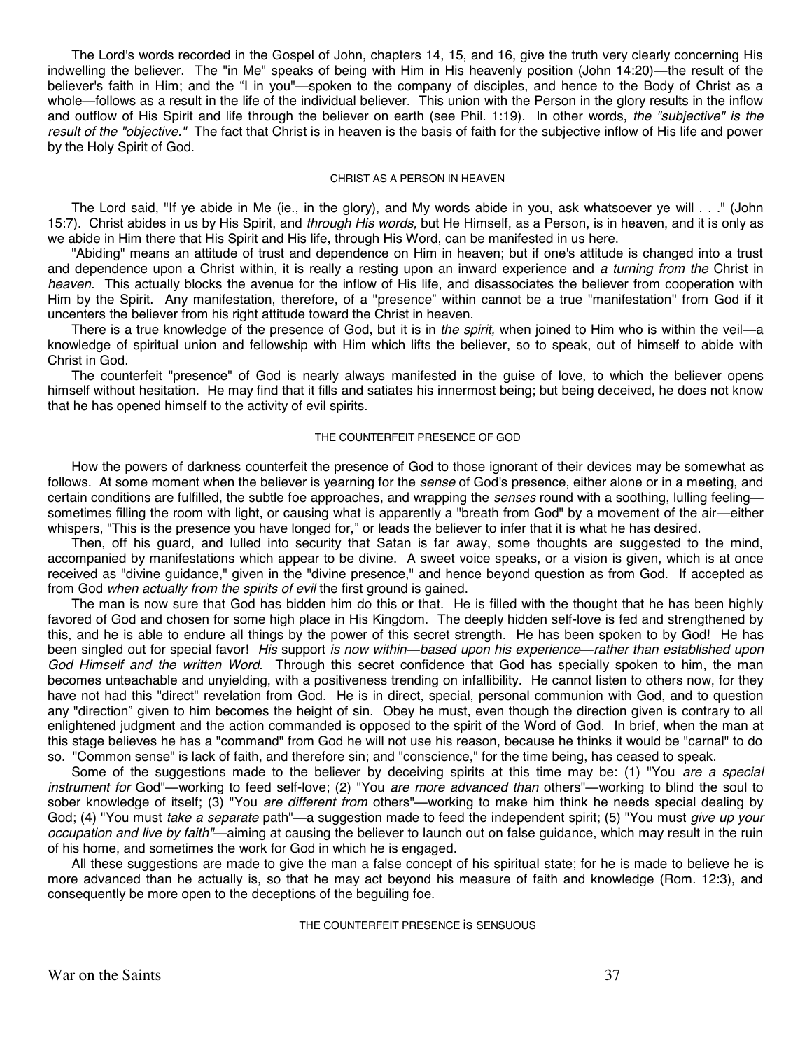The Lord's words recorded in the Gospel of John, chapters 14, 15, and 16, give the truth very clearly concerning His indwelling the believer. The "in Me" speaks of being with Him in His heavenly position (John 14:20)—the result of the believer's faith in Him; and the "I in you"—spoken to the company of disciples, and hence to the Body of Christ as a whole—follows as a result in the life of the individual believer. This union with the Person in the glory results in the inflow and outflow of His Spirit and life through the believer on earth (see Phil. 1:19). In other words, *the "subjective" is the result of the "objective."* The fact that Christ is in heaven is the basis of faith for the subjective inflow of His life and power by the Holy Spirit of God.

### CHRIST AS A PERSON IN HEAVEN

The Lord said, "If ye abide in Me (ie., in the glory), and My words abide in you, ask whatsoever ye will . . ." (John 15:7). Christ abides in us by His Spirit, and *through His words,* but He Himself, as a Person, is in heaven, and it is only as we abide in Him there that His Spirit and His life, through His Word, can be manifested in us here.

"Abiding" means an attitude of trust and dependence on Him in heaven; but if one's attitude is changed into a trust and dependence upon a Christ within, it is really a resting upon an inward experience and *a turning from the* Christ in *heaven.* This actually blocks the avenue for the inflow of His life, and disassociates the believer from cooperation with Him by the Spirit. Any manifestation, therefore, of a "presence" within cannot be a true "manifestation" from God if it uncenters the believer from his right attitude toward the Christ in heaven.

There is a true knowledge of the presence of God, but it is in *the spirit,* when joined to Him who is within the veil—a knowledge of spiritual union and fellowship with Him which lifts the believer, so to speak, out of himself to abide with Christ in God.

The counterfeit "presence" of God is nearly always manifested in the guise of love, to which the believer opens himself without hesitation. He may find that it fills and satiates his innermost being; but being deceived, he does not know that he has opened himself to the activity of evil spirits.

### THE COUNTERFEIT PRESENCE OF GOD

How the powers of darkness counterfeit the presence of God to those ignorant of their devices may be somewhat as follows. At some moment when the believer is yearning for the *sense* of God's presence, either alone or in a meeting, and certain conditions are fulfilled, the subtle foe approaches, and wrapping the *senses* round with a soothing, lulling feeling—sometimes filling the room with light, or causing what is apparently a "breath from God" by a movement of the air—either whispers, "This is the presence you have longed for," or leads the believer to infer that it is what he has desired.

Then, off his guard, and lulled into security that Satan is far away, some thoughts are suggested to the mind, accompanied by manifestations which appear to be divine. A sweet voice speaks, or a vision is given, which is at once received as "divine guidance," given in the "divine presence," and hence beyond question as from God. If accepted as from God *when actually from the spirits of evil* the first ground is gained.

The man is now sure that God has bidden him do this or that. He is filled with the thought that he has been highly favored of God and chosen for some high place in His Kingdom. The deeply hidden self-love is fed and strengthened by this, and he is able to endure all things by the power of this secret strength. He has been spoken to by God! He has been singled out for special favor! *His* support *is now within—based upon his experience—rather than established upon God Himself and the written Word.* Through this secret confidence that God has specially spoken to him, the man becomes unteachable and unyielding, with a positiveness trending on infallibility. He cannot listen to others now, for they have not had this "direct" revelation from God. He is in direct, special, personal communion with God, and to question any "direction" given to him becomes the height of sin. Obey he must, even though the direction given is contrary to all enlightened judgment and the action commanded is opposed to the spirit of the Word of God. In brief, when the man at this stage believes he has a "command" from God he will not use his reason, because he thinks it would be "carnal" to do so. "Common sense" is lack of faith, and therefore sin; and "conscience," for the time being, has ceased to speak.

Some of the suggestions made to the believer by deceiving spirits at this time may be: (1) "You *are a special instrument for* God"—working to feed self-love; (2) "You *are more advanced than* others"—working to blind the soul to sober knowledge of itself; (3) "You *are different from* others"—working to make him think he needs special dealing by God; (4) "You must *take a separate* path"—a suggestion made to feed the independent spirit; (5) "You must *give up your occupation and live by faith"*—aiming at causing the believer to launch out on false guidance, which may result in the ruin of his home, and sometimes the work for God in which he is engaged.

All these suggestions are made to give the man a false concept of his spiritual state; for he is made to believe he is more advanced than he actually is, so that he may act beyond his measure of faith and knowledge (Rom. 12:3), and consequently be more open to the deceptions of the beguiling foe.

### THE COUNTERFEIT PRESENCE is SENSUOUS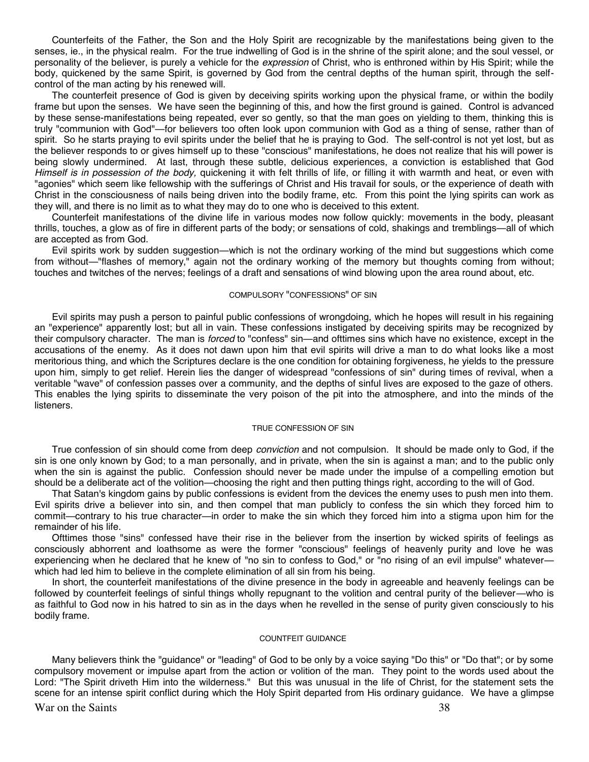Counterfeits of the Father, the Son and the Holy Spirit are recognizable by the manifestations being given to the senses, ie., in the physical realm. For the true indwelling of God is in the shrine of the spirit alone; and the soul vessel, or personality of the believer, is purely a vehicle for the *expression* of Christ, who is enthroned within by His Spirit; while the body, quickened by the same Spirit, is governed by God from the central depths of the human spirit, through the self-control of the man acting by his renewed will.

The counterfeit presence of God is given by deceiving spirits working upon the physical frame, or within the bodily frame but upon the senses. We have seen the beginning of this, and how the first ground is gained. Control is advanced by these sense-manifestations being repeated, ever so gently, so that the man goes on yielding to them, thinking this is truly "communion with God"—for believers too often look upon communion with God as a thing of sense, rather than of spirit. So he starts praying to evil spirits under the belief that he is praying to God. The self-control is not yet lost, but as the believer responds to or gives himself up to these "conscious" manifestations, he does not realize that his will power is being slowly undermined. At last, through these subtle, delicious experiences, a conviction is established that God *Himself is in possession of the body,* quickening it with felt thrills of life, or filling it with warmth and heat, or even with "agonies" which seem like fellowship with the sufferings of Christ and His travail for souls, or the experience of death with Christ in the consciousness of nails being driven into the bodily frame, etc. From this point the lying spirits can work as they will, and there is no limit as to what they may do to one who is deceived to this extent.

Counterfeit manifestations of the divine life in various modes now follow quickly: movements in the body, pleasant thrills, touches, a glow as of fire in different parts of the body; or sensations of cold, shakings and tremblings—all of which are accepted as from God.

Evil spirits work by sudden suggestion—which is not the ordinary working of the mind but suggestions which come from without—"flashes of memory," again not the ordinary working of the memory but thoughts coming from without; touches and twitches of the nerves; feelings of a draft and sensations of wind blowing upon the area round about, etc.

### COMPULSORY "CONFESSIONS" OF SIN

Evil spirits may push a person to painful public confessions of wrongdoing, which he hopes will result in his regaining an "experience" apparently lost; but all in vain. These confessions instigated by deceiving spirits may be recognized by their compulsory character. The man is *forced* to "confess" sin—and ofttimes sins which have no existence, except in the accusations of the enemy. As it does not dawn upon him that evil spirits will drive a man to do what looks like a most meritorious thing, and which the Scriptures declare is the one condition for obtaining forgiveness, he yields to the pressure upon him, simply to get relief. Herein lies the danger of widespread "confessions of sin" during times of revival, when a veritable "wave" of confession passes over a community, and the depths of sinful lives are exposed to the gaze of others. This enables the lying spirits to disseminate the very poison of the pit into the atmosphere, and into the minds of the listeners.

### TRUE CONFESSION OF SIN

True confession of sin should come from deep *conviction* and not compulsion. It should be made only to God, if the sin is one only known by God; to a man personally, and in private, when the sin is against a man; and to the public only when the sin is against the public. Confession should never be made under the impulse of a compelling emotion but should be a deliberate act of the volition—choosing the right and then putting things right, according to the will of God.

That Satan's kingdom gains by public confessions is evident from the devices the enemy uses to push men into them. Evil spirits drive a believer into sin, and then compel that man publicly to confess the sin which they forced him to commit—contrary to his true character—in order to make the sin which they forced him into a stigma upon him for the remainder of his life.

Ofttimes those "sins" confessed have their rise in the believer from the insertion by wicked spirits of feelings as consciously abhorrent and loathsome as were the former "conscious" feelings of heavenly purity and love he was experiencing when he declared that he knew of "no sin to confess to God," or "no rising of an evil impulse" whatever—which had led him to believe in the complete elimination of all sin from his being.

In short, the counterfeit manifestations of the divine presence in the body in agreeable and heavenly feelings can be followed by counterfeit feelings of sinful things wholly repugnant to the volition and central purity of the believer—who is as faithful to God now in his hatred to sin as in the days when he revelled in the sense of purity given consciously to his bodily frame.

### COUNTFEIT GUIDANCE

Many believers think the "guidance" or "leading" of God to be only by a voice saying "Do this" or "Do that"; or by some compulsory movement or impulse apart from the action or volition of the man. They point to the words used about the Lord: "The Spirit driveth Him into the wilderness." But this was unusual in the life of Christ, for the statement sets the scene for an intense spirit conflict during which the Holy Spirit departed from His ordinary guidance. We have a glimpse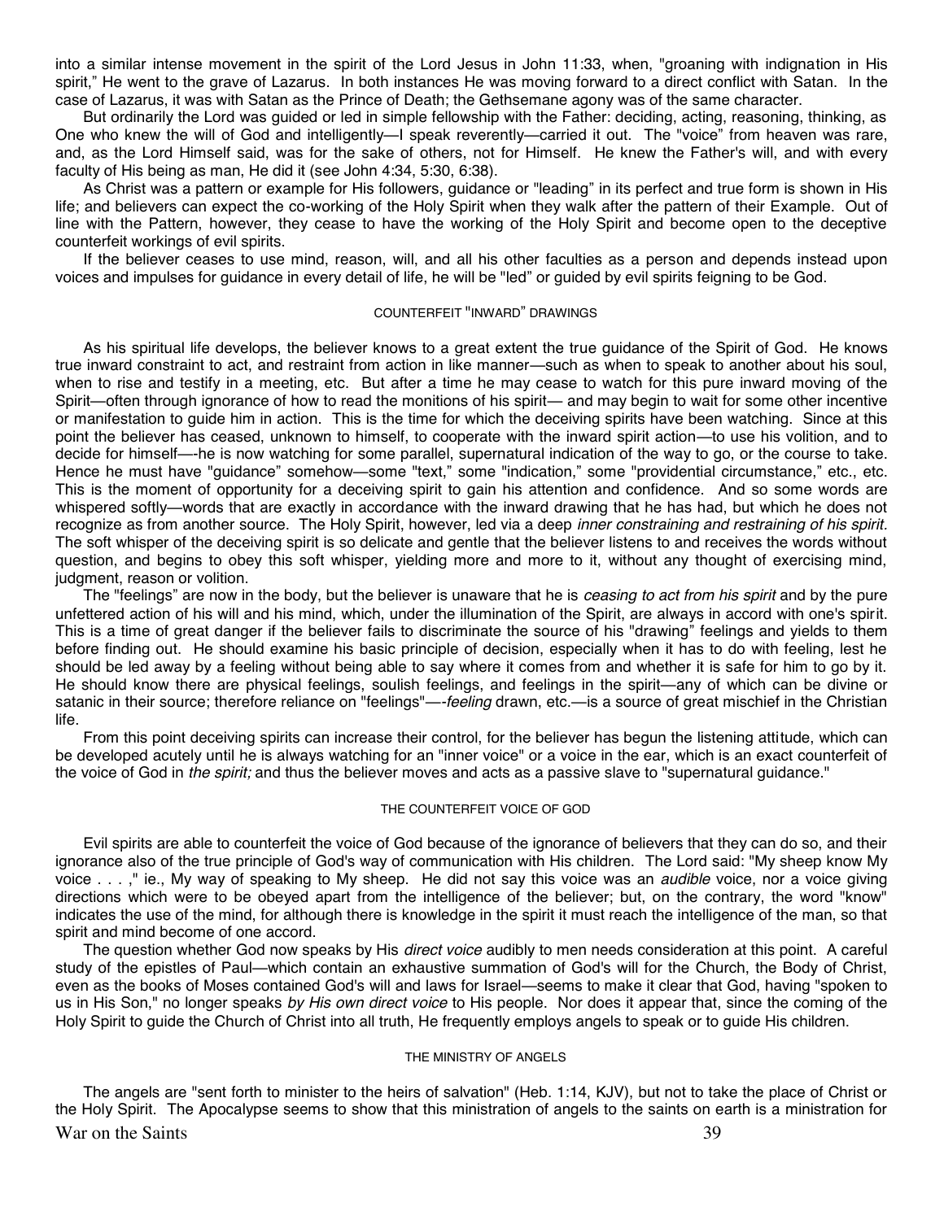into a similar intense movement in the spirit of the Lord Jesus in John 11:33, when, "groaning with indignation in His spirit," He went to the grave of Lazarus. In both instances He was moving forward to a direct conflict with Satan. In the case of Lazarus, it was with Satan as the Prince of Death; the Gethsemane agony was of the same character.

But ordinarily the Lord was guided or led in simple fellowship with the Father: deciding, acting, reasoning, thinking, as One who knew the will of God and intelligently—I speak reverently—carried it out. The "voice" from heaven was rare, and, as the Lord Himself said, was for the sake of others, not for Himself. He knew the Father's will, and with every faculty of His being as man, He did it (see John 4:34, 5:30, 6:38).

As Christ was a pattern or example for His followers, guidance or "leading" in its perfect and true form is shown in His life; and believers can expect the co-working of the Holy Spirit when they walk after the pattern of their Example. Out of line with the Pattern, however, they cease to have the working of the Holy Spirit and become open to the deceptive counterfeit workings of evil spirits.

If the believer ceases to use mind, reason, will, and all his other faculties as a person and depends instead upon voices and impulses for guidance in every detail of life, he will be "led" or guided by evil spirits feigning to be God.

### COUNTERFEIT "INWARD" DRAWINGS

As his spiritual life develops, the believer knows to a great extent the true guidance of the Spirit of God. He knows true inward constraint to act, and restraint from action in like manner—such as when to speak to another about his soul, when to rise and testify in a meeting, etc. But after a time he may cease to watch for this pure inward moving of the Spirit—often through ignorance of how to read the monitions of his spirit— and may begin to wait for some other incentive or manifestation to guide him in action. This is the time for which the deceiving spirits have been watching. Since at this point the believer has ceased, unknown to himself, to cooperate with the inward spirit action—to use his volition, and to decide for himself—-he is now watching for some parallel, supernatural indication of the way to go, or the course to take. Hence he must have "guidance" somehow—some "text," some "indication," some "providential circumstance," etc., etc. This is the moment of opportunity for a deceiving spirit to gain his attention and confidence. And so some words are whispered softly—words that are exactly in accordance with the inward drawing that he has had, but which he does not recognize as from another source. The Holy Spirit, however, led via a deep *inner constraining and restraining of his spirit.* The soft whisper of the deceiving spirit is so delicate and gentle that the believer listens to and receives the words without question, and begins to obey this soft whisper, yielding more and more to it, without any thought of exercising mind, judgment, reason or volition.

The "feelings" are now in the body, but the believer is unaware that he is *ceasing to act from his spirit* and by the pure unfettered action of his will and his mind, which, under the illumination of the Spirit, are always in accord with one's spirit. This is a time of great danger if the believer fails to discriminate the source of his "drawing" feelings and yields to them before finding out. He should examine his basic principle of decision, especially when it has to do with feeling, lest he should be led away by a feeling without being able to say where it comes from and whether it is safe for him to go by it. He should know there are physical feelings, soulish feelings, and feelings in the spirit—any of which can be divine or satanic in their source; therefore reliance on "feelings"—-*feeling* drawn, etc.—is a source of great mischief in the Christian life.

From this point deceiving spirits can increase their control, for the believer has begun the listening attitude, which can be developed acutely until he is always watching for an "inner voice" or a voice in the ear, which is an exact counterfeit of the voice of God in *the spirit;* and thus the believer moves and acts as a passive slave to "supernatural guidance."

### THE COUNTERFEIT VOICE OF GOD

Evil spirits are able to counterfeit the voice of God because of the ignorance of believers that they can do so, and their ignorance also of the true principle of God's way of communication with His children. The Lord said: "My sheep know My voice . . . ," ie., My way of speaking to My sheep. He did not say this voice was an *audible* voice, nor a voice giving directions which were to be obeyed apart from the intelligence of the believer; but, on the contrary, the word "know" indicates the use of the mind, for although there is knowledge in the spirit it must reach the intelligence of the man, so that spirit and mind become of one accord.

The question whether God now speaks by His *direct voice* audibly to men needs consideration at this point. A careful study of the epistles of Paul—which contain an exhaustive summation of God's will for the Church, the Body of Christ, even as the books of Moses contained God's will and laws for Israel—seems to make it clear that God, having "spoken to us in His Son," no longer speaks *by His own direct voice* to His people. Nor does it appear that, since the coming of the Holy Spirit to guide the Church of Christ into all truth, He frequently employs angels to speak or to guide His children.

### THE MINISTRY OF ANGELS

The angels are "sent forth to minister to the heirs of salvation" (Heb. 1:14, KJV), but not to take the place of Christ or the Holy Spirit. The Apocalypse seems to show that this ministration of angels to the saints on earth is a ministration for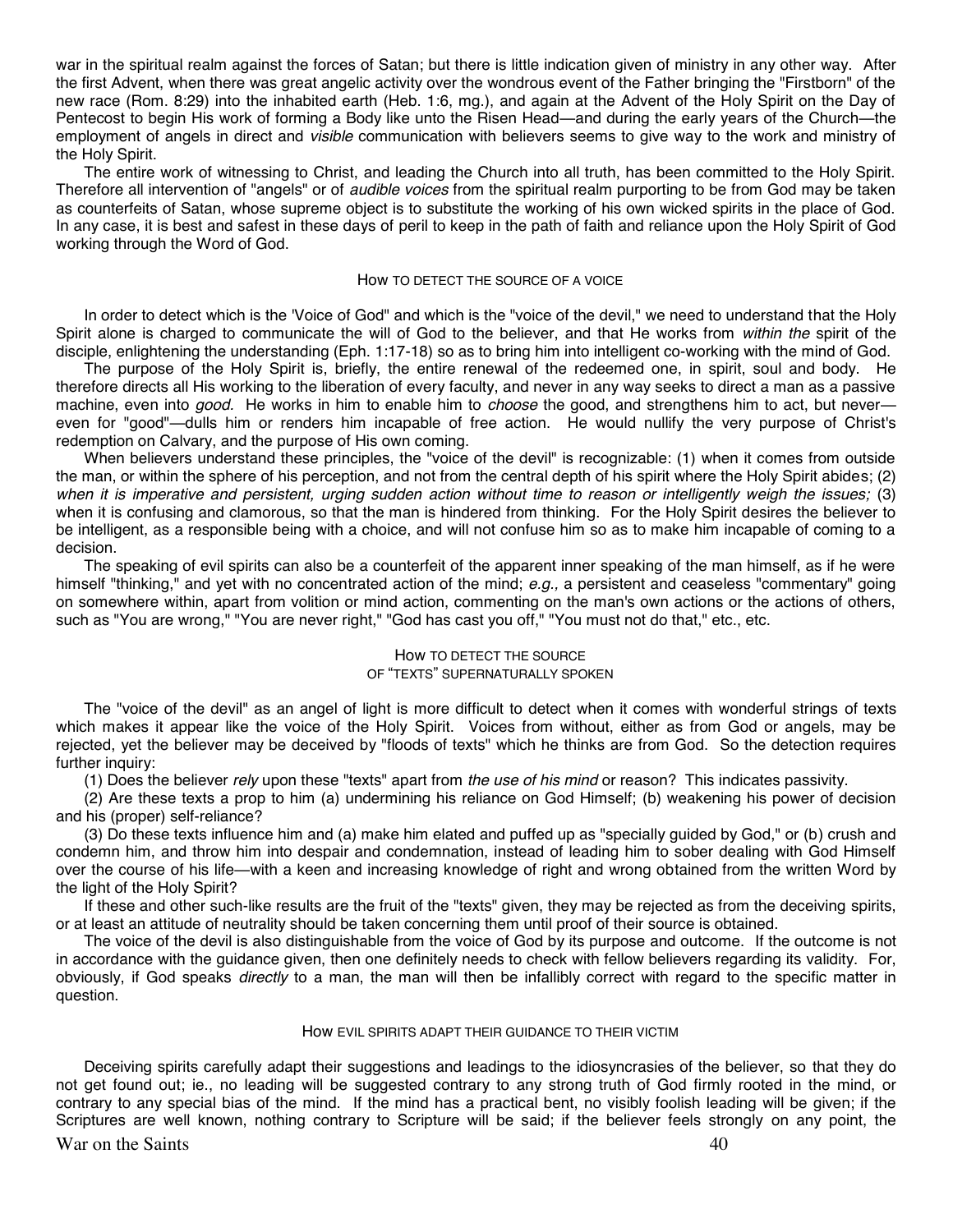war in the spiritual realm against the forces of Satan; but there is little indication given of ministry in any other way. After the first Advent, when there was great angelic activity over the wondrous event of the Father bringing the "Firstborn" of the new race (Rom. 8:29) into the inhabited earth (Heb. 1:6, mg.), and again at the Advent of the Holy Spirit on the Day of Pentecost to begin His work of forming a Body like unto the Risen Head—and during the early years of the Church—the employment of angels in direct and *visible* communication with believers seems to give way to the work and ministry of the Holy Spirit.

The entire work of witnessing to Christ, and leading the Church into all truth, has been committed to the Holy Spirit. Therefore all intervention of "angels" or of *audible voices* from the spiritual realm purporting to be from God may be taken as counterfeits of Satan, whose supreme object is to substitute the working of his own wicked spirits in the place of God. In any case, it is best and safest in these days of peril to keep in the path of faith and reliance upon the Holy Spirit of God working through the Word of God.

### How to detect the source of a voice

In order to detect which is the 'Voice of God" and which is the "voice of the devil," we need to understand that the Holy Spirit alone is charged to communicate the will of God to the believer, and that He works from *within the* spirit of the disciple, enlightening the understanding (Eph. 1:17-18) so as to bring him into intelligent co-working with the mind of God.

The purpose of the Holy Spirit is, briefly, the entire renewal of the redeemed one, in spirit, soul and body. He therefore directs all His working to the liberation of every faculty, and never in any way seeks to direct a man as a passive machine, even into *good.* He works in him to enable him to *choose* the good, and strengthens him to act, but never—even for "good"—dulls him or renders him incapable of free action. He would nullify the very purpose of Christ's redemption on Calvary, and the purpose of His own coming.

When believers understand these principles, the "voice of the devil" is recognizable: (1) when it comes from outside the man, or within the sphere of his perception, and not from the central depth of his spirit where the Holy Spirit abides; (2) *when it is imperative and persistent, urging sudden action without time to reason or intelligently weigh the issues;* (3) when it is confusing and clamorous, so that the man is hindered from thinking. For the Holy Spirit desires the believer to be intelligent, as a responsible being with a choice, and will not confuse him so as to make him incapable of coming to a decision.

The speaking of evil spirits can also be a counterfeit of the apparent inner speaking of the man himself, as if he were himself "thinking," and yet with no concentrated action of the mind; *e.g.,* a persistent and ceaseless "commentary" going on somewhere within, apart from volition or mind action, commenting on the man's own actions or the actions of others, such as "You are wrong," "You are never right," "God has cast you off," "You must not do that," etc., etc.

### How to detect the source of "texts" supernaturally spoken

The "voice of the devil" as an angel of light is more difficult to detect when it comes with wonderful strings of texts which makes it appear like the voice of the Holy Spirit. Voices from without, either as from God or angels, may be rejected, yet the believer may be deceived by "floods of texts" which he thinks are from God. So the detection requires further inquiry:

(1) Does the believer *rely* upon these "texts" apart from *the use of his mind* or reason? This indicates passivity.

(2) Are these texts a prop to him (a) undermining his reliance on God Himself; (b) weakening his power of decision and his (proper) self-reliance?

(3) Do these texts influence him and (a) make him elated and puffed up as "specially guided by God," or (b) crush and condemn him, and throw him into despair and condemnation, instead of leading him to sober dealing with God Himself over the course of his life—with a keen and increasing knowledge of right and wrong obtained from the written Word by the light of the Holy Spirit?

If these and other such-like results are the fruit of the "texts" given, they may be rejected as from the deceiving spirits, or at least an attitude of neutrality should be taken concerning them until proof of their source is obtained.

The voice of the devil is also distinguishable from the voice of God by its purpose and outcome. If the outcome is not in accordance with the guidance given, then one definitely needs to check with fellow believers regarding its validity. For, obviously, if God speaks *directly* to a man, the man will then be infallibly correct with regard to the specific matter in question.

### How evil spirits adapt their guidance to their victim

Deceiving spirits carefully adapt their suggestions and leadings to the idiosyncrasies of the believer, so that they do not get found out; ie., no leading will be suggested contrary to any strong truth of God firmly rooted in the mind, or contrary to any special bias of the mind. If the mind has a practical bent, no visibly foolish leading will be given; if the Scriptures are well known, nothing contrary to Scripture will be said; if the believer feels strongly on any point, the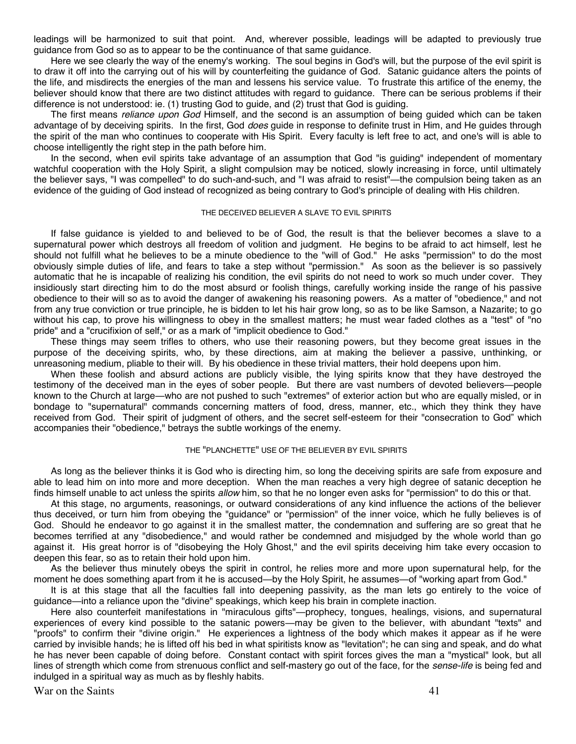leadings will be harmonized to suit that point. And, wherever possible, leadings will be adapted to previously true guidance from God so as to appear to be the continuance of that same guidance.

Here we see clearly the way of the enemy's working. The soul begins in God's will, but the purpose of the evil spirit is to draw it off into the carrying out of his will by counterfeiting the guidance of God. Satanic guidance alters the points of the life, and misdirects the energies of the man and lessens his service value. To frustrate this artifice of the enemy, the believer should know that there are two distinct attitudes with regard to guidance. There can be serious problems if their difference is not understood: ie. (1) trusting God to guide, and (2) trust that God is guiding.

The first means *reliance upon God* Himself, and the second is an assumption of being guided which can be taken advantage of by deceiving spirits. In the first, God *does* guide in response to definite trust in Him, and He guides through the spirit of the man who continues to cooperate with His Spirit. Every faculty is left free to act, and one's will is able to choose intelligently the right step in the path before him.

In the second, when evil spirits take advantage of an assumption that God "is guiding" independent of momentary watchful cooperation with the Holy Spirit, a slight compulsion may be noticed, slowly increasing in force, until ultimately the believer says, "I was compelled" to do such-and-such, and "I was afraid to resist"—the compulsion being taken as an evidence of the guiding of God instead of recognized as being contrary to God's principle of dealing with His children.

### THE DECEIVED BELIEVER A SLAVE TO EVIL SPIRITS

If false guidance is yielded to and believed to be of God, the result is that the believer becomes a slave to a supernatural power which destroys all freedom of volition and judgment. He begins to be afraid to act himself, lest he should not fulfill what he believes to be a minute obedience to the "will of God." He asks "permission" to do the most obviously simple duties of life, and fears to take a step without "permission." As soon as the believer is so passively automatic that he is incapable of realizing his condition, the evil spirits do not need to work so much under cover. They insidiously start directing him to do the most absurd or foolish things, carefully working inside the range of his passive obedience to their will so as to avoid the danger of awakening his reasoning powers. As a matter of "obedience," and not from any true conviction or true principle, he is bidden to let his hair grow long, so as to be like Samson, a Nazarite; to go without his cap, to prove his willingness to obey in the smallest matters; he must wear faded clothes as a "test" of "no pride" and a "crucifixion of self," or as a mark of "implicit obedience to God."

These things may seem trifles to others, who use their reasoning powers, but they become great issues in the purpose of the deceiving spirits, who, by these directions, aim at making the believer a passive, unthinking, or unreasoning medium, pliable to their will. By his obedience in these trivial matters, their hold deepens upon him.

When these foolish and absurd actions are publicly visible, the lying spirits know that they have destroyed the testimony of the deceived man in the eyes of sober people. But there are vast numbers of devoted believers—people known to the Church at large—who are not pushed to such "extremes" of exterior action but who are equally misled, or in bondage to "supernatural" commands concerning matters of food, dress, manner, etc., which they think they have received from God. Their spirit of judgment of others, and the secret self-esteem for their "consecration to God" which accompanies their "obedience," betrays the subtle workings of the enemy.

### THE "PLANCHETTE" USE OF THE BELIEVER BY EVIL SPIRITS

As long as the believer thinks it is God who is directing him, so long the deceiving spirits are safe from exposure and able to lead him on into more and more deception. When the man reaches a very high degree of satanic deception he finds himself unable to act unless the spirits *allow* him, so that he no longer even asks for "permission" to do this or that.

At this stage, no arguments, reasonings, or outward considerations of any kind influence the actions of the believer thus deceived, or turn him from obeying the "guidance" or "permission" of the inner voice, which he fully believes is of God. Should he endeavor to go against it in the smallest matter, the condemnation and suffering are so great that he becomes terrified at any "disobedience," and would rather be condemned and misjudged by the whole world than go against it. His great horror is of "disobeying the Holy Ghost," and the evil spirits deceiving him take every occasion to deepen this fear, so as to retain their hold upon him.

As the believer thus minutely obeys the spirit in control, he relies more and more upon supernatural help, for the moment he does something apart from it he is accused—by the Holy Spirit, he assumes—of "working apart from God."

It is at this stage that all the faculties fall into deepening passivity, as the man lets go entirely to the voice of guidance—into a reliance upon the "divine" speakings, which keep his brain in complete inaction.

Here also counterfeit manifestations in "miraculous gifts"—prophecy, tongues, healings, visions, and supernatural experiences of every kind possible to the satanic powers—may be given to the believer, with abundant "texts" and "proofs" to confirm their "divine origin." He experiences a lightness of the body which makes it appear as if he were carried by invisible hands; he is lifted off his bed in what spiritists know as "levitation"; he can sing and speak, and do what he has never been capable of doing before. Constant contact with spirit forces gives the man a "mystical" look, but all lines of strength which come from strenuous conflict and self-mastery go out of the face, for the *sense-life* is being fed and indulged in a spiritual way as much as by fleshly habits.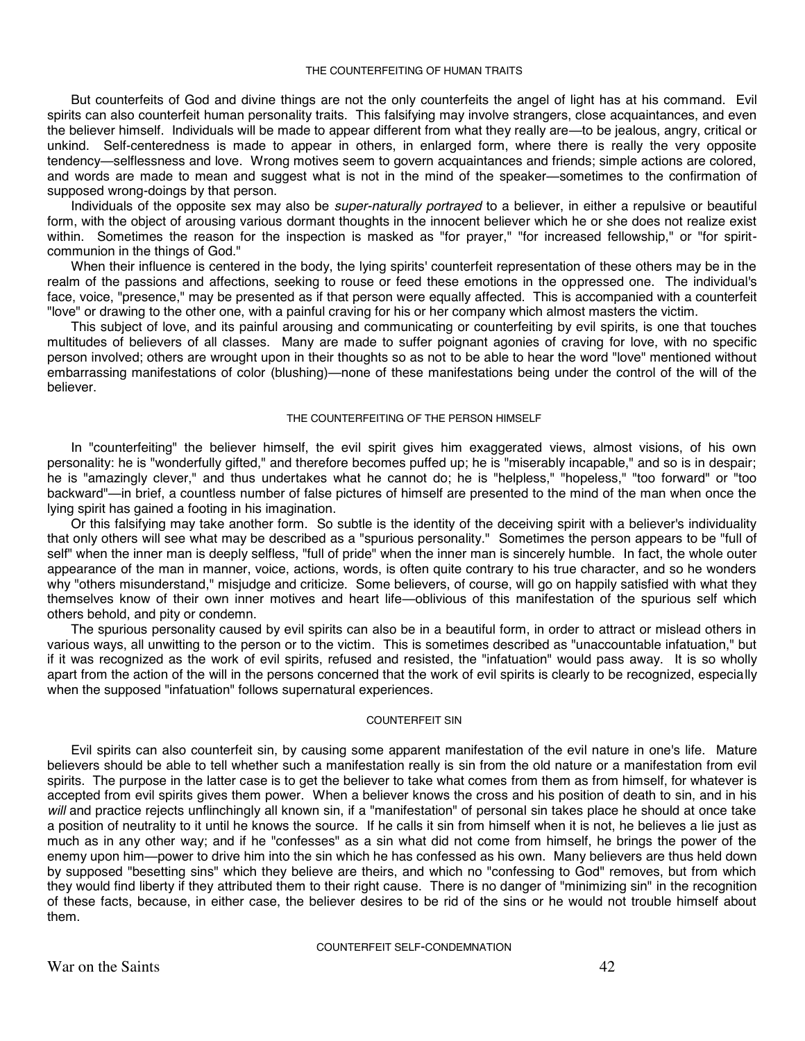## THE COUNTERFEITING OF HUMAN TRAITS

But counterfeits of God and divine things are not the only counterfeits the angel of light has at his command. Evil spirits can also counterfeit human personality traits. This falsifying may involve strangers, close acquaintances, and even the believer himself. Individuals will be made to appear different from what they really are—to be jealous, angry, critical or unkind. Self-centeredness is made to appear in others, in enlarged form, where there is really the very opposite tendency—selflessness and love. Wrong motives seem to govern acquaintances and friends; simple actions are colored, and words are made to mean and suggest what is not in the mind of the speaker—sometimes to the confirmation of supposed wrong-doings by that person.

Individuals of the opposite sex may also be *super-naturally portrayed* to a believer, in either a repulsive or beautiful form, with the object of arousing various dormant thoughts in the innocent believer which he or she does not realize exist within. Sometimes the reason for the inspection is masked as "for prayer," "for increased fellowship," or "for spirit-communion in the things of God."

When their influence is centered in the body, the lying spirits' counterfeit representation of these others may be in the realm of the passions and affections, seeking to rouse or feed these emotions in the oppressed one. The individual's face, voice, "presence," may be presented as if that person were equally affected. This is accompanied with a counterfeit "love" or drawing to the other one, with a painful craving for his or her company which almost masters the victim.

This subject of love, and its painful arousing and communicating or counterfeiting by evil spirits, is one that touches multitudes of believers of all classes. Many are made to suffer poignant agonies of craving for love, with no specific person involved; others are wrought upon in their thoughts so as not to be able to hear the word "love" mentioned without embarrassing manifestations of color (blushing)—none of these manifestations being under the control of the will of the believer.

## THE COUNTERFEITING OF THE PERSON HIMSELF

In "counterfeiting" the believer himself, the evil spirit gives him exaggerated views, almost visions, of his own personality: he is "wonderfully gifted," and therefore becomes puffed up; he is "miserably incapable," and so is in despair; he is "amazingly clever," and thus undertakes what he cannot do; he is "helpless," "hopeless," "too forward" or "too backward"—in brief, a countless number of false pictures of himself are presented to the mind of the man when once the lying spirit has gained a footing in his imagination.

Or this falsifying may take another form. So subtle is the identity of the deceiving spirit with a believer's individuality that only others will see what may be described as a "spurious personality." Sometimes the person appears to be "full of self" when the inner man is deeply selfless, "full of pride" when the inner man is sincerely humble. In fact, the whole outer appearance of the man in manner, voice, actions, words, is often quite contrary to his true character, and so he wonders why "others misunderstand," misjudge and criticize. Some believers, of course, will go on happily satisfied with what they themselves know of their own inner motives and heart life—oblivious of this manifestation of the spurious self which others behold, and pity or condemn.

The spurious personality caused by evil spirits can also be in a beautiful form, in order to attract or mislead others in various ways, all unwitting to the person or to the victim. This is sometimes described as "unaccountable infatuation," but if it was recognized as the work of evil spirits, refused and resisted, the "infatuation" would pass away. It is so wholly apart from the action of the will in the persons concerned that the work of evil spirits is clearly to be recognized, especially when the supposed "infatuation" follows supernatural experiences.

## COUNTERFEIT SIN

Evil spirits can also counterfeit sin, by causing some apparent manifestation of the evil nature in one's life. Mature believers should be able to tell whether such a manifestation really is sin from the old nature or a manifestation from evil spirits. The purpose in the latter case is to get the believer to take what comes from them as from himself, for whatever is accepted from evil spirits gives them power. When a believer knows the cross and his position of death to sin, and in his *will* and practice rejects unflinchingly all known sin, if a "manifestation" of personal sin takes place he should at once take a position of neutrality to it until he knows the source. If he calls it sin from himself when it is not, he believes a lie just as much as in any other way; and if he "confesses" as a sin what did not come from himself, he brings the power of the enemy upon him—power to drive him into the sin which he has confessed as his own. Many believers are thus held down by supposed "besetting sins" which they believe are theirs, and which no "confessing to God" removes, but from which they would find liberty if they attributed them to their right cause. There is no danger of "minimizing sin" in the recognition of these facts, because, in either case, the believer desires to be rid of the sins or he would not trouble himself about them.

## COUNTERFEIT SELF-CONDEMNATION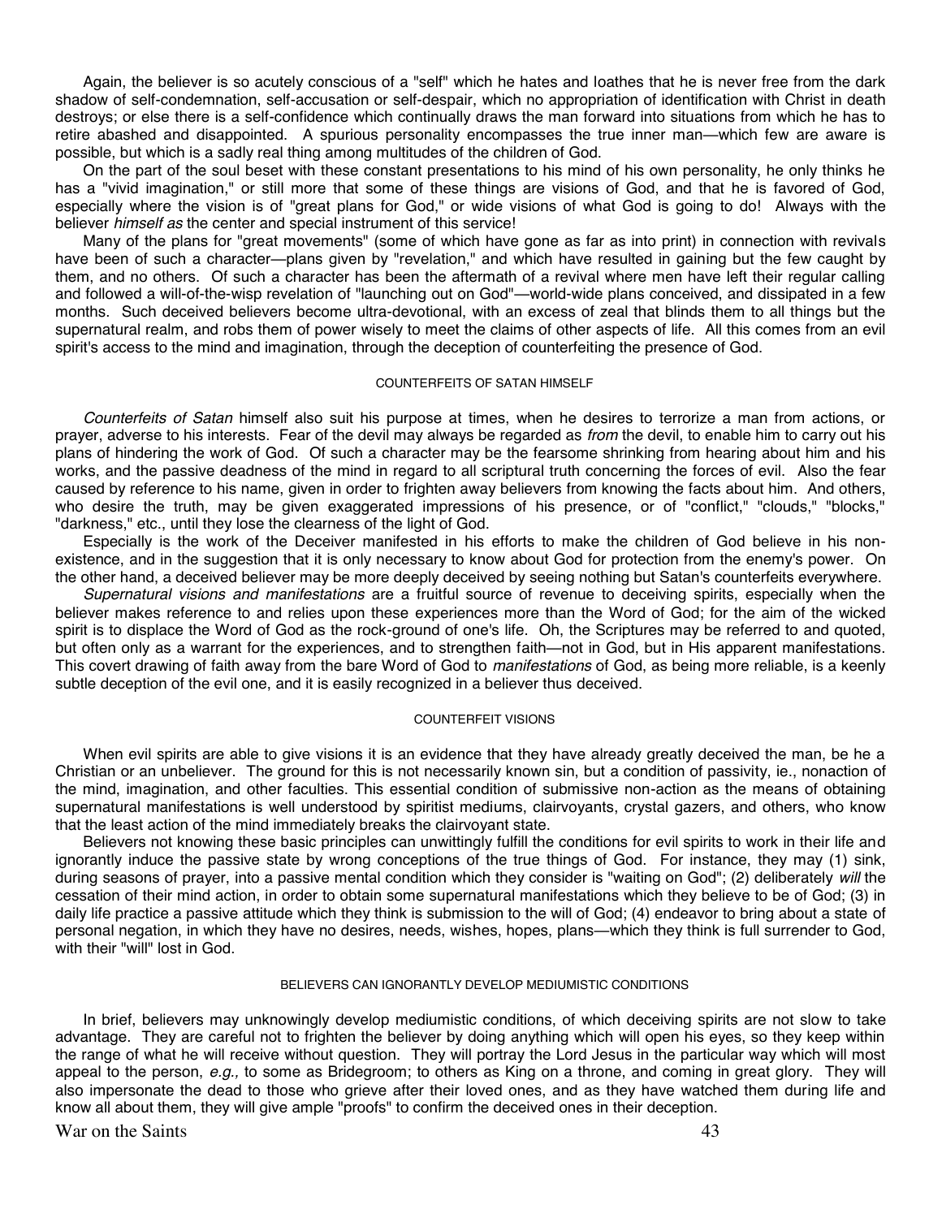Again, the believer is so acutely conscious of a "self" which he hates and loathes that he is never free from the dark shadow of self-condemnation, self-accusation or self-despair, which no appropriation of identification with Christ in death destroys; or else there is a self-confidence which continually draws the man forward into situations from which he has to retire abashed and disappointed. A spurious personality encompasses the true inner man—which few are aware is possible, but which is a sadly real thing among multitudes of the children of God.

On the part of the soul beset with these constant presentations to his mind of his own personality, he only thinks he has a "vivid imagination," or still more that some of these things are visions of God, and that he is favored of God, especially where the vision is of "great plans for God," or wide visions of what God is going to do! Always with the believer *himself as* the center and special instrument of this service!

Many of the plans for "great movements" (some of which have gone as far as into print) in connection with revivals have been of such a character—plans given by "revelation," and which have resulted in gaining but the few caught by them, and no others. Of such a character has been the aftermath of a revival where men have left their regular calling and followed a will-of-the-wisp revelation of "launching out on God"—world-wide plans conceived, and dissipated in a few months. Such deceived believers become ultra-devotional, with an excess of zeal that blinds them to all things but the supernatural realm, and robs them of power wisely to meet the claims of other aspects of life. All this comes from an evil spirit's access to the mind and imagination, through the deception of counterfeiting the presence of God.

### COUNTERFEITS OF SATAN HIMSELF

*Counterfeits of Satan* himself also suit his purpose at times, when he desires to terrorize a man from actions, or prayer, adverse to his interests. Fear of the devil may always be regarded as *from* the devil, to enable him to carry out his plans of hindering the work of God. Of such a character may be the fearsome shrinking from hearing about him and his works, and the passive deadness of the mind in regard to all scriptural truth concerning the forces of evil. Also the fear caused by reference to his name, given in order to frighten away believers from knowing the facts about him. And others, who desire the truth, may be given exaggerated impressions of his presence, or of "conflict," "clouds," "blocks," "darkness," etc., until they lose the clearness of the light of God.

Especially is the work of the Deceiver manifested in his efforts to make the children of God believe in his non-existence, and in the suggestion that it is only necessary to know about God for protection from the enemy's power. On the other hand, a deceived believer may be more deeply deceived by seeing nothing but Satan's counterfeits everywhere.

*Supernatural visions and manifestations* are a fruitful source of revenue to deceiving spirits, especially when the believer makes reference to and relies upon these experiences more than the Word of God; for the aim of the wicked spirit is to displace the Word of God as the rock-ground of one's life. Oh, the Scriptures may be referred to and quoted, but often only as a warrant for the experiences, and to strengthen faith—not in God, but in His apparent manifestations. This covert drawing of faith away from the bare Word of God to *manifestations* of God, as being more reliable, is a keenly subtle deception of the evil one, and it is easily recognized in a believer thus deceived.

### COUNTERFEIT VISIONS

When evil spirits are able to give visions it is an evidence that they have already greatly deceived the man, be he a Christian or an unbeliever. The ground for this is not necessarily known sin, but a condition of passivity, ie., nonaction of the mind, imagination, and other faculties. This essential condition of submissive non-action as the means of obtaining supernatural manifestations is well understood by spiritist mediums, clairvoyants, crystal gazers, and others, who know that the least action of the mind immediately breaks the clairvoyant state.

Believers not knowing these basic principles can unwittingly fulfill the conditions for evil spirits to work in their life and ignorantly induce the passive state by wrong conceptions of the true things of God. For instance, they may (1) sink, during seasons of prayer, into a passive mental condition which they consider is "waiting on God"; (2) deliberately *will* the cessation of their mind action, in order to obtain some supernatural manifestations which they believe to be of God; (3) in daily life practice a passive attitude which they think is submission to the will of God; (4) endeavor to bring about a state of personal negation, in which they have no desires, needs, wishes, hopes, plans—which they think is full surrender to God, with their "will" lost in God.

### BELIEVERS CAN IGNORANTLY DEVELOP MEDIUMISTIC CONDITIONS

In brief, believers may unknowingly develop mediumistic conditions, of which deceiving spirits are not slow to take advantage. They are careful not to frighten the believer by doing anything which will open his eyes, so they keep within the range of what he will receive without question. They will portray the Lord Jesus in the particular way which will most appeal to the person, *e.g.,* to some as Bridegroom; to others as King on a throne, and coming in great glory. They will also impersonate the dead to those who grieve after their loved ones, and as they have watched them during life and know all about them, they will give ample "proofs" to confirm the deceived ones in their deception.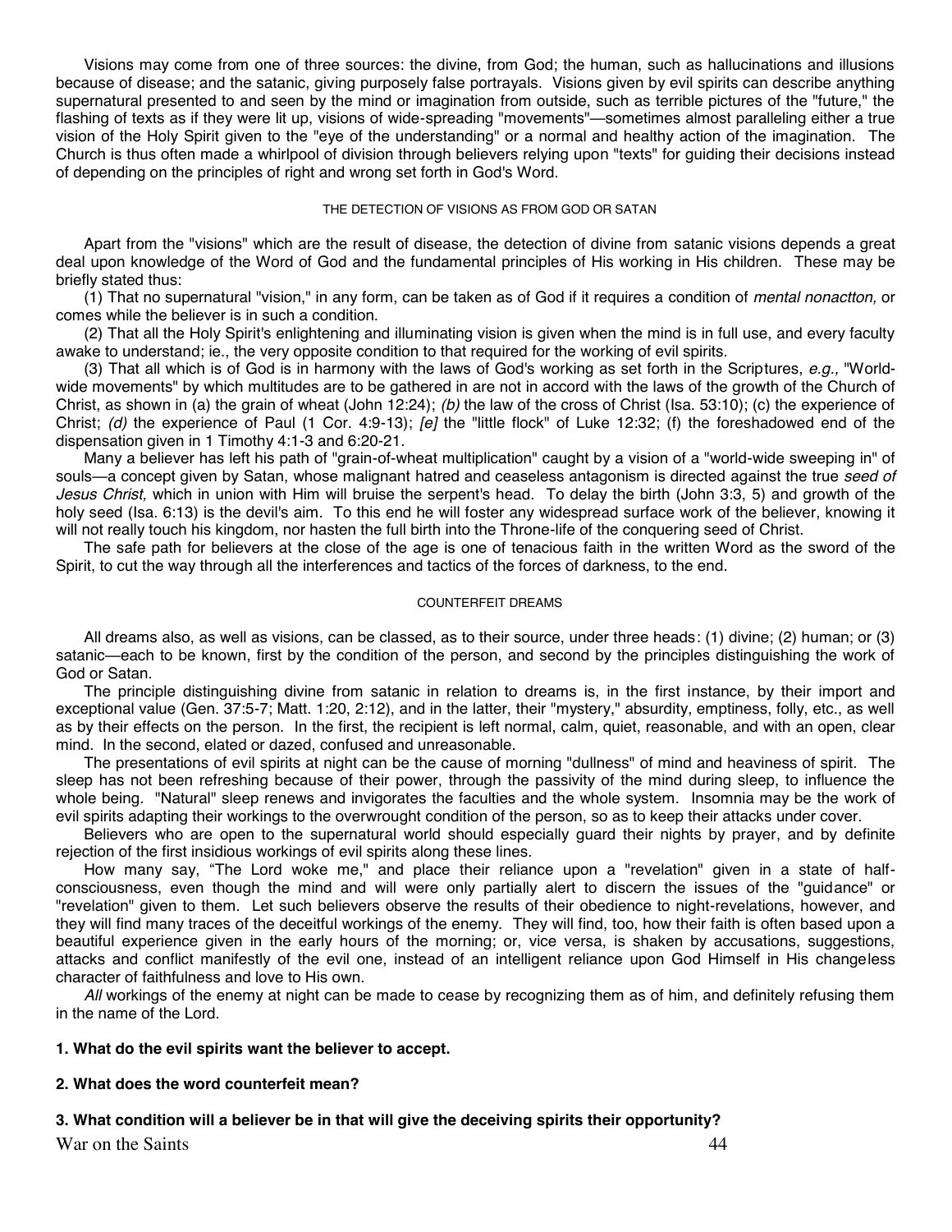Visions may come from one of three sources: the divine, from God; the human, such as hallucinations and illusions because of disease; and the satanic, giving purposely false portrayals. Visions given by evil spirits can describe anything supernatural presented to and seen by the mind or imagination from outside, such as terrible pictures of the "future," the flashing of texts as if they were lit up, visions of wide-spreading "movements"—sometimes almost paralleling either a true vision of the Holy Spirit given to the "eye of the understanding" or a normal and healthy action of the imagination. The Church is thus often made a whirlpool of division through believers relying upon "texts" for guiding their decisions instead of depending on the principles of right and wrong set forth in God's Word.

###### THE DETECTION OF VISIONS AS FROM GOD OR SATAN

Apart from the "visions" which are the result of disease, the detection of divine from satanic visions depends a great deal upon knowledge of the Word of God and the fundamental principles of His working in His children. These may be briefly stated thus:

(1) That no supernatural "vision," in any form, can be taken as of God if it requires a condition of *mental nonactton,* or comes while the believer is in such a condition.

(2) That all the Holy Spirit's enlightening and illuminating vision is given when the mind is in full use, and every faculty awake to understand; ie., the very opposite condition to that required for the working of evil spirits.

(3) That all which is of God is in harmony with the laws of God's working as set forth in the Scriptures, *e.g.,* "World-wide movements" by which multitudes are to be gathered in are not in accord with the laws of the growth of the Church of Christ, as shown in (a) the grain of wheat (John 12:24); *(b)* the law of the cross of Christ (Isa. 53:10); (c) the experience of Christ; *(d)* the experience of Paul (1 Cor. 4:9-13); *[e]* the "little flock" of Luke 12:32; (f) the foreshadowed end of the dispensation given in 1 Timothy 4:1-3 and 6:20-21.

Many a believer has left his path of "grain-of-wheat multiplication" caught by a vision of a "world-wide sweeping in" of souls—a concept given by Satan, whose malignant hatred and ceaseless antagonism is directed against the true *seed of Jesus Christ,* which in union with Him will bruise the serpent's head. To delay the birth (John 3:3, 5) and growth of the holy seed (Isa. 6:13) is the devil's aim. To this end he will foster any widespread surface work of the believer, knowing it will not really touch his kingdom, nor hasten the full birth into the Throne-life of the conquering seed of Christ.

The safe path for believers at the close of the age is one of tenacious faith in the written Word as the sword of the Spirit, to cut the way through all the interferences and tactics of the forces of darkness, to the end.

###### COUNTERFEIT DREAMS

All dreams also, as well as visions, can be classed, as to their source, under three heads: (1) divine; (2) human; or (3) satanic—each to be known, first by the condition of the person, and second by the principles distinguishing the work of God or Satan.

The principle distinguishing divine from satanic in relation to dreams is, in the first instance, by their import and exceptional value (Gen. 37:5-7; Matt. 1:20, 2:12), and in the latter, their "mystery," absurdity, emptiness, folly, etc., as well as by their effects on the person. In the first, the recipient is left normal, calm, quiet, reasonable, and with an open, clear mind. In the second, elated or dazed, confused and unreasonable.

The presentations of evil spirits at night can be the cause of morning "dullness" of mind and heaviness of spirit. The sleep has not been refreshing because of their power, through the passivity of the mind during sleep, to influence the whole being. "Natural" sleep renews and invigorates the faculties and the whole system. Insomnia may be the work of evil spirits adapting their workings to the overwrought condition of the person, so as to keep their attacks under cover.

Believers who are open to the supernatural world should especially guard their nights by prayer, and by definite rejection of the first insidious workings of evil spirits along these lines.

How many say, "The Lord woke me," and place their reliance upon a "revelation" given in a state of half-consciousness, even though the mind and will were only partially alert to discern the issues of the "guidance" or "revelation" given to them. Let such believers observe the results of their obedience to night-revelations, however, and they will find many traces of the deceitful workings of the enemy. They will find, too, how their faith is often based upon a beautiful experience given in the early hours of the morning; or, vice versa, is shaken by accusations, suggestions, attacks and conflict manifestly of the evil one, instead of an intelligent reliance upon God Himself in His changeless character of faithfulness and love to His own.

*All* workings of the enemy at night can be made to cease by recognizing them as of him, and definitely refusing them in the name of the Lord.

**1. What do the evil spirits want the believer to accept.**

**2. What does the word counterfeit mean?**

**3. What condition will a believer be in that will give the deceiving spirits their opportunity?**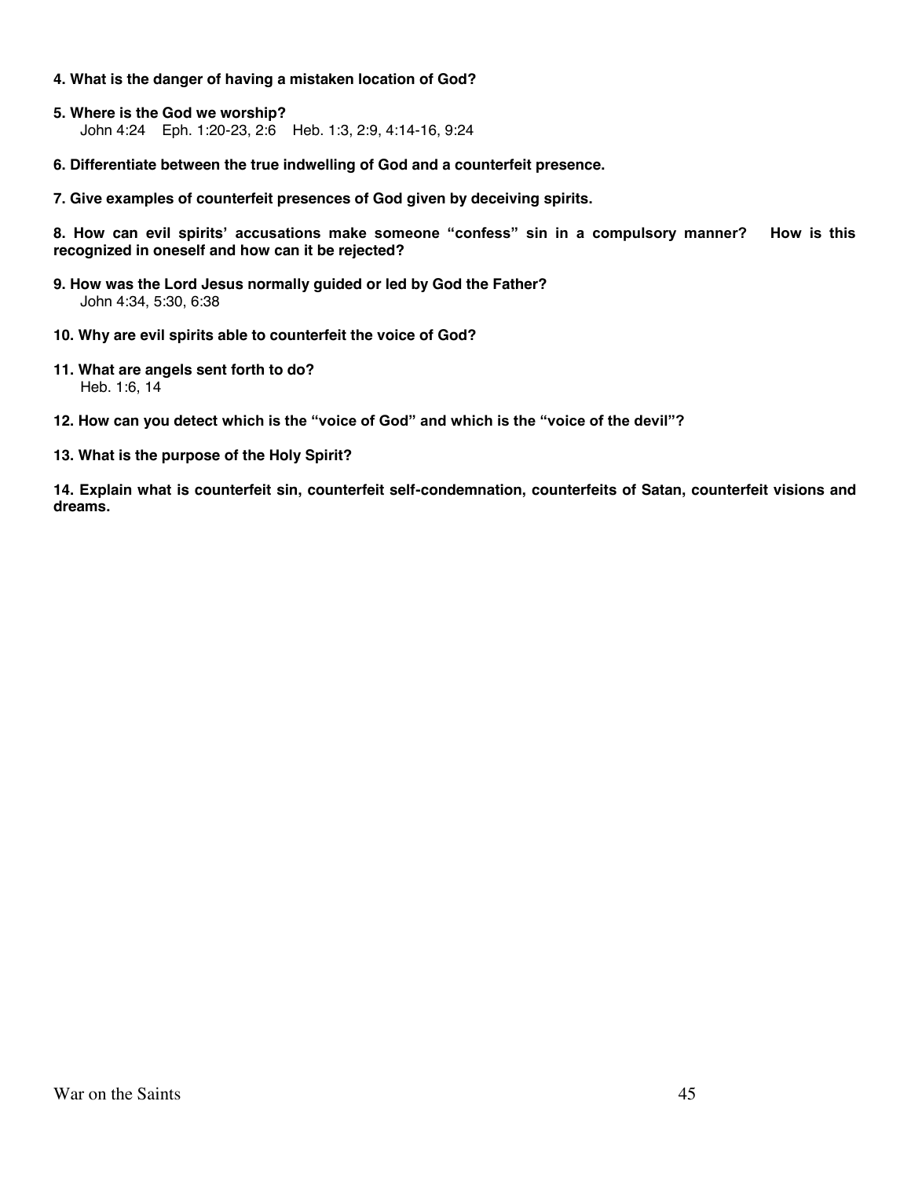**4. What is the danger of having a mistaken location of God?**

**5. Where is the God we worship?**
John 4:24 Eph. 1:20-23, 2:6 Heb. 1:3, 2:9, 4:14-16, 9:24

**6. Differentiate between the true indwelling of God and a counterfeit presence.**

**7. Give examples of counterfeit presences of God given by deceiving spirits.**

**8. How can evil spirits' accusations make someone "confess" sin in a compulsory manner? How is this recognized in oneself and how can it be rejected?**

**9. How was the Lord Jesus normally guided or led by God the Father?**
John 4:34, 5:30, 6:38

**10. Why are evil spirits able to counterfeit the voice of God?**

**11. What are angels sent forth to do?**
Heb. 1:6, 14

**12. How can you detect which is the "voice of God" and which is the "voice of the devil"?**

**13. What is the purpose of the Holy Spirit?**

**14. Explain what is counterfeit sin, counterfeit self-condemnation, counterfeits of Satan, counterfeit visions and dreams.**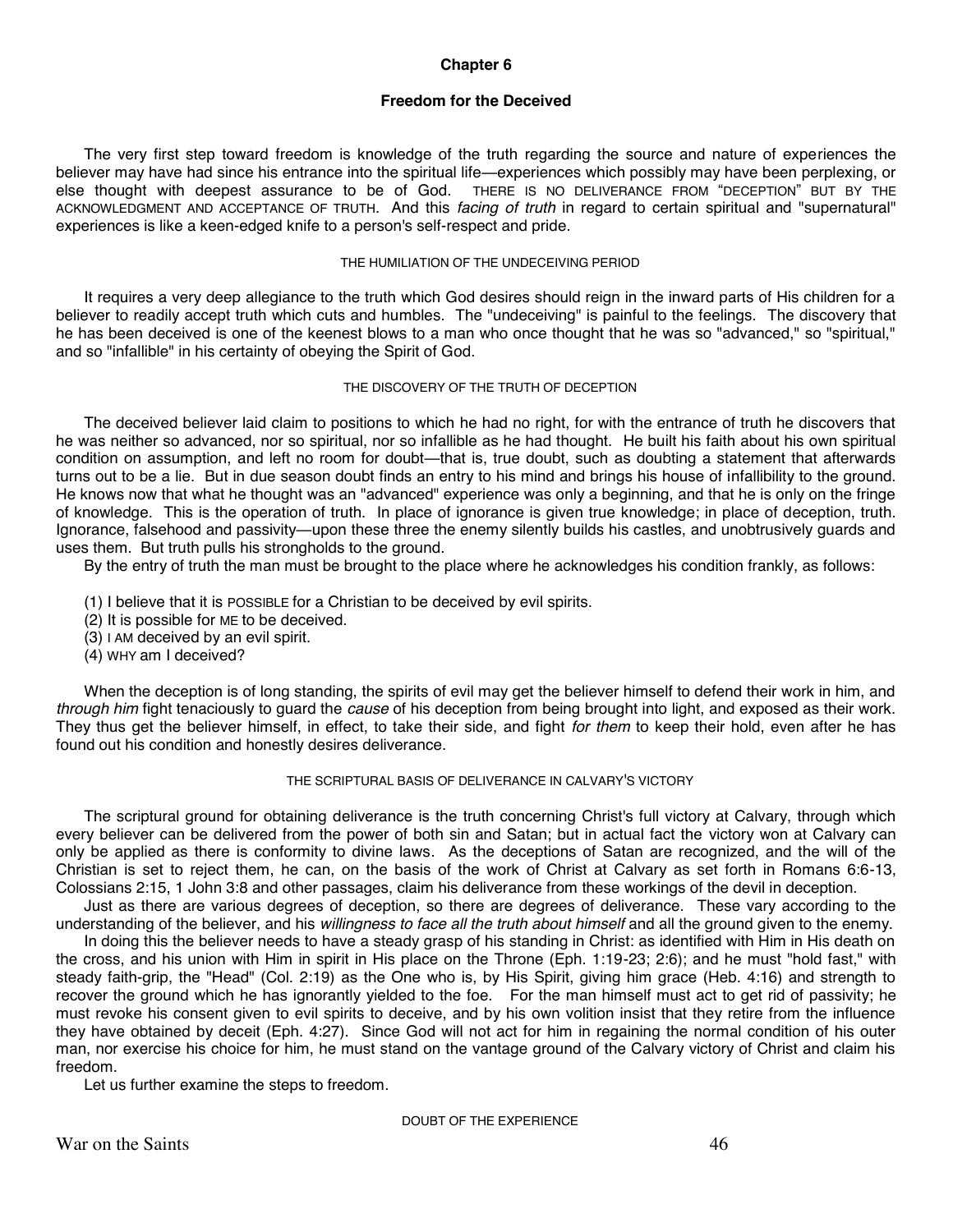## Chapter 6

### Freedom for the Deceived

The very first step toward freedom is knowledge of the truth regarding the source and nature of experiences the believer may have had since his entrance into the spiritual life—experiences which possibly may have been perplexing, or else thought with deepest assurance to be of God. THERE IS NO DELIVERANCE FROM "DECEPTION" BUT BY THE ACKNOWLEDGMENT AND ACCEPTANCE OF TRUTH. And this *facing of truth* in regard to certain spiritual and "supernatural" experiences is like a keen-edged knife to a person's self-respect and pride.

#### THE HUMILIATION OF THE UNDECEIVING PERIOD

It requires a very deep allegiance to the truth which God desires should reign in the inward parts of His children for a believer to readily accept truth which cuts and humbles. The "undeceiving" is painful to the feelings. The discovery that he has been deceived is one of the keenest blows to a man who once thought that he was so "advanced," so "spiritual," and so "infallible" in his certainty of obeying the Spirit of God.

#### THE DISCOVERY OF THE TRUTH OF DECEPTION

The deceived believer laid claim to positions to which he had no right, for with the entrance of truth he discovers that he was neither so advanced, nor so spiritual, nor so infallible as he had thought. He built his faith about his own spiritual condition on assumption, and left no room for doubt—that is, true doubt, such as doubting a statement that afterwards turns out to be a lie. But in due season doubt finds an entry to his mind and brings his house of infallibility to the ground. He knows now that what he thought was an "advanced" experience was only a beginning, and that he is only on the fringe of knowledge. This is the operation of truth. In place of ignorance is given true knowledge; in place of deception, truth. Ignorance, falsehood and passivity—upon these three the enemy silently builds his castles, and unobtrusively guards and uses them. But truth pulls his strongholds to the ground.

By the entry of truth the man must be brought to the place where he acknowledges his condition frankly, as follows:

(1) I believe that it is POSSIBLE for a Christian to be deceived by evil spirits.
(2) It is possible for ME to be deceived.
(3) I AM deceived by an evil spirit.
(4) WHY am I deceived?

When the deception is of long standing, the spirits of evil may get the believer himself to defend their work in him, and *through him* fight tenaciously to guard the *cause* of his deception from being brought into light, and exposed as their work. They thus get the believer himself, in effect, to take their side, and fight *for them* to keep their hold, even after he has found out his condition and honestly desires deliverance.

#### THE SCRIPTURAL BASIS OF DELIVERANCE IN CALVARY'S VICTORY

The scriptural ground for obtaining deliverance is the truth concerning Christ's full victory at Calvary, through which every believer can be delivered from the power of both sin and Satan; but in actual fact the victory won at Calvary can only be applied as there is conformity to divine laws. As the deceptions of Satan are recognized, and the will of the Christian is set to reject them, he can, on the basis of the work of Christ at Calvary as set forth in Romans 6:6-13, Colossians 2:15, 1 John 3:8 and other passages, claim his deliverance from these workings of the devil in deception.

Just as there are various degrees of deception, so there are degrees of deliverance. These vary according to the understanding of the believer, and his *willingness to face all the truth about himself* and all the ground given to the enemy.

In doing this the believer needs to have a steady grasp of his standing in Christ: as identified with Him in His death on the cross, and his union with Him in spirit in His place on the Throne (Eph. 1:19-23; 2:6); and he must "hold fast," with steady faith-grip, the "Head" (Col. 2:19) as the One who is, by His Spirit, giving him grace (Heb. 4:16) and strength to recover the ground which he has ignorantly yielded to the foe. For the man himself must act to get rid of passivity; he must revoke his consent given to evil spirits to deceive, and by his own volition insist that they retire from the influence they have obtained by deceit (Eph. 4:27). Since God will not act for him in regaining the normal condition of his outer man, nor exercise his choice for him, he must stand on the vantage ground of the Calvary victory of Christ and claim his freedom.

Let us further examine the steps to freedom.

#### DOUBT OF THE EXPERIENCE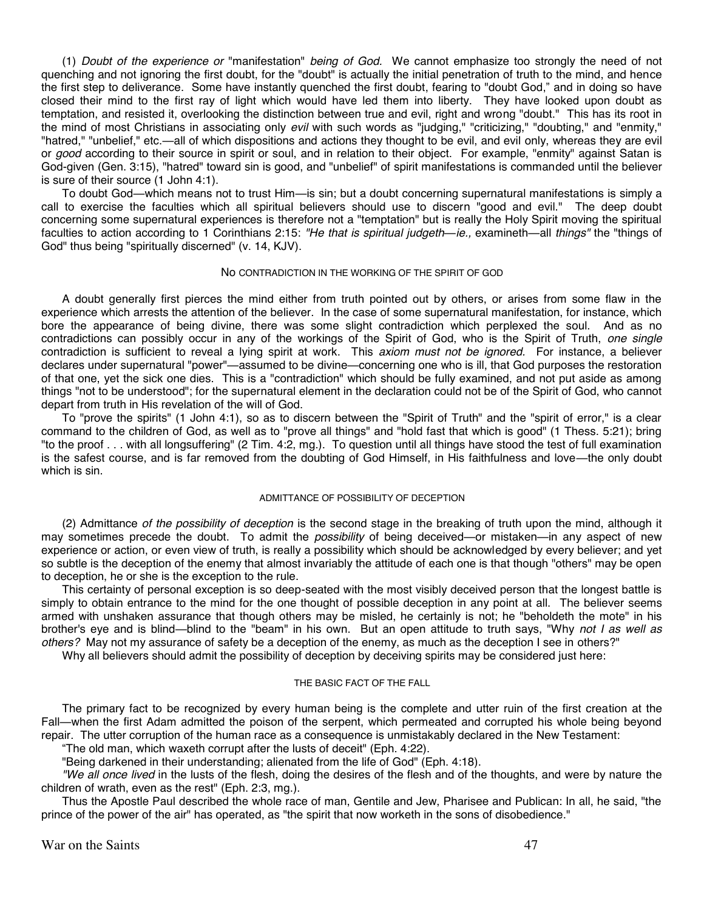(1) *Doubt of the experience or* "manifestation" *being of God*. We cannot emphasize too strongly the need of not quenching and not ignoring the first doubt, for the "doubt" is actually the initial penetration of truth to the mind, and hence the first step to deliverance. Some have instantly quenched the first doubt, fearing to "doubt God," and in doing so have closed their mind to the first ray of light which would have led them into liberty. They have looked upon doubt as temptation, and resisted it, overlooking the distinction between true and evil, right and wrong "doubt." This has its root in the mind of most Christians in associating only *evil* with such words as "judging," "criticizing," "doubting," and "enmity," "hatred," "unbelief," etc.—all of which dispositions and actions they thought to be evil, and evil only, whereas they are evil or *good* according to their source in spirit or soul, and in relation to their object. For example, "enmity" against Satan is God-given (Gen. 3:15), "hatred" toward sin is good, and "unbelief" of spirit manifestations is commanded until the believer is sure of their source (1 John 4:1).

To doubt God—which means not to trust Him—is sin; but a doubt concerning supernatural manifestations is simply a call to exercise the faculties which all spiritual believers should use to discern "good and evil." The deep doubt concerning some supernatural experiences is therefore not a "temptation" but is really the Holy Spirit moving the spiritual faculties to action according to 1 Corinthians 2:15: *"He that is spiritual judgeth—ie.,* examineth—all *things"* the "things of God" thus being "spiritually discerned" (v. 14, KJV).

### No contradiction in the working of the Spirit of God

A doubt generally first pierces the mind either from truth pointed out by others, or arises from some flaw in the experience which arrests the attention of the believer. In the case of some supernatural manifestation, for instance, which bore the appearance of being divine, there was some slight contradiction which perplexed the soul. And as no contradictions can possibly occur in any of the workings of the Spirit of God, who is the Spirit of Truth, *one single* contradiction is sufficient to reveal a lying spirit at work. This *axiom must not be ignored*. For instance, a believer declares under supernatural "power"—assumed to be divine—concerning one who is ill, that God purposes the restoration of that one, yet the sick one dies. This is a "contradiction" which should be fully examined, and not put aside as among things "not to be understood"; for the supernatural element in the declaration could not be of the Spirit of God, who cannot depart from truth in His revelation of the will of God.

To "prove the spirits" (1 John 4:1), so as to discern between the "Spirit of Truth" and the "spirit of error," is a clear command to the children of God, as well as to "prove all things" and "hold fast that which is good" (1 Thess. 5:21); bring "to the proof . . . with all longsuffering" (2 Tim. 4:2, mg.). To question until all things have stood the test of full examination is the safest course, and is far removed from the doubting of God Himself, in His faithfulness and love—the only doubt which is sin.

### Admittance of possibility of deception

(2) Admittance *of the possibility of deception* is the second stage in the breaking of truth upon the mind, although it may sometimes precede the doubt. To admit the *possibility* of being deceived—or mistaken—in any aspect of new experience or action, or even view of truth, is really a possibility which should be acknowledged by every believer; and yet so subtle is the deception of the enemy that almost invariably the attitude of each one is that though "others" may be open to deception, he or she is the exception to the rule.

This certainty of personal exception is so deep-seated with the most visibly deceived person that the longest battle is simply to obtain entrance to the mind for the one thought of possible deception in any point at all. The believer seems armed with unshaken assurance that though others may be misled, he certainly is not; he "beholdeth the mote" in his brother's eye and is blind—blind to the "beam" in his own. But an open attitude to truth says, "Why *not I as well as others?* May not my assurance of safety be a deception of the enemy, as much as the deception I see in others?"

Why all believers should admit the possibility of deception by deceiving spirits may be considered just here:

### The basic fact of the Fall

The primary fact to be recognized by every human being is the complete and utter ruin of the first creation at the Fall—when the first Adam admitted the poison of the serpent, which permeated and corrupted his whole being beyond repair. The utter corruption of the human race as a consequence is unmistakably declared in the New Testament:

"The old man, which waxeth corrupt after the lusts of deceit" (Eph. 4:22).

"Being darkened in their understanding; alienated from the life of God" (Eph. 4:18).

*"We all once lived* in the lusts of the flesh, doing the desires of the flesh and of the thoughts, and were by nature the children of wrath, even as the rest" (Eph. 2:3, mg.).

Thus the Apostle Paul described the whole race of man, Gentile and Jew, Pharisee and Publican: In all, he said, "the prince of the power of the air" has operated, as "the spirit that now worketh in the sons of disobedience."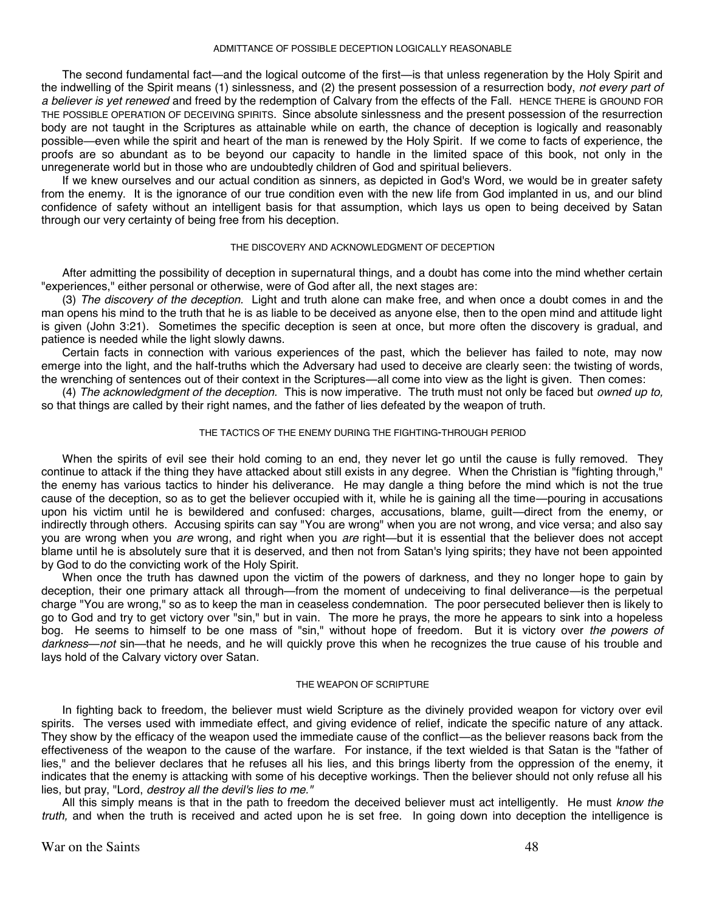### ADMITTANCE OF POSSIBLE DECEPTION LOGICALLY REASONABLE

The second fundamental fact—and the logical outcome of the first—is that unless regeneration by the Holy Spirit and the indwelling of the Spirit means (1) sinlessness, and (2) the present possession of a resurrection body, *not every part of a believer is yet renewed* and freed by the redemption of Calvary from the effects of the Fall. HENCE THERE IS GROUND FOR THE POSSIBLE OPERATION OF DECEIVING SPIRITS. Since absolute sinlessness and the present possession of the resurrection body are not taught in the Scriptures as attainable while on earth, the chance of deception is logically and reasonably possible—even while the spirit and heart of the man is renewed by the Holy Spirit. If we come to facts of experience, the proofs are so abundant as to be beyond our capacity to handle in the limited space of this book, not only in the unregenerate world but in those who are undoubtedly children of God and spiritual believers.

If we knew ourselves and our actual condition as sinners, as depicted in God's Word, we would be in greater safety from the enemy. It is the ignorance of our true condition even with the new life from God implanted in us, and our blind confidence of safety without an intelligent basis for that assumption, which lays us open to being deceived by Satan through our very certainty of being free from his deception.

### THE DISCOVERY AND ACKNOWLEDGMENT OF DECEPTION

After admitting the possibility of deception in supernatural things, and a doubt has come into the mind whether certain "experiences," either personal or otherwise, were of God after all, the next stages are:

(3) *The discovery of the deception.* Light and truth alone can make free, and when once a doubt comes in and the man opens his mind to the truth that he is as liable to be deceived as anyone else, then to the open mind and attitude light is given (John 3:21). Sometimes the specific deception is seen at once, but more often the discovery is gradual, and patience is needed while the light slowly dawns.

Certain facts in connection with various experiences of the past, which the believer has failed to note, may now emerge into the light, and the half-truths which the Adversary had used to deceive are clearly seen: the twisting of words, the wrenching of sentences out of their context in the Scriptures—all come into view as the light is given. Then comes:

(4) *The acknowledgment of the deception.* This is now imperative. The truth must not only be faced but *owned up to,* so that things are called by their right names, and the father of lies defeated by the weapon of truth.

### THE TACTICS OF THE ENEMY DURING THE FIGHTING-THROUGH PERIOD

When the spirits of evil see their hold coming to an end, they never let go until the cause is fully removed. They continue to attack if the thing they have attacked about still exists in any degree. When the Christian is "fighting through," the enemy has various tactics to hinder his deliverance. He may dangle a thing before the mind which is not the true cause of the deception, so as to get the believer occupied with it, while he is gaining all the time—pouring in accusations upon his victim until he is bewildered and confused: charges, accusations, blame, guilt—direct from the enemy, or indirectly through others. Accusing spirits can say "You are wrong" when you are not wrong, and vice versa; and also say you are wrong when you *are* wrong, and right when you *are* right—but it is essential that the believer does not accept blame until he is absolutely sure that it is deserved, and then not from Satan's lying spirits; they have not been appointed by God to do the convicting work of the Holy Spirit.

When once the truth has dawned upon the victim of the powers of darkness, and they no longer hope to gain by deception, their one primary attack all through—from the moment of undeceiving to final deliverance—is the perpetual charge "You are wrong," so as to keep the man in ceaseless condemnation. The poor persecuted believer then is likely to go to God and try to get victory over "sin," but in vain. The more he prays, the more he appears to sink into a hopeless bog. He seems to himself to be one mass of "sin," without hope of freedom. But it is victory over *the powers of darkness*—*not* sin—that he needs, and he will quickly prove this when he recognizes the true cause of his trouble and lays hold of the Calvary victory over Satan.

### THE WEAPON OF SCRIPTURE

In fighting back to freedom, the believer must wield Scripture as the divinely provided weapon for victory over evil spirits. The verses used with immediate effect, and giving evidence of relief, indicate the specific nature of any attack. They show by the efficacy of the weapon used the immediate cause of the conflict—as the believer reasons back from the effectiveness of the weapon to the cause of the warfare. For instance, if the text wielded is that Satan is the "father of lies," and the believer declares that he refuses all his lies, and this brings liberty from the oppression of the enemy, it indicates that the enemy is attacking with some of his deceptive workings. Then the believer should not only refuse all his lies, but pray, "Lord, *destroy all the devil's lies to me."*

All this simply means is that in the path to freedom the deceived believer must act intelligently. He must *know the truth,* and when the truth is received and acted upon he is set free. In going down into deception the intelligence is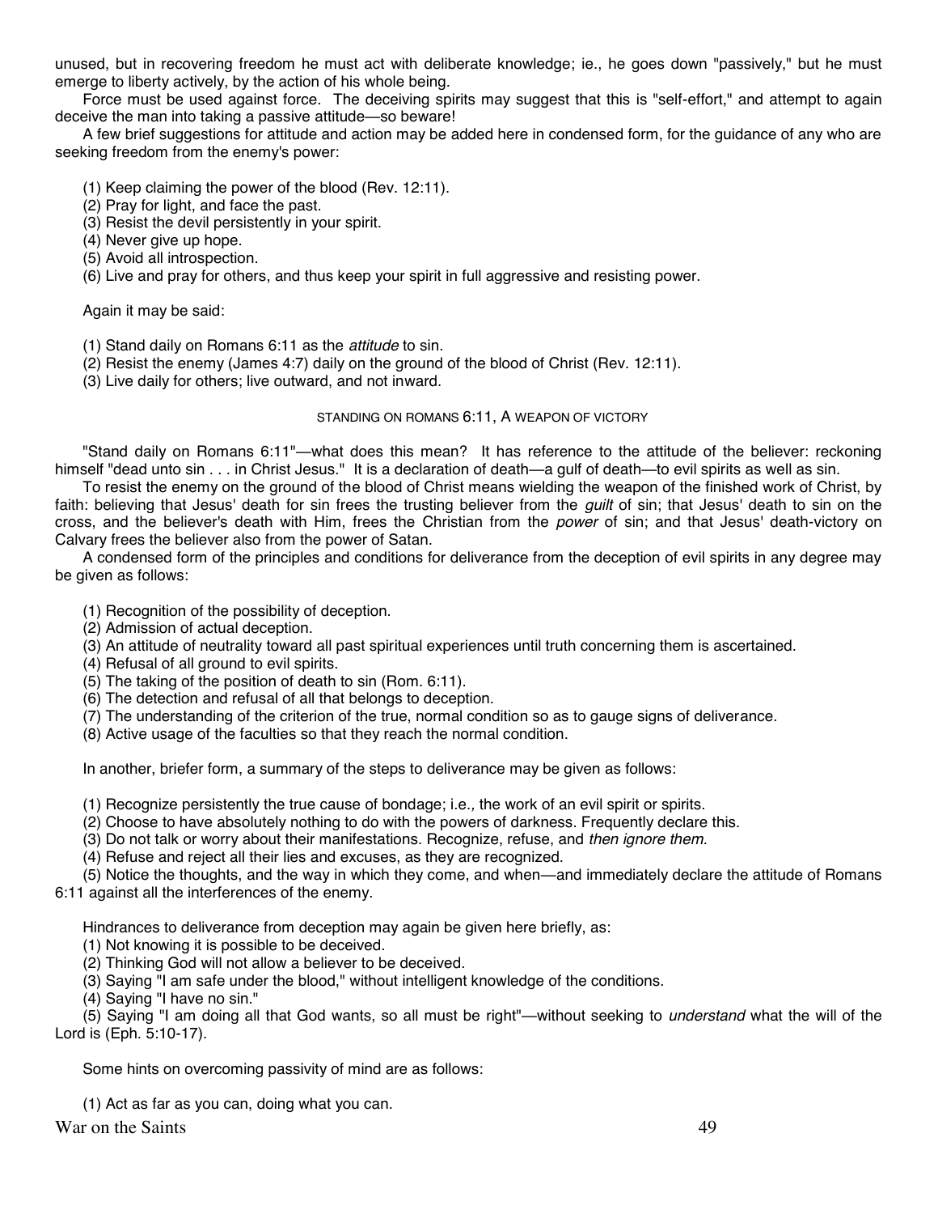unused, but in recovering freedom he must act with deliberate knowledge; ie., he goes down "passively," but he must emerge to liberty actively, by the action of his whole being.

Force must be used against force. The deceiving spirits may suggest that this is "self-effort," and attempt to again deceive the man into taking a passive attitude—so beware!

A few brief suggestions for attitude and action may be added here in condensed form, for the guidance of any who are seeking freedom from the enemy's power:

(1) Keep claiming the power of the blood (Rev. 12:11).
(2) Pray for light, and face the past.
(3) Resist the devil persistently in your spirit.
(4) Never give up hope.
(5) Avoid all introspection.
(6) Live and pray for others, and thus keep your spirit in full aggressive and resisting power.

Again it may be said:

(1) Stand daily on Romans 6:11 as the *attitude* to sin.
(2) Resist the enemy (James 4:7) daily on the ground of the blood of Christ (Rev. 12:11).
(3) Live daily for others; live outward, and not inward.

### STANDING ON ROMANS 6:11, A WEAPON OF VICTORY

"Stand daily on Romans 6:11"—what does this mean? It has reference to the attitude of the believer: reckoning himself "dead unto sin . . . in Christ Jesus." It is a declaration of death—a gulf of death—to evil spirits as well as sin.

To resist the enemy on the ground of the blood of Christ means wielding the weapon of the finished work of Christ, by faith: believing that Jesus' death for sin frees the trusting believer from the *guilt* of sin; that Jesus' death to sin on the cross, and the believer's death with Him, frees the Christian from the *power* of sin; and that Jesus' death-victory on Calvary frees the believer also from the power of Satan.

A condensed form of the principles and conditions for deliverance from the deception of evil spirits in any degree may be given as follows:

(1) Recognition of the possibility of deception.
(2) Admission of actual deception.
(3) An attitude of neutrality toward all past spiritual experiences until truth concerning them is ascertained.
(4) Refusal of all ground to evil spirits.
(5) The taking of the position of death to sin (Rom. 6:11).
(6) The detection and refusal of all that belongs to deception.
(7) The understanding of the criterion of the true, normal condition so as to gauge signs of deliverance.
(8) Active usage of the faculties so that they reach the normal condition.

In another, briefer form, a summary of the steps to deliverance may be given as follows:

(1) Recognize persistently the true cause of bondage; i.e., the work of an evil spirit or spirits.
(2) Choose to have absolutely nothing to do with the powers of darkness. Frequently declare this.
(3) Do not talk or worry about their manifestations. Recognize, refuse, and *then ignore them.*
(4) Refuse and reject all their lies and excuses, as they are recognized.
(5) Notice the thoughts, and the way in which they come, and when—and immediately declare the attitude of Romans 6:11 against all the interferences of the enemy.

Hindrances to deliverance from deception may again be given here briefly, as:

(1) Not knowing it is possible to be deceived.
(2) Thinking God will not allow a believer to be deceived.
(3) Saying "I am safe under the blood," without intelligent knowledge of the conditions.
(4) Saying "I have no sin."
(5) Saying "I am doing all that God wants, so all must be right"—without seeking to *understand* what the will of the Lord is (Eph. 5:10-17).

Some hints on overcoming passivity of mind are as follows:

(1) Act as far as you can, doing what you can.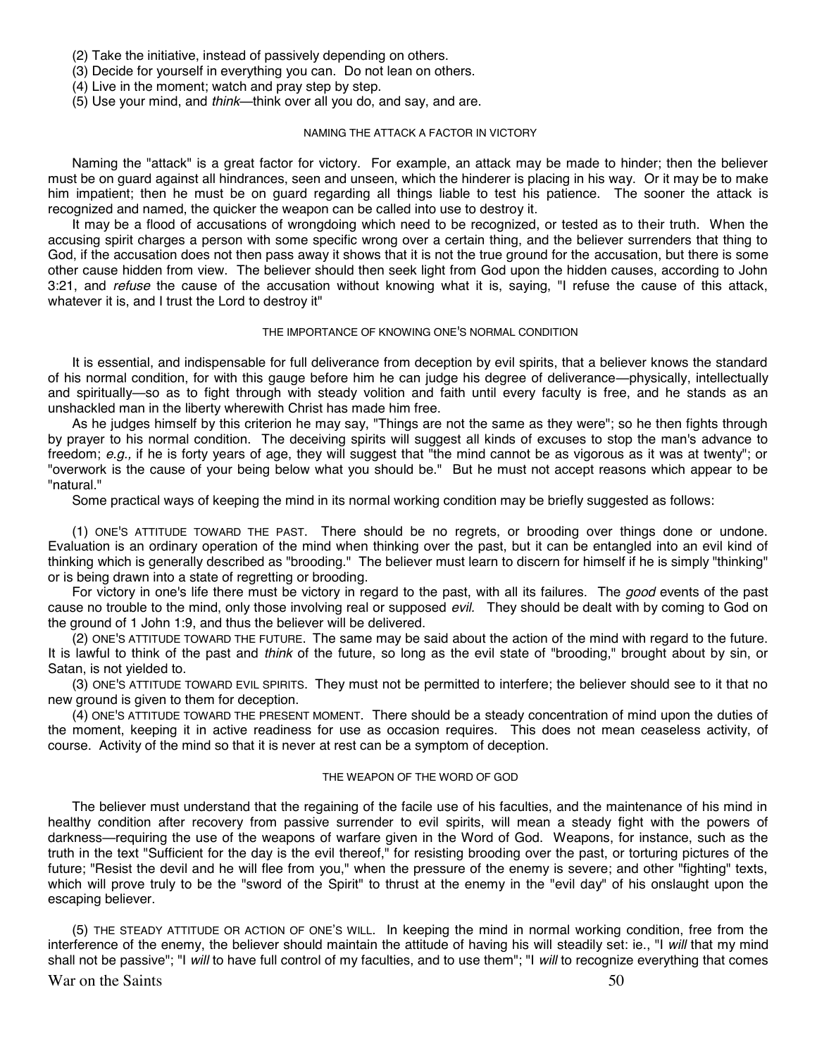(2) Take the initiative, instead of passively depending on others.
(3) Decide for yourself in everything you can. Do not lean on others.
(4) Live in the moment; watch and pray step by step.
(5) Use your mind, and *think*—think over all you do, and say, and are.

###### NAMING THE ATTACK A FACTOR IN VICTORY

Naming the "attack" is a great factor for victory. For example, an attack may be made to hinder; then the believer must be on guard against all hindrances, seen and unseen, which the hinderer is placing in his way. Or it may be to make him impatient; then he must be on guard regarding all things liable to test his patience. The sooner the attack is recognized and named, the quicker the weapon can be called into use to destroy it.

It may be a flood of accusations of wrongdoing which need to be recognized, or tested as to their truth. When the accusing spirit charges a person with some specific wrong over a certain thing, and the believer surrenders that thing to God, if the accusation does not then pass away it shows that it is not the true ground for the accusation, but there is some other cause hidden from view. The believer should then seek light from God upon the hidden causes, according to John 3:21, and *refuse* the cause of the accusation without knowing what it is, saying, "I refuse the cause of this attack, whatever it is, and I trust the Lord to destroy it"

###### THE IMPORTANCE OF KNOWING ONE'S NORMAL CONDITION

It is essential, and indispensable for full deliverance from deception by evil spirits, that a believer knows the standard of his normal condition, for with this gauge before him he can judge his degree of deliverance—physically, intellectually and spiritually—so as to fight through with steady volition and faith until every faculty is free, and he stands as an unshackled man in the liberty wherewith Christ has made him free.

As he judges himself by this criterion he may say, "Things are not the same as they were"; so he then fights through by prayer to his normal condition. The deceiving spirits will suggest all kinds of excuses to stop the man's advance to freedom; *e.g.,* if he is forty years of age, they will suggest that "the mind cannot be as vigorous as it was at twenty"; or "overwork is the cause of your being below what you should be." But he must not accept reasons which appear to be "natural."

Some practical ways of keeping the mind in its normal working condition may be briefly suggested as follows:

(1) ONE'S ATTITUDE TOWARD THE PAST. There should be no regrets, or brooding over things done or undone. Evaluation is an ordinary operation of the mind when thinking over the past, but it can be entangled into an evil kind of thinking which is generally described as "brooding." The believer must learn to discern for himself if he is simply "thinking" or is being drawn into a state of regretting or brooding.

For victory in one's life there must be victory in regard to the past, with all its failures. The *good* events of the past cause no trouble to the mind, only those involving real or supposed *evil.* They should be dealt with by coming to God on the ground of 1 John 1:9, and thus the believer will be delivered.

(2) ONE'S ATTITUDE TOWARD THE FUTURE. The same may be said about the action of the mind with regard to the future. It is lawful to think of the past and *think* of the future, so long as the evil state of "brooding," brought about by sin, or Satan, is not yielded to.

(3) ONE'S ATTITUDE TOWARD EVIL SPIRITS. They must not be permitted to interfere; the believer should see to it that no new ground is given to them for deception.

(4) ONE'S ATTITUDE TOWARD THE PRESENT MOMENT. There should be a steady concentration of mind upon the duties of the moment, keeping it in active readiness for use as occasion requires. This does not mean ceaseless activity, of course. Activity of the mind so that it is never at rest can be a symptom of deception.

###### THE WEAPON OF THE WORD OF GOD

The believer must understand that the regaining of the facile use of his faculties, and the maintenance of his mind in healthy condition after recovery from passive surrender to evil spirits, will mean a steady fight with the powers of darkness—requiring the use of the weapons of warfare given in the Word of God. Weapons, for instance, such as the truth in the text "Sufficient for the day is the evil thereof," for resisting brooding over the past, or torturing pictures of the future; "Resist the devil and he will flee from you," when the pressure of the enemy is severe; and other "fighting" texts, which will prove truly to be the "sword of the Spirit" to thrust at the enemy in the "evil day" of his onslaught upon the escaping believer.

(5) THE STEADY ATTITUDE OR ACTION OF ONE'S WILL. In keeping the mind in normal working condition, free from the interference of the enemy, the believer should maintain the attitude of having his will steadily set: ie., "I *will* that my mind shall not be passive"; "I *will* to have full control of my faculties, and to use them"; "I *will* to recognize everything that comes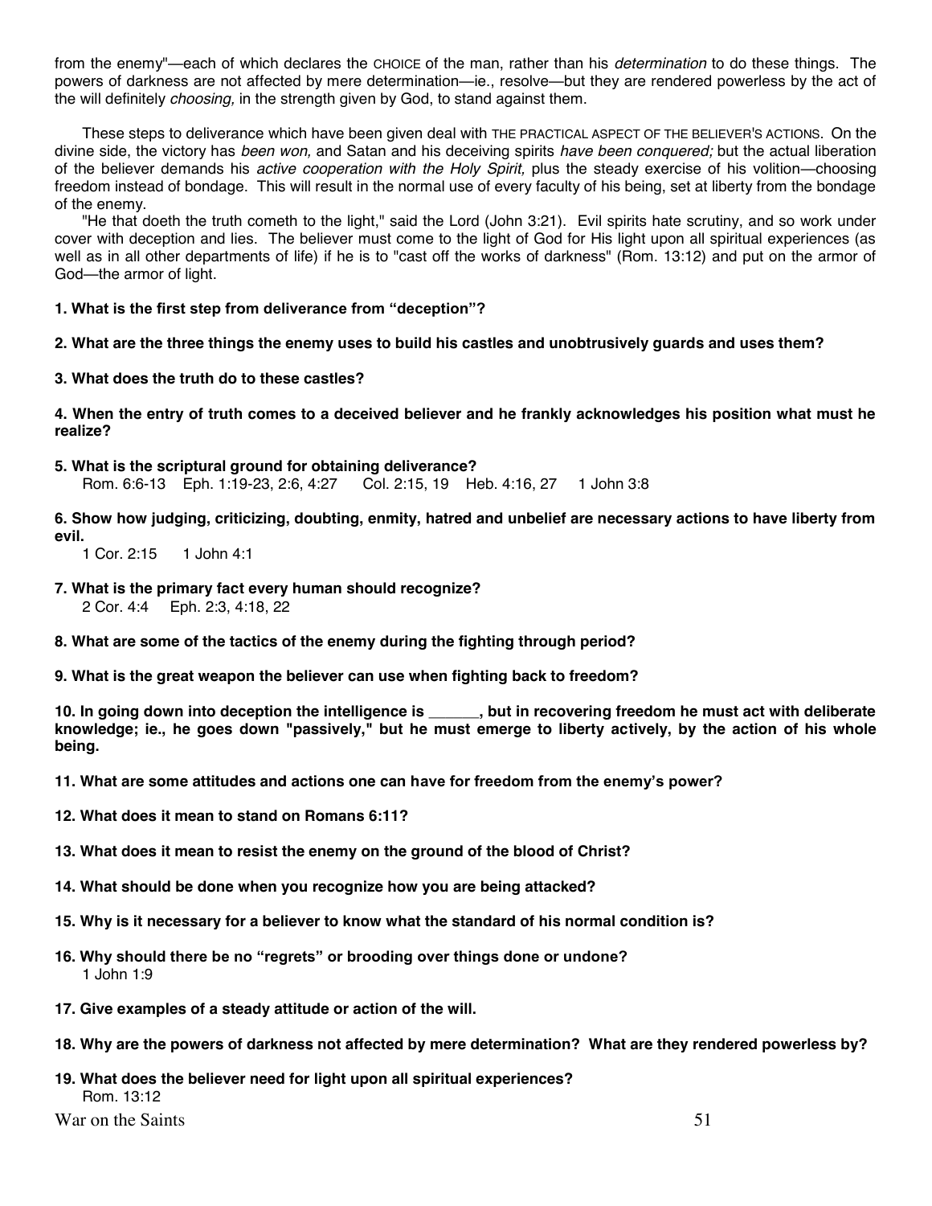from the enemy"—each of which declares the CHOICE of the man, rather than his *determination* to do these things. The powers of darkness are not affected by mere determination—ie., resolve—but they are rendered powerless by the act of the will definitely *choosing,* in the strength given by God, to stand against them.

These steps to deliverance which have been given deal with THE PRACTICAL ASPECT OF THE BELIEVER'S ACTIONS. On the divine side, the victory has *been won,* and Satan and his deceiving spirits *have been conquered;* but the actual liberation of the believer demands his *active cooperation with the Holy Spirit,* plus the steady exercise of his volition—choosing freedom instead of bondage. This will result in the normal use of every faculty of his being, set at liberty from the bondage of the enemy.

"He that doeth the truth cometh to the light," said the Lord (John 3:21). Evil spirits hate scrutiny, and so work under cover with deception and lies. The believer must come to the light of God for His light upon all spiritual experiences (as well as in all other departments of life) if he is to "cast off the works of darkness" (Rom. 13:12) and put on the armor of God—the armor of light.

**1. What is the first step from deliverance from "deception"?**

**2. What are the three things the enemy uses to build his castles and unobtrusively guards and uses them?**

**3. What does the truth do to these castles?**

**4. When the entry of truth comes to a deceived believer and he frankly acknowledges his position what must he realize?**

**5. What is the scriptural ground for obtaining deliverance?**
Rom. 6:6-13 Eph. 1:19-23, 2:6, 4:27 Col. 2:15, 19 Heb. 4:16, 27 1 John 3:8

**6. Show how judging, criticizing, doubting, enmity, hatred and unbelief are necessary actions to have liberty from evil.**
1 Cor. 2:15 1 John 4:1

**7. What is the primary fact every human should recognize?**
2 Cor. 4:4 Eph. 2:3, 4:18, 22

**8. What are some of the tactics of the enemy during the fighting through period?**

**9. What is the great weapon the believer can use when fighting back to freedom?**

**10. In going down into deception the intelligence is ______, but in recovering freedom he must act with deliberate knowledge; ie., he goes down "passively," but he must emerge to liberty actively, by the action of his whole being.**

**11. What are some attitudes and actions one can have for freedom from the enemy's power?**

**12. What does it mean to stand on Romans 6:11?**

**13. What does it mean to resist the enemy on the ground of the blood of Christ?**

**14. What should be done when you recognize how you are being attacked?**

**15. Why is it necessary for a believer to know what the standard of his normal condition is?**

**16. Why should there be no "regrets" or brooding over things done or undone?**
1 John 1:9

**17. Give examples of a steady attitude or action of the will.**

**18. Why are the powers of darkness not affected by mere determination? What are they rendered powerless by?**

**19. What does the believer need for light upon all spiritual experiences?**
Rom. 13:12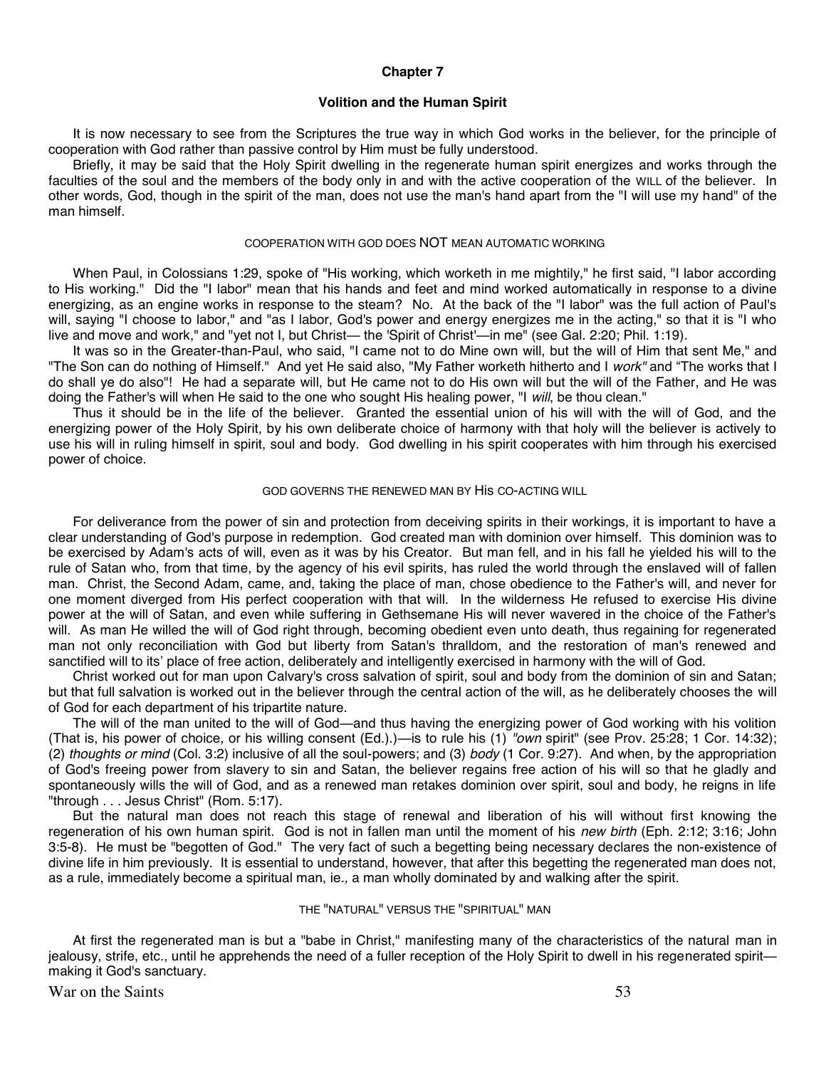## Chapter 7

### Volition and the Human Spirit

It is now necessary to see from the Scriptures the true way in which God works in the believer, for the principle of cooperation with God rather than passive control by Him must be fully understood.

Briefly, it may be said that the Holy Spirit dwelling in the regenerate human spirit energizes and works through the faculties of the soul and the members of the body only in and with the active cooperation of the WILL of the believer. In other words, God, though in the spirit of the man, does not use the man's hand apart from the "I will use my hand" of the man himself.

#### COOPERATION WITH GOD DOES NOT MEAN AUTOMATIC WORKING

When Paul, in Colossians 1:29, spoke of "His working, which worketh in me mightily," he first said, "I labor according to His working." Did the "I labor" mean that his hands and feet and mind worked automatically in response to a divine energizing, as an engine works in response to the steam? No. At the back of the "I labor" was the full action of Paul's will, saying "I choose to labor," and "as I labor, God's power and energy energizes me in the acting," so that it is "I who live and move and work," and "yet not I, but Christ— the 'Spirit of Christ'—in me" (see Gal. 2:20; Phil. 1:19).

It was so in the Greater-than-Paul, who said, "I came not to do Mine own will, but the will of Him that sent Me," and "The Son can do nothing of Himself." And yet He said also, "My Father worketh hitherto and I *work"* and "The works that I do shall ye do also"! He had a separate will, but He came not to do His own will but the will of the Father, and He was doing the Father's will when He said to the one who sought His healing power, "I *will*, be thou clean."

Thus it should be in the life of the believer. Granted the essential union of his will with the will of God, and the energizing power of the Holy Spirit, by his own deliberate choice of harmony with that holy will the believer is actively to use his will in ruling himself in spirit, soul and body. God dwelling in his spirit cooperates with him through his exercised power of choice.

#### GOD GOVERNS THE RENEWED MAN BY His CO-ACTING WILL

For deliverance from the power of sin and protection from deceiving spirits in their workings, it is important to have a clear understanding of God's purpose in redemption. God created man with dominion over himself. This dominion was to be exercised by Adam's acts of will, even as it was by his Creator. But man fell, and in his fall he yielded his will to the rule of Satan who, from that time, by the agency of his evil spirits, has ruled the world through the enslaved will of fallen man. Christ, the Second Adam, came, and, taking the place of man, chose obedience to the Father's will, and never for one moment diverged from His perfect cooperation with that will. In the wilderness He refused to exercise His divine power at the will of Satan, and even while suffering in Gethsemane His will never wavered in the choice of the Father's will. As man He willed the will of God right through, becoming obedient even unto death, thus regaining for regenerated man not only reconciliation with God but liberty from Satan's thralldom, and the restoration of man's renewed and sanctified will to its' place of free action, deliberately and intelligently exercised in harmony with the will of God.

Christ worked out for man upon Calvary's cross salvation of spirit, soul and body from the dominion of sin and Satan; but that full salvation is worked out in the believer through the central action of the will, as he deliberately chooses the will of God for each department of his tripartite nature.

The will of the man united to the will of God—and thus having the energizing power of God working with his volition (That is, his power of choice, or his willing consent (Ed.).)—is to rule his (1) *"own* spirit" (see Prov. 25:28; 1 Cor. 14:32); (2) *thoughts or mind* (Col. 3:2) inclusive of all the soul-powers; and (3) *body* (1 Cor. 9:27). And when, by the appropriation of God's freeing power from slavery to sin and Satan, the believer regains free action of his will so that he gladly and spontaneously wills the will of God, and as a renewed man retakes dominion over spirit, soul and body, he reigns in life "through . . . Jesus Christ" (Rom. 5:17).

But the natural man does not reach this stage of renewal and liberation of his will without first knowing the regeneration of his own human spirit. God is not in fallen man until the moment of his *new birth* (Eph. 2:12; 3:16; John 3:5-8). He must be "begotten of God." The very fact of such a begetting being necessary declares the non-existence of divine life in him previously. It is essential to understand, however, that after this begetting the regenerated man does not, as a rule, immediately become a spiritual man, ie*.,* a man wholly dominated by and walking after the spirit.

#### THE "NATURAL" VERSUS THE "SPIRITUAL" MAN

At first the regenerated man is but a "babe in Christ," manifesting many of the characteristics of the natural man in jealousy, strife, etc., until he apprehends the need of a fuller reception of the Holy Spirit to dwell in his regenerated spirit—making it God's sanctuary.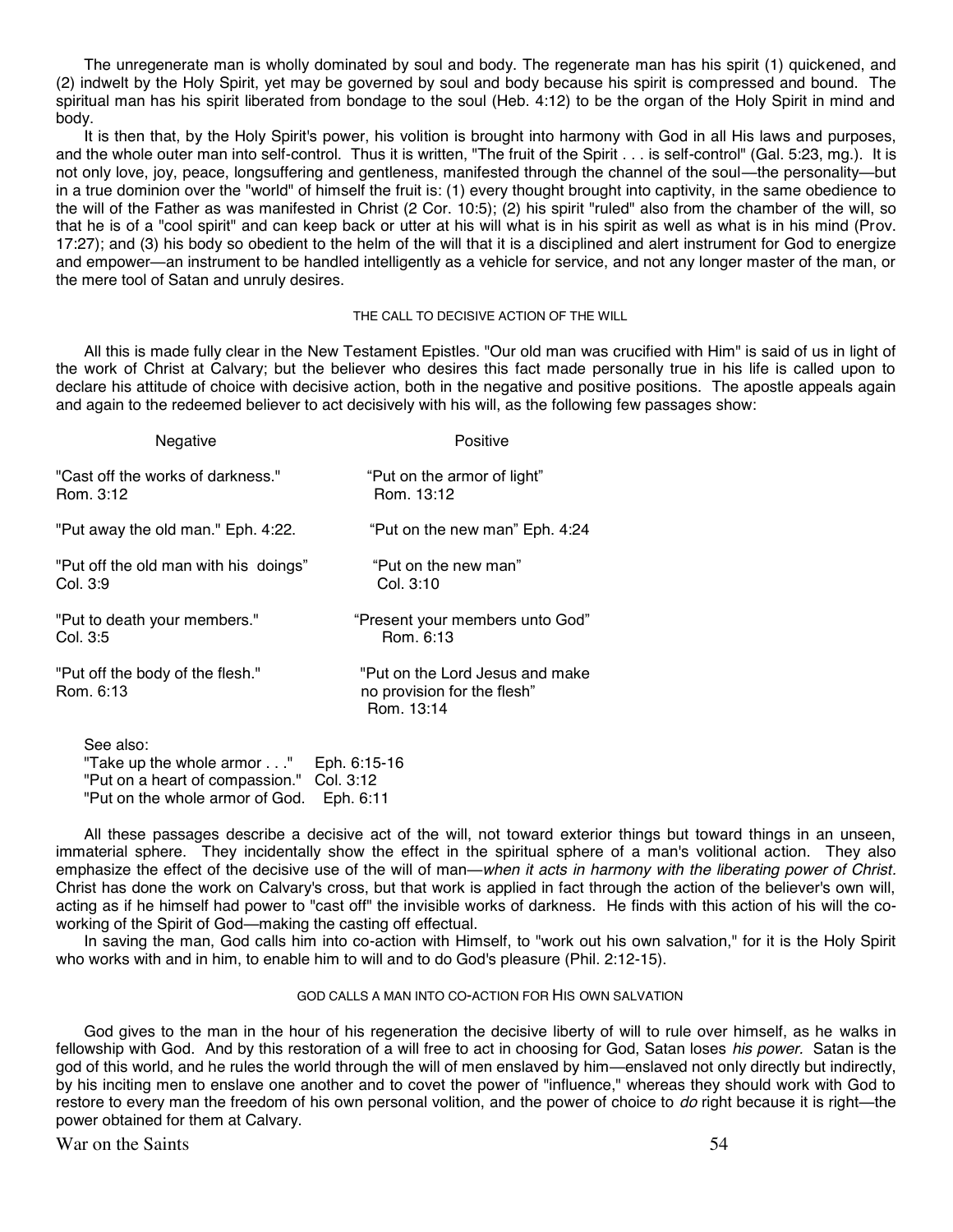The unregenerate man is wholly dominated by soul and body. The regenerate man has his spirit (1) quickened, and (2) indwelt by the Holy Spirit, yet may be governed by soul and body because his spirit is compressed and bound. The spiritual man has his spirit liberated from bondage to the soul (Heb. 4:12) to be the organ of the Holy Spirit in mind and body.

It is then that, by the Holy Spirit's power, his volition is brought into harmony with God in all His laws and purposes, and the whole outer man into self-control. Thus it is written, "The fruit of the Spirit . . . is self-control" (Gal. 5:23, mg.). It is not only love, joy, peace, longsuffering and gentleness, manifested through the channel of the soul—the personality—but in a true dominion over the "world" of himself the fruit is: (1) every thought brought into captivity, in the same obedience to the will of the Father as was manifested in Christ (2 Cor. 10:5); (2) his spirit "ruled" also from the chamber of the will, so that he is of a "cool spirit" and can keep back or utter at his will what is in his spirit as well as what is in his mind (Prov. 17:27); and (3) his body so obedient to the helm of the will that it is a disciplined and alert instrument for God to energize and empower—an instrument to be handled intelligently as a vehicle for service, and not any longer master of the man, or the mere tool of Satan and unruly desires.

## THE CALL TO DECISIVE ACTION OF THE WILL

All this is made fully clear in the New Testament Epistles. "Our old man was crucified with Him" is said of us in light of the work of Christ at Calvary; but the believer who desires this fact made personally true in his life is called upon to declare his attitude of choice with decisive action, both in the negative and positive positions. The apostle appeals again and again to the redeemed believer to act decisively with his will, as the following few passages show:

| Negative | Positive |
|---|---|
| "Cast off the works of darkness." Rom. 3:12 | "Put on the armor of light" Rom. 13:12 |
| "Put away the old man." Eph. 4:22. | "Put on the new man" Eph. 4:24 |
| "Put off the old man with his doings" Col. 3:9 | "Put on the new man" Col. 3:10 |
| "Put to death your members." Col. 3:5 | "Present your members unto God" Rom. 6:13 |
| "Put off the body of the flesh." Rom. 6:13 | "Put on the Lord Jesus and make no provision for the flesh" Rom. 13:14 |

See also:
"Take up the whole armor . . ." Eph. 6:15-16
"Put on a heart of compassion." Col. 3:12
"Put on the whole armor of God. Eph. 6:11

All these passages describe a decisive act of the will, not toward exterior things but toward things in an unseen, immaterial sphere. They incidentally show the effect in the spiritual sphere of a man's volitional action. They also emphasize the effect of the decisive use of the will of man—*when it acts in harmony with the liberating power of Christ*. Christ has done the work on Calvary's cross, but that work is applied in fact through the action of the believer's own will, acting as if he himself had power to "cast off" the invisible works of darkness. He finds with this action of his will the co-working of the Spirit of God—making the casting off effectual.

In saving the man, God calls him into co-action with Himself, to "work out his own salvation," for it is the Holy Spirit who works with and in him, to enable him to will and to do God's pleasure (Phil. 2:12-15).

## GOD CALLS A MAN INTO CO-ACTION FOR HIS OWN SALVATION

God gives to the man in the hour of his regeneration the decisive liberty of will to rule over himself, as he walks in fellowship with God. And by this restoration of a will free to act in choosing for God, Satan loses *his power.* Satan is the god of this world, and he rules the world through the will of men enslaved by him—enslaved not only directly but indirectly, by his inciting men to enslave one another and to covet the power of "influence," whereas they should work with God to restore to every man the freedom of his own personal volition, and the power of choice to *do* right because it is right—the power obtained for them at Calvary.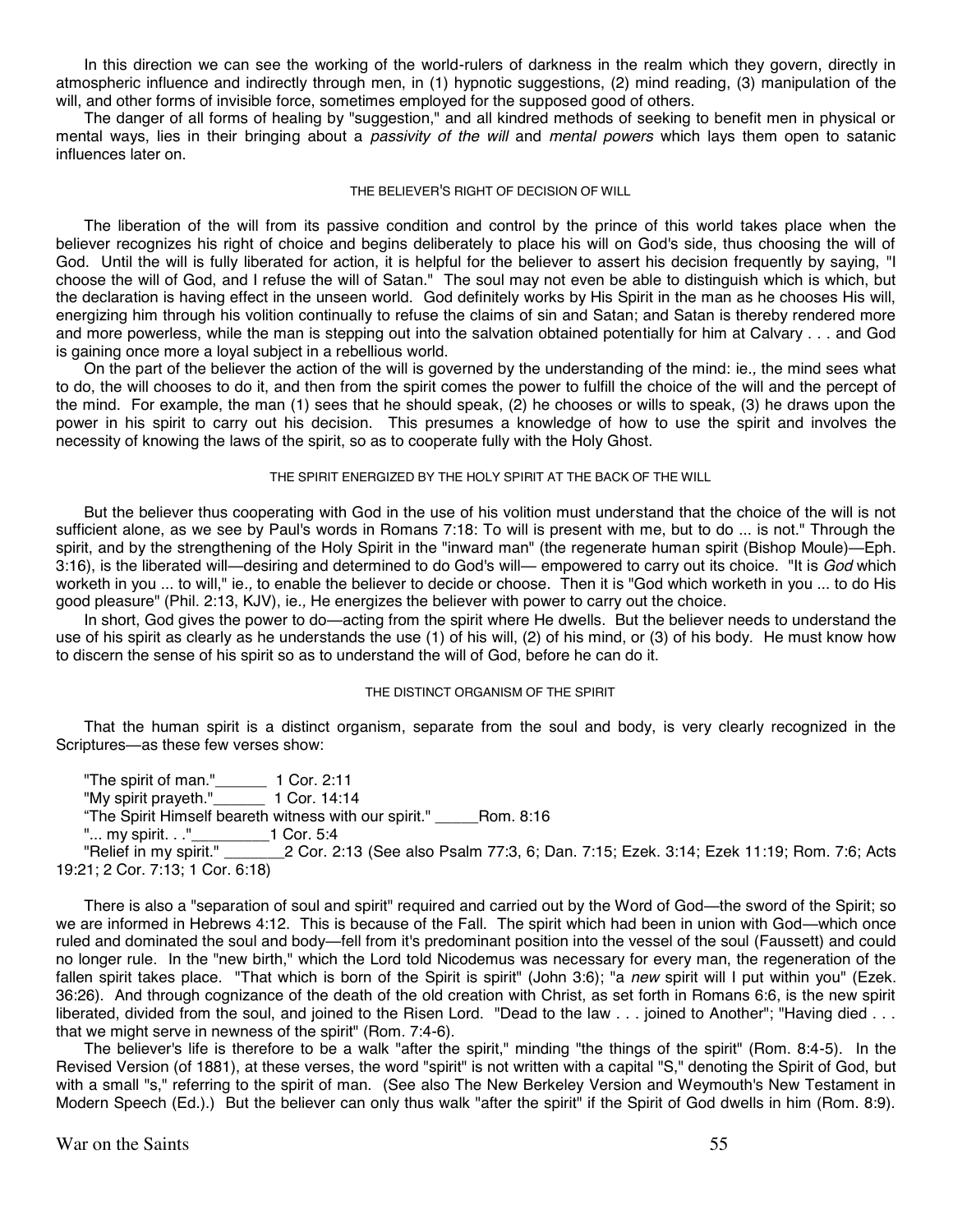In this direction we can see the working of the world-rulers of darkness in the realm which they govern, directly in atmospheric influence and indirectly through men, in (1) hypnotic suggestions, (2) mind reading, (3) manipulation of the will, and other forms of invisible force, sometimes employed for the supposed good of others.

The danger of all forms of healing by "suggestion," and all kindred methods of seeking to benefit men in physical or mental ways, lies in their bringing about a *passivity of the will* and *mental powers* which lays them open to satanic influences later on.

### THE BELIEVER'S RIGHT OF DECISION OF WILL

The liberation of the will from its passive condition and control by the prince of this world takes place when the believer recognizes his right of choice and begins deliberately to place his will on God's side, thus choosing the will of God. Until the will is fully liberated for action, it is helpful for the believer to assert his decision frequently by saying, "I choose the will of God, and I refuse the will of Satan." The soul may not even be able to distinguish which is which, but the declaration is having effect in the unseen world. God definitely works by His Spirit in the man as he chooses His will, energizing him through his volition continually to refuse the claims of sin and Satan; and Satan is thereby rendered more and more powerless, while the man is stepping out into the salvation obtained potentially for him at Calvary . . . and God is gaining once more a loyal subject in a rebellious world.

On the part of the believer the action of the will is governed by the understanding of the mind: ie*.,* the mind sees what to do, the will chooses to do it, and then from the spirit comes the power to fulfill the choice of the will and the percept of the mind. For example, the man (1) sees that he should speak, (2) he chooses or wills to speak, (3) he draws upon the power in his spirit to carry out his decision. This presumes a knowledge of how to use the spirit and involves the necessity of knowing the laws of the spirit, so as to cooperate fully with the Holy Ghost.

### THE SPIRIT ENERGIZED BY THE HOLY SPIRIT AT THE BACK OF THE WILL

But the believer thus cooperating with God in the use of his volition must understand that the choice of the will is not sufficient alone, as we see by Paul's words in Romans 7:18: To will is present with me, but to do ... is not." Through the spirit, and by the strengthening of the Holy Spirit in the "inward man" (the regenerate human spirit (Bishop Moule)—Eph. 3:16), is the liberated will—desiring and determined to do God's will— empowered to carry out its choice. "It is *God* which worketh in you ... to will," ie*.,* to enable the believer to decide or choose. Then it is "God which worketh in you ... to do His good pleasure" (Phil. 2:13, KJV), ie*.,* He energizes the believer with power to carry out the choice.

In short, God gives the power to do—acting from the spirit where He dwells. But the believer needs to understand the use of his spirit as clearly as he understands the use (1) of his will, (2) of his mind, or (3) of his body. He must know how to discern the sense of his spirit so as to understand the will of God, before he can do it.

### THE DISTINCT ORGANISM OF THE SPIRIT

That the human spirit is a distinct organism, separate from the soul and body, is very clearly recognized in the Scriptures—as these few verses show:

"The spirit of man."______ 1 Cor. 2:11
"My spirit prayeth."______ 1 Cor. 14:14
"The Spirit Himself beareth witness with our spirit." _____Rom. 8:16
"... my spirit. . ."_________1 Cor. 5:4
"Relief in my spirit." _______2 Cor. 2:13 (See also Psalm 77:3, 6; Dan. 7:15; Ezek. 3:14; Ezek 11:19; Rom. 7:6; Acts 19:21; 2 Cor. 7:13; 1 Cor. 6:18)

There is also a "separation of soul and spirit" required and carried out by the Word of God—the sword of the Spirit; so we are informed in Hebrews 4:12. This is because of the Fall. The spirit which had been in union with God—which once ruled and dominated the soul and body—fell from it's predominant position into the vessel of the soul (Faussett) and could no longer rule. In the "new birth," which the Lord told Nicodemus was necessary for every man, the regeneration of the fallen spirit takes place. "That which is born of the Spirit is spirit" (John 3:6); "a *new* spirit will I put within you" (Ezek. 36:26). And through cognizance of the death of the old creation with Christ, as set forth in Romans 6:6, is the new spirit liberated, divided from the soul, and joined to the Risen Lord. "Dead to the law . . . joined to Another"; "Having died . . . that we might serve in newness of the spirit" (Rom. 7:4-6).

The believer's life is therefore to be a walk "after the spirit," minding "the things of the spirit" (Rom. 8:4-5). In the Revised Version (of 1881), at these verses, the word "spirit" is not written with a capital "S," denoting the Spirit of God, but with a small "s," referring to the spirit of man. (See also The New Berkeley Version and Weymouth's New Testament in Modern Speech (Ed.).) But the believer can only thus walk "after the spirit" if the Spirit of God dwells in him (Rom. 8:9).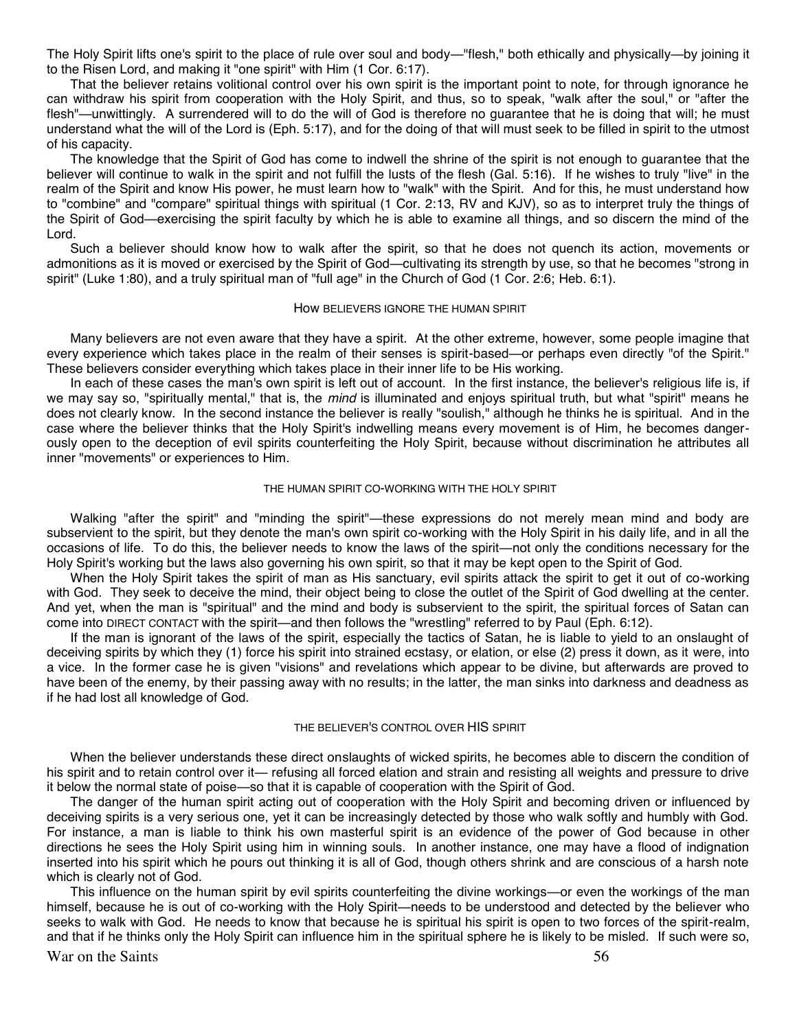The Holy Spirit lifts one's spirit to the place of rule over soul and body—"flesh," both ethically and physically—by joining it to the Risen Lord, and making it "one spirit" with Him (1 Cor. 6:17).

That the believer retains volitional control over his own spirit is the important point to note, for through ignorance he can withdraw his spirit from cooperation with the Holy Spirit, and thus, so to speak, "walk after the soul," or "after the flesh"—unwittingly. A surrendered will to do the will of God is therefore no guarantee that he is doing that will; he must understand what the will of the Lord is (Eph. 5:17), and for the doing of that will must seek to be filled in spirit to the utmost of his capacity.

The knowledge that the Spirit of God has come to indwell the shrine of the spirit is not enough to guarantee that the believer will continue to walk in the spirit and not fulfill the lusts of the flesh (Gal. 5:16). If he wishes to truly "live" in the realm of the Spirit and know His power, he must learn how to "walk" with the Spirit. And for this, he must understand how to "combine" and "compare" spiritual things with spiritual (1 Cor. 2:13, RV and KJV), so as to interpret truly the things of the Spirit of God—exercising the spirit faculty by which he is able to examine all things, and so discern the mind of the Lord.

Such a believer should know how to walk after the spirit, so that he does not quench its action, movements or admonitions as it is moved or exercised by the Spirit of God—cultivating its strength by use, so that he becomes "strong in spirit" (Luke 1:80), and a truly spiritual man of "full age" in the Church of God (1 Cor. 2:6; Heb. 6:1).

### How believers ignore the human spirit

Many believers are not even aware that they have a spirit. At the other extreme, however, some people imagine that every experience which takes place in the realm of their senses is spirit-based—or perhaps even directly "of the Spirit." These believers consider everything which takes place in their inner life to be His working.

In each of these cases the man's own spirit is left out of account. In the first instance, the believer's religious life is, if we may say so, "spiritually mental," that is, the *mind* is illuminated and enjoys spiritual truth, but what "spirit" means he does not clearly know. In the second instance the believer is really "soulish," although he thinks he is spiritual. And in the case where the believer thinks that the Holy Spirit's indwelling means every movement is of Him, he becomes dangerously open to the deception of evil spirits counterfeiting the Holy Spirit, because without discrimination he attributes all inner "movements" or experiences to Him.

### The human spirit co-working with the Holy Spirit

Walking "after the spirit" and "minding the spirit"—these expressions do not merely mean mind and body are subservient to the spirit, but they denote the man's own spirit co-working with the Holy Spirit in his daily life, and in all the occasions of life. To do this, the believer needs to know the laws of the spirit—not only the conditions necessary for the Holy Spirit's working but the laws also governing his own spirit, so that it may be kept open to the Spirit of God.

When the Holy Spirit takes the spirit of man as His sanctuary, evil spirits attack the spirit to get it out of co-working with God. They seek to deceive the mind, their object being to close the outlet of the Spirit of God dwelling at the center. And yet, when the man is "spiritual" and the mind and body is subservient to the spirit, the spiritual forces of Satan can come into DIRECT CONTACT with the spirit—and then follows the "wrestling" referred to by Paul (Eph. 6:12).

If the man is ignorant of the laws of the spirit, especially the tactics of Satan, he is liable to yield to an onslaught of deceiving spirits by which they (1) force his spirit into strained ecstasy, or elation, or else (2) press it down, as it were, into a vice. In the former case he is given "visions" and revelations which appear to be divine, but afterwards are proved to have been of the enemy, by their passing away with no results; in the latter, the man sinks into darkness and deadness as if he had lost all knowledge of God.

### The believer's control over HIS spirit

When the believer understands these direct onslaughts of wicked spirits, he becomes able to discern the condition of his spirit and to retain control over it— refusing all forced elation and strain and resisting all weights and pressure to drive it below the normal state of poise—so that it is capable of cooperation with the Spirit of God.

The danger of the human spirit acting out of cooperation with the Holy Spirit and becoming driven or influenced by deceiving spirits is a very serious one, yet it can be increasingly detected by those who walk softly and humbly with God. For instance, a man is liable to think his own masterful spirit is an evidence of the power of God because in other directions he sees the Holy Spirit using him in winning souls. In another instance, one may have a flood of indignation inserted into his spirit which he pours out thinking it is all of God, though others shrink and are conscious of a harsh note which is clearly not of God.

This influence on the human spirit by evil spirits counterfeiting the divine workings—or even the workings of the man himself, because he is out of co-working with the Holy Spirit—needs to be understood and detected by the believer who seeks to walk with God. He needs to know that because he is spiritual his spirit is open to two forces of the spirit-realm, and that if he thinks only the Holy Spirit can influence him in the spiritual sphere he is likely to be misled. If such were so,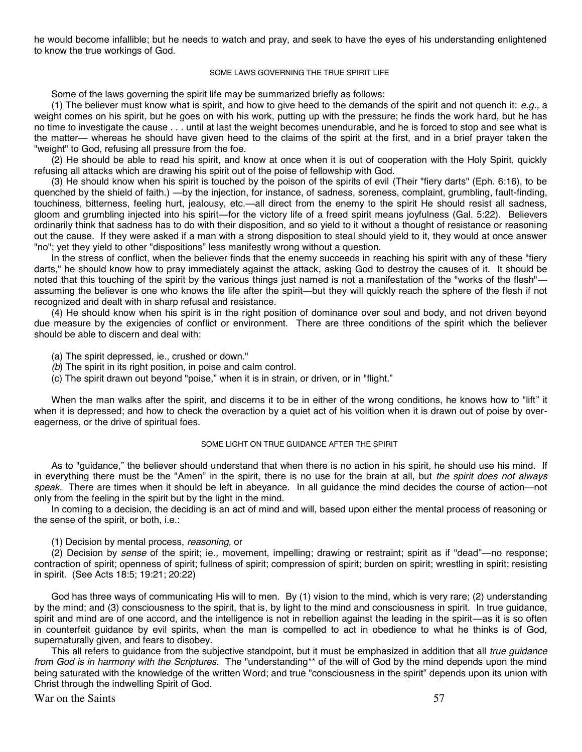he would become infallible; but he needs to watch and pray, and seek to have the eyes of his understanding enlightened to know the true workings of God.

### SOME LAWS GOVERNING THE TRUE SPIRIT LIFE

Some of the laws governing the spirit life may be summarized briefly as follows:

(1) The believer must know what is spirit, and how to give heed to the demands of the spirit and not quench it: *e.g.,* a weight comes on his spirit, but he goes on with his work, putting up with the pressure; he finds the work hard, but he has no time to investigate the cause . . . until at last the weight becomes unendurable, and he is forced to stop and see what is the matter— whereas he should have given heed to the claims of the spirit at the first, and in a brief prayer taken the "weight" to God, refusing all pressure from the foe.

(2) He should be able to read his spirit, and know at once when it is out of cooperation with the Holy Spirit, quickly refusing all attacks which are drawing his spirit out of the poise of fellowship with God.

(3) He should know when his spirit is touched by the poison of the spirits of evil (Their "fiery darts" (Eph. 6:16), to be quenched by the shield of faith.) —by the injection, for instance, of sadness, soreness, complaint, grumbling, fault-finding, touchiness, bitterness, feeling hurt, jealousy, etc.—all direct from the enemy to the spirit He should resist all sadness, gloom and grumbling injected into his spirit—for the victory life of a freed spirit means joyfulness (Gal. 5:22). Believers ordinarily think that sadness has to do with their disposition, and so yield to it without a thought of resistance or reasoning out the cause. If they were asked if a man with a strong disposition to steal should yield to it, they would at once answer "no"; yet they yield to other "dispositions" less manifestly wrong without a question.

In the stress of conflict, when the believer finds that the enemy succeeds in reaching his spirit with any of these "fiery darts," he should know how to pray immediately against the attack, asking God to destroy the causes of it. It should be noted that this touching of the spirit by the various things just named is not a manifestation of the "works of the flesh"—assuming the believer is one who knows the life after the spirit—but they will quickly reach the sphere of the flesh if not recognized and dealt with in sharp refusal and resistance.

(4) He should know when his spirit is in the right position of dominance over soul and body, and not driven beyond due measure by the exigencies of conflict or environment. There are three conditions of the spirit which the believer should be able to discern and deal with:

(a) The spirit depressed, ie*.,* crushed or down."
(*b*) The spirit in its right position, in poise and calm control.
(c) The spirit drawn out beyond "poise," when it is in strain, or driven, or in "flight."

When the man walks after the spirit, and discerns it to be in either of the wrong conditions, he knows how to "lift" it when it is depressed; and how to check the overaction by a quiet act of his volition when it is drawn out of poise by over-eagerness, or the drive of spiritual foes.

### SOME LIGHT ON TRUE GUIDANCE AFTER THE SPIRIT

As to "guidance," the believer should understand that when there is no action in his spirit, he should use his mind. If in everything there must be the "Amen" in the spirit, there is no use for the brain at all, but *the spirit does not always speak.* There are times when it should be left in abeyance. In all guidance the mind decides the course of action—not only from the feeling in the spirit but by the light in the mind.

In coming to a decision, the deciding is an act of mind and will, based upon either the mental process of reasoning or the sense of the spirit, or both, i.e.:

(1) Decision by mental process, *reasoning,* or

(2) Decision by *sense* of the spirit; ie*.,* movement, impelling; drawing or restraint; spirit as if "dead"—no response; contraction of spirit; openness of spirit; fullness of spirit; compression of spirit; burden on spirit; wrestling in spirit; resisting in spirit. (See Acts 18:5; 19:21; 20:22)

God has three ways of communicating His will to men. By (1) vision to the mind, which is very rare; (2) understanding by the mind; and (3) consciousness to the spirit, that is, by light to the mind and consciousness in spirit. In true guidance, spirit and mind are of one accord, and the intelligence is not in rebellion against the leading in the spirit—as it is so often in counterfeit guidance by evil spirits, when the man is compelled to act in obedience to what he thinks is of God, supernaturally given, and fears to disobey.

This all refers to guidance from the subjective standpoint, but it must be emphasized in addition that all *true guidance from God is in harmony with the Scriptures.* The "understanding** of the will of God by the mind depends upon the mind being saturated with the knowledge of the written Word; and true "consciousness in the spirit" depends upon its union with Christ through the indwelling Spirit of God.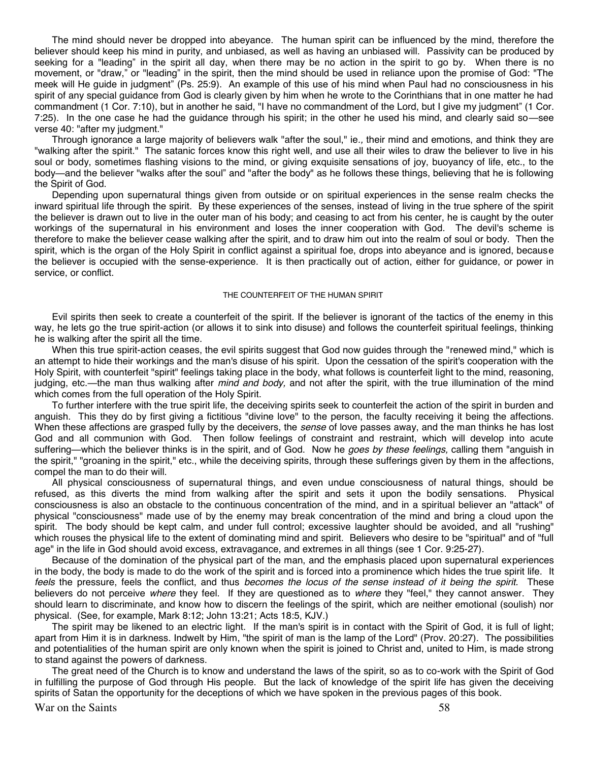The mind should never be dropped into abeyance. The human spirit can be influenced by the mind, therefore the believer should keep his mind in purity, and unbiased, as well as having an unbiased will. Passivity can be produced by seeking for a "leading" in the spirit all day, when there may be no action in the spirit to go by. When there is no movement, or "draw," or "leading" in the spirit, then the mind should be used in reliance upon the promise of God: "The meek will He guide in judgment" (Ps. 25:9). An example of this use of his mind when Paul had no consciousness in his spirit of any special guidance from God is clearly given by him when he wrote to the Corinthians that in one matter he had commandment (1 Cor. 7:10), but in another he said, "I have no commandment of the Lord, but I give my judgment" (1 Cor. 7:25). In the one case he had the guidance through his spirit; in the other he used his mind, and clearly said so—see verse 40: "after my judgment."

Through ignorance a large majority of believers walk "after the soul," ie*.,* their mind and emotions, and think they are "walking after the spirit." The satanic forces know this right well, and use all their wiles to draw the believer to live in his soul or body, sometimes flashing visions to the mind, or giving exquisite sensations of joy, buoyancy of life, etc., to the body—and the believer "walks after the soul" and "after the body" as he follows these things, believing that he is following the Spirit of God.

Depending upon supernatural things given from outside or on spiritual experiences in the sense realm checks the inward spiritual life through the spirit. By these experiences of the senses, instead of living in the true sphere of the spirit the believer is drawn out to live in the outer man of his body; and ceasing to act from his center, he is caught by the outer workings of the supernatural in his environment and loses the inner cooperation with God. The devil's scheme is therefore to make the believer cease walking after the spirit, and to draw him out into the realm of soul or body. Then the spirit, which is the organ of the Holy Spirit in conflict against a spiritual foe, drops into abeyance and is ignored, because the believer is occupied with the sense-experience. It is then practically out of action, either for guidance, or power in service, or conflict.

### THE COUNTERFEIT OF THE HUMAN SPIRIT

Evil spirits then seek to create a counterfeit of the spirit. If the believer is ignorant of the tactics of the enemy in this way, he lets go the true spirit-action (or allows it to sink into disuse) and follows the counterfeit spiritual feelings, thinking he is walking after the spirit all the time.

When this true spirit-action ceases, the evil spirits suggest that God now guides through the "renewed mind," which is an attempt to hide their workings and the man's disuse of his spirit. Upon the cessation of the spirit's cooperation with the Holy Spirit, with counterfeit "spirit" feelings taking place in the body, what follows is counterfeit light to the mind, reasoning, judging, etc.—the man thus walking after *mind and body,* and not after the spirit, with the true illumination of the mind which comes from the full operation of the Holy Spirit.

To further interfere with the true spirit life, the deceiving spirits seek to counterfeit the action of the spirit in burden and anguish. This they do by first giving a fictitious "divine love" to the person, the faculty receiving it being the affections. When these affections are grasped fully by the deceivers, the *sense* of love passes away, and the man thinks he has lost God and all communion with God. Then follow feelings of constraint and restraint, which will develop into acute suffering—which the believer thinks is in the spirit, and of God. Now he *goes by these feelings,* calling them "anguish in the spirit," "groaning in the spirit," etc., while the deceiving spirits, through these sufferings given by them in the affections, compel the man to do their will.

All physical consciousness of supernatural things, and even undue consciousness of natural things, should be refused, as this diverts the mind from walking after the spirit and sets it upon the bodily sensations. Physical consciousness is also an obstacle to the continuous concentration of the mind, and in a spiritual believer an "attack" of physical "consciousness" made use of by the enemy may break concentration of the mind and bring a cloud upon the spirit. The body should be kept calm, and under full control; excessive laughter should be avoided, and all "rushing" which rouses the physical life to the extent of dominating mind and spirit. Believers who desire to be "spiritual" and of "full age" in the life in God should avoid excess, extravagance, and extremes in all things (see 1 Cor. 9:25-27).

Because of the domination of the physical part of the man, and the emphasis placed upon supernatural experiences in the body, the body is made to do the work of the spirit and is forced into a prominence which hides the true spirit life. It *feels* the pressure, feels the conflict, and thus *becomes the locus of the sense instead of it being the spirit.* These believers do not perceive *where* they feel. If they are questioned as to *where* they "feel," they cannot answer. They should learn to discriminate, and know how to discern the feelings of the spirit, which are neither emotional (soulish) nor physical. (See, for example, Mark 8:12; John 13:21; Acts 18:5, KJV.)

The spirit may be likened to an electric light. If the man's spirit is in contact with the Spirit of God, it is full of light; apart from Him it is in darkness. Indwelt by Him, "the spirit of man is the lamp of the Lord" (Prov. 20:27). The possibilities and potentialities of the human spirit are only known when the spirit is joined to Christ and, united to Him, is made strong to stand against the powers of darkness.

The great need of the Church is to know and understand the laws of the spirit, so as to co-work with the Spirit of God in fulfilling the purpose of God through His people. But the lack of knowledge of the spirit life has given the deceiving spirits of Satan the opportunity for the deceptions of which we have spoken in the previous pages of this book.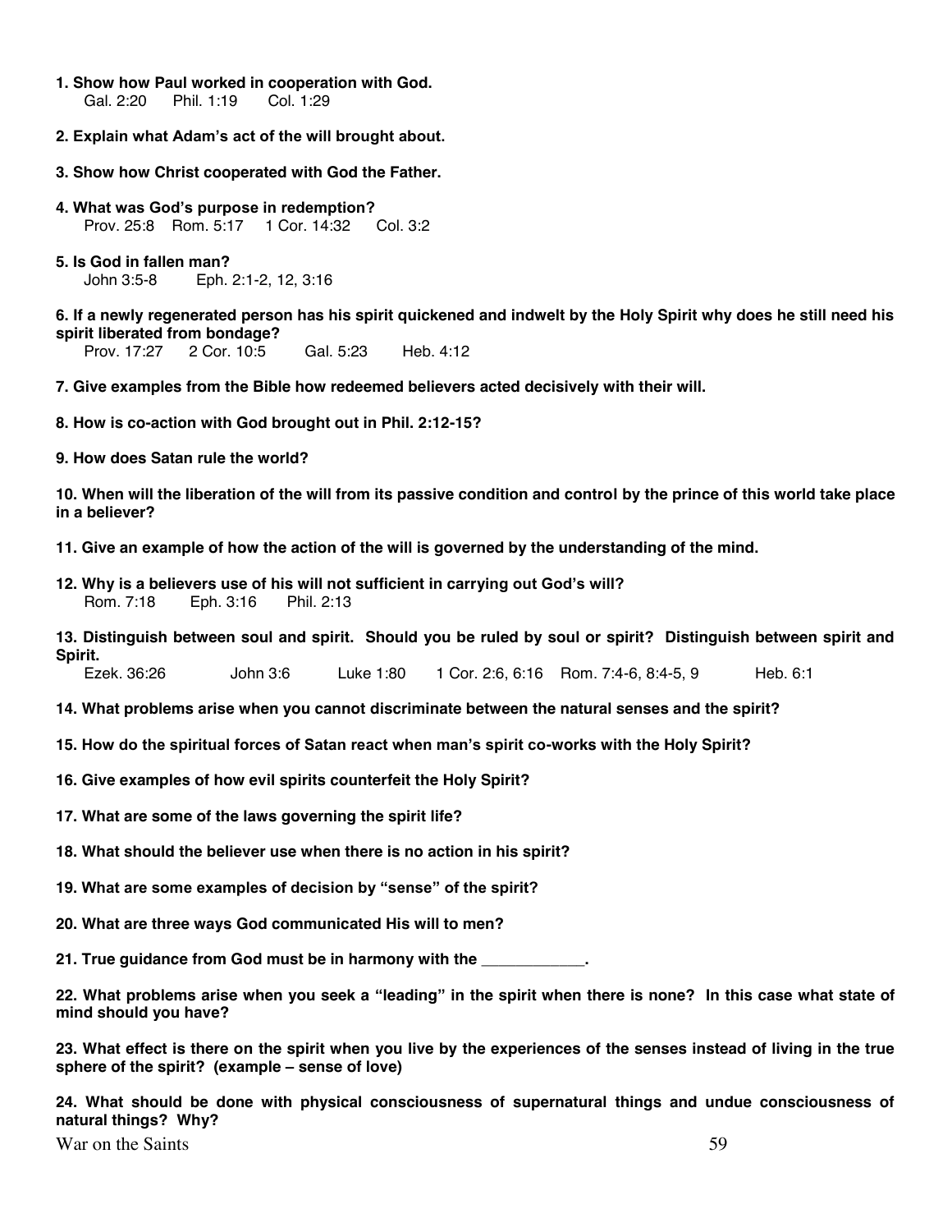**1. Show how Paul worked in cooperation with God.**
Gal. 2:20 Phil. 1:19 Col. 1:29

**2. Explain what Adam's act of the will brought about.**

**3. Show how Christ cooperated with God the Father.**

**4. What was God's purpose in redemption?**
Prov. 25:8 Rom. 5:17 1 Cor. 14:32 Col. 3:2

**5. Is God in fallen man?**
John 3:5-8 Eph. 2:1-2, 12, 3:16

**6. If a newly regenerated person has his spirit quickened and indwelt by the Holy Spirit why does he still need his spirit liberated from bondage?**
Prov. 17:27 2 Cor. 10:5 Gal. 5:23 Heb. 4:12

**7. Give examples from the Bible how redeemed believers acted decisively with their will.**

**8. How is co-action with God brought out in Phil. 2:12-15?**

**9. How does Satan rule the world?**

**10. When will the liberation of the will from its passive condition and control by the prince of this world take place in a believer?**

**11. Give an example of how the action of the will is governed by the understanding of the mind.**

**12. Why is a believers use of his will not sufficient in carrying out God's will?**
Rom. 7:18 Eph. 3:16 Phil. 2:13

**13. Distinguish between soul and spirit. Should you be ruled by soul or spirit? Distinguish between spirit and Spirit.**
Ezek. 36:26 John 3:6 Luke 1:80 1 Cor. 2:6, 6:16 Rom. 7:4-6, 8:4-5, 9 Heb. 6:1

**14. What problems arise when you cannot discriminate between the natural senses and the spirit?**

**15. How do the spiritual forces of Satan react when man's spirit co-works with the Holy Spirit?**

**16. Give examples of how evil spirits counterfeit the Holy Spirit?**

**17. What are some of the laws governing the spirit life?**

**18. What should the believer use when there is no action in his spirit?**

**19. What are some examples of decision by "sense" of the spirit?**

**20. What are three ways God communicated His will to men?**

**21. True guidance from God must be in harmony with the ____________.**

**22. What problems arise when you seek a "leading" in the spirit when there is none? In this case what state of mind should you have?**

**23. What effect is there on the spirit when you live by the experiences of the senses instead of living in the true sphere of the spirit? (example – sense of love)**

**24. What should be done with physical consciousness of supernatural things and undue consciousness of natural things? Why?**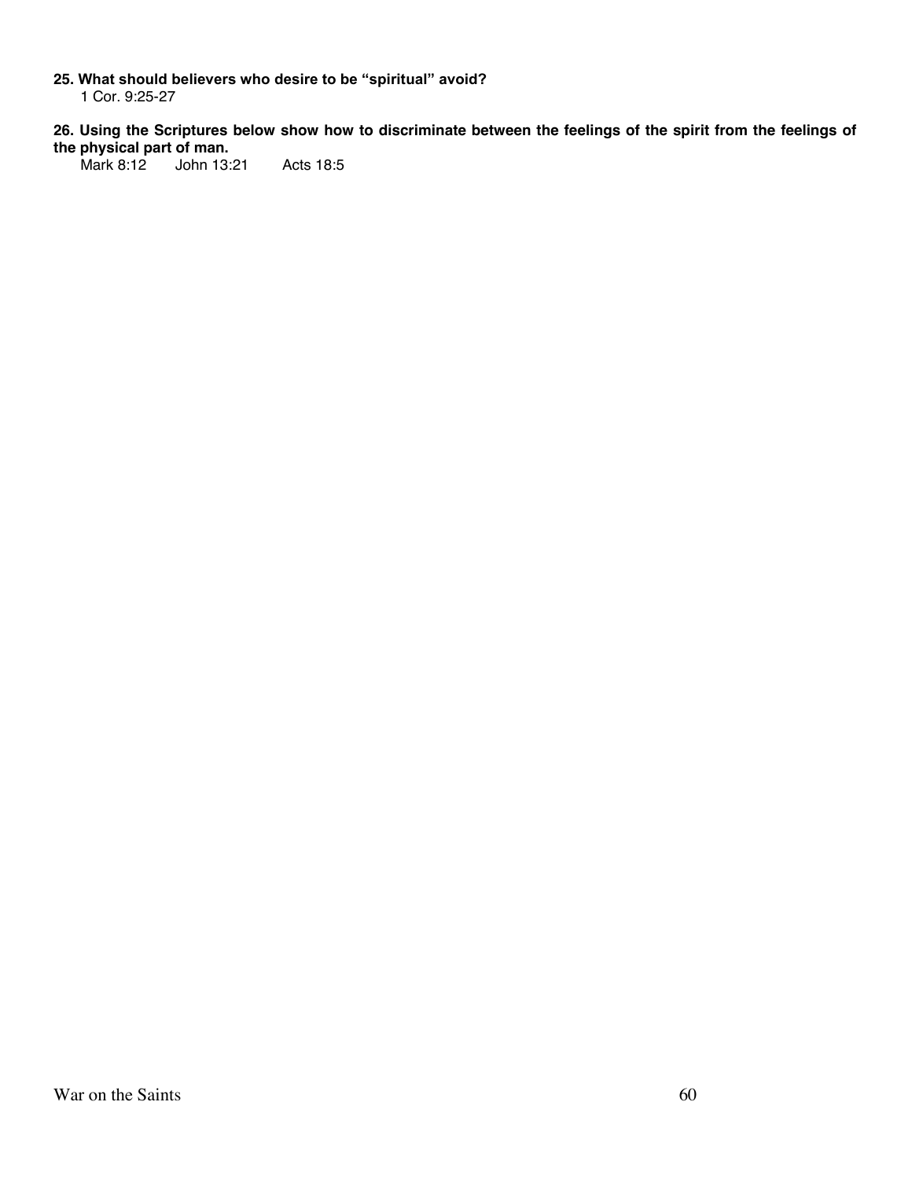**25. What should believers who desire to be "spiritual" avoid?**

1 Cor. 9:25-27

**26. Using the Scriptures below show how to discriminate between the feelings of the spirit from the feelings of the physical part of man.**

Mark 8:12 John 13:21 Acts 18:5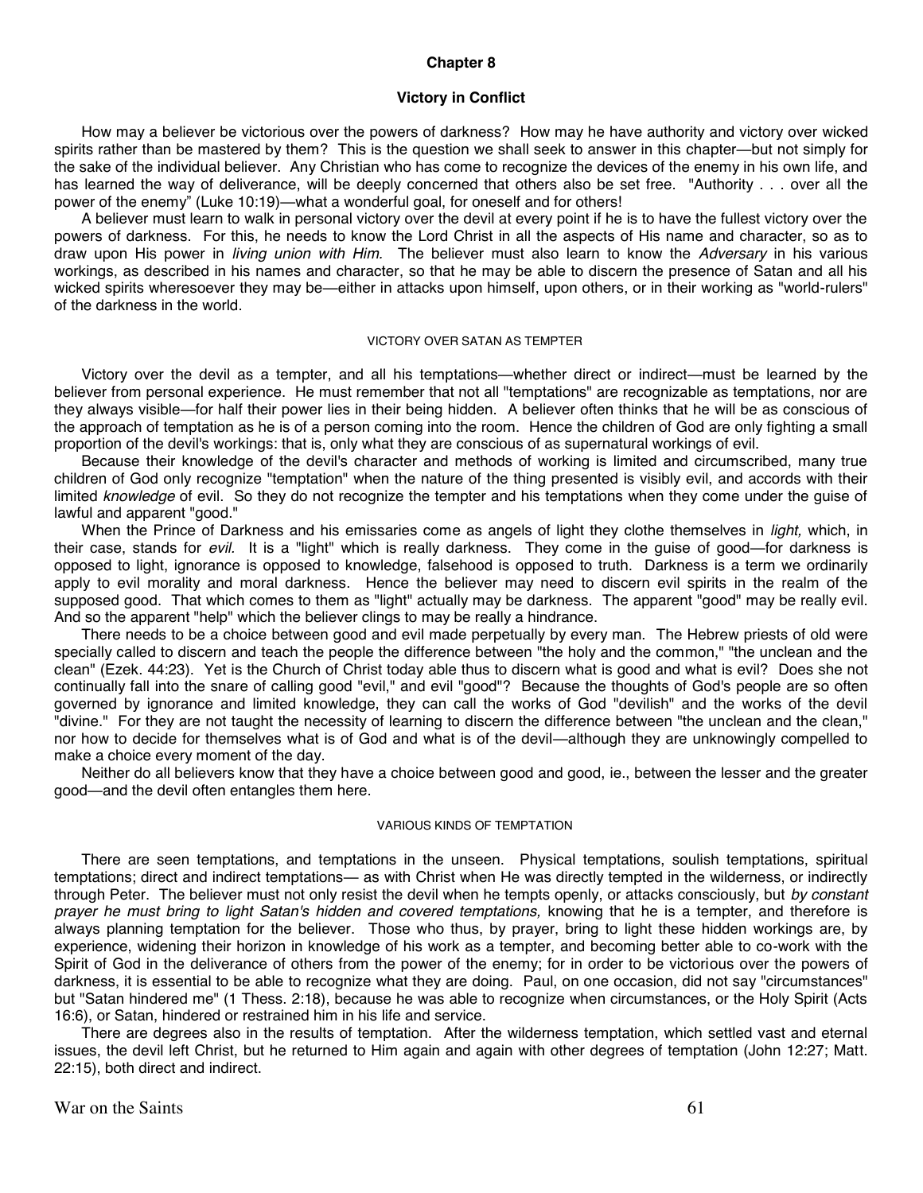## Chapter 8

### Victory in Conflict

How may a believer be victorious over the powers of darkness? How may he have authority and victory over wicked spirits rather than be mastered by them? This is the question we shall seek to answer in this chapter—but not simply for the sake of the individual believer. Any Christian who has come to recognize the devices of the enemy in his own life, and has learned the way of deliverance, will be deeply concerned that others also be set free. "Authority . . . over all the power of the enemy" (Luke 10:19)—what a wonderful goal, for oneself and for others!

A believer must learn to walk in personal victory over the devil at every point if he is to have the fullest victory over the powers of darkness. For this, he needs to know the Lord Christ in all the aspects of His name and character, so as to draw upon His power in *living union with Him.* The believer must also learn to know the *Adversary* in his various workings, as described in his names and character, so that he may be able to discern the presence of Satan and all his wicked spirits wheresoever they may be—either in attacks upon himself, upon others, or in their working as "world-rulers" of the darkness in the world.

#### VICTORY OVER SATAN AS TEMPTER

Victory over the devil as a tempter, and all his temptations—whether direct or indirect—must be learned by the believer from personal experience. He must remember that not all "temptations" are recognizable as temptations, nor are they always visible—for half their power lies in their being hidden. A believer often thinks that he will be as conscious of the approach of temptation as he is of a person coming into the room. Hence the children of God are only fighting a small proportion of the devil's workings: that is, only what they are conscious of as supernatural workings of evil.

Because their knowledge of the devil's character and methods of working is limited and circumscribed, many true children of God only recognize "temptation" when the nature of the thing presented is visibly evil, and accords with their limited *knowledge* of evil. So they do not recognize the tempter and his temptations when they come under the guise of lawful and apparent "good."

When the Prince of Darkness and his emissaries come as angels of light they clothe themselves in *light,* which, in their case, stands for *evil.* It is a "light" which is really darkness. They come in the guise of good—for darkness is opposed to light, ignorance is opposed to knowledge, falsehood is opposed to truth. Darkness is a term we ordinarily apply to evil morality and moral darkness. Hence the believer may need to discern evil spirits in the realm of the supposed good. That which comes to them as "light" actually may be darkness. The apparent "good" may be really evil. And so the apparent "help" which the believer clings to may be really a hindrance.

There needs to be a choice between good and evil made perpetually by every man. The Hebrew priests of old were specially called to discern and teach the people the difference between "the holy and the common," "the unclean and the clean" (Ezek. 44:23). Yet is the Church of Christ today able thus to discern what is good and what is evil? Does she not continually fall into the snare of calling good "evil," and evil "good"? Because the thoughts of God's people are so often governed by ignorance and limited knowledge, they can call the works of God "devilish" and the works of the devil "divine." For they are not taught the necessity of learning to discern the difference between "the unclean and the clean," nor how to decide for themselves what is of God and what is of the devil—although they are unknowingly compelled to make a choice every moment of the day.

Neither do all believers know that they have a choice between good and good, ie., between the lesser and the greater good—and the devil often entangles them here.

#### VARIOUS KINDS OF TEMPTATION

There are seen temptations, and temptations in the unseen. Physical temptations, soulish temptations, spiritual temptations; direct and indirect temptations— as with Christ when He was directly tempted in the wilderness, or indirectly through Peter. The believer must not only resist the devil when he tempts openly, or attacks consciously, but *by constant prayer he must bring to light Satan's hidden and covered temptations,* knowing that he is a tempter, and therefore is always planning temptation for the believer. Those who thus, by prayer, bring to light these hidden workings are, by experience, widening their horizon in knowledge of his work as a tempter, and becoming better able to co-work with the Spirit of God in the deliverance of others from the power of the enemy; for in order to be victorious over the powers of darkness, it is essential to be able to recognize what they are doing. Paul, on one occasion, did not say "circumstances" but "Satan hindered me" (1 Thess. 2:18), because he was able to recognize when circumstances, or the Holy Spirit (Acts 16:6), or Satan, hindered or restrained him in his life and service.

There are degrees also in the results of temptation. After the wilderness temptation, which settled vast and eternal issues, the devil left Christ, but he returned to Him again and again with other degrees of temptation (John 12:27; Matt. 22:15), both direct and indirect.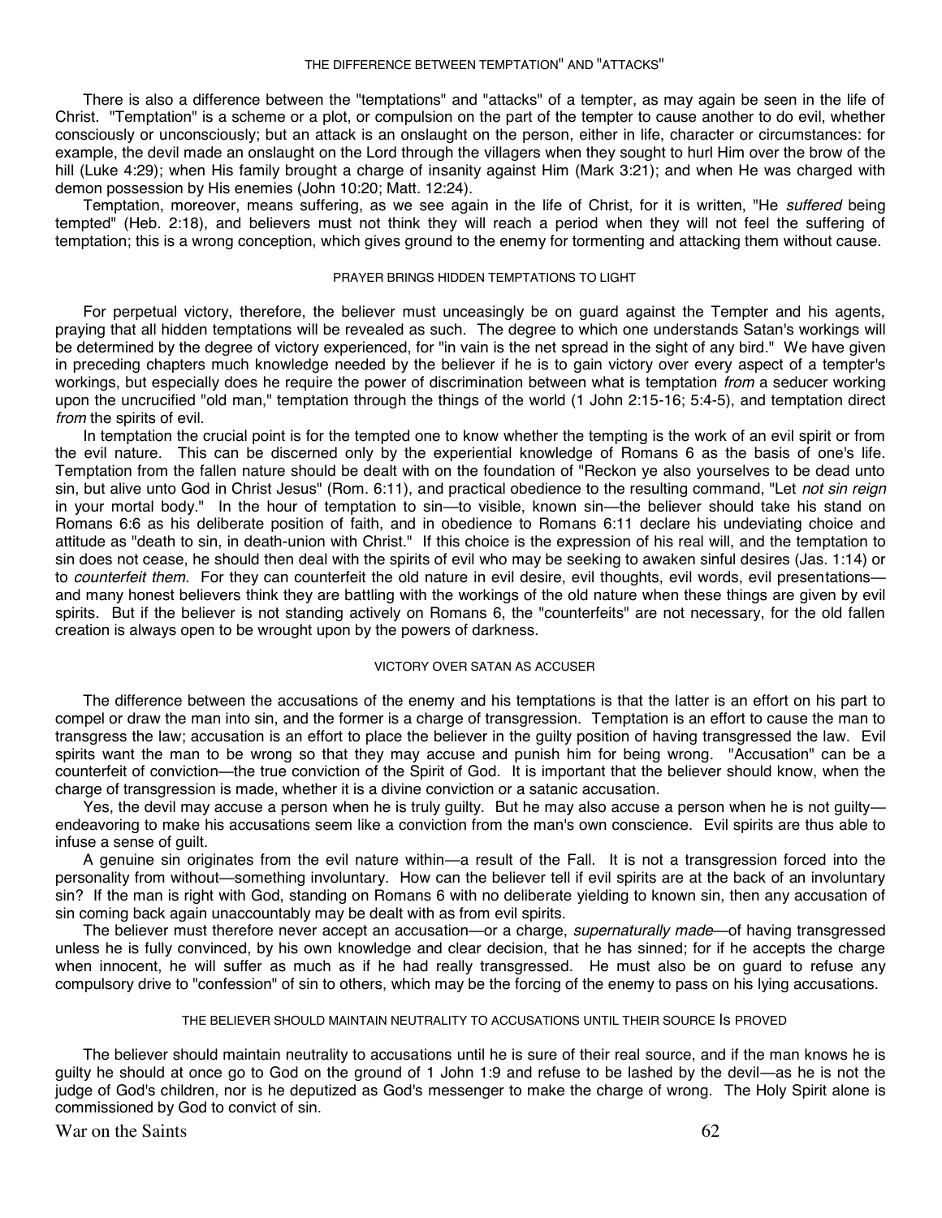### THE DIFFERENCE BETWEEN TEMPTATION" AND "ATTACKS"

There is also a difference between the "temptations" and "attacks" of a tempter, as may again be seen in the life of Christ. "Temptation" is a scheme or a plot, or compulsion on the part of the tempter to cause another to do evil, whether consciously or unconsciously; but an attack is an onslaught on the person, either in life, character or circumstances: for example, the devil made an onslaught on the Lord through the villagers when they sought to hurl Him over the brow of the hill (Luke 4:29); when His family brought a charge of insanity against Him (Mark 3:21); and when He was charged with demon possession by His enemies (John 10:20; Matt. 12:24).

Temptation, moreover, means suffering, as we see again in the life of Christ, for it is written, "He *suffered* being tempted" (Heb. 2:18), and believers must not think they will reach a period when they will not feel the suffering of temptation; this is a wrong conception, which gives ground to the enemy for tormenting and attacking them without cause.

### PRAYER BRINGS HIDDEN TEMPTATIONS TO LIGHT

For perpetual victory, therefore, the believer must unceasingly be on guard against the Tempter and his agents, praying that all hidden temptations will be revealed as such. The degree to which one understands Satan's workings will be determined by the degree of victory experienced, for "in vain is the net spread in the sight of any bird." We have given in preceding chapters much knowledge needed by the believer if he is to gain victory over every aspect of a tempter's workings, but especially does he require the power of discrimination between what is temptation *from* a seducer working upon the uncrucified "old man," temptation through the things of the world (1 John 2:15-16; 5:4-5), and temptation direct *from* the spirits of evil.

In temptation the crucial point is for the tempted one to know whether the tempting is the work of an evil spirit or from the evil nature. This can be discerned only by the experiential knowledge of Romans 6 as the basis of one's life. Temptation from the fallen nature should be dealt with on the foundation of "Reckon ye also yourselves to be dead unto sin, but alive unto God in Christ Jesus" (Rom. 6:11), and practical obedience to the resulting command, "Let *not sin reign* in your mortal body." In the hour of temptation to sin—to visible, known sin—the believer should take his stand on Romans 6:6 as his deliberate position of faith, and in obedience to Romans 6:11 declare his undeviating choice and attitude as "death to sin, in death-union with Christ." If this choice is the expression of his real will, and the temptation to sin does not cease, he should then deal with the spirits of evil who may be seeking to awaken sinful desires (Jas. 1:14) or to *counterfeit them.* For they can counterfeit the old nature in evil desire, evil thoughts, evil words, evil presentations—and many honest believers think they are battling with the workings of the old nature when these things are given by evil spirits. But if the believer is not standing actively on Romans 6, the "counterfeits" are not necessary, for the old fallen creation is always open to be wrought upon by the powers of darkness.

### VICTORY OVER SATAN AS ACCUSER

The difference between the accusations of the enemy and his temptations is that the latter is an effort on his part to compel or draw the man into sin, and the former is a charge of transgression. Temptation is an effort to cause the man to transgress the law; accusation is an effort to place the believer in the guilty position of having transgressed the law. Evil spirits want the man to be wrong so that they may accuse and punish him for being wrong. "Accusation" can be a counterfeit of conviction—the true conviction of the Spirit of God. It is important that the believer should know, when the charge of transgression is made, whether it is a divine conviction or a satanic accusation.

Yes, the devil may accuse a person when he is truly guilty. But he may also accuse a person when he is not guilty—endeavoring to make his accusations seem like a conviction from the man's own conscience. Evil spirits are thus able to infuse a sense of guilt.

A genuine sin originates from the evil nature within—a result of the Fall. It is not a transgression forced into the personality from without—something involuntary. How can the believer tell if evil spirits are at the back of an involuntary sin? If the man is right with God, standing on Romans 6 with no deliberate yielding to known sin, then any accusation of sin coming back again unaccountably may be dealt with as from evil spirits.

The believer must therefore never accept an accusation—or a charge, *supernaturally made*—of having transgressed unless he is fully convinced, by his own knowledge and clear decision, that he has sinned; for if he accepts the charge when innocent, he will suffer as much as if he had really transgressed. He must also be on guard to refuse any compulsory drive to "confession" of sin to others, which may be the forcing of the enemy to pass on his lying accusations.

### THE BELIEVER SHOULD MAINTAIN NEUTRALITY TO ACCUSATIONS UNTIL THEIR SOURCE IS PROVED

The believer should maintain neutrality to accusations until he is sure of their real source, and if the man knows he is guilty he should at once go to God on the ground of 1 John 1:9 and refuse to be lashed by the devil—as he is not the judge of God's children, nor is he deputized as God's messenger to make the charge of wrong. The Holy Spirit alone is commissioned by God to convict of sin.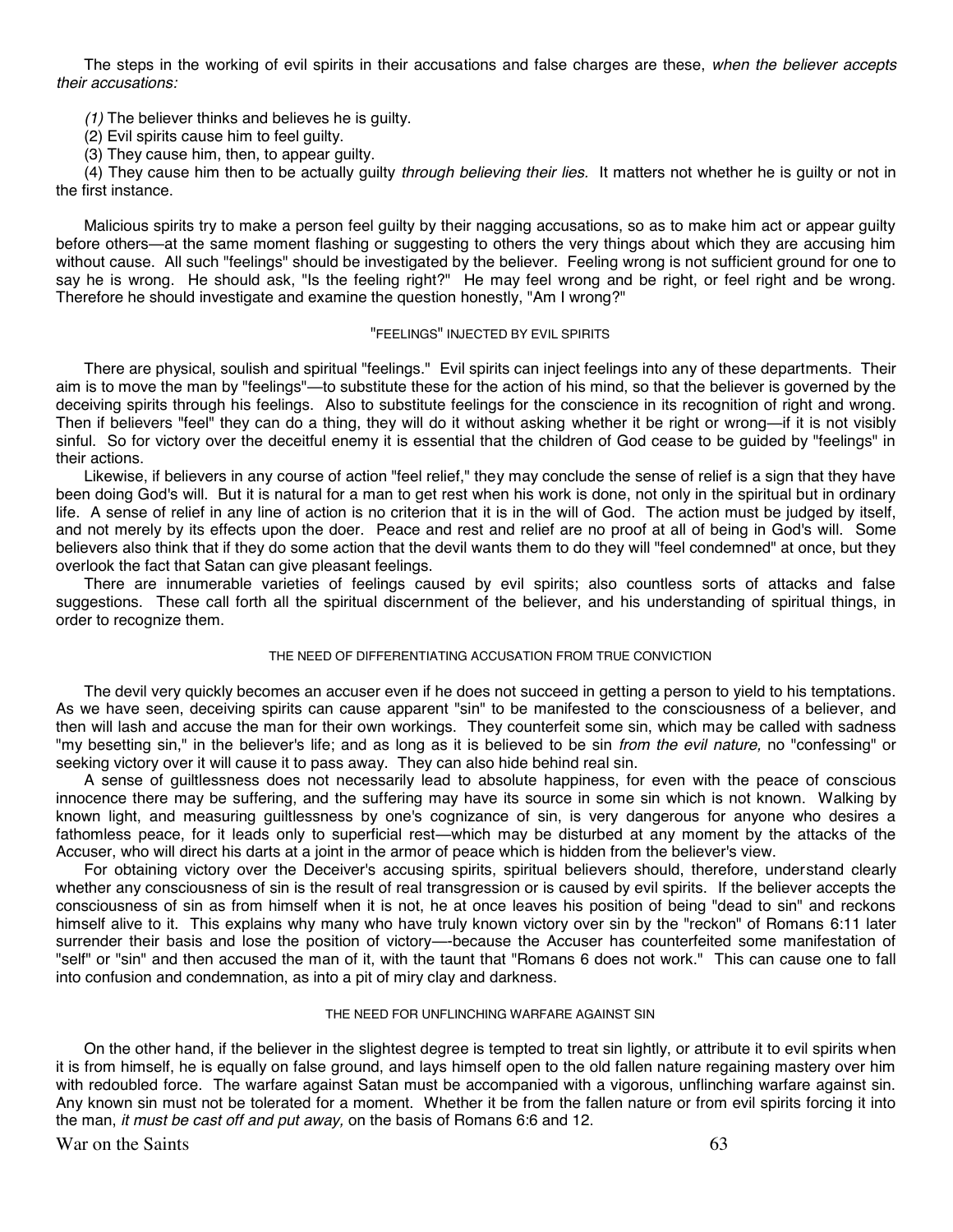The steps in the working of evil spirits in their accusations and false charges are these, *when the believer accepts their accusations:*

*(1)* The believer thinks and believes he is guilty.

(2) Evil spirits cause him to feel guilty.

(3) They cause him, then, to appear guilty.

(4) They cause him then to be actually guilty *through believing their lies.* It matters not whether he is guilty or not in the first instance.

Malicious spirits try to make a person feel guilty by their nagging accusations, so as to make him act or appear guilty before others—at the same moment flashing or suggesting to others the very things about which they are accusing him without cause. All such "feelings" should be investigated by the believer. Feeling wrong is not sufficient ground for one to say he is wrong. He should ask, "Is the feeling right?" He may feel wrong and be right, or feel right and be wrong. Therefore he should investigate and examine the question honestly, "Am I wrong?"

### "FEELINGS" INJECTED BY EVIL SPIRITS

There are physical, soulish and spiritual "feelings." Evil spirits can inject feelings into any of these departments. Their aim is to move the man by "feelings"—to substitute these for the action of his mind, so that the believer is governed by the deceiving spirits through his feelings. Also to substitute feelings for the conscience in its recognition of right and wrong. Then if believers "feel" they can do a thing, they will do it without asking whether it be right or wrong—if it is not visibly sinful. So for victory over the deceitful enemy it is essential that the children of God cease to be guided by "feelings" in their actions.

Likewise, if believers in any course of action "feel relief," they may conclude the sense of relief is a sign that they have been doing God's will. But it is natural for a man to get rest when his work is done, not only in the spiritual but in ordinary life. A sense of relief in any line of action is no criterion that it is in the will of God. The action must be judged by itself, and not merely by its effects upon the doer. Peace and rest and relief are no proof at all of being in God's will. Some believers also think that if they do some action that the devil wants them to do they will "feel condemned" at once, but they overlook the fact that Satan can give pleasant feelings.

There are innumerable varieties of feelings caused by evil spirits; also countless sorts of attacks and false suggestions. These call forth all the spiritual discernment of the believer, and his understanding of spiritual things, in order to recognize them.

### THE NEED OF DIFFERENTIATING ACCUSATION FROM TRUE CONVICTION

The devil very quickly becomes an accuser even if he does not succeed in getting a person to yield to his temptations. As we have seen, deceiving spirits can cause apparent "sin" to be manifested to the consciousness of a believer, and then will lash and accuse the man for their own workings. They counterfeit some sin, which may be called with sadness "my besetting sin," in the believer's life; and as long as it is believed to be sin *from the evil nature,* no "confessing" or seeking victory over it will cause it to pass away. They can also hide behind real sin.

A sense of guiltlessness does not necessarily lead to absolute happiness, for even with the peace of conscious innocence there may be suffering, and the suffering may have its source in some sin which is not known. Walking by known light, and measuring guiltlessness by one's cognizance of sin, is very dangerous for anyone who desires a fathomless peace, for it leads only to superficial rest—which may be disturbed at any moment by the attacks of the Accuser, who will direct his darts at a joint in the armor of peace which is hidden from the believer's view.

For obtaining victory over the Deceiver's accusing spirits, spiritual believers should, therefore, understand clearly whether any consciousness of sin is the result of real transgression or is caused by evil spirits. If the believer accepts the consciousness of sin as from himself when it is not, he at once leaves his position of being "dead to sin" and reckons himself alive to it. This explains why many who have truly known victory over sin by the "reckon" of Romans 6:11 later surrender their basis and lose the position of victory—-because the Accuser has counterfeited some manifestation of "self" or "sin" and then accused the man of it, with the taunt that "Romans 6 does not work." This can cause one to fall into confusion and condemnation, as into a pit of miry clay and darkness.

### THE NEED FOR UNFLINCHING WARFARE AGAINST SIN

On the other hand, if the believer in the slightest degree is tempted to treat sin lightly, or attribute it to evil spirits when it is from himself, he is equally on false ground, and lays himself open to the old fallen nature regaining mastery over him with redoubled force. The warfare against Satan must be accompanied with a vigorous, unflinching warfare against sin. Any known sin must not be tolerated for a moment. Whether it be from the fallen nature or from evil spirits forcing it into the man, *it must be cast off and put away,* on the basis of Romans 6:6 and 12.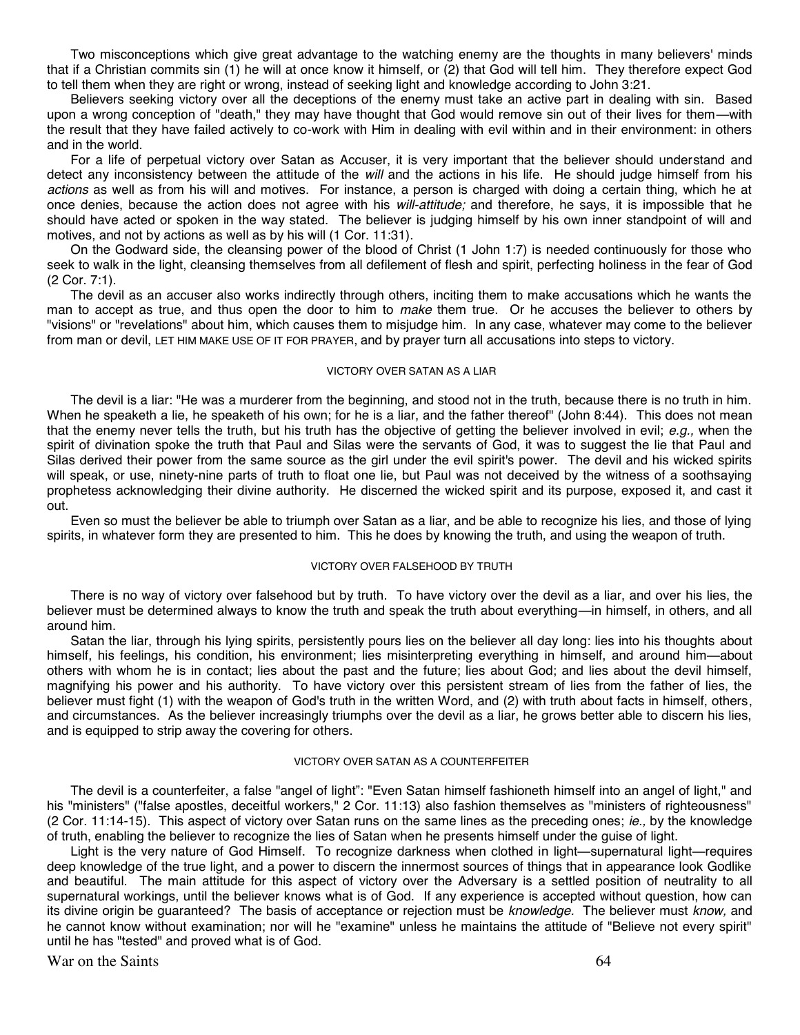Two misconceptions which give great advantage to the watching enemy are the thoughts in many believers' minds that if a Christian commits sin (1) he will at once know it himself, or (2) that God will tell him. They therefore expect God to tell them when they are right or wrong, instead of seeking light and knowledge according to John 3:21.

Believers seeking victory over all the deceptions of the enemy must take an active part in dealing with sin. Based upon a wrong conception of "death," they may have thought that God would remove sin out of their lives for them—with the result that they have failed actively to co-work with Him in dealing with evil within and in their environment: in others and in the world.

For a life of perpetual victory over Satan as Accuser, it is very important that the believer should understand and detect any inconsistency between the attitude of the *will* and the actions in his life. He should judge himself from his *actions* as well as from his will and motives. For instance, a person is charged with doing a certain thing, which he at once denies, because the action does not agree with his *will-attitude;* and therefore, he says, it is impossible that he should have acted or spoken in the way stated. The believer is judging himself by his own inner standpoint of will and motives, and not by actions as well as by his will (1 Cor. 11:31).

On the Godward side, the cleansing power of the blood of Christ (1 John 1:7) is needed continuously for those who seek to walk in the light, cleansing themselves from all defilement of flesh and spirit, perfecting holiness in the fear of God (2 Cor. 7:1).

The devil as an accuser also works indirectly through others, inciting them to make accusations which he wants the man to accept as true, and thus open the door to him to *make* them true. Or he accuses the believer to others by "visions" or "revelations" about him, which causes them to misjudge him. In any case, whatever may come to the believer from man or devil, LET HIM MAKE USE OF IT FOR PRAYER, and by prayer turn all accusations into steps to victory.

## VICTORY OVER SATAN AS A LIAR

The devil is a liar: "He was a murderer from the beginning, and stood not in the truth, because there is no truth in him. When he speaketh a lie, he speaketh of his own; for he is a liar, and the father thereof" (John 8:44). This does not mean that the enemy never tells the truth, but his truth has the objective of getting the believer involved in evil; *e.g.,* when the spirit of divination spoke the truth that Paul and Silas were the servants of God, it was to suggest the lie that Paul and Silas derived their power from the same source as the girl under the evil spirit's power. The devil and his wicked spirits will speak, or use, ninety-nine parts of truth to float one lie, but Paul was not deceived by the witness of a soothsaying prophetess acknowledging their divine authority. He discerned the wicked spirit and its purpose, exposed it, and cast it out.

Even so must the believer be able to triumph over Satan as a liar, and be able to recognize his lies, and those of lying spirits, in whatever form they are presented to him. This he does by knowing the truth, and using the weapon of truth.

## VICTORY OVER FALSEHOOD BY TRUTH

There is no way of victory over falsehood but by truth. To have victory over the devil as a liar, and over his lies, the believer must be determined always to know the truth and speak the truth about everything—in himself, in others, and all around him.

Satan the liar, through his lying spirits, persistently pours lies on the believer all day long: lies into his thoughts about himself, his feelings, his condition, his environment; lies misinterpreting everything in himself, and around him—about others with whom he is in contact; lies about the past and the future; lies about God; and lies about the devil himself, magnifying his power and his authority. To have victory over this persistent stream of lies from the father of lies, the believer must fight (1) with the weapon of God's truth in the written Word, and (2) with truth about facts in himself, others, and circumstances. As the believer increasingly triumphs over the devil as a liar, he grows better able to discern his lies, and is equipped to strip away the covering for others.

## VICTORY OVER SATAN AS A COUNTERFEITER

The devil is a counterfeiter, a false "angel of light": "Even Satan himself fashioneth himself into an angel of light," and his "ministers" ("false apostles, deceitful workers," 2 Cor. 11:13) also fashion themselves as "ministers of righteousness" (2 Cor. 11:14-15). This aspect of victory over Satan runs on the same lines as the preceding ones; *ie.,* by the knowledge of truth, enabling the believer to recognize the lies of Satan when he presents himself under the guise of light.

Light is the very nature of God Himself. To recognize darkness when clothed in light—supernatural light—requires deep knowledge of the true light, and a power to discern the innermost sources of things that in appearance look Godlike and beautiful. The main attitude for this aspect of victory over the Adversary is a settled position of neutrality to all supernatural workings, until the believer knows what is of God. If any experience is accepted without question, how can its divine origin be guaranteed? The basis of acceptance or rejection must be *knowledge.* The believer must *know,* and he cannot know without examination; nor will he "examine" unless he maintains the attitude of "Believe not every spirit" until he has "tested" and proved what is of God.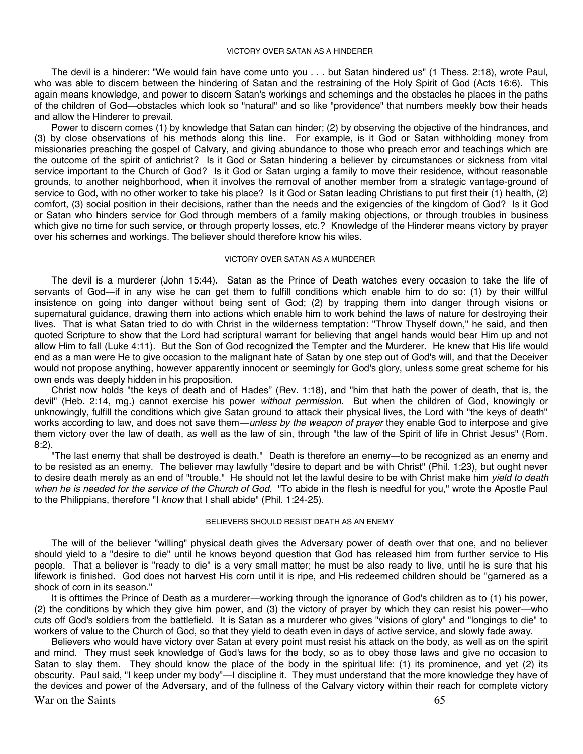### VICTORY OVER SATAN AS A HINDERER

The devil is a hinderer: "We would fain have come unto you . . . but Satan hindered us" (1 Thess. 2:18), wrote Paul, who was able to discern between the hindering of Satan and the restraining of the Holy Spirit of God (Acts 16:6). This again means knowledge, and power to discern Satan's workings and schemings and the obstacles he places in the paths of the children of God—obstacles which look so "natural" and so like "providence" that numbers meekly bow their heads and allow the Hinderer to prevail.

Power to discern comes (1) by knowledge that Satan can hinder; (2) by observing the objective of the hindrances, and (3) by close observations of his methods along this line. For example, is it God or Satan withholding money from missionaries preaching the gospel of Calvary, and giving abundance to those who preach error and teachings which are the outcome of the spirit of antichrist? Is it God or Satan hindering a believer by circumstances or sickness from vital service important to the Church of God? Is it God or Satan urging a family to move their residence, without reasonable grounds, to another neighborhood, when it involves the removal of another member from a strategic vantage-ground of service to God, with no other worker to take his place? Is it God or Satan leading Christians to put first their (1) health, (2) comfort, (3) social position in their decisions, rather than the needs and the exigencies of the kingdom of God? Is it God or Satan who hinders service for God through members of a family making objections, or through troubles in business which give no time for such service, or through property losses, etc.? Knowledge of the Hinderer means victory by prayer over his schemes and workings. The believer should therefore know his wiles.

### VICTORY OVER SATAN AS A MURDERER

The devil is a murderer (John 15:44). Satan as the Prince of Death watches every occasion to take the life of servants of God—if in any wise he can get them to fulfill conditions which enable him to do so: (1) by their willful insistence on going into danger without being sent of God; (2) by trapping them into danger through visions or supernatural guidance, drawing them into actions which enable him to work behind the laws of nature for destroying their lives. That is what Satan tried to do with Christ in the wilderness temptation: "Throw Thyself down," he said, and then quoted Scripture to show that the Lord had scriptural warrant for believing that angel hands would bear Him up and not allow Him to fall (Luke 4:11). But the Son of God recognized the Tempter and the Murderer. He knew that His life would end as a man were He to give occasion to the malignant hate of Satan by one step out of God's will, and that the Deceiver would not propose anything, however apparently innocent or seemingly for God's glory, unless some great scheme for his own ends was deeply hidden in his proposition.

Christ now holds "the keys of death and of Hades" (Rev. 1:18), and "him that hath the power of death, that is, the devil" (Heb. 2:14, mg.) cannot exercise his power *without permission.* But when the children of God, knowingly or unknowingly, fulfill the conditions which give Satan ground to attack their physical lives, the Lord with "the keys of death" works according to law, and does not save them—*unless by the weapon of prayer* they enable God to interpose and give them victory over the law of death, as well as the law of sin, through "the law of the Spirit of life in Christ Jesus" (Rom. 8:2).

"The last enemy that shall be destroyed is death." Death is therefore an enemy—to be recognized as an enemy and to be resisted as an enemy. The believer may lawfully "desire to depart and be with Christ" (Phil. 1:23), but ought never to desire death merely as an end of "trouble." He should not let the lawful desire to be with Christ make him *yield to death when he is needed for the service of the Church of God.* "To abide in the flesh is needful for you," wrote the Apostle Paul to the Philippians, therefore "I *know* that I shall abide" (Phil. 1:24-25).

### BELIEVERS SHOULD RESIST DEATH AS AN ENEMY

The will of the believer "willing" physical death gives the Adversary power of death over that one, and no believer should yield to a "desire to die" until he knows beyond question that God has released him from further service to His people. That a believer is "ready to die" is a very small matter; he must be also ready to live, until he is sure that his lifework is finished. God does not harvest His corn until it is ripe, and His redeemed children should be "garnered as a shock of corn in its season."

It is ofttimes the Prince of Death as a murderer—working through the ignorance of God's children as to (1) his power, (2) the conditions by which they give him power, and (3) the victory of prayer by which they can resist his power—who cuts off God's soldiers from the battlefield. It is Satan as a murderer who gives "visions of glory" and "longings to die" to workers of value to the Church of God, so that they yield to death even in days of active service, and slowly fade away.

Believers who would have victory over Satan at every point must resist his attack on the body, as well as on the spirit and mind. They must seek knowledge of God's laws for the body, so as to obey those laws and give no occasion to Satan to slay them. They should know the place of the body in the spiritual life: (1) its prominence, and yet (2) its obscurity. Paul said, "I keep under my body"—I discipline it. They must understand that the more knowledge they have of the devices and power of the Adversary, and of the fullness of the Calvary victory within their reach for complete victory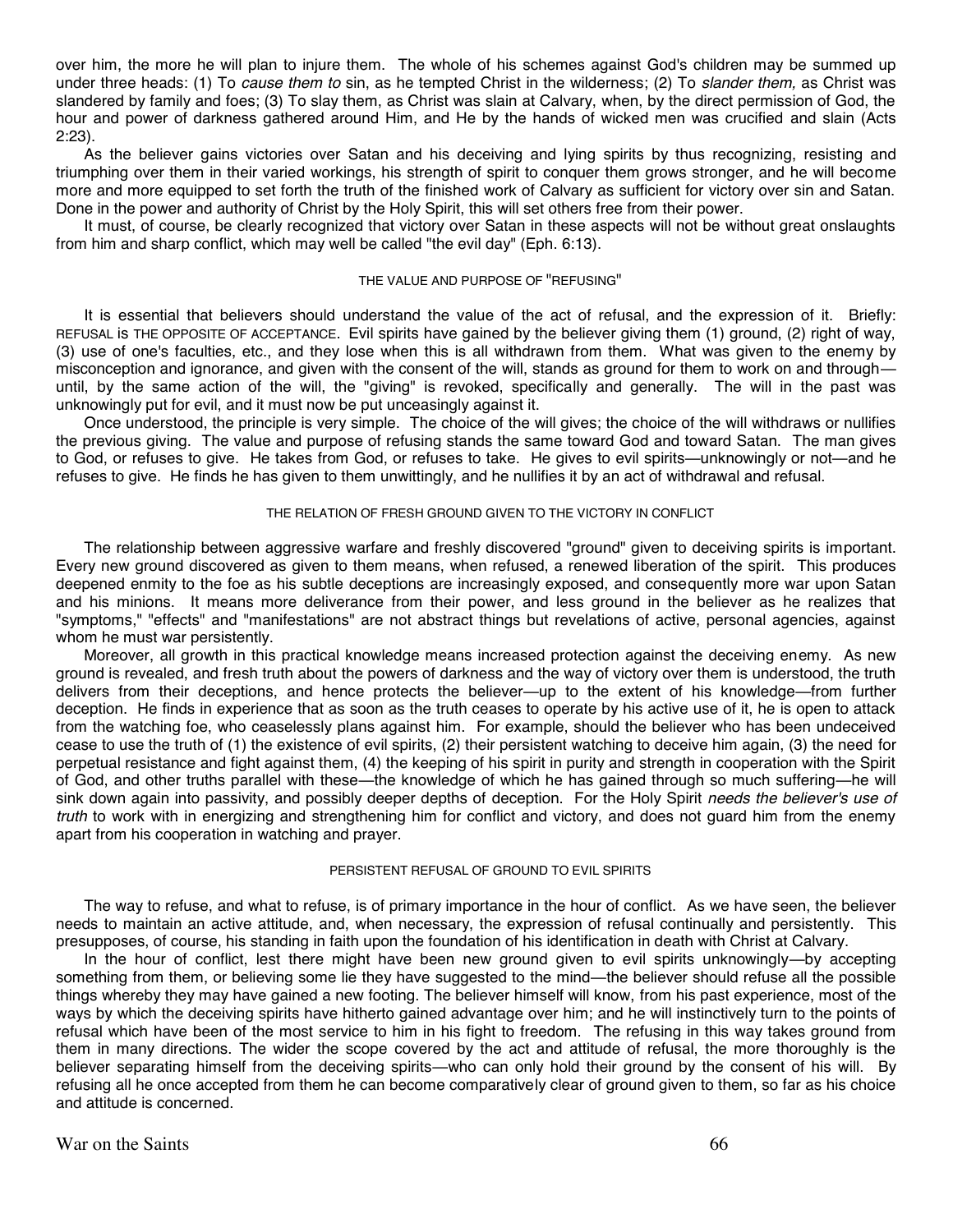over him, the more he will plan to injure them. The whole of his schemes against God's children may be summed up under three heads: (1) To *cause them to* sin, as he tempted Christ in the wilderness; (2) To *slander them,* as Christ was slandered by family and foes; (3) To slay them, as Christ was slain at Calvary, when, by the direct permission of God, the hour and power of darkness gathered around Him, and He by the hands of wicked men was crucified and slain (Acts 2:23).

As the believer gains victories over Satan and his deceiving and lying spirits by thus recognizing, resisting and triumphing over them in their varied workings, his strength of spirit to conquer them grows stronger, and he will become more and more equipped to set forth the truth of the finished work of Calvary as sufficient for victory over sin and Satan. Done in the power and authority of Christ by the Holy Spirit, this will set others free from their power.

It must, of course, be clearly recognized that victory over Satan in these aspects will not be without great onslaughts from him and sharp conflict, which may well be called "the evil day" (Eph. 6:13).

### THE VALUE AND PURPOSE OF "REFUSING"

It is essential that believers should understand the value of the act of refusal, and the expression of it. Briefly: REFUSAL IS THE OPPOSITE OF ACCEPTANCE. Evil spirits have gained by the believer giving them (1) ground, (2) right of way, (3) use of one's faculties, etc., and they lose when this is all withdrawn from them. What was given to the enemy by misconception and ignorance, and given with the consent of the will, stands as ground for them to work on and through—until, by the same action of the will, the "giving" is revoked, specifically and generally. The will in the past was unknowingly put for evil, and it must now be put unceasingly against it.

Once understood, the principle is very simple. The choice of the will gives; the choice of the will withdraws or nullifies the previous giving. The value and purpose of refusing stands the same toward God and toward Satan. The man gives to God, or refuses to give. He takes from God, or refuses to take. He gives to evil spirits—unknowingly or not—and he refuses to give. He finds he has given to them unwittingly, and he nullifies it by an act of withdrawal and refusal.

### THE RELATION OF FRESH GROUND GIVEN TO THE VICTORY IN CONFLICT

The relationship between aggressive warfare and freshly discovered "ground" given to deceiving spirits is important. Every new ground discovered as given to them means, when refused, a renewed liberation of the spirit. This produces deepened enmity to the foe as his subtle deceptions are increasingly exposed, and consequently more war upon Satan and his minions. It means more deliverance from their power, and less ground in the believer as he realizes that "symptoms," "effects" and "manifestations" are not abstract things but revelations of active, personal agencies, against whom he must war persistently.

Moreover, all growth in this practical knowledge means increased protection against the deceiving enemy. As new ground is revealed, and fresh truth about the powers of darkness and the way of victory over them is understood, the truth delivers from their deceptions, and hence protects the believer—up to the extent of his knowledge—from further deception. He finds in experience that as soon as the truth ceases to operate by his active use of it, he is open to attack from the watching foe, who ceaselessly plans against him. For example, should the believer who has been undeceived cease to use the truth of (1) the existence of evil spirits, (2) their persistent watching to deceive him again, (3) the need for perpetual resistance and fight against them, (4) the keeping of his spirit in purity and strength in cooperation with the Spirit of God, and other truths parallel with these—the knowledge of which he has gained through so much suffering—he will sink down again into passivity, and possibly deeper depths of deception. For the Holy Spirit *needs the believer's use of truth* to work with in energizing and strengthening him for conflict and victory, and does not guard him from the enemy apart from his cooperation in watching and prayer.

### PERSISTENT REFUSAL OF GROUND TO EVIL SPIRITS

The way to refuse, and what to refuse, is of primary importance in the hour of conflict. As we have seen, the believer needs to maintain an active attitude, and, when necessary, the expression of refusal continually and persistently. This presupposes, of course, his standing in faith upon the foundation of his identification in death with Christ at Calvary.

In the hour of conflict, lest there might have been new ground given to evil spirits unknowingly—by accepting something from them, or believing some lie they have suggested to the mind—the believer should refuse all the possible things whereby they may have gained a new footing. The believer himself will know, from his past experience, most of the ways by which the deceiving spirits have hitherto gained advantage over him; and he will instinctively turn to the points of refusal which have been of the most service to him in his fight to freedom. The refusing in this way takes ground from them in many directions. The wider the scope covered by the act and attitude of refusal, the more thoroughly is the believer separating himself from the deceiving spirits—who can only hold their ground by the consent of his will. By refusing all he once accepted from them he can become comparatively clear of ground given to them, so far as his choice and attitude is concerned.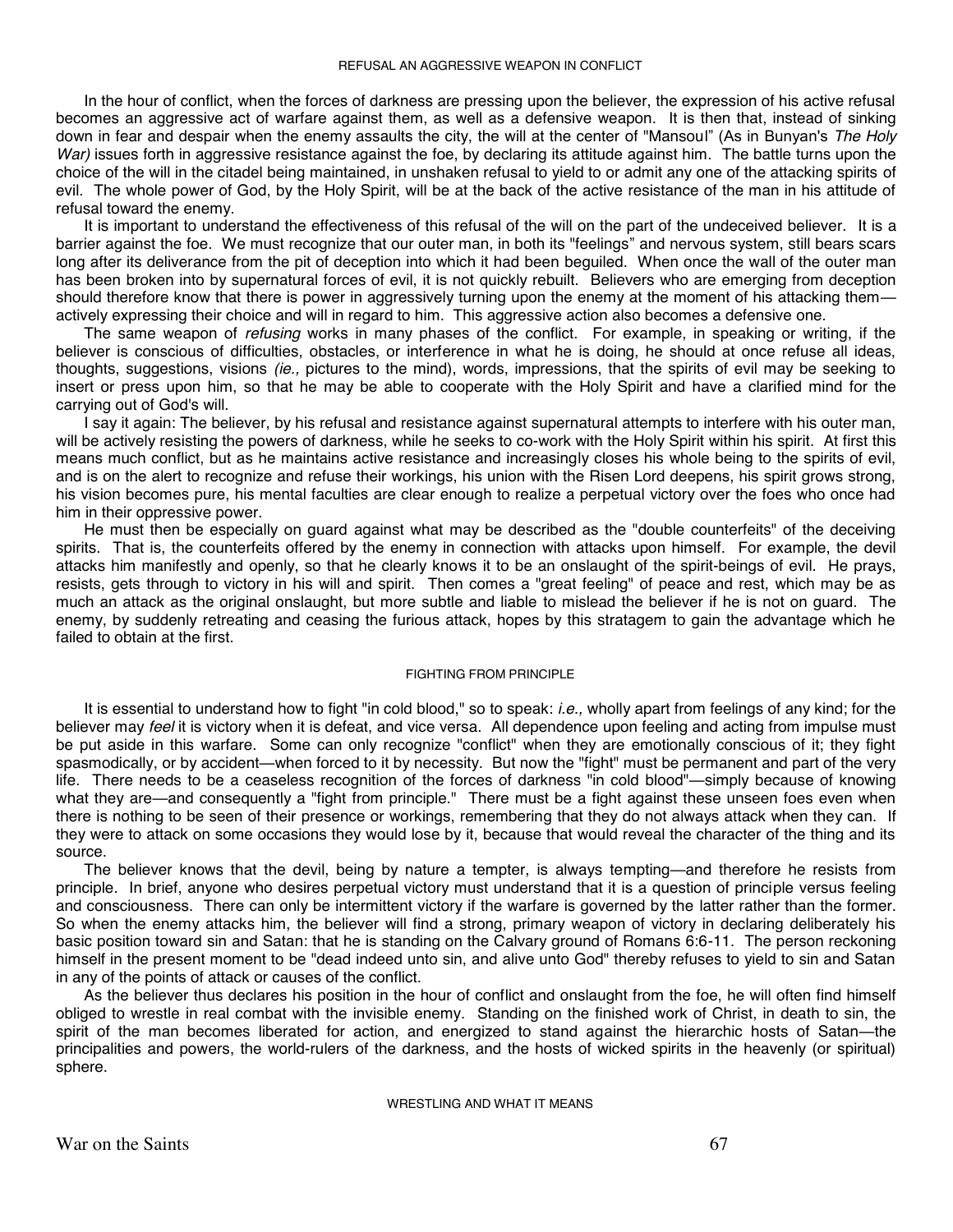## REFUSAL AN AGGRESSIVE WEAPON IN CONFLICT

In the hour of conflict, when the forces of darkness are pressing upon the believer, the expression of his active refusal becomes an aggressive act of warfare against them, as well as a defensive weapon. It is then that, instead of sinking down in fear and despair when the enemy assaults the city, the will at the center of "Mansoul" (As in Bunyan's *The Holy War)* issues forth in aggressive resistance against the foe, by declaring its attitude against him. The battle turns upon the choice of the will in the citadel being maintained, in unshaken refusal to yield to or admit any one of the attacking spirits of evil. The whole power of God, by the Holy Spirit, will be at the back of the active resistance of the man in his attitude of refusal toward the enemy.

It is important to understand the effectiveness of this refusal of the will on the part of the undeceived believer. It is a barrier against the foe. We must recognize that our outer man, in both its "feelings" and nervous system, still bears scars long after its deliverance from the pit of deception into which it had been beguiled. When once the wall of the outer man has been broken into by supernatural forces of evil, it is not quickly rebuilt. Believers who are emerging from deception should therefore know that there is power in aggressively turning upon the enemy at the moment of his attacking them—actively expressing their choice and will in regard to him. This aggressive action also becomes a defensive one.

The same weapon of *refusing* works in many phases of the conflict. For example, in speaking or writing, if the believer is conscious of difficulties, obstacles, or interference in what he is doing, he should at once refuse all ideas, thoughts, suggestions, visions *(ie.,* pictures to the mind), words, impressions, that the spirits of evil may be seeking to insert or press upon him, so that he may be able to cooperate with the Holy Spirit and have a clarified mind for the carrying out of God's will.

I say it again: The believer, by his refusal and resistance against supernatural attempts to interfere with his outer man, will be actively resisting the powers of darkness, while he seeks to co-work with the Holy Spirit within his spirit. At first this means much conflict, but as he maintains active resistance and increasingly closes his whole being to the spirits of evil, and is on the alert to recognize and refuse their workings, his union with the Risen Lord deepens, his spirit grows strong, his vision becomes pure, his mental faculties are clear enough to realize a perpetual victory over the foes who once had him in their oppressive power.

He must then be especially on guard against what may be described as the "double counterfeits" of the deceiving spirits. That is, the counterfeits offered by the enemy in connection with attacks upon himself. For example, the devil attacks him manifestly and openly, so that he clearly knows it to be an onslaught of the spirit-beings of evil. He prays, resists, gets through to victory in his will and spirit. Then comes a "great feeling" of peace and rest, which may be as much an attack as the original onslaught, but more subtle and liable to mislead the believer if he is not on guard. The enemy, by suddenly retreating and ceasing the furious attack, hopes by this stratagem to gain the advantage which he failed to obtain at the first.

## FIGHTING FROM PRINCIPLE

It is essential to understand how to fight "in cold blood," so to speak: *i.e.,* wholly apart from feelings of any kind; for the believer may *feel* it is victory when it is defeat, and vice versa. All dependence upon feeling and acting from impulse must be put aside in this warfare. Some can only recognize "conflict" when they are emotionally conscious of it; they fight spasmodically, or by accident—when forced to it by necessity. But now the "fight" must be permanent and part of the very life. There needs to be a ceaseless recognition of the forces of darkness "in cold blood"—simply because of knowing what they are—and consequently a "fight from principle." There must be a fight against these unseen foes even when there is nothing to be seen of their presence or workings, remembering that they do not always attack when they can. If they were to attack on some occasions they would lose by it, because that would reveal the character of the thing and its source.

The believer knows that the devil, being by nature a tempter, is always tempting—and therefore he resists from principle. In brief, anyone who desires perpetual victory must understand that it is a question of principle versus feeling and consciousness. There can only be intermittent victory if the warfare is governed by the latter rather than the former. So when the enemy attacks him, the believer will find a strong, primary weapon of victory in declaring deliberately his basic position toward sin and Satan: that he is standing on the Calvary ground of Romans 6:6-11. The person reckoning himself in the present moment to be "dead indeed unto sin, and alive unto God" thereby refuses to yield to sin and Satan in any of the points of attack or causes of the conflict.

As the believer thus declares his position in the hour of conflict and onslaught from the foe, he will often find himself obliged to wrestle in real combat with the invisible enemy. Standing on the finished work of Christ, in death to sin, the spirit of the man becomes liberated for action, and energized to stand against the hierarchic hosts of Satan—the principalities and powers, the world-rulers of the darkness, and the hosts of wicked spirits in the heavenly (or spiritual) sphere.

## WRESTLING AND WHAT IT MEANS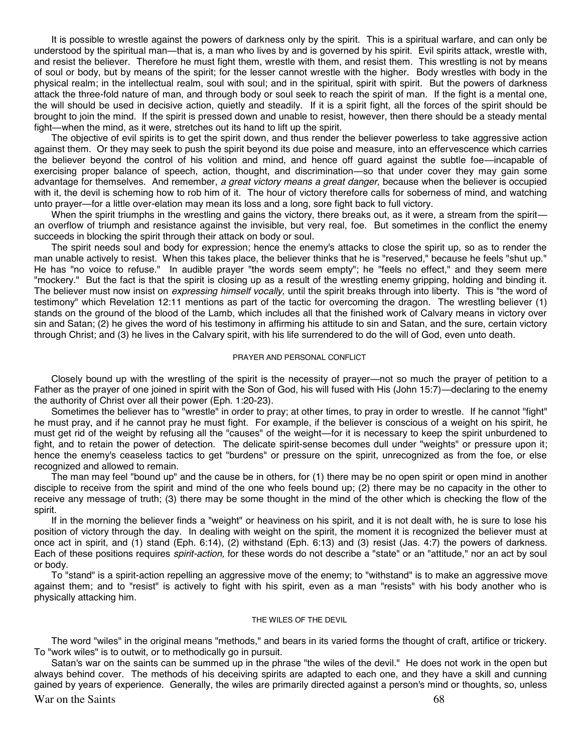It is possible to wrestle against the powers of darkness only by the spirit. This is a spiritual warfare, and can only be understood by the spiritual man—that is, a man who lives by and is governed by his spirit. Evil spirits attack, wrestle with, and resist the believer. Therefore he must fight them, wrestle with them, and resist them. This wrestling is not by means of soul or body, but by means of the spirit; for the lesser cannot wrestle with the higher. Body wrestles with body in the physical realm; in the intellectual realm, soul with soul; and in the spiritual, spirit with spirit. But the powers of darkness attack the three-fold nature of man, and through body or soul seek to reach the spirit of man. If the fight is a mental one, the will should be used in decisive action, quietly and steadily. If it is a spirit fight, all the forces of the spirit should be brought to join the mind. If the spirit is pressed down and unable to resist, however, then there should be a steady mental fight—when the mind, as it were, stretches out its hand to lift up the spirit.

The objective of evil spirits is to get the spirit down, and thus render the believer powerless to take aggressive action against them. Or they may seek to push the spirit beyond its due poise and measure, into an effervescence which carries the believer beyond the control of his volition and mind, and hence off guard against the subtle foe—incapable of exercising proper balance of speech, action, thought, and discrimination—so that under cover they may gain some advantage for themselves. And remember, *a great victory means a great danger,* because when the believer is occupied with it, the devil is scheming how to rob him of it. The hour of victory therefore calls for soberness of mind, and watching unto prayer—for a little over-elation may mean its loss and a long, sore fight back to full victory.

When the spirit triumphs in the wrestling and gains the victory, there breaks out, as it were, a stream from the spirit—an overflow of triumph and resistance against the invisible, but very real, foe. But sometimes in the conflict the enemy succeeds in blocking the spirit through their attack on body or soul.

The spirit needs soul and body for expression; hence the enemy's attacks to close the spirit up, so as to render the man unable actively to resist. When this takes place, the believer thinks that he is "reserved," because he feels "shut up." He has "no voice to refuse." In audible prayer "the words seem empty"; he "feels no effect," and they seem mere "mockery." But the fact is that the spirit is closing up as a result of the wrestling enemy gripping, holding and binding it. The believer must now insist on *expressing himself vocally,* until the spirit breaks through into liberty. This is "the word of testimony" which Revelation 12:11 mentions as part of the tactic for overcoming the dragon. The wrestling believer (1) stands on the ground of the blood of the Lamb, which includes all that the finished work of Calvary means in victory over sin and Satan; (2) he gives the word of his testimony in affirming his attitude to sin and Satan, and the sure, certain victory through Christ; and (3) he lives in the Calvary spirit, with his life surrendered to do the will of God, even unto death.

### PRAYER AND PERSONAL CONFLICT

Closely bound up with the wrestling of the spirit is the necessity of prayer—not so much the prayer of petition to a Father as the prayer of one joined in spirit with the Son of God, his will fused with His (John 15:7)—declaring to the enemy the authority of Christ over all their power (Eph. 1:20-23).

Sometimes the believer has to "wrestle" in order to pray; at other times, to pray in order to wrestle. If he cannot "fight" he must pray, and if he cannot pray he must fight. For example, if the believer is conscious of a weight on his spirit, he must get rid of the weight by refusing all the "causes" of the weight—for it is necessary to keep the spirit unburdened to fight, and to retain the power of detection. The delicate spirit-sense becomes dull under "weights" or pressure upon it; hence the enemy's ceaseless tactics to get "burdens" or pressure on the spirit, unrecognized as from the foe, or else recognized and allowed to remain.

The man may feel "bound up" and the cause be in others, for (1) there may be no open spirit or open mind in another disciple to receive from the spirit and mind of the one who feels bound up; (2) there may be no capacity in the other to receive any message of truth; (3) there may be some thought in the mind of the other which is checking the flow of the spirit.

If in the morning the believer finds a "weight" or heaviness on his spirit, and it is not dealt with, he is sure to lose his position of victory through the day. In dealing with weight on the spirit, the moment it is recognized the believer must at once act in spirit, and (1) stand (Eph. 6:14), (2) withstand (Eph. 6:13) and (3) resist (Jas. 4:7) the powers of darkness. Each of these positions requires *spirit-action,* for these words do not describe a "state" or an "attitude," nor an act by soul or body.

To "stand" is a spirit-action repelling an aggressive move of the enemy; to "withstand" is to make an aggressive move against them; and to "resist" is actively to fight with his spirit, even as a man "resists" with his body another who is physically attacking him.

### THE WILES OF THE DEVIL

The word "wiles" in the original means "methods," and bears in its varied forms the thought of craft, artifice or trickery. To "work wiles" is to outwit, or to methodically go in pursuit.

Satan's war on the saints can be summed up in the phrase "the wiles of the devil." He does not work in the open but always behind cover. The methods of his deceiving spirits are adapted to each one, and they have a skill and cunning gained by years of experience. Generally, the wiles are primarily directed against a person's mind or thoughts, so, unless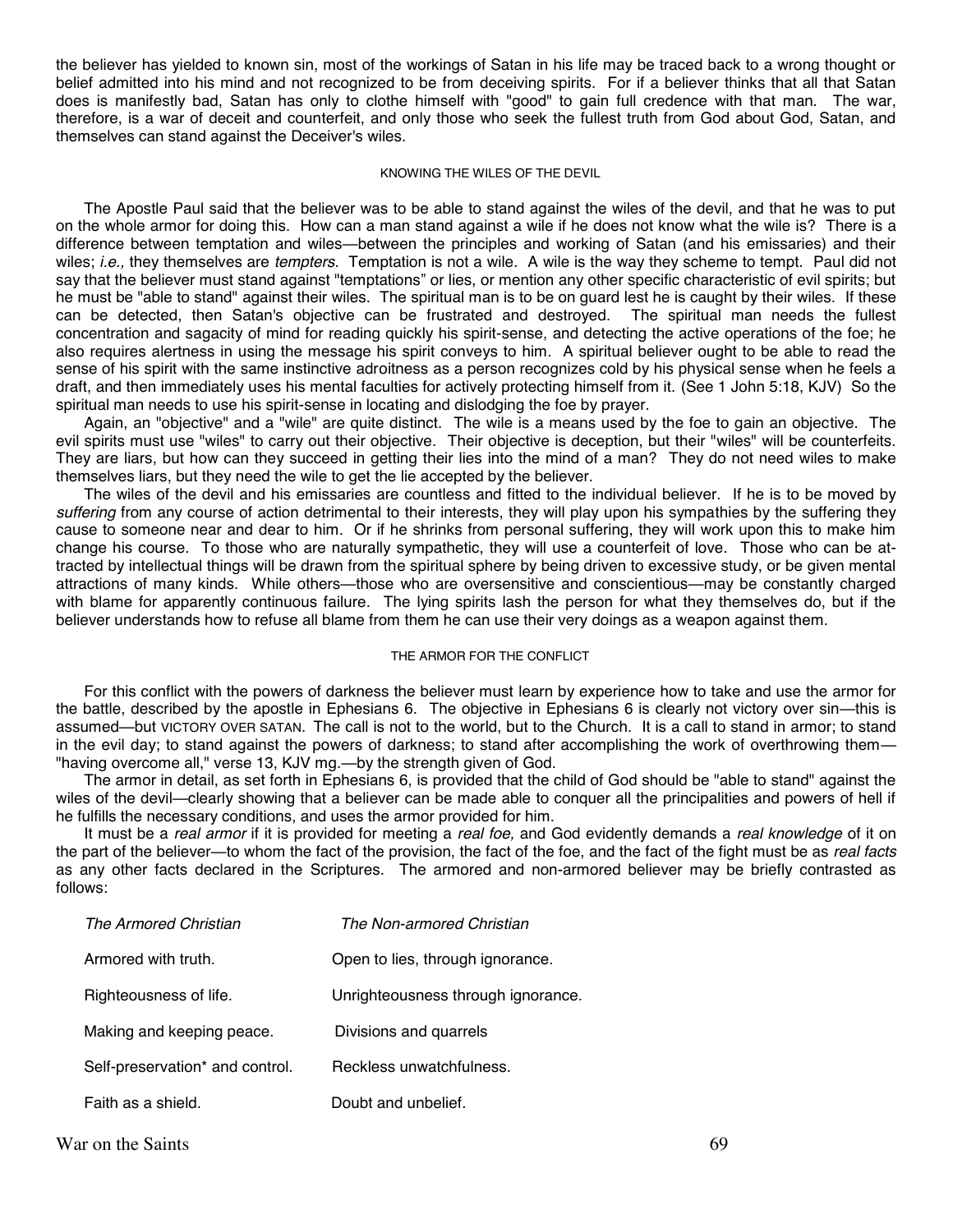the believer has yielded to known sin, most of the workings of Satan in his life may be traced back to a wrong thought or belief admitted into his mind and not recognized to be from deceiving spirits. For if a believer thinks that all that Satan does is manifestly bad, Satan has only to clothe himself with "good" to gain full credence with that man. The war, therefore, is a war of deceit and counterfeit, and only those who seek the fullest truth from God about God, Satan, and themselves can stand against the Deceiver's wiles.

### KNOWING THE WILES OF THE DEVIL

The Apostle Paul said that the believer was to be able to stand against the wiles of the devil, and that he was to put on the whole armor for doing this. How can a man stand against a wile if he does not know what the wile is? There is a difference between temptation and wiles—between the principles and working of Satan (and his emissaries) and their wiles; *i.e.,* they themselves are *tempters*. Temptation is not a wile. A wile is the way they scheme to tempt. Paul did not say that the believer must stand against "temptations" or lies, or mention any other specific characteristic of evil spirits; but he must be "able to stand" against their wiles. The spiritual man is to be on guard lest he is caught by their wiles. If these can be detected, then Satan's objective can be frustrated and destroyed. The spiritual man needs the fullest concentration and sagacity of mind for reading quickly his spirit-sense, and detecting the active operations of the foe; he also requires alertness in using the message his spirit conveys to him. A spiritual believer ought to be able to read the sense of his spirit with the same instinctive adroitness as a person recognizes cold by his physical sense when he feels a draft, and then immediately uses his mental faculties for actively protecting himself from it. (See 1 John 5:18, KJV) So the spiritual man needs to use his spirit-sense in locating and dislodging the foe by prayer.

Again, an "objective" and a "wile" are quite distinct. The wile is a means used by the foe to gain an objective. The evil spirits must use "wiles" to carry out their objective. Their objective is deception, but their "wiles" will be counterfeits. They are liars, but how can they succeed in getting their lies into the mind of a man? They do not need wiles to make themselves liars, but they need the wile to get the lie accepted by the believer.

The wiles of the devil and his emissaries are countless and fitted to the individual believer. If he is to be moved by *suffering* from any course of action detrimental to their interests, they will play upon his sympathies by the suffering they cause to someone near and dear to him. Or if he shrinks from personal suffering, they will work upon this to make him change his course. To those who are naturally sympathetic, they will use a counterfeit of love. Those who can be attracted by intellectual things will be drawn from the spiritual sphere by being driven to excessive study, or be given mental attractions of many kinds. While others—those who are oversensitive and conscientious—may be constantly charged with blame for apparently continuous failure. The lying spirits lash the person for what they themselves do, but if the believer understands how to refuse all blame from them he can use their very doings as a weapon against them.

### THE ARMOR FOR THE CONFLICT

For this conflict with the powers of darkness the believer must learn by experience how to take and use the armor for the battle, described by the apostle in Ephesians 6. The objective in Ephesians 6 is clearly not victory over sin—this is assumed—but VICTORY OVER SATAN. The call is not to the world, but to the Church. It is a call to stand in armor; to stand in the evil day; to stand against the powers of darkness; to stand after accomplishing the work of overthrowing them—"having overcome all," verse 13, KJV mg.—by the strength given of God.

The armor in detail, as set forth in Ephesians 6, is provided that the child of God should be "able to stand" against the wiles of the devil—clearly showing that a believer can be made able to conquer all the principalities and powers of hell if he fulfills the necessary conditions, and uses the armor provided for him.

It must be a *real armor* if it is provided for meeting a *real foe,* and God evidently demands a *real knowledge* of it on the part of the believer—to whom the fact of the provision, the fact of the foe, and the fact of the fight must be as *real facts* as any other facts declared in the Scriptures. The armored and non-armored believer may be briefly contrasted as follows:

| *The Armored Christian* | *The Non-armored Christian* |
|---|---|
| Armored with truth. | Open to lies, through ignorance. |
| Righteousness of life. | Unrighteousness through ignorance. |
| Making and keeping peace. | Divisions and quarrels |
| Self-preservation* and control. | Reckless unwatchfulness. |
| Faith as a shield. | Doubt and unbelief. |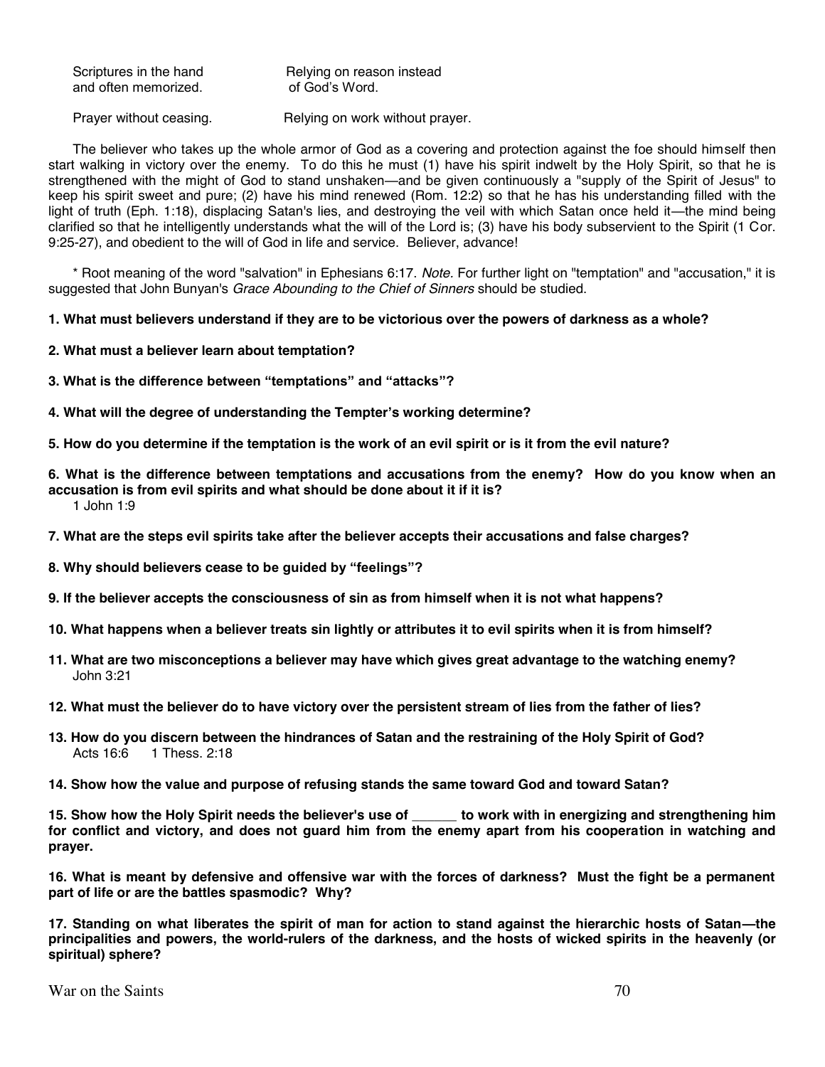| | |
|---|---|
| Scriptures in the hand and often memorized. | Relying on reason instead of God's Word. |
| Prayer without ceasing. | Relying on work without prayer. |

The believer who takes up the whole armor of God as a covering and protection against the foe should himself then start walking in victory over the enemy. To do this he must (1) have his spirit indwelt by the Holy Spirit, so that he is strengthened with the might of God to stand unshaken—and be given continuously a "supply of the Spirit of Jesus" to keep his spirit sweet and pure; (2) have his mind renewed (Rom. 12:2) so that he has his understanding filled with the light of truth (Eph. 1:18), displacing Satan's lies, and destroying the veil with which Satan once held it—the mind being clarified so that he intelligently understands what the will of the Lord is; (3) have his body subservient to the Spirit (1 Cor. 9:25-27), and obedient to the will of God in life and service. Believer, advance!

* Root meaning of the word "salvation" in Ephesians 6:17. *Note.* For further light on "temptation" and "accusation," it is suggested that John Bunyan's *Grace Abounding to the Chief of Sinners* should be studied.

**1. What must believers understand if they are to be victorious over the powers of darkness as a whole?**

**2. What must a believer learn about temptation?**

**3. What is the difference between "temptations" and "attacks"?**

**4. What will the degree of understanding the Tempter's working determine?**

**5. How do you determine if the temptation is the work of an evil spirit or is it from the evil nature?**

**6. What is the difference between temptations and accusations from the enemy? How do you know when an accusation is from evil spirits and what should be done about it if it is?**
1 John 1:9

**7. What are the steps evil spirits take after the believer accepts their accusations and false charges?**

**8. Why should believers cease to be guided by "feelings"?**

**9. If the believer accepts the consciousness of sin as from himself when it is not what happens?**

**10. What happens when a believer treats sin lightly or attributes it to evil spirits when it is from himself?**

**11. What are two misconceptions a believer may have which gives great advantage to the watching enemy?**
John 3:21

**12. What must the believer do to have victory over the persistent stream of lies from the father of lies?**

**13. How do you discern between the hindrances of Satan and the restraining of the Holy Spirit of God?**
Acts 16:6 1 Thess. 2:18

**14. Show how the value and purpose of refusing stands the same toward God and toward Satan?**

**15. Show how the Holy Spirit needs the believer's use of ______ to work with in energizing and strengthening him for conflict and victory, and does not guard him from the enemy apart from his cooperation in watching and prayer.**

**16. What is meant by defensive and offensive war with the forces of darkness? Must the fight be a permanent part of life or are the battles spasmodic? Why?**

**17. Standing on what liberates the spirit of man for action to stand against the hierarchic hosts of Satan—the principalities and powers, the world-rulers of the darkness, and the hosts of wicked spirits in the heavenly (or spiritual) sphere?**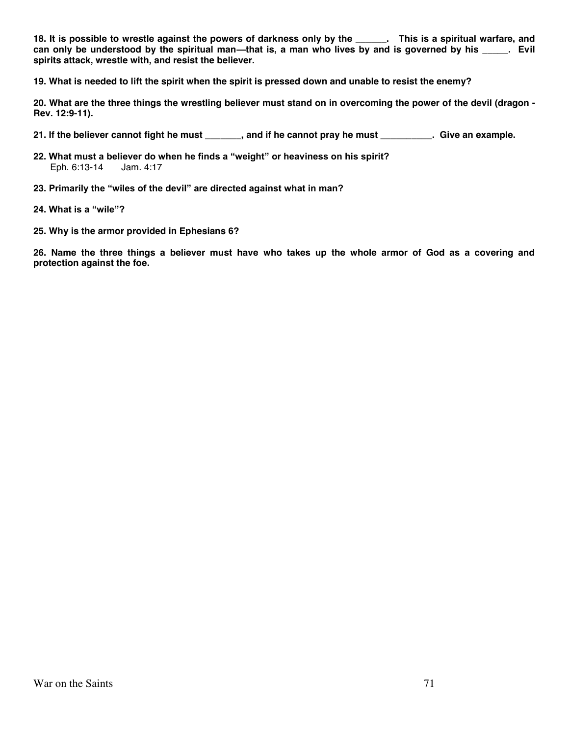**18. It is possible to wrestle against the powers of darkness only by the ______. This is a spiritual warfare, and can only be understood by the spiritual man—that is, a man who lives by and is governed by his _____. Evil spirits attack, wrestle with, and resist the believer.**

**19. What is needed to lift the spirit when the spirit is pressed down and unable to resist the enemy?**

**20. What are the three things the wrestling believer must stand on in overcoming the power of the devil (dragon - Rev. 12:9-11).**

**21. If the believer cannot fight he must _______, and if he cannot pray he must __________. Give an example.**

**22. What must a believer do when he finds a "weight" or heaviness on his spirit?**
Eph. 6:13-14 Jam. 4:17

**23. Primarily the "wiles of the devil" are directed against what in man?**

**24. What is a "wile"?**

**25. Why is the armor provided in Ephesians 6?**

**26. Name the three things a believer must have who takes up the whole armor of God as a covering and protection against the foe.**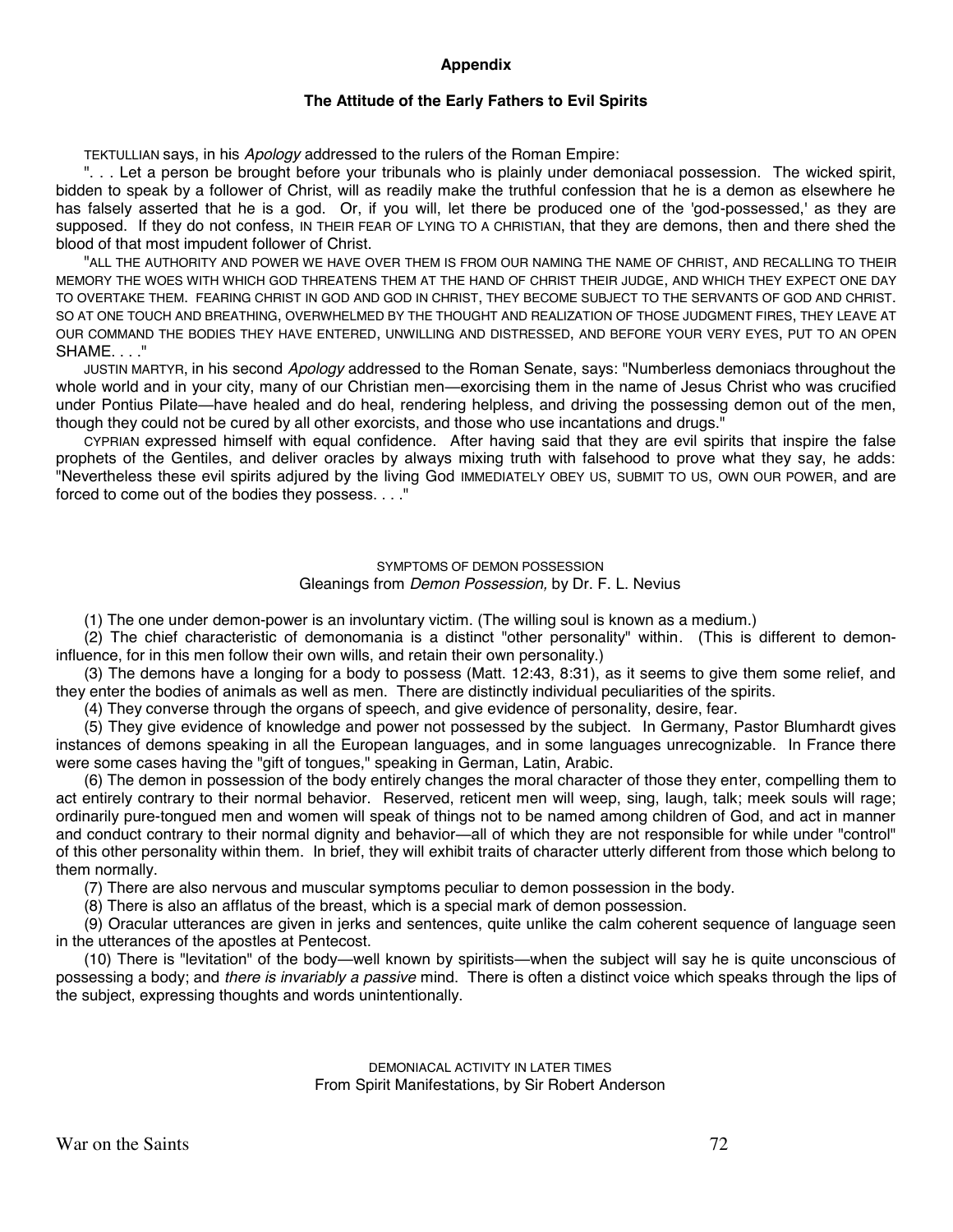**Appendix**

**The Attitude of the Early Fathers to Evil Spirits**

TEKTULLIAN says, in his *Apology* addressed to the rulers of the Roman Empire:

". . . Let a person be brought before your tribunals who is plainly under demoniacal possession. The wicked spirit, bidden to speak by a follower of Christ, will as readily make the truthful confession that he is a demon as elsewhere he has falsely asserted that he is a god. Or, if you will, let there be produced one of the 'god-possessed,' as they are supposed. If they do not confess, IN THEIR FEAR OF LYING TO A CHRISTIAN, that they are demons, then and there shed the blood of that most impudent follower of Christ.

"ALL THE AUTHORITY AND POWER WE HAVE OVER THEM IS FROM OUR NAMING THE NAME OF CHRIST, AND RECALLING TO THEIR MEMORY THE WOES WITH WHICH GOD THREATENS THEM AT THE HAND OF CHRIST THEIR JUDGE, AND WHICH THEY EXPECT ONE DAY TO OVERTAKE THEM. FEARING CHRIST IN GOD AND GOD IN CHRIST, THEY BECOME SUBJECT TO THE SERVANTS OF GOD AND CHRIST. SO AT ONE TOUCH AND BREATHING, OVERWHELMED BY THE THOUGHT AND REALIZATION OF THOSE JUDGMENT FIRES, THEY LEAVE AT OUR COMMAND THE BODIES THEY HAVE ENTERED, UNWILLING AND DISTRESSED, AND BEFORE YOUR VERY EYES, PUT TO AN OPEN SHAME. . . ."

JUSTIN MARTYR, in his second *Apology* addressed to the Roman Senate, says: "Numberless demoniacs throughout the whole world and in your city, many of our Christian men—exorcising them in the name of Jesus Christ who was crucified under Pontius Pilate—have healed and do heal, rendering helpless, and driving the possessing demon out of the men, though they could not be cured by all other exorcists, and those who use incantations and drugs."

CYPRIAN expressed himself with equal confidence. After having said that they are evil spirits that inspire the false prophets of the Gentiles, and deliver oracles by always mixing truth with falsehood to prove what they say, he adds: "Nevertheless these evil spirits adjured by the living God IMMEDIATELY OBEY US, SUBMIT TO US, OWN OUR POWER, and are forced to come out of the bodies they possess. . . ."

SYMPTOMS OF DEMON POSSESSION
Gleanings from *Demon Possession,* by Dr. F. L. Nevius

(1) The one under demon-power is an involuntary victim. (The willing soul is known as a medium.)

(2) The chief characteristic of demonomania is a distinct "other personality" within. (This is different to demon-influence, for in this men follow their own wills, and retain their own personality.)

(3) The demons have a longing for a body to possess (Matt. 12:43, 8:31), as it seems to give them some relief, and they enter the bodies of animals as well as men. There are distinctly individual peculiarities of the spirits.

(4) They converse through the organs of speech, and give evidence of personality, desire, fear.

(5) They give evidence of knowledge and power not possessed by the subject. In Germany, Pastor Blumhardt gives instances of demons speaking in all the European languages, and in some languages unrecognizable. In France there were some cases having the "gift of tongues," speaking in German, Latin, Arabic.

(6) The demon in possession of the body entirely changes the moral character of those they enter, compelling them to act entirely contrary to their normal behavior. Reserved, reticent men will weep, sing, laugh, talk; meek souls will rage; ordinarily pure-tongued men and women will speak of things not to be named among children of God, and act in manner and conduct contrary to their normal dignity and behavior—all of which they are not responsible for while under "control" of this other personality within them. In brief, they will exhibit traits of character utterly different from those which belong to them normally.

(7) There are also nervous and muscular symptoms peculiar to demon possession in the body.

(8) There is also an afflatus of the breast, which is a special mark of demon possession.

(9) Oracular utterances are given in jerks and sentences, quite unlike the calm coherent sequence of language seen in the utterances of the apostles at Pentecost.

(10) There is "levitation" of the body—well known by spiritists—when the subject will say he is quite unconscious of possessing a body; and *there is invariably a passive* mind. There is often a distinct voice which speaks through the lips of the subject, expressing thoughts and words unintentionally.

DEMONIACAL ACTIVITY IN LATER TIMES
From Spirit Manifestations, by Sir Robert Anderson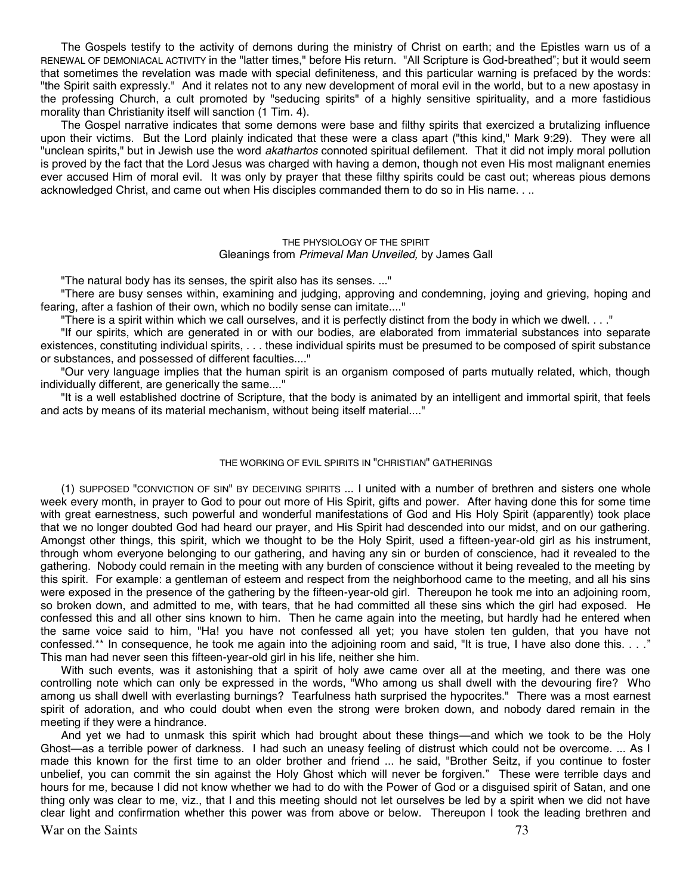The Gospels testify to the activity of demons during the ministry of Christ on earth; and the Epistles warn us of a RENEWAL OF DEMONIACAL ACTIVITY in the "latter times," before His return. "All Scripture is God-breathed"; but it would seem that sometimes the revelation was made with special definiteness, and this particular warning is prefaced by the words: "the Spirit saith expressly." And it relates not to any new development of moral evil in the world, but to a new apostasy in the professing Church, a cult promoted by "seducing spirits" of a highly sensitive spirituality, and a more fastidious morality than Christianity itself will sanction (1 Tim. 4).

The Gospel narrative indicates that some demons were base and filthy spirits that exercized a brutalizing influence upon their victims. But the Lord plainly indicated that these were a class apart ("this kind," Mark 9:29). They were all "unclean spirits," but in Jewish use the word *akathartos* connoted spiritual defilement. That it did not imply moral pollution is proved by the fact that the Lord Jesus was charged with having a demon, though not even His most malignant enemies ever accused Him of moral evil. It was only by prayer that these filthy spirits could be cast out; whereas pious demons acknowledged Christ, and came out when His disciples commanded them to do so in His name. . ..

## THE PHYSIOLOGY OF THE SPIRIT

Gleanings from *Primeval Man Unveiled,* by James Gall

"The natural body has its senses, the spirit also has its senses. ..."

"There are busy senses within, examining and judging, approving and condemning, joying and grieving, hoping and fearing, after a fashion of their own, which no bodily sense can imitate...."

"There is a spirit within which we call ourselves, and it is perfectly distinct from the body in which we dwell. . . ."

"If our spirits, which are generated in or with our bodies, are elaborated from immaterial substances into separate existences, constituting individual spirits, . . . these individual spirits must be presumed to be composed of spirit substance or substances, and possessed of different faculties...."

"Our very language implies that the human spirit is an organism composed of parts mutually related, which, though individually different, are generically the same...."

"It is a well established doctrine of Scripture, that the body is animated by an intelligent and immortal spirit, that feels and acts by means of its material mechanism, without being itself material...."

## THE WORKING OF EVIL SPIRITS IN "CHRISTIAN" GATHERINGS

(1) SUPPOSED "CONVICTION OF SIN" BY DECEIVING SPIRITS ... I united with a number of brethren and sisters one whole week every month, in prayer to God to pour out more of His Spirit, gifts and power. After having done this for some time with great earnestness, such powerful and wonderful manifestations of God and His Holy Spirit (apparently) took place that we no longer doubted God had heard our prayer, and His Spirit had descended into our midst, and on our gathering. Amongst other things, this spirit, which we thought to be the Holy Spirit, used a fifteen-year-old girl as his instrument, through whom everyone belonging to our gathering, and having any sin or burden of conscience, had it revealed to the gathering. Nobody could remain in the meeting with any burden of conscience without it being revealed to the meeting by this spirit. For example: a gentleman of esteem and respect from the neighborhood came to the meeting, and all his sins were exposed in the presence of the gathering by the fifteen-year-old girl. Thereupon he took me into an adjoining room, so broken down, and admitted to me, with tears, that he had committed all these sins which the girl had exposed. He confessed this and all other sins known to him. Then he came again into the meeting, but hardly had he entered when the same voice said to him, "Ha! you have not confessed all yet; you have stolen ten gulden, that you have not confessed.** In consequence, he took me again into the adjoining room and said, "It is true, I have also done this. . . ." This man had never seen this fifteen-year-old girl in his life, neither she him.

With such events, was it astonishing that a spirit of holy awe came over all at the meeting, and there was one controlling note which can only be expressed in the words, "Who among us shall dwell with the devouring fire? Who among us shall dwell with everlasting burnings? Tearfulness hath surprised the hypocrites." There was a most earnest spirit of adoration, and who could doubt when even the strong were broken down, and nobody dared remain in the meeting if they were a hindrance.

And yet we had to unmask this spirit which had brought about these things—and which we took to be the Holy Ghost—as a terrible power of darkness. I had such an uneasy feeling of distrust which could not be overcome. ... As I made this known for the first time to an older brother and friend ... he said, "Brother Seitz, if you continue to foster unbelief, you can commit the sin against the Holy Ghost which will never be forgiven." These were terrible days and hours for me, because I did not know whether we had to do with the Power of God or a disguised spirit of Satan, and one thing only was clear to me, viz., that I and this meeting should not let ourselves be led by a spirit when we did not have clear light and confirmation whether this power was from above or below. Thereupon I took the leading brethren and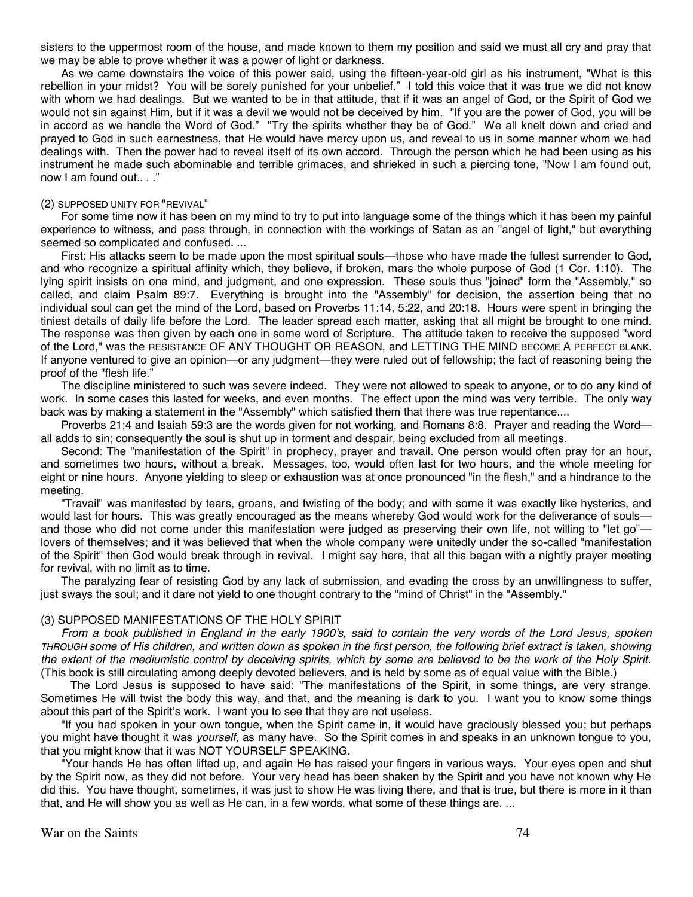sisters to the uppermost room of the house, and made known to them my position and said we must all cry and pray that we may be able to prove whether it was a power of light or darkness.

As we came downstairs the voice of this power said, using the fifteen-year-old girl as his instrument, "What is this rebellion in your midst? You will be sorely punished for your unbelief." I told this voice that it was true we did not know with whom we had dealings. But we wanted to be in that attitude, that if it was an angel of God, or the Spirit of God we would not sin against Him, but if it was a devil we would not be deceived by him. "If you are the power of God, you will be in accord as we handle the Word of God." "Try the spirits whether they be of God." We all knelt down and cried and prayed to God in such earnestness, that He would have mercy upon us, and reveal to us in some manner whom we had dealings with. Then the power had to reveal itself of its own accord. Through the person which he had been using as his instrument he made such abominable and terrible grimaces, and shrieked in such a piercing tone, "Now I am found out, now I am found out.. . ."

(2) SUPPOSED UNITY FOR "REVIVAL"

For some time now it has been on my mind to try to put into language some of the things which it has been my painful experience to witness, and pass through, in connection with the workings of Satan as an "angel of light," but everything seemed so complicated and confused. ...

First: His attacks seem to be made upon the most spiritual souls—those who have made the fullest surrender to God, and who recognize a spiritual affinity which, they believe, if broken, mars the whole purpose of God (1 Cor. 1:10). The lying spirit insists on one mind, and judgment, and one expression. These souls thus "joined" form the "Assembly," so called, and claim Psalm 89:7. Everything is brought into the "Assembly" for decision, the assertion being that no individual soul can get the mind of the Lord, based on Proverbs 11:14, 5:22, and 20:18. Hours were spent in bringing the tiniest details of daily life before the Lord. The leader spread each matter, asking that all might be brought to one mind. The response was then given by each one in some word of Scripture. The attitude taken to receive the supposed "word of the Lord," was the RESISTANCE OF ANY THOUGHT OR REASON, and LETTING THE MIND BECOME A PERFECT BLANK. If anyone ventured to give an opinion—or any judgment—they were ruled out of fellowship; the fact of reasoning being the proof of the "flesh life."

The discipline ministered to such was severe indeed. They were not allowed to speak to anyone, or to do any kind of work. In some cases this lasted for weeks, and even months. The effect upon the mind was very terrible. The only way back was by making a statement in the "Assembly" which satisfied them that there was true repentance....

Proverbs 21:4 and Isaiah 59:3 are the words given for not working, and Romans 8:8. Prayer and reading the Word—all adds to sin; consequently the soul is shut up in torment and despair, being excluded from all meetings.

Second: The "manifestation of the Spirit" in prophecy, prayer and travail. One person would often pray for an hour, and sometimes two hours, without a break. Messages, too, would often last for two hours, and the whole meeting for eight or nine hours. Anyone yielding to sleep or exhaustion was at once pronounced "in the flesh," and a hindrance to the meeting.

"Travail" was manifested by tears, groans, and twisting of the body; and with some it was exactly like hysterics, and would last for hours. This was greatly encouraged as the means whereby God would work for the deliverance of souls—and those who did not come under this manifestation were judged as preserving their own life, not willing to "let go"—lovers of themselves; and it was believed that when the whole company were unitedly under the so-called "manifestation of the Spirit" then God would break through in revival. I might say here, that all this began with a nightly prayer meeting for revival, with no limit as to time.

The paralyzing fear of resisting God by any lack of submission, and evading the cross by an unwillingness to suffer, just sways the soul; and it dare not yield to one thought contrary to the "mind of Christ" in the "Assembly."

(3) SUPPOSED MANIFESTATIONS OF THE HOLY SPIRIT

*From a book published in England in the early 1900's, said to contain the very words of the Lord Jesus, spoken THROUGH some of His children, and written down as spoken in the first person, the following brief extract is taken, showing the extent of the mediumistic control by deceiving spirits, which by some are believed to be the work of the Holy Spirit.* (This book is still circulating among deeply devoted believers, and is held by some as of equal value with the Bible.)

The Lord Jesus is supposed to have said: "The manifestations of the Spirit, in some things, are very strange. Sometimes He will twist the body this way, and that, and the meaning is dark to you. I want you to know some things about this part of the Spirit's work. I want you to see that they are not useless.

"If you had spoken in your own tongue, when the Spirit came in, it would have graciously blessed you; but perhaps you might have thought it was *yourself,* as many have. So the Spirit comes in and speaks in an unknown tongue to you, that you might know that it was NOT YOURSELF SPEAKING.

"Your hands He has often lifted up, and again He has raised your fingers in various ways. Your eyes open and shut by the Spirit now, as they did not before. Your very head has been shaken by the Spirit and you have not known why He did this. You have thought, sometimes, it was just to show He was living there, and that is true, but there is more in it than that, and He will show you as well as He can, in a few words, what some of these things are. ...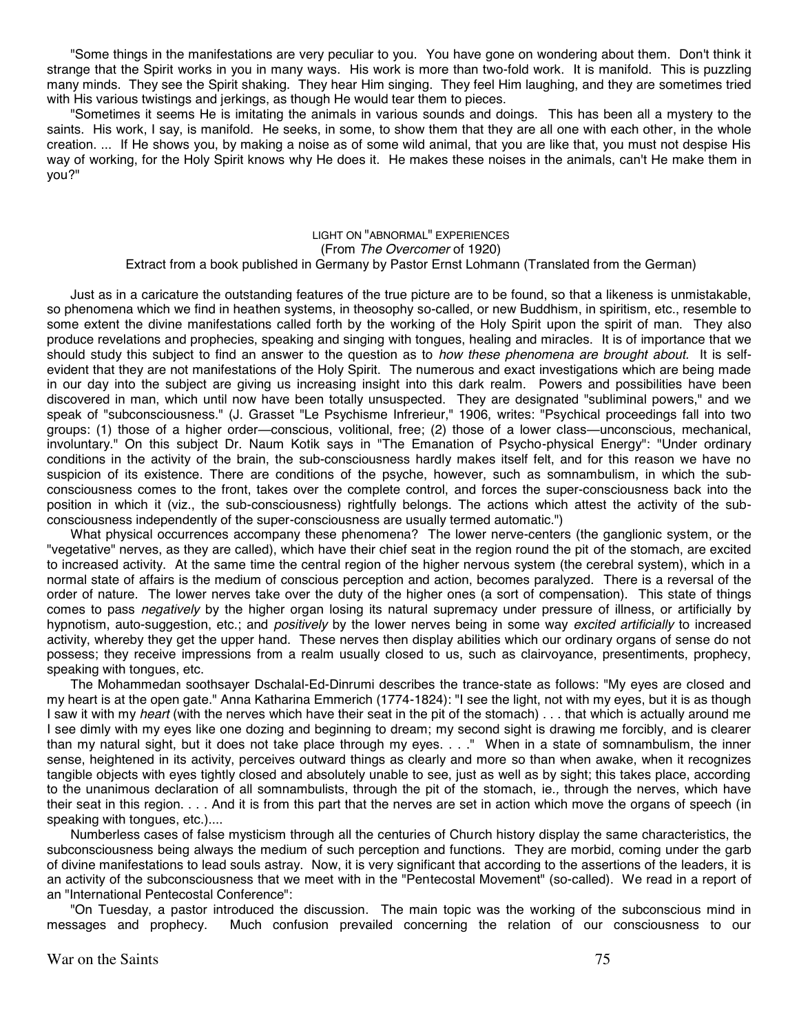"Some things in the manifestations are very peculiar to you. You have gone on wondering about them. Don't think it strange that the Spirit works in you in many ways. His work is more than two-fold work. It is manifold. This is puzzling many minds. They see the Spirit shaking. They hear Him singing. They feel Him laughing, and they are sometimes tried with His various twistings and jerkings, as though He would tear them to pieces.

"Sometimes it seems He is imitating the animals in various sounds and doings. This has been all a mystery to the saints. His work, I say, is manifold. He seeks, in some, to show them that they are all one with each other, in the whole creation. ... If He shows you, by making a noise as of some wild animal, that you are like that, you must not despise His way of working, for the Holy Spirit knows why He does it. He makes these noises in the animals, can't He make them in you?"

## LIGHT ON "ABNORMAL" EXPERIENCES

(From *The Overcomer* of 1920)

Extract from a book published in Germany by Pastor Ernst Lohmann (Translated from the German)

Just as in a caricature the outstanding features of the true picture are to be found, so that a likeness is unmistakable, so phenomena which we find in heathen systems, in theosophy so-called, or new Buddhism, in spiritism, etc., resemble to some extent the divine manifestations called forth by the working of the Holy Spirit upon the spirit of man. They also produce revelations and prophecies, speaking and singing with tongues, healing and miracles. It is of importance that we should study this subject to find an answer to the question as to *how these phenomena are brought about.* It is self-evident that they are not manifestations of the Holy Spirit. The numerous and exact investigations which are being made in our day into the subject are giving us increasing insight into this dark realm. Powers and possibilities have been discovered in man, which until now have been totally unsuspected. They are designated "subliminal powers," and we speak of "subconsciousness." (J. Grasset "Le Psychisme Infrerieur," 1906, writes: "Psychical proceedings fall into two groups: (1) those of a higher order—conscious, volitional, free; (2) those of a lower class—unconscious, mechanical, involuntary." On this subject Dr. Naum Kotik says in "The Emanation of Psycho-physical Energy": "Under ordinary conditions in the activity of the brain, the sub-consciousness hardly makes itself felt, and for this reason we have no suspicion of its existence. There are conditions of the psyche, however, such as somnambulism, in which the sub-consciousness comes to the front, takes over the complete control, and forces the super-consciousness back into the position in which it (viz., the sub-consciousness) rightfully belongs. The actions which attest the activity of the sub-consciousness independently of the super-consciousness are usually termed automatic.")

What physical occurrences accompany these phenomena? The lower nerve-centers (the ganglionic system, or the "vegetative" nerves, as they are called), which have their chief seat in the region round the pit of the stomach, are excited to increased activity. At the same time the central region of the higher nervous system (the cerebral system), which in a normal state of affairs is the medium of conscious perception and action, becomes paralyzed. There is a reversal of the order of nature. The lower nerves take over the duty of the higher ones (a sort of compensation). This state of things comes to pass *negatively* by the higher organ losing its natural supremacy under pressure of illness, or artificially by hypnotism, auto-suggestion, etc.; and *positively* by the lower nerves being in some way *excited artificially* to increased activity, whereby they get the upper hand. These nerves then display abilities which our ordinary organs of sense do not possess; they receive impressions from a realm usually closed to us, such as clairvoyance, presentiments, prophecy, speaking with tongues, etc.

The Mohammedan soothsayer Dschalal-Ed-Dinrumi describes the trance-state as follows: "My eyes are closed and my heart is at the open gate." Anna Katharina Emmerich (1774-1824): "I see the light, not with my eyes, but it is as though I saw it with my *heart* (with the nerves which have their seat in the pit of the stomach) . . . that which is actually around me I see dimly with my eyes like one dozing and beginning to dream; my second sight is drawing me forcibly, and is clearer than my natural sight, but it does not take place through my eyes. . . ." When in a state of somnambulism, the inner sense, heightened in its activity, perceives outward things as clearly and more so than when awake, when it recognizes tangible objects with eyes tightly closed and absolutely unable to see, just as well as by sight; this takes place, according to the unanimous declaration of all somnambulists, through the pit of the stomach, ie*.,* through the nerves, which have their seat in this region. . . . And it is from this part that the nerves are set in action which move the organs of speech (in speaking with tongues, etc.)....

Numberless cases of false mysticism through all the centuries of Church history display the same characteristics, the subconsciousness being always the medium of such perception and functions. They are morbid, coming under the garb of divine manifestations to lead souls astray. Now, it is very significant that according to the assertions of the leaders, it is an activity of the subconsciousness that we meet with in the "Pentecostal Movement" (so-called). We read in a report of an "International Pentecostal Conference":

"On Tuesday, a pastor introduced the discussion. The main topic was the working of the subconscious mind in messages and prophecy. Much confusion prevailed concerning the relation of our consciousness to our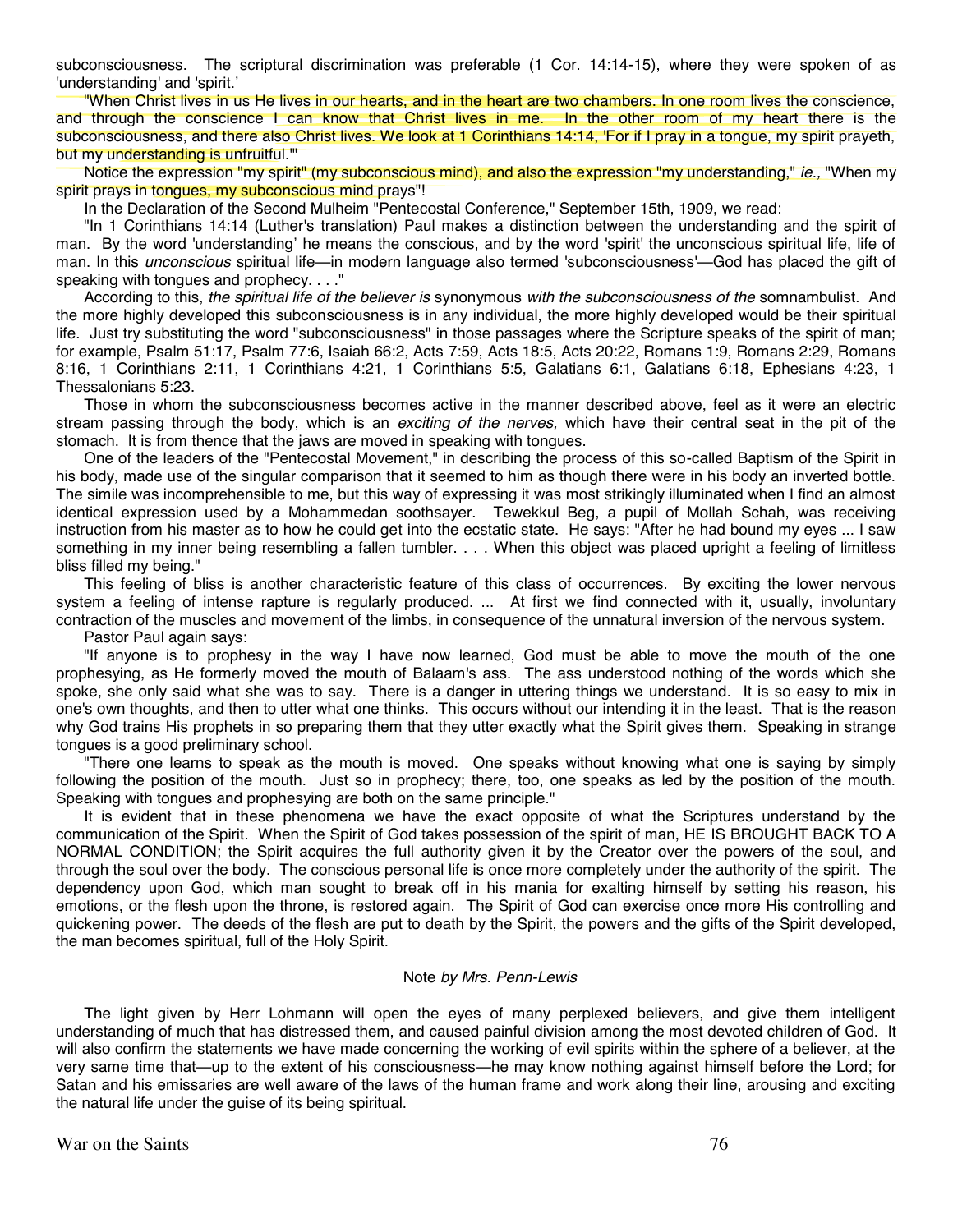subconsciousness. The scriptural discrimination was preferable (1 Cor. 14:14-15), where they were spoken of as 'understanding' and 'spirit.'

"When Christ lives in us He lives in our hearts, and in the heart are two chambers. In one room lives the conscience, and through the conscience I can know that Christ lives in me. In the other room of my heart there is the subconsciousness, and there also Christ lives. We look at 1 Corinthians 14:14, 'For if I pray in a tongue, my spirit prayeth, but my understanding is unfruitful.'"

Notice the expression "my spirit" (my subconscious mind), and also the expression "my understanding," *ie.,* "When my spirit prays in tongues, my subconscious mind prays"!

In the Declaration of the Second Mulheim "Pentecostal Conference," September 15th, 1909, we read:

"In 1 Corinthians 14:14 (Luther's translation) Paul makes a distinction between the understanding and the spirit of man. By the word 'understanding' he means the conscious, and by the word 'spirit' the unconscious spiritual life, life of man. In this *unconscious* spiritual life—in modern language also termed 'subconsciousness'—God has placed the gift of speaking with tongues and prophecy. . . ."

According to this, *the spiritual life of the believer is* synonymous *with the subconsciousness of the* somnambulist. And the more highly developed this subconsciousness is in any individual, the more highly developed would be their spiritual life. Just try substituting the word "subconsciousness" in those passages where the Scripture speaks of the spirit of man; for example, Psalm 51:17, Psalm 77:6, Isaiah 66:2, Acts 7:59, Acts 18:5, Acts 20:22, Romans 1:9, Romans 2:29, Romans 8:16, 1 Corinthians 2:11, 1 Corinthians 4:21, 1 Corinthians 5:5, Galatians 6:1, Galatians 6:18, Ephesians 4:23, 1 Thessalonians 5:23.

Those in whom the subconsciousness becomes active in the manner described above, feel as it were an electric stream passing through the body, which is an *exciting of the nerves,* which have their central seat in the pit of the stomach. It is from thence that the jaws are moved in speaking with tongues.

One of the leaders of the "Pentecostal Movement," in describing the process of this so-called Baptism of the Spirit in his body, made use of the singular comparison that it seemed to him as though there were in his body an inverted bottle. The simile was incomprehensible to me, but this way of expressing it was most strikingly illuminated when I find an almost identical expression used by a Mohammedan soothsayer. Tewekkul Beg, a pupil of Mollah Schah, was receiving instruction from his master as to how he could get into the ecstatic state. He says: "After he had bound my eyes ... I saw something in my inner being resembling a fallen tumbler. . . . When this object was placed upright a feeling of limitless bliss filled my being."

This feeling of bliss is another characteristic feature of this class of occurrences. By exciting the lower nervous system a feeling of intense rapture is regularly produced. ... At first we find connected with it, usually, involuntary contraction of the muscles and movement of the limbs, in consequence of the unnatural inversion of the nervous system.

Pastor Paul again says:

"If anyone is to prophesy in the way I have now learned, God must be able to move the mouth of the one prophesying, as He formerly moved the mouth of Balaam's ass. The ass understood nothing of the words which she spoke, she only said what she was to say. There is a danger in uttering things we understand. It is so easy to mix in one's own thoughts, and then to utter what one thinks. This occurs without our intending it in the least. That is the reason why God trains His prophets in so preparing them that they utter exactly what the Spirit gives them. Speaking in strange tongues is a good preliminary school.

"There one learns to speak as the mouth is moved. One speaks without knowing what one is saying by simply following the position of the mouth. Just so in prophecy; there, too, one speaks as led by the position of the mouth. Speaking with tongues and prophesying are both on the same principle."

It is evident that in these phenomena we have the exact opposite of what the Scriptures understand by the communication of the Spirit. When the Spirit of God takes possession of the spirit of man, HE IS BROUGHT BACK TO A NORMAL CONDITION; the Spirit acquires the full authority given it by the Creator over the powers of the soul, and through the soul over the body. The conscious personal life is once more completely under the authority of the spirit. The dependency upon God, which man sought to break off in his mania for exalting himself by setting his reason, his emotions, or the flesh upon the throne, is restored again. The Spirit of God can exercise once more His controlling and quickening power. The deeds of the flesh are put to death by the Spirit, the powers and the gifts of the Spirit developed, the man becomes spiritual, full of the Holy Spirit.

Note *by Mrs. Penn-Lewis*

The light given by Herr Lohmann will open the eyes of many perplexed believers, and give them intelligent understanding of much that has distressed them, and caused painful division among the most devoted children of God. It will also confirm the statements we have made concerning the working of evil spirits within the sphere of a believer, at the very same time that—up to the extent of his consciousness—he may know nothing against himself before the Lord; for Satan and his emissaries are well aware of the laws of the human frame and work along their line, arousing and exciting the natural life under the guise of its being spiritual.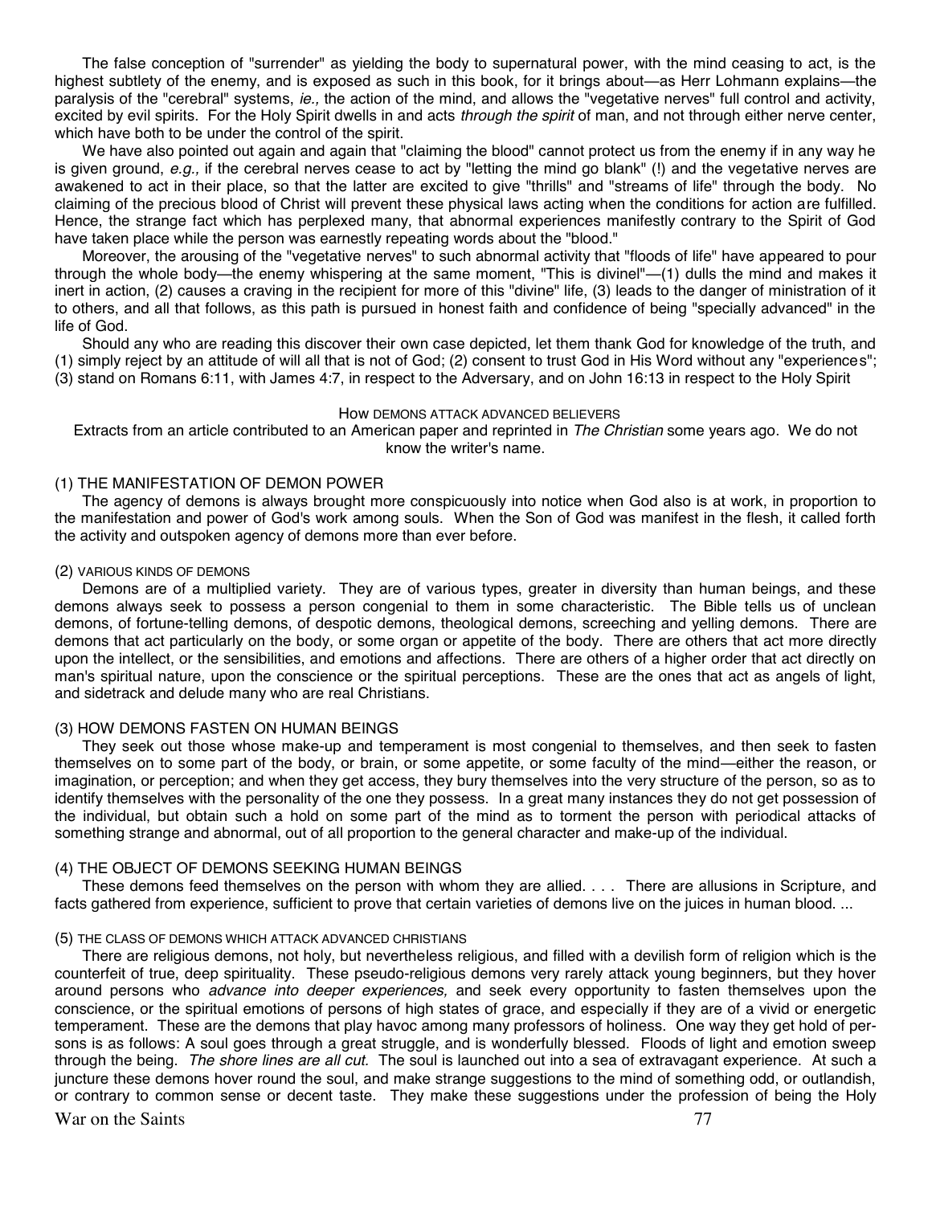The false conception of "surrender" as yielding the body to supernatural power, with the mind ceasing to act, is the highest subtlety of the enemy, and is exposed as such in this book, for it brings about—as Herr Lohmann explains—the paralysis of the "cerebral" systems, *ie.,* the action of the mind, and allows the "vegetative nerves" full control and activity, excited by evil spirits. For the Holy Spirit dwells in and acts *through the spirit* of man, and not through either nerve center, which have both to be under the control of the spirit.

We have also pointed out again and again that "claiming the blood" cannot protect us from the enemy if in any way he is given ground, *e.g.,* if the cerebral nerves cease to act by "letting the mind go blank" (!) and the vegetative nerves are awakened to act in their place, so that the latter are excited to give "thrills" and "streams of life" through the body. No claiming of the precious blood of Christ will prevent these physical laws acting when the conditions for action are fulfilled. Hence, the strange fact which has perplexed many, that abnormal experiences manifestly contrary to the Spirit of God have taken place while the person was earnestly repeating words about the "blood."

Moreover, the arousing of the "vegetative nerves" to such abnormal activity that "floods of life" have appeared to pour through the whole body—the enemy whispering at the same moment, "This is divine!"—(1) dulls the mind and makes it inert in action, (2) causes a craving in the recipient for more of this "divine" life, (3) leads to the danger of ministration of it to others, and all that follows, as this path is pursued in honest faith and confidence of being "specially advanced" in the life of God.

Should any who are reading this discover their own case depicted, let them thank God for knowledge of the truth, and (1) simply reject by an attitude of will all that is not of God; (2) consent to trust God in His Word without any "experiences"; (3) stand on Romans 6:11, with James 4:7, in respect to the Adversary, and on John 16:13 in respect to the Holy Spirit

## How demons attack advanced believers

Extracts from an article contributed to an American paper and reprinted in *The Christian* some years ago. We do not know the writer's name.

### (1) THE MANIFESTATION OF DEMON POWER

The agency of demons is always brought more conspicuously into notice when God also is at work, in proportion to the manifestation and power of God's work among souls. When the Son of God was manifest in the flesh, it called forth the activity and outspoken agency of demons more than ever before.

### (2) VARIOUS KINDS OF DEMONS

Demons are of a multiplied variety. They are of various types, greater in diversity than human beings, and these demons always seek to possess a person congenial to them in some characteristic. The Bible tells us of unclean demons, of fortune-telling demons, of despotic demons, theological demons, screeching and yelling demons. There are demons that act particularly on the body, or some organ or appetite of the body. There are others that act more directly upon the intellect, or the sensibilities, and emotions and affections. There are others of a higher order that act directly on man's spiritual nature, upon the conscience or the spiritual perceptions. These are the ones that act as angels of light, and sidetrack and delude many who are real Christians.

### (3) HOW DEMONS FASTEN ON HUMAN BEINGS

They seek out those whose make-up and temperament is most congenial to themselves, and then seek to fasten themselves on to some part of the body, or brain, or some appetite, or some faculty of the mind—either the reason, or imagination, or perception; and when they get access, they bury themselves into the very structure of the person, so as to identify themselves with the personality of the one they possess. In a great many instances they do not get possession of the individual, but obtain such a hold on some part of the mind as to torment the person with periodical attacks of something strange and abnormal, out of all proportion to the general character and make-up of the individual.

### (4) THE OBJECT OF DEMONS SEEKING HUMAN BEINGS

These demons feed themselves on the person with whom they are allied. . . . There are allusions in Scripture, and facts gathered from experience, sufficient to prove that certain varieties of demons live on the juices in human blood. ...

### (5) THE CLASS OF DEMONS WHICH ATTACK ADVANCED CHRISTIANS

There are religious demons, not holy, but nevertheless religious, and filled with a devilish form of religion which is the counterfeit of true, deep spirituality. These pseudo-religious demons very rarely attack young beginners, but they hover around persons who *advance into deeper experiences,* and seek every opportunity to fasten themselves upon the conscience, or the spiritual emotions of persons of high states of grace, and especially if they are of a vivid or energetic temperament. These are the demons that play havoc among many professors of holiness. One way they get hold of persons is as follows: A soul goes through a great struggle, and is wonderfully blessed. Floods of light and emotion sweep through the being. *The shore lines are all cut.* The soul is launched out into a sea of extravagant experience. At such a juncture these demons hover round the soul, and make strange suggestions to the mind of something odd, or outlandish, or contrary to common sense or decent taste. They make these suggestions under the profession of being the Holy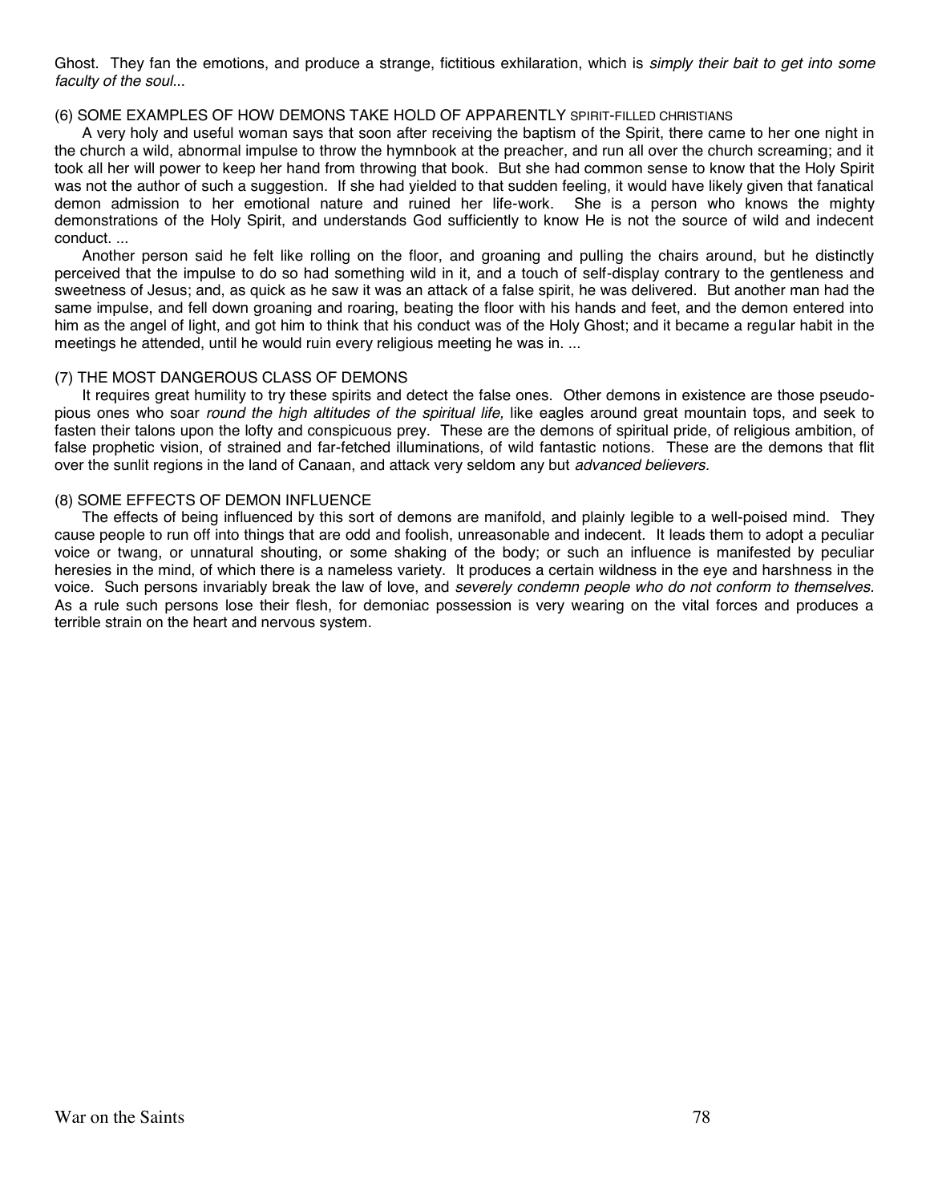Ghost. They fan the emotions, and produce a strange, fictitious exhilaration, which is *simply their bait to get into some faculty of the soul*...

(6) SOME EXAMPLES OF HOW DEMONS TAKE HOLD OF APPARENTLY SPIRIT-FILLED CHRISTIANS

A very holy and useful woman says that soon after receiving the baptism of the Spirit, there came to her one night in the church a wild, abnormal impulse to throw the hymnbook at the preacher, and run all over the church screaming; and it took all her will power to keep her hand from throwing that book. But she had common sense to know that the Holy Spirit was not the author of such a suggestion. If she had yielded to that sudden feeling, it would have likely given that fanatical demon admission to her emotional nature and ruined her life-work. She is a person who knows the mighty demonstrations of the Holy Spirit, and understands God sufficiently to know He is not the source of wild and indecent conduct. ...

Another person said he felt like rolling on the floor, and groaning and pulling the chairs around, but he distinctly perceived that the impulse to do so had something wild in it, and a touch of self-display contrary to the gentleness and sweetness of Jesus; and, as quick as he saw it was an attack of a false spirit, he was delivered. But another man had the same impulse, and fell down groaning and roaring, beating the floor with his hands and feet, and the demon entered into him as the angel of light, and got him to think that his conduct was of the Holy Ghost; and it became a regular habit in the meetings he attended, until he would ruin every religious meeting he was in. ...

(7) THE MOST DANGEROUS CLASS OF DEMONS

It requires great humility to try these spirits and detect the false ones. Other demons in existence are those pseudo-pious ones who soar *round the high altitudes of the spiritual life,* like eagles around great mountain tops, and seek to fasten their talons upon the lofty and conspicuous prey. These are the demons of spiritual pride, of religious ambition, of false prophetic vision, of strained and far-fetched illuminations, of wild fantastic notions. These are the demons that flit over the sunlit regions in the land of Canaan, and attack very seldom any but *advanced believers.*

(8) SOME EFFECTS OF DEMON INFLUENCE

The effects of being influenced by this sort of demons are manifold, and plainly legible to a well-poised mind. They cause people to run off into things that are odd and foolish, unreasonable and indecent. It leads them to adopt a peculiar voice or twang, or unnatural shouting, or some shaking of the body; or such an influence is manifested by peculiar heresies in the mind, of which there is a nameless variety. It produces a certain wildness in the eye and harshness in the voice. Such persons invariably break the law of love, and *severely condemn people who do not conform to themselves.* As a rule such persons lose their flesh, for demoniac possession is very wearing on the vital forces and produces a terrible strain on the heart and nervous system.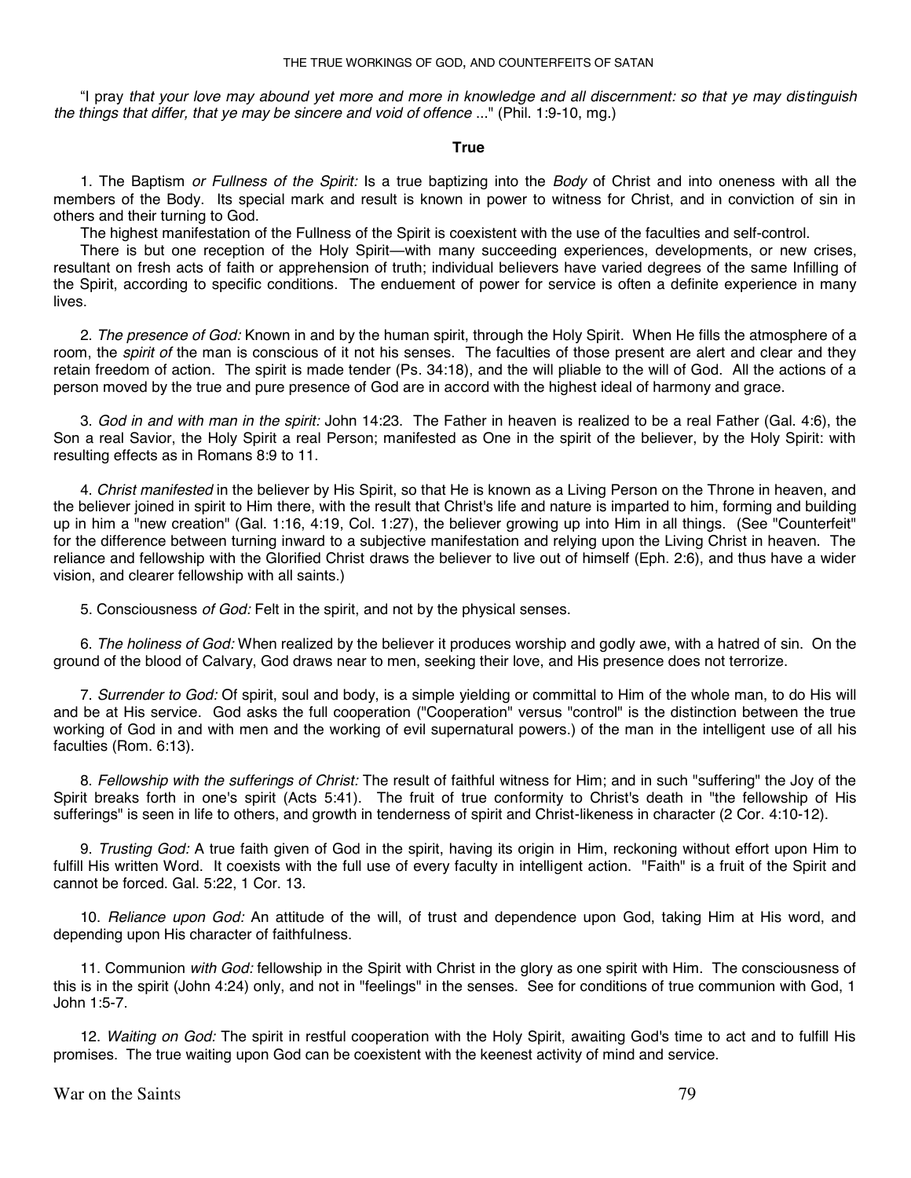"I pray *that your love may abound yet more and more in knowledge and all discernment: so that ye may distinguish the things that differ, that ye may be sincere and void of offence* ..." (Phil. 1:9-10, mg.)

**True**

1. The Baptism *or Fullness of the Spirit:* Is a true baptizing into the *Body* of Christ and into oneness with all the members of the Body. Its special mark and result is known in power to witness for Christ, and in conviction of sin in others and their turning to God.

The highest manifestation of the Fullness of the Spirit is coexistent with the use of the faculties and self-control.

There is but one reception of the Holy Spirit—with many succeeding experiences, developments, or new crises, resultant on fresh acts of faith or apprehension of truth; individual believers have varied degrees of the same Infilling of the Spirit, according to specific conditions. The enduement of power for service is often a definite experience in many lives.

2. *The presence of God:* Known in and by the human spirit, through the Holy Spirit. When He fills the atmosphere of a room, the *spirit of* the man is conscious of it not his senses. The faculties of those present are alert and clear and they retain freedom of action. The spirit is made tender (Ps. 34:18), and the will pliable to the will of God. All the actions of a person moved by the true and pure presence of God are in accord with the highest ideal of harmony and grace.

3. *God in and with man in the spirit:* John 14:23. The Father in heaven is realized to be a real Father (Gal. 4:6), the Son a real Savior, the Holy Spirit a real Person; manifested as One in the spirit of the believer, by the Holy Spirit: with resulting effects as in Romans 8:9 to 11.

4. *Christ manifested* in the believer by His Spirit, so that He is known as a Living Person on the Throne in heaven, and the believer joined in spirit to Him there, with the result that Christ's life and nature is imparted to him, forming and building up in him a "new creation" (Gal. 1:16, 4:19, Col. 1:27), the believer growing up into Him in all things. (See "Counterfeit" for the difference between turning inward to a subjective manifestation and relying upon the Living Christ in heaven. The reliance and fellowship with the Glorified Christ draws the believer to live out of himself (Eph. 2:6), and thus have a wider vision, and clearer fellowship with all saints.)

5. Consciousness *of God:* Felt in the spirit, and not by the physical senses.

6. *The holiness of God:* When realized by the believer it produces worship and godly awe, with a hatred of sin. On the ground of the blood of Calvary, God draws near to men, seeking their love, and His presence does not terrorize.

7. *Surrender to God:* Of spirit, soul and body, is a simple yielding or committal to Him of the whole man, to do His will and be at His service. God asks the full cooperation ("Cooperation" versus "control" is the distinction between the true working of God in and with men and the working of evil supernatural powers.) of the man in the intelligent use of all his faculties (Rom. 6:13).

8. *Fellowship with the sufferings of Christ:* The result of faithful witness for Him; and in such "suffering" the Joy of the Spirit breaks forth in one's spirit (Acts 5:41). The fruit of true conformity to Christ's death in "the fellowship of His sufferings" is seen in life to others, and growth in tenderness of spirit and Christ-likeness in character (2 Cor. 4:10-12).

9. *Trusting God:* A true faith given of God in the spirit, having its origin in Him, reckoning without effort upon Him to fulfill His written Word. It coexists with the full use of every faculty in intelligent action. "Faith" is a fruit of the Spirit and cannot be forced. Gal. 5:22, 1 Cor. 13.

10. *Reliance upon God:* An attitude of the will, of trust and dependence upon God, taking Him at His word, and depending upon His character of faithfulness.

11. Communion *with God:* fellowship in the Spirit with Christ in the glory as one spirit with Him. The consciousness of this is in the spirit (John 4:24) only, and not in "feelings" in the senses. See for conditions of true communion with God, 1 John 1:5-7.

12. *Waiting on God:* The spirit in restful cooperation with the Holy Spirit, awaiting God's time to act and to fulfill His promises. The true waiting upon God can be coexistent with the keenest activity of mind and service.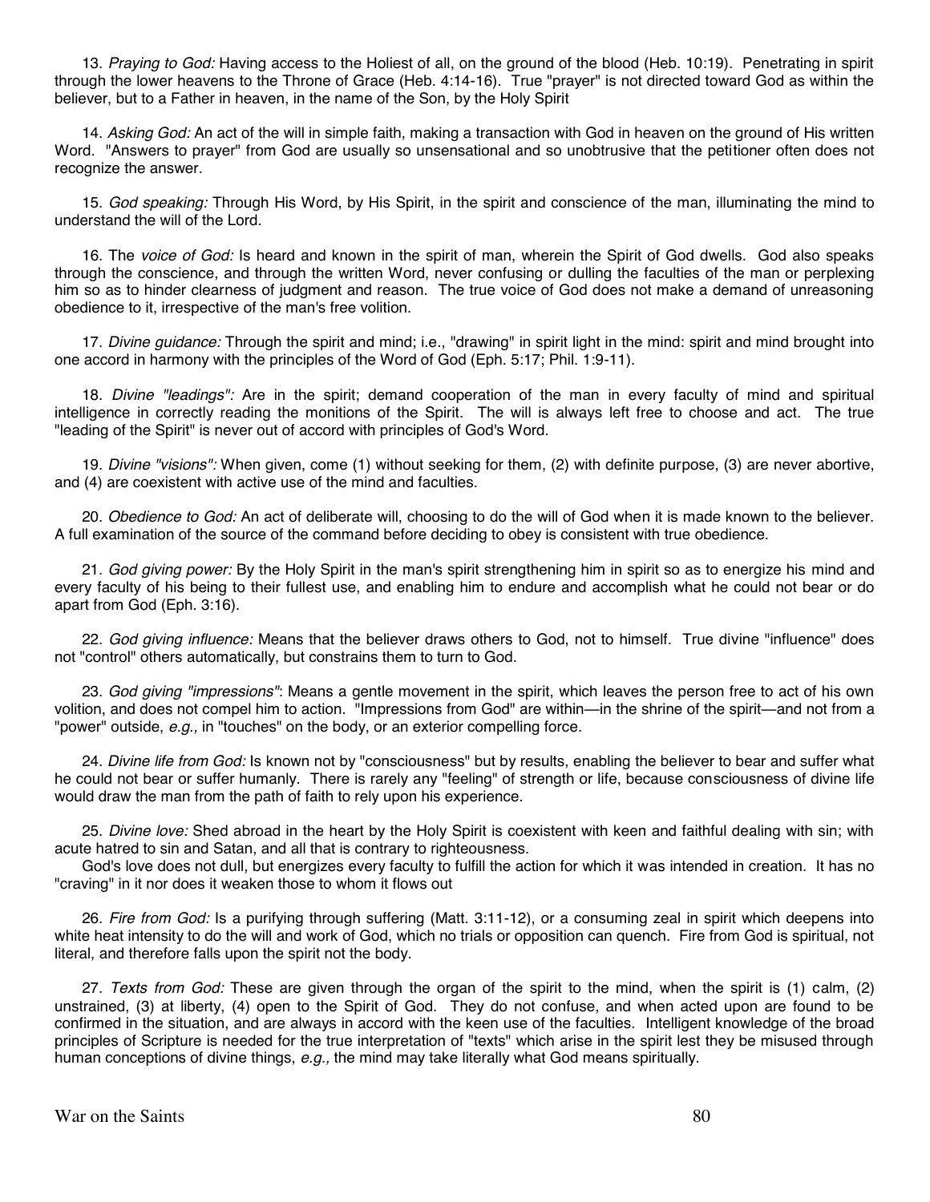13. *Praying to God:* Having access to the Holiest of all, on the ground of the blood (Heb. 10:19). Penetrating in spirit through the lower heavens to the Throne of Grace (Heb. 4:14-16). True "prayer" is not directed toward God as within the believer, but to a Father in heaven, in the name of the Son, by the Holy Spirit

14. *Asking God:* An act of the will in simple faith, making a transaction with God in heaven on the ground of His written Word. "Answers to prayer" from God are usually so unsensational and so unobtrusive that the petitioner often does not recognize the answer.

15. *God speaking:* Through His Word, by His Spirit, in the spirit and conscience of the man, illuminating the mind to understand the will of the Lord.

16. The *voice of God:* Is heard and known in the spirit of man, wherein the Spirit of God dwells. God also speaks through the conscience, and through the written Word, never confusing or dulling the faculties of the man or perplexing him so as to hinder clearness of judgment and reason. The true voice of God does not make a demand of unreasoning obedience to it, irrespective of the man's free volition.

17. *Divine guidance:* Through the spirit and mind; i.e., "drawing" in spirit light in the mind: spirit and mind brought into one accord in harmony with the principles of the Word of God (Eph. 5:17; Phil. 1:9-11).

18. *Divine "leadings":* Are in the spirit; demand cooperation of the man in every faculty of mind and spiritual intelligence in correctly reading the monitions of the Spirit. The will is always left free to choose and act. The true "leading of the Spirit" is never out of accord with principles of God's Word.

19. *Divine "visions":* When given, come (1) without seeking for them, (2) with definite purpose, (3) are never abortive, and (4) are coexistent with active use of the mind and faculties.

20. *Obedience to God:* An act of deliberate will, choosing to do the will of God when it is made known to the believer. A full examination of the source of the command before deciding to obey is consistent with true obedience.

21. *God giving power:* By the Holy Spirit in the man's spirit strengthening him in spirit so as to energize his mind and every faculty of his being to their fullest use, and enabling him to endure and accomplish what he could not bear or do apart from God (Eph. 3:16).

22. *God giving influence:* Means that the believer draws others to God, not to himself. True divine "influence" does not "control" others automatically, but constrains them to turn to God.

23. *God giving "impressions"*: Means a gentle movement in the spirit, which leaves the person free to act of his own volition, and does not compel him to action. "Impressions from God" are within—in the shrine of the spirit—and not from a "power" outside, *e.g.,* in "touches" on the body, or an exterior compelling force.

24. *Divine life from God:* Is known not by "consciousness" but by results, enabling the believer to bear and suffer what he could not bear or suffer humanly. There is rarely any "feeling" of strength or life, because consciousness of divine life would draw the man from the path of faith to rely upon his experience.

25. *Divine love:* Shed abroad in the heart by the Holy Spirit is coexistent with keen and faithful dealing with sin; with acute hatred to sin and Satan, and all that is contrary to righteousness.

God's love does not dull, but energizes every faculty to fulfill the action for which it was intended in creation. It has no "craving" in it nor does it weaken those to whom it flows out

26. *Fire from God:* Is a purifying through suffering (Matt. 3:11-12), or a consuming zeal in spirit which deepens into white heat intensity to do the will and work of God, which no trials or opposition can quench. Fire from God is spiritual, not literal, and therefore falls upon the spirit not the body.

27. *Texts from God:* These are given through the organ of the spirit to the mind, when the spirit is (1) calm, (2) unstrained, (3) at liberty, (4) open to the Spirit of God. They do not confuse, and when acted upon are found to be confirmed in the situation, and are always in accord with the keen use of the faculties. Intelligent knowledge of the broad principles of Scripture is needed for the true interpretation of "texts" which arise in the spirit lest they be misused through human conceptions of divine things, *e.g.,* the mind may take literally what God means spiritually.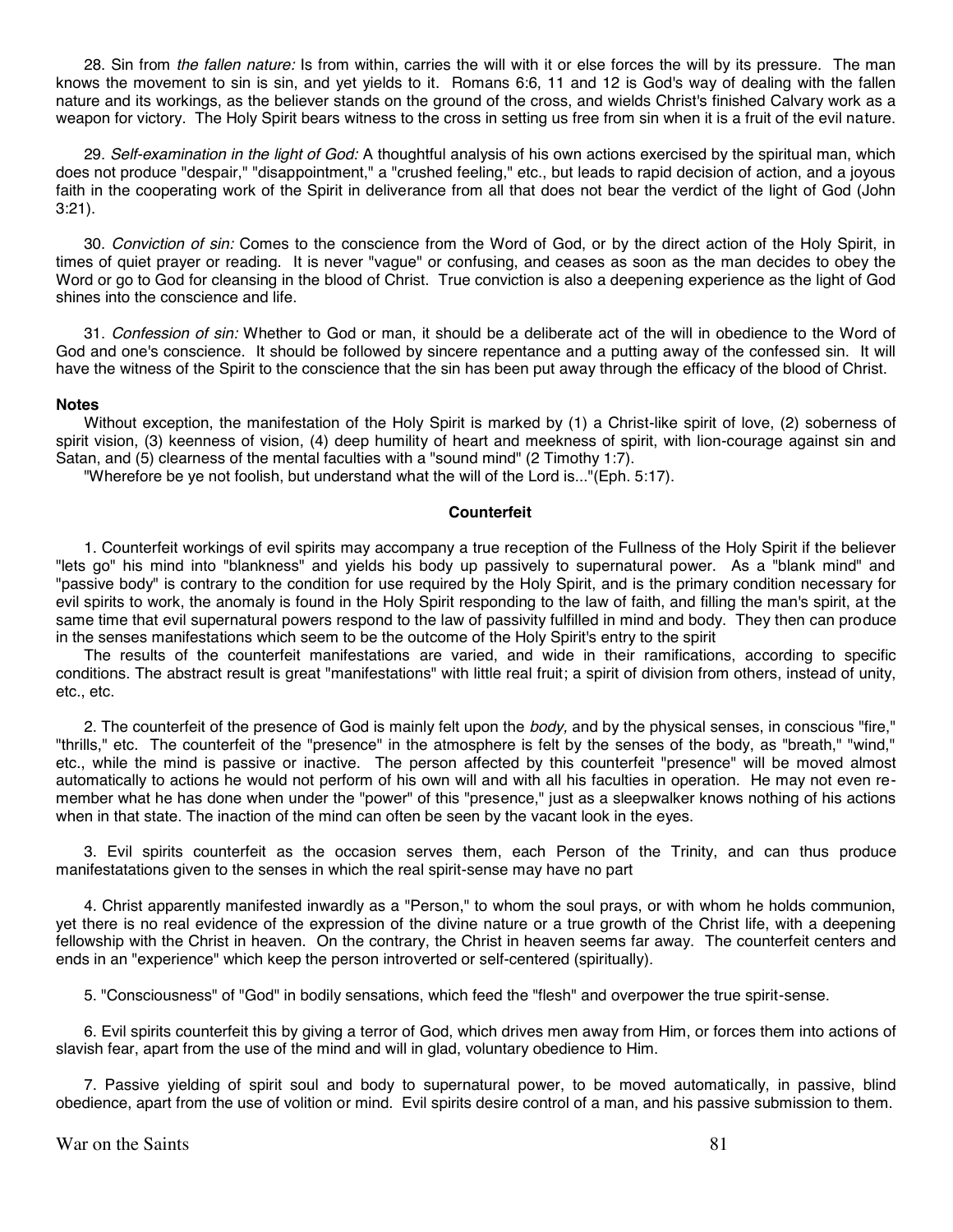28. Sin from *the fallen nature:* Is from within, carries the will with it or else forces the will by its pressure. The man knows the movement to sin is sin, and yet yields to it. Romans 6:6, 11 and 12 is God's way of dealing with the fallen nature and its workings, as the believer stands on the ground of the cross, and wields Christ's finished Calvary work as a weapon for victory. The Holy Spirit bears witness to the cross in setting us free from sin when it is a fruit of the evil nature.

29. *Self-examination in the light of God:* A thoughtful analysis of his own actions exercised by the spiritual man, which does not produce "despair," "disappointment," a "crushed feeling," etc., but leads to rapid decision of action, and a joyous faith in the cooperating work of the Spirit in deliverance from all that does not bear the verdict of the light of God (John 3:21).

30. *Conviction of sin:* Comes to the conscience from the Word of God, or by the direct action of the Holy Spirit, in times of quiet prayer or reading. It is never "vague" or confusing, and ceases as soon as the man decides to obey the Word or go to God for cleansing in the blood of Christ. True conviction is also a deepening experience as the light of God shines into the conscience and life.

31. *Confession of sin:* Whether to God or man, it should be a deliberate act of the will in obedience to the Word of God and one's conscience. It should be followed by sincere repentance and a putting away of the confessed sin. It will have the witness of the Spirit to the conscience that the sin has been put away through the efficacy of the blood of Christ.

**Notes**

Without exception, the manifestation of the Holy Spirit is marked by (1) a Christ-like spirit of love, (2) soberness of spirit vision, (3) keenness of vision, (4) deep humility of heart and meekness of spirit, with lion-courage against sin and Satan, and (5) clearness of the mental faculties with a "sound mind" (2 Timothy 1:7).

"Wherefore be ye not foolish, but understand what the will of the Lord is..."(Eph. 5:17).

**Counterfeit**

1. Counterfeit workings of evil spirits may accompany a true reception of the Fullness of the Holy Spirit if the believer "lets go" his mind into "blankness" and yields his body up passively to supernatural power. As a "blank mind" and "passive body" is contrary to the condition for use required by the Holy Spirit, and is the primary condition necessary for evil spirits to work, the anomaly is found in the Holy Spirit responding to the law of faith, and filling the man's spirit, at the same time that evil supernatural powers respond to the law of passivity fulfilled in mind and body. They then can produce in the senses manifestations which seem to be the outcome of the Holy Spirit's entry to the spirit

The results of the counterfeit manifestations are varied, and wide in their ramifications, according to specific conditions. The abstract result is great "manifestations" with little real fruit; a spirit of division from others, instead of unity, etc., etc.

2. The counterfeit of the presence of God is mainly felt upon the *body,* and by the physical senses, in conscious "fire," "thrills," etc. The counterfeit of the "presence" in the atmosphere is felt by the senses of the body, as "breath," "wind," etc., while the mind is passive or inactive. The person affected by this counterfeit "presence" will be moved almost automatically to actions he would not perform of his own will and with all his faculties in operation. He may not even remember what he has done when under the "power" of this "presence," just as a sleepwalker knows nothing of his actions when in that state. The inaction of the mind can often be seen by the vacant look in the eyes.

3. Evil spirits counterfeit as the occasion serves them, each Person of the Trinity, and can thus produce manifestatations given to the senses in which the real spirit-sense may have no part

4. Christ apparently manifested inwardly as a "Person," to whom the soul prays, or with whom he holds communion, yet there is no real evidence of the expression of the divine nature or a true growth of the Christ life, with a deepening fellowship with the Christ in heaven. On the contrary, the Christ in heaven seems far away. The counterfeit centers and ends in an "experience" which keep the person introverted or self-centered (spiritually).

5. "Consciousness" of "God" in bodily sensations, which feed the "flesh" and overpower the true spirit-sense.

6. Evil spirits counterfeit this by giving a terror of God, which drives men away from Him, or forces them into actions of slavish fear, apart from the use of the mind and will in glad, voluntary obedience to Him.

7. Passive yielding of spirit soul and body to supernatural power, to be moved automatically, in passive, blind obedience, apart from the use of volition or mind. Evil spirits desire control of a man, and his passive submission to them.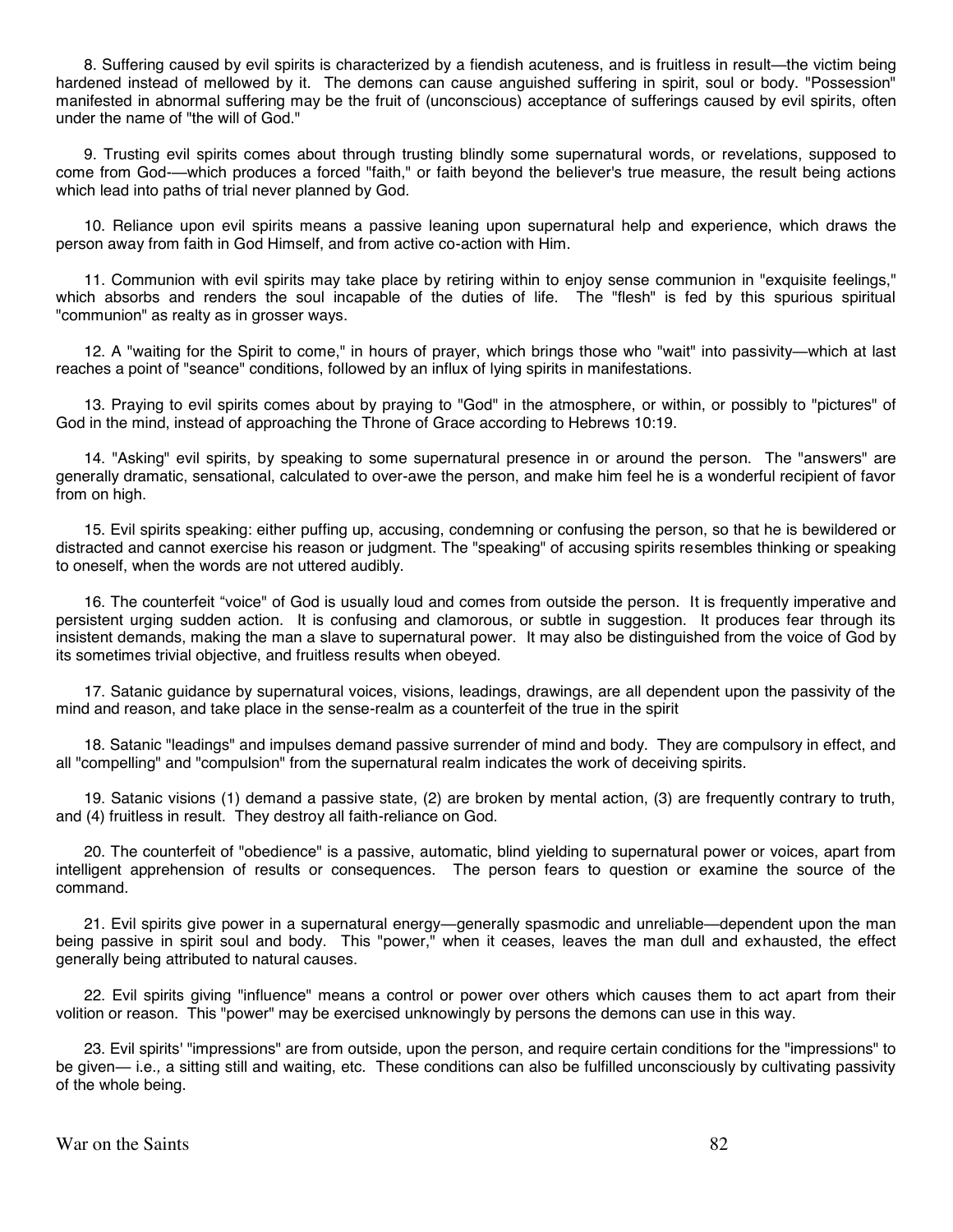8. Suffering caused by evil spirits is characterized by a fiendish acuteness, and is fruitless in result—the victim being hardened instead of mellowed by it. The demons can cause anguished suffering in spirit, soul or body. "Possession" manifested in abnormal suffering may be the fruit of (unconscious) acceptance of sufferings caused by evil spirits, often under the name of "the will of God."

9. Trusting evil spirits comes about through trusting blindly some supernatural words, or revelations, supposed to come from God-—which produces a forced "faith," or faith beyond the believer's true measure, the result being actions which lead into paths of trial never planned by God.

10. Reliance upon evil spirits means a passive leaning upon supernatural help and experience, which draws the person away from faith in God Himself, and from active co-action with Him.

11. Communion with evil spirits may take place by retiring within to enjoy sense communion in "exquisite feelings," which absorbs and renders the soul incapable of the duties of life. The "flesh" is fed by this spurious spiritual "communion" as realty as in grosser ways.

12. A "waiting for the Spirit to come," in hours of prayer, which brings those who "wait" into passivity—which at last reaches a point of "seance" conditions, followed by an influx of lying spirits in manifestations.

13. Praying to evil spirits comes about by praying to "God" in the atmosphere, or within, or possibly to "pictures" of God in the mind, instead of approaching the Throne of Grace according to Hebrews 10:19.

14. "Asking" evil spirits, by speaking to some supernatural presence in or around the person. The "answers" are generally dramatic, sensational, calculated to over-awe the person, and make him feel he is a wonderful recipient of favor from on high.

15. Evil spirits speaking: either puffing up, accusing, condemning or confusing the person, so that he is bewildered or distracted and cannot exercise his reason or judgment. The "speaking" of accusing spirits resembles thinking or speaking to oneself, when the words are not uttered audibly.

16. The counterfeit "voice" of God is usually loud and comes from outside the person. It is frequently imperative and persistent urging sudden action. It is confusing and clamorous, or subtle in suggestion. It produces fear through its insistent demands, making the man a slave to supernatural power. It may also be distinguished from the voice of God by its sometimes trivial objective, and fruitless results when obeyed.

17. Satanic guidance by supernatural voices, visions, leadings, drawings, are all dependent upon the passivity of the mind and reason, and take place in the sense-realm as a counterfeit of the true in the spirit

18. Satanic "leadings" and impulses demand passive surrender of mind and body. They are compulsory in effect, and all "compelling" and "compulsion" from the supernatural realm indicates the work of deceiving spirits.

19. Satanic visions (1) demand a passive state, (2) are broken by mental action, (3) are frequently contrary to truth, and (4) fruitless in result. They destroy all faith-reliance on God.

20. The counterfeit of "obedience" is a passive, automatic, blind yielding to supernatural power or voices, apart from intelligent apprehension of results or consequences. The person fears to question or examine the source of the command.

21. Evil spirits give power in a supernatural energy—generally spasmodic and unreliable—dependent upon the man being passive in spirit soul and body. This "power," when it ceases, leaves the man dull and exhausted, the effect generally being attributed to natural causes.

22. Evil spirits giving "influence" means a control or power over others which causes them to act apart from their volition or reason. This "power" may be exercised unknowingly by persons the demons can use in this way.

23. Evil spirits' "impressions" are from outside, upon the person, and require certain conditions for the "impressions" to be given— i.e., a sitting still and waiting, etc. These conditions can also be fulfilled unconsciously by cultivating passivity of the whole being.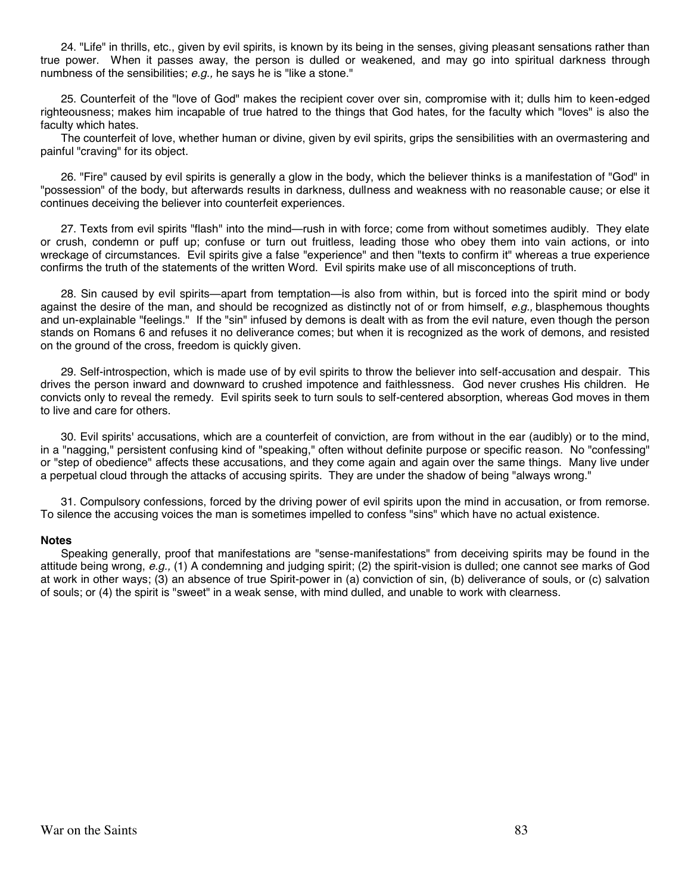24. "Life" in thrills, etc., given by evil spirits, is known by its being in the senses, giving pleasant sensations rather than true power. When it passes away, the person is dulled or weakened, and may go into spiritual darkness through numbness of the sensibilities; *e.g.,* he says he is "like a stone."

25. Counterfeit of the "love of God" makes the recipient cover over sin, compromise with it; dulls him to keen-edged righteousness; makes him incapable of true hatred to the things that God hates, for the faculty which "loves" is also the faculty which hates.

The counterfeit of love, whether human or divine, given by evil spirits, grips the sensibilities with an overmastering and painful "craving" for its object.

26. "Fire" caused by evil spirits is generally a glow in the body, which the believer thinks is a manifestation of "God" in "possession" of the body, but afterwards results in darkness, dullness and weakness with no reasonable cause; or else it continues deceiving the believer into counterfeit experiences.

27. Texts from evil spirits "flash" into the mind—rush in with force; come from without sometimes audibly. They elate or crush, condemn or puff up; confuse or turn out fruitless, leading those who obey them into vain actions, or into wreckage of circumstances. Evil spirits give a false "experience" and then "texts to confirm it" whereas a true experience confirms the truth of the statements of the written Word. Evil spirits make use of all misconceptions of truth.

28. Sin caused by evil spirits—apart from temptation—is also from within, but is forced into the spirit mind or body against the desire of the man, and should be recognized as distinctly not of or from himself, *e.g.,* blasphemous thoughts and un-explainable "feelings." If the "sin" infused by demons is dealt with as from the evil nature, even though the person stands on Romans 6 and refuses it no deliverance comes; but when it is recognized as the work of demons, and resisted on the ground of the cross, freedom is quickly given.

29. Self-introspection, which is made use of by evil spirits to throw the believer into self-accusation and despair. This drives the person inward and downward to crushed impotence and faithlessness. God never crushes His children. He convicts only to reveal the remedy. Evil spirits seek to turn souls to self-centered absorption, whereas God moves in them to live and care for others.

30. Evil spirits' accusations, which are a counterfeit of conviction, are from without in the ear (audibly) or to the mind, in a "nagging," persistent confusing kind of "speaking," often without definite purpose or specific reason. No "confessing" or "step of obedience" affects these accusations, and they come again and again over the same things. Many live under a perpetual cloud through the attacks of accusing spirits. They are under the shadow of being "always wrong."

31. Compulsory confessions, forced by the driving power of evil spirits upon the mind in accusation, or from remorse. To silence the accusing voices the man is sometimes impelled to confess "sins" which have no actual existence.

**Notes**

Speaking generally, proof that manifestations are "sense-manifestations" from deceiving spirits may be found in the attitude being wrong, *e.g.,* (1) A condemning and judging spirit; (2) the spirit-vision is dulled; one cannot see marks of God at work in other ways; (3) an absence of true Spirit-power in (a) conviction of sin, (b) deliverance of souls, or (c) salvation of souls; or (4) the spirit is "sweet" in a weak sense, with mind dulled, and unable to work with clearness.